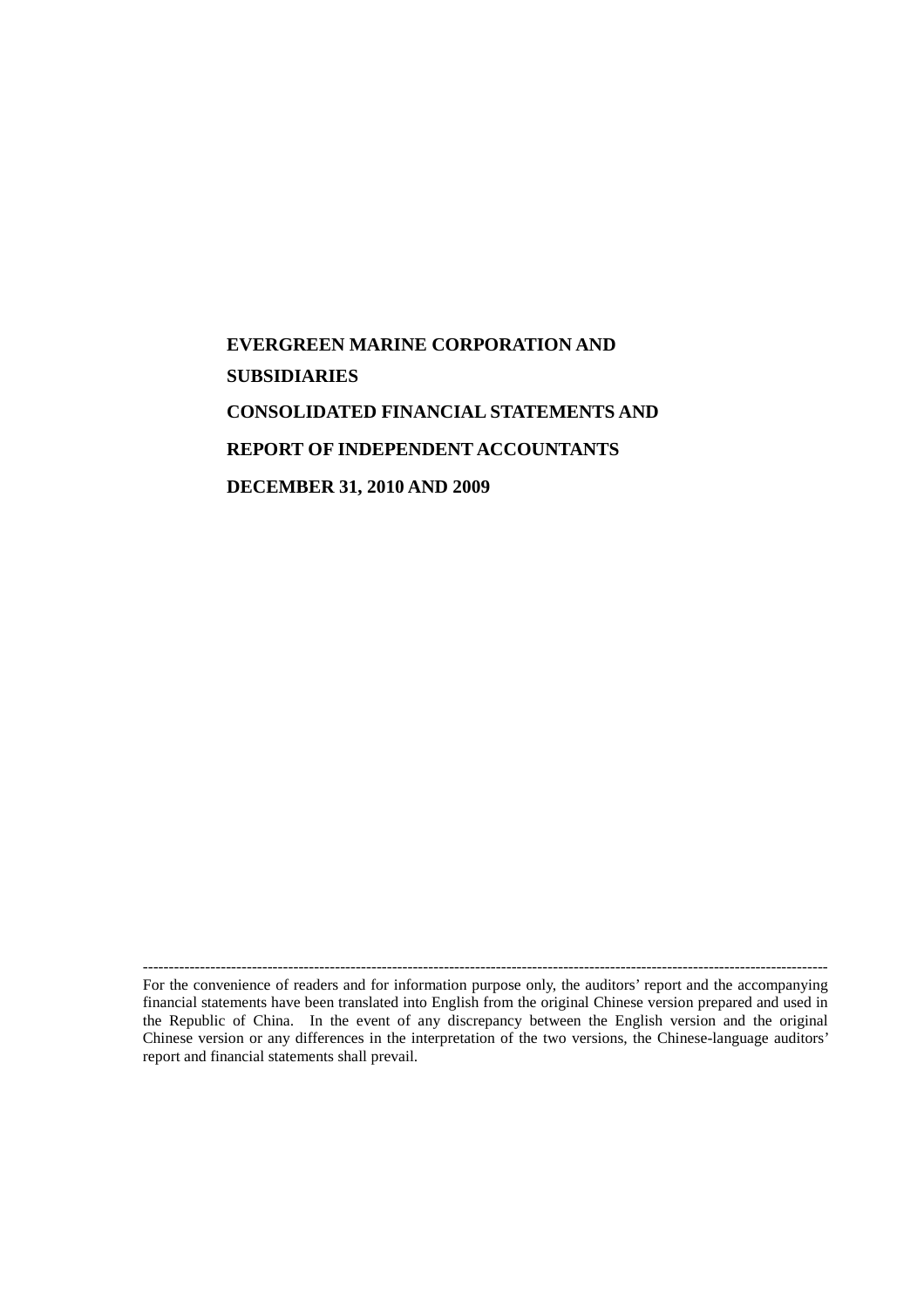**EVERGREEN MARINE CORPORATION AND SUBSIDIARIES**

**CONSOLIDATED FINANCIAL STATEMENTS AND REPORT OF INDEPENDENT ACCOUNTANTS**

**DECEMBER 31, 2010 AND 2009**

---

For the convenience of readers and for information purpose only, the auditors' report and the accompanying financial statements have been translated into English from the original Chinese version prepared and used in the Republic of China. In the event of any discrepancy between the English version and the original Chinese version or any differences in the interpretation of the two versions, the Chinese-language auditors' report and financial statements shall prevail.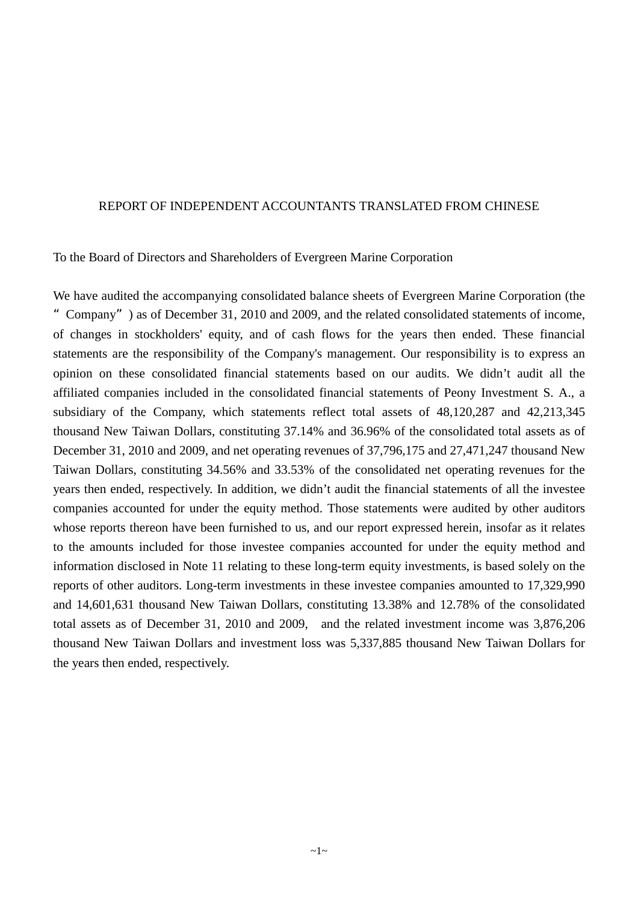## REPORT OF INDEPENDENT ACCOUNTANTS TRANSLATED FROM CHINESE

To the Board of Directors and Shareholders of Evergreen Marine Corporation

We have audited the accompanying consolidated balance sheets of Evergreen Marine Corporation (the “ Company” ) as of December 31, 2010 and 2009, and the related consolidated statements of income, of changes in stockholders' equity, and of cash flows for the years then ended. These financial statements are the responsibility of the Company's management. Our responsibility is to express an opinion on these consolidated financial statements based on our audits. We didn’t audit all the affiliated companies included in the consolidated financial statements of Peony Investment S. A., a subsidiary of the Company, which statements reflect total assets of 48,120,287 and 42,213,345 thousand New Taiwan Dollars, constituting 37.14% and 36.96% of the consolidated total assets as of December 31, 2010 and 2009, and net operating revenues of 37,796,175 and 27,471,247 thousand New Taiwan Dollars, constituting 34.56% and 33.53% of the consolidated net operating revenues for the years then ended, respectively. In addition, we didn’t audit the financial statements of all the investee companies accounted for under the equity method. Those statements were audited by other auditors whose reports thereon have been furnished to us, and our report expressed herein, insofar as it relates to the amounts included for those investee companies accounted for under the equity method and information disclosed in Note 11 relating to these long-term equity investments, is based solely on the reports of other auditors. Long-term investments in these investee companies amounted to 17,329,990 and 14,601,631 thousand New Taiwan Dollars, constituting 13.38% and 12.78% of the consolidated total assets as of December 31, 2010 and 2009, and the related investment income was 3,876,206 thousand New Taiwan Dollars and investment loss was 5,337,885 thousand New Taiwan Dollars for the years then ended, respectively.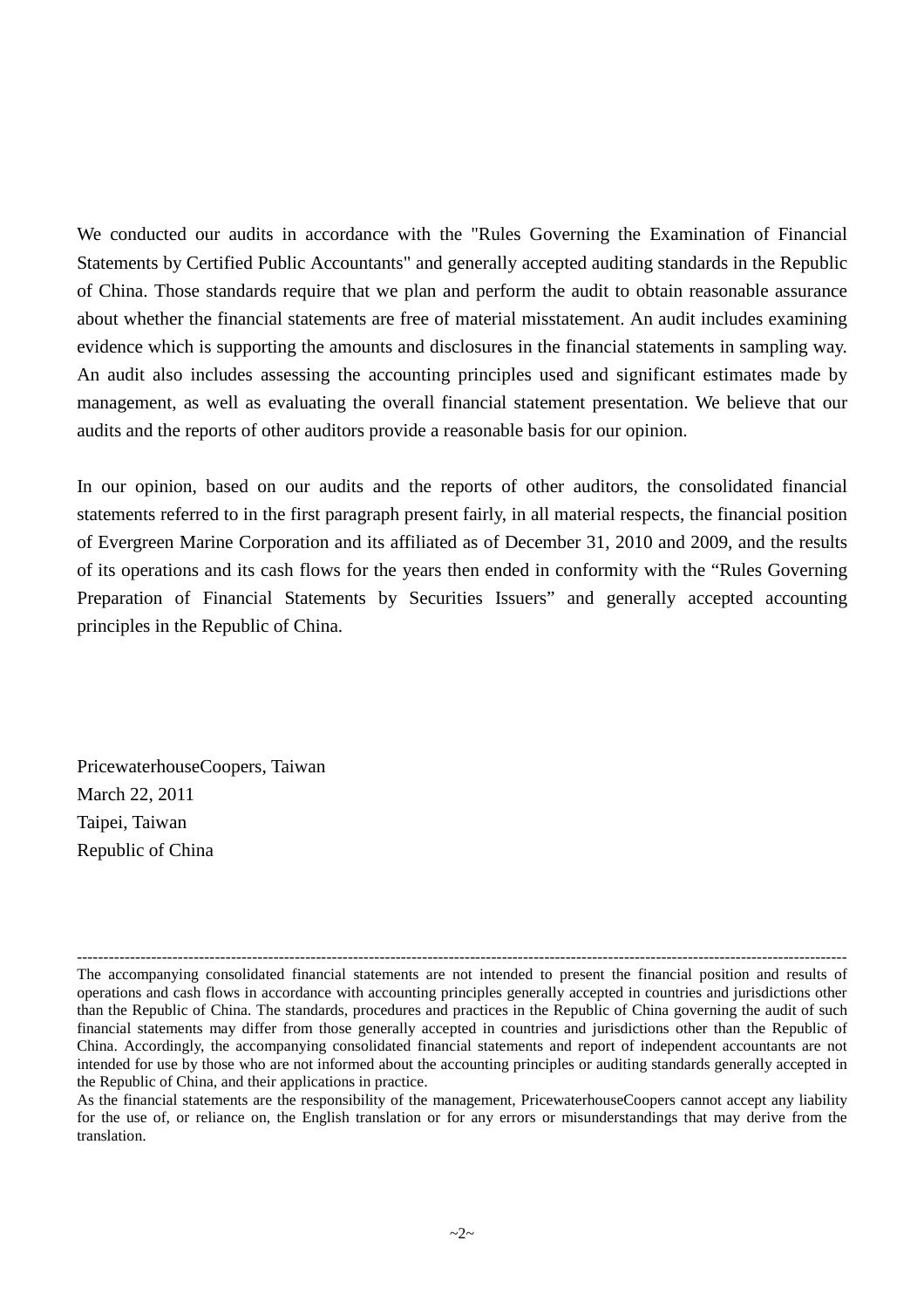We conducted our audits in accordance with the "Rules Governing the Examination of Financial Statements by Certified Public Accountants" and generally accepted auditing standards in the Republic of China. Those standards require that we plan and perform the audit to obtain reasonable assurance about whether the financial statements are free of material misstatement. An audit includes examining evidence which is supporting the amounts and disclosures in the financial statements in sampling way. An audit also includes assessing the accounting principles used and significant estimates made by management, as well as evaluating the overall financial statement presentation. We believe that our audits and the reports of other auditors provide a reasonable basis for our opinion.

In our opinion, based on our audits and the reports of other auditors, the consolidated financial statements referred to in the first paragraph present fairly, in all material respects, the financial position of Evergreen Marine Corporation and its affiliated as of December 31, 2010 and 2009, and the results of its operations and its cash flows for the years then ended in conformity with the “Rules Governing Preparation of Financial Statements by Securities Issuers” and generally accepted accounting principles in the Republic of China.

PricewaterhouseCoopers, Taiwan
March 22, 2011
Taipei, Taiwan
Republic of China

---

The accompanying consolidated financial statements are not intended to present the financial position and results of operations and cash flows in accordance with accounting principles generally accepted in countries and jurisdictions other than the Republic of China. The standards, procedures and practices in the Republic of China governing the audit of such financial statements may differ from those generally accepted in countries and jurisdictions other than the Republic of China. Accordingly, the accompanying consolidated financial statements and report of independent accountants are not intended for use by those who are not informed about the accounting principles or auditing standards generally accepted in the Republic of China, and their applications in practice.

As the financial statements are the responsibility of the management, PricewaterhouseCoopers cannot accept any liability for the use of, or reliance on, the English translation or for any errors or misunderstandings that may derive from the translation.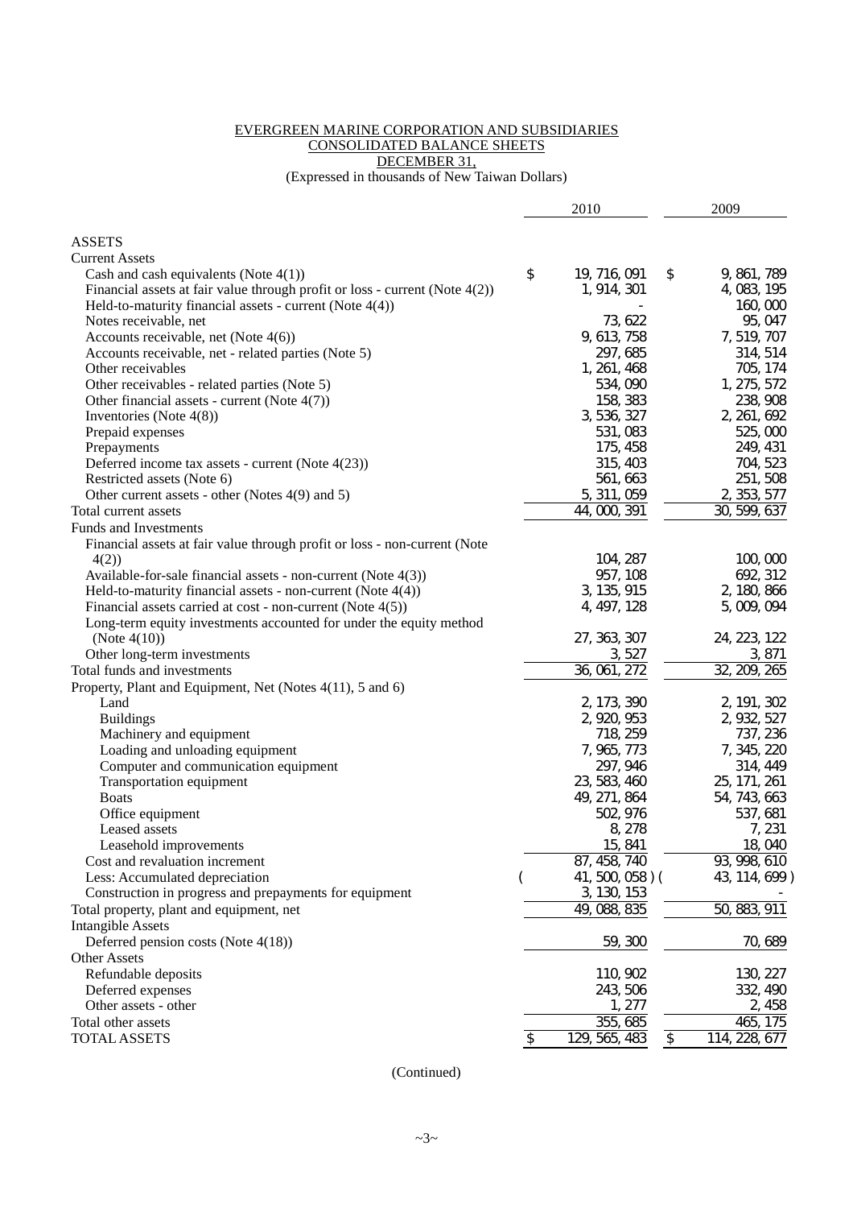EVERGREEN MARINE CORPORATION AND SUBSIDIARIES
CONSOLIDATED BALANCE SHEETS
DECEMBER 31,
(Expressed in thousands of New Taiwan Dollars)

| | 2010 | 2009 |
|---|---|---|
| **ASSETS** | | |
| Current Assets | | |
| Cash and cash equivalents (Note 4(1)) | $ 19,716,091 | $ 9,861,789 |
| Financial assets at fair value through profit or loss - current (Note 4(2)) | 1,914,301 | 4,083,195 |
| Held-to-maturity financial assets - current (Note 4(4)) | - | 160,000 |
| Notes receivable, net | 73,622 | 95,047 |
| Accounts receivable, net (Note 4(6)) | 9,613,758 | 7,519,707 |
| Accounts receivable, net - related parties (Note 5) | 297,685 | 314,514 |
| Other receivables | 1,261,468 | 705,174 |
| Other receivables - related parties (Note 5) | 534,090 | 1,275,572 |
| Other financial assets - current (Note 4(7)) | 158,383 | 238,908 |
| Inventories (Note 4(8)) | 3,536,327 | 2,261,692 |
| Prepaid expenses | 531,083 | 525,000 |
| Prepayments | 175,458 | 249,431 |
| Deferred income tax assets - current (Note 4(23)) | 315,403 | 704,523 |
| Restricted assets (Note 6) | 561,663 | 251,508 |
| Other current assets - other (Notes 4(9) and 5) | 5,311,059 | 2,353,577 |
| Total current assets | 44,000,391 | 30,599,637 |
| Funds and Investments | | |
| Financial assets at fair value through profit or loss - non-current (Note 4(2)) | 104,287 | 100,000 |
| Available-for-sale financial assets - non-current (Note 4(3)) | 957,108 | 692,312 |
| Held-to-maturity financial assets - non-current (Note 4(4)) | 3,135,915 | 2,180,866 |
| Financial assets carried at cost - non-current (Note 4(5)) | 4,497,128 | 5,009,094 |
| Long-term equity investments accounted for under the equity method (Note 4(10)) | 27,363,307 | 24,223,122 |
| Other long-term investments | 3,527 | 3,871 |
| Total funds and investments | 36,061,272 | 32,209,265 |
| Property, Plant and Equipment, Net (Notes 4(11), 5 and 6) | | |
| Land | 2,173,390 | 2,191,302 |
| Buildings | 2,920,953 | 2,932,527 |
| Machinery and equipment | 718,259 | 737,236 |
| Loading and unloading equipment | 7,965,773 | 7,345,220 |
| Computer and communication equipment | 297,946 | 314,449 |
| Transportation equipment | 23,583,460 | 25,171,261 |
| Boats | 49,271,864 | 54,743,663 |
| Office equipment | 502,976 | 537,681 |
| Leased assets | 8,278 | 7,231 |
| Leasehold improvements | 15,841 | 18,040 |
| Cost and revaluation increment | 87,458,740 | 93,998,610 |
| Less: Accumulated depreciation | ( 41,500,058 ) | ( 43,114,699 ) |
| Construction in progress and prepayments for equipment | 3,130,153 | - |
| Total property, plant and equipment, net | 49,088,835 | 50,883,911 |
| Intangible Assets | | |
| Deferred pension costs (Note 4(18)) | 59,300 | 70,689 |
| Other Assets | | |
| Refundable deposits | 110,902 | 130,227 |
| Deferred expenses | 243,506 | 332,490 |
| Other assets - other | 1,277 | 2,458 |
| Total other assets | 355,685 | 465,175 |
| TOTAL ASSETS | $ 129,565,483 | $ 114,228,677 |

(Continued)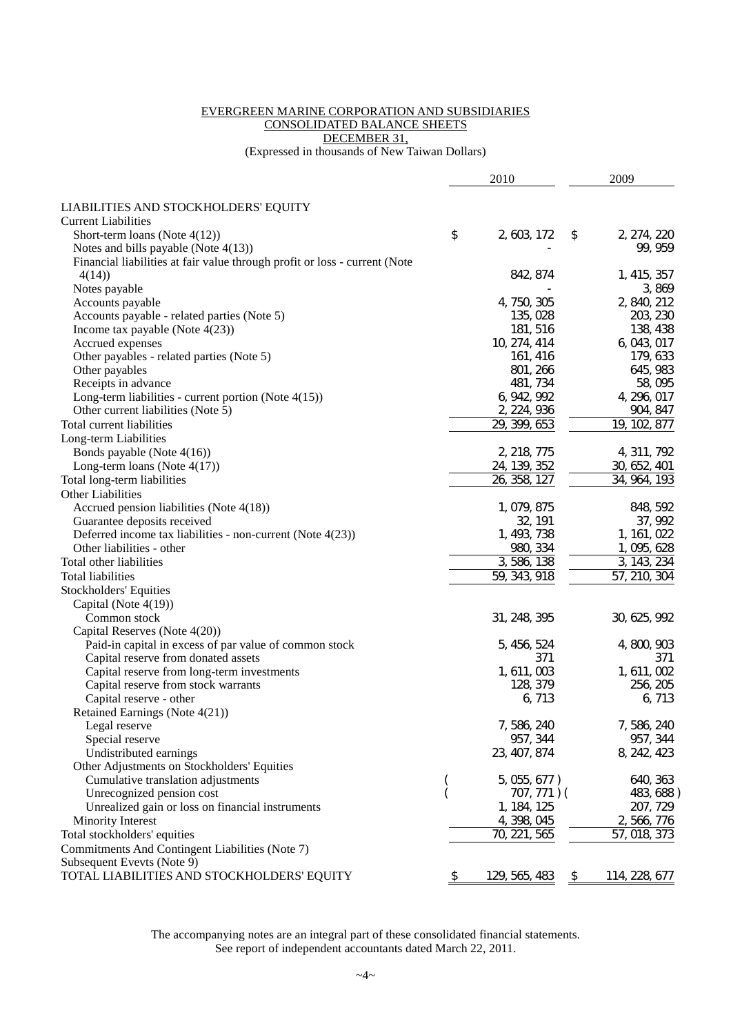EVERGREEN MARINE CORPORATION AND SUBSIDIARIES

CONSOLIDATED BALANCE SHEETS

DECEMBER 31,

(Expressed in thousands of New Taiwan Dollars)

| | 2010 | 2009 |
|---|---|---|
| LIABILITIES AND STOCKHOLDERS' EQUITY | | |
| Current Liabilities | | |
| Short-term loans (Note 4(12)) | $ 2,603,172 | $ 2,274,220 |
| Notes and bills payable (Note 4(13)) | - | 99,959 |
| Financial liabilities at fair value through profit or loss - current (Note 4(14)) | 842,874 | 1,415,357 |
| Notes payable | - | 3,869 |
| Accounts payable | 4,750,305 | 2,840,212 |
| Accounts payable - related parties (Note 5) | 135,028 | 203,230 |
| Income tax payable (Note 4(23)) | 181,516 | 138,438 |
| Accrued expenses | 10,274,414 | 6,043,017 |
| Other payables - related parties (Note 5) | 161,416 | 179,633 |
| Other payables | 801,266 | 645,983 |
| Receipts in advance | 481,734 | 58,095 |
| Long-term liabilities - current portion (Note 4(15)) | 6,942,992 | 4,296,017 |
| Other current liabilities (Note 5) | 2,224,936 | 904,847 |
| Total current liabilities | 29,399,653 | 19,102,877 |
| Long-term Liabilities | | |
| Bonds payable (Note 4(16)) | 2,218,775 | 4,311,792 |
| Long-term loans (Note 4(17)) | 24,139,352 | 30,652,401 |
| Total long-term liabilities | 26,358,127 | 34,964,193 |
| Other Liabilities | | |
| Accrued pension liabilities (Note 4(18)) | 1,079,875 | 848,592 |
| Guarantee deposits received | 32,191 | 37,992 |
| Deferred income tax liabilities - non-current (Note 4(23)) | 1,493,738 | 1,161,022 |
| Other liabilities - other | 980,334 | 1,095,628 |
| Total other liabilities | 3,586,138 | 3,143,234 |
| Total liabilities | 59,343,918 | 57,210,304 |
| Stockholders' Equities | | |
| Capital (Note 4(19)) | | |
| Common stock | 31,248,395 | 30,625,992 |
| Capital Reserves (Note 4(20)) | | |
| Paid-in capital in excess of par value of common stock | 5,456,524 | 4,800,903 |
| Capital reserve from donated assets | 371 | 371 |
| Capital reserve from long-term investments | 1,611,003 | 1,611,002 |
| Capital reserve from stock warrants | 128,379 | 256,205 |
| Capital reserve - other | 6,713 | 6,713 |
| Retained Earnings (Note 4(21)) | | |
| Legal reserve | 7,586,240 | 7,586,240 |
| Special reserve | 957,344 | 957,344 |
| Undistributed earnings | 23,407,874 | 8,242,423 |
| Other Adjustments on Stockholders' Equities | | |
| Cumulative translation adjustments | ( 5,055,677 ) | 640,363 |
| Unrecognized pension cost | ( 707,771 ) | ( 483,688 ) |
| Unrealized gain or loss on financial instruments | 1,184,125 | 207,729 |
| Minority Interest | 4,398,045 | 2,566,776 |
| Total stockholders' equities | 70,221,565 | 57,018,373 |
| Commitments And Contingent Liabilities (Note 7) | | |
| Subsequent Evevts (Note 9) | | |
| TOTAL LIABILITIES AND STOCKHOLDERS' EQUITY | $ 129,565,483 | $ 114,228,677 |

The accompanying notes are an integral part of these consolidated financial statements.
See report of independent accountants dated March 22, 2011.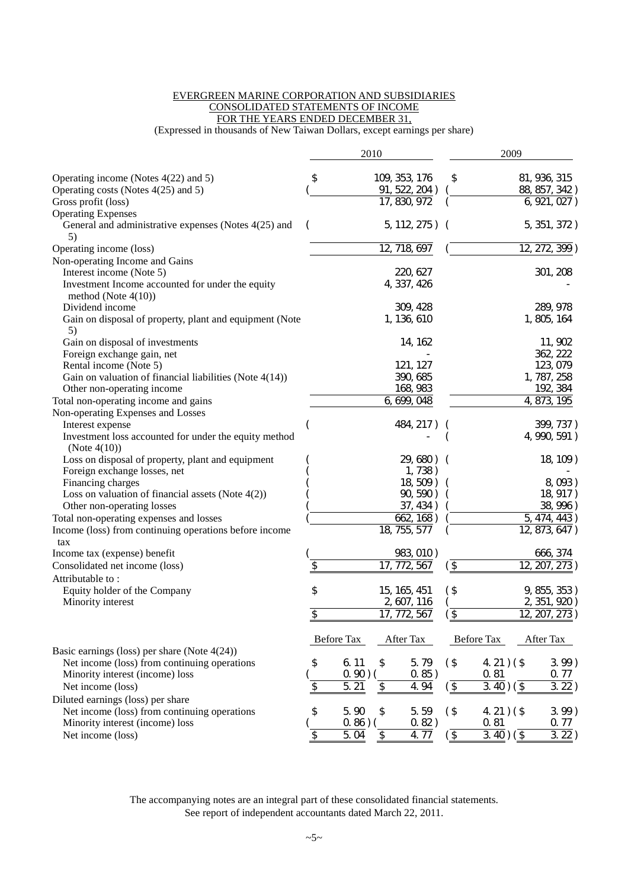EVERGREEN MARINE CORPORATION AND SUBSIDIARIES
CONSOLIDATED STATEMENTS OF INCOME
FOR THE YEARS ENDED DECEMBER 31,
(Expressed in thousands of New Taiwan Dollars, except earnings per share)

| | 2010 | 2009 |
|---|---|---|
| Operating income (Notes 4(22) and 5) | $ 109,353,176 | $ 81,936,315 |
| Operating costs (Notes 4(25) and 5) | ( 91,522,204 ) | ( 88,857,342 ) |
| Gross profit (loss) | 17,830,972 | ( 6,921,027 ) |
| Operating Expenses | | |
| General and administrative expenses (Notes 4(25) and 5) | ( 5,112,275 ) | ( 5,351,372 ) |
| Operating income (loss) | 12,718,697 | ( 12,272,399 ) |
| Non-operating Income and Gains | | |
| Interest income (Note 5) | 220,627 | 301,208 |
| Investment Income accounted for under the equity method (Note 4(10)) | 4,337,426 | - |
| Dividend income | 309,428 | 289,978 |
| Gain on disposal of property, plant and equipment (Note 5) | 1,136,610 | 1,805,164 |
| Gain on disposal of investments | 14,162 | 11,902 |
| Foreign exchange gain, net | - | 362,222 |
| Rental income (Note 5) | 121,127 | 123,079 |
| Gain on valuation of financial liabilities (Note 4(14)) | 390,685 | 1,787,258 |
| Other non-operating income | 168,983 | 192,384 |
| Total non-operating income and gains | 6,699,048 | 4,873,195 |
| Non-operating Expenses and Losses | | |
| Interest expense | ( 484,217 ) | ( 399,737 ) |
| Investment loss accounted for under the equity method (Note 4(10)) | - | ( 4,990,591 ) |
| Loss on disposal of property, plant and equipment | ( 29,680 ) | ( 18,109 ) |
| Foreign exchange losses, net | ( 1,738 ) | - |
| Financing charges | ( 18,509 ) | ( 8,093 ) |
| Loss on valuation of financial assets (Note 4(2)) | ( 90,590 ) | ( 18,917 ) |
| Other non-operating losses | ( 37,434 ) | ( 38,996 ) |
| Total non-operating expenses and losses | ( 662,168 ) | ( 5,474,443 ) |
| Income (loss) from continuing operations before income tax | 18,755,577 | ( 12,873,647 ) |
| Income tax (expense) benefit | ( 983,010 ) | 666,374 |
| Consolidated net income (loss) | $ 17,772,567 | ( $ 12,207,273 ) |
| Attributable to : | | |
| Equity holder of the Company | $ 15,165,451 | ( $ 9,855,353 ) |
| Minority interest | 2,607,116 | ( 2,351,920 ) |
| | $ 17,772,567 | ( $ 12,207,273 ) |

| | 2010 Before Tax | 2010 After Tax | 2009 Before Tax | 2009 After Tax |
|---|---|---|---|---|
| Basic earnings (loss) per share (Note 4(24)) | | | | |
| Net income (loss) from continuing operations | $ 6.11 | $ 5.79 | ( $ 4.21 ) | ( $ 3.99 ) |
| Minority interest (income) loss | ( 0.90 ) | ( 0.85 ) | 0.81 | 0.77 |
| Net income (loss) | $ 5.21 | $ 4.94 | ( $ 3.40 ) | ( $ 3.22 ) |
| Diluted earnings (loss) per share | | | | |
| Net income (loss) from continuing operations | $ 5.90 | $ 5.59 | ( $ 4.21 ) | ( $ 3.99 ) |
| Minority interest (income) loss | ( 0.86 ) | ( 0.82 ) | 0.81 | 0.77 |
| Net income (loss) | $ 5.04 | $ 4.77 | ( $ 3.40 ) | ( $ 3.22 ) |

The accompanying notes are an integral part of these consolidated financial statements.
See report of independent accountants dated March 22, 2011.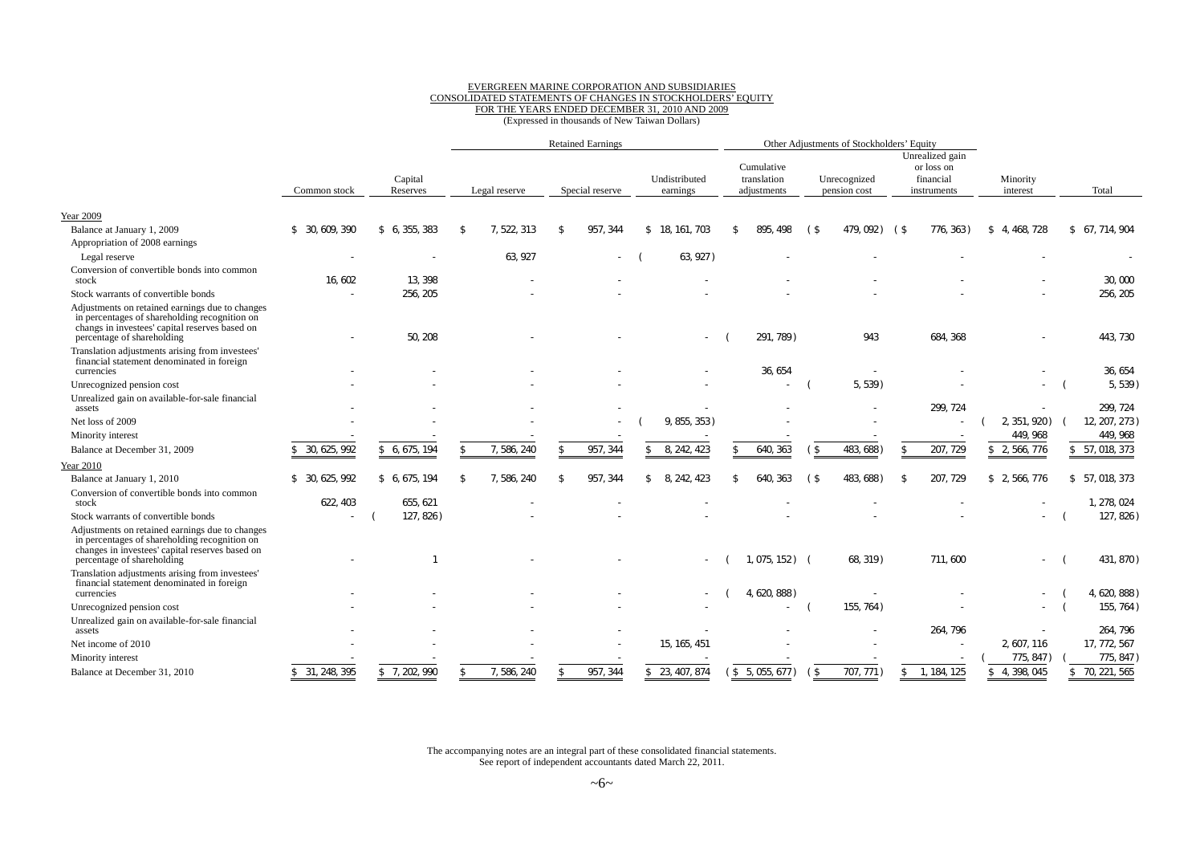EVERGREEN MARINE CORPORATION AND SUBSIDIARIES
CONSOLIDATED STATEMENTS OF CHANGES IN STOCKHOLDERS' EQUITY
FOR THE YEARS ENDED DECEMBER 31, 2010 AND 2009
(Expressed in thousands of New Taiwan Dollars)

| | | | Retained Earnings | | | Other Adjustments of Stockholders' Equity | | | | |
|---|---|---|---|---|---|---|---|---|---|---|
| | Common stock | Capital Reserves | Legal reserve | Special reserve | Undistributed earnings | Cumulative translation adjustments | Unrecognized pension cost | Unrealized gain or loss on financial instruments | Minority interest | Total |
| **Year 2009** | | | | | | | | | | |
| Balance at January 1, 2009 | $ 30,609,390 | $ 6,355,383 | $ 7,522,313 | $ 957,344 | $ 18,161,703 | $ 895,498 | ( $ 479,092) | ( $ 776,363) | $ 4,468,728 | $ 67,714,904 |
| Appropriation of 2008 earnings | | | | | | | | | | |
| Legal reserve | - | - | 63,927 | - | ( 63,927) | - | - | - | - | - |
| Conversion of convertible bonds into common stock | 16,602 | 13,398 | - | - | - | - | - | - | - | 30,000 |
| Stock warrants of convertible bonds | - | 256,205 | - | - | - | - | - | - | - | 256,205 |
| Adjustments on retained earnings due to changes in percentages of shareholding recognition on changs in investees' capital reserves based on percentage of shareholding | - | 50,208 | - | - | - | ( 291,789) | 943 | 684,368 | - | 443,730 |
| Translation adjustments arising from investees' financial statement denominated in foreign currencies | - | - | - | - | - | 36,654 | - | - | - | 36,654 |
| Unrecognized pension cost | - | - | - | - | - | - | ( 5,539) | - | - | ( 5,539) |
| Unrealized gain on available-for-sale financial assets | - | - | - | - | - | - | - | 299,724 | - | 299,724 |
| Net loss of 2009 | - | - | - | - | ( 9,855,353) | - | - | - | ( 2,351,920) | ( 12,207,273) |
| Minority interest | - | - | - | - | - | - | - | - | 449,968 | 449,968 |
| Balance at December 31, 2009 | $ 30,625,992 | $ 6,675,194 | $ 7,586,240 | $ 957,344 | $ 8,242,423 | $ 640,363 | ( $ 483,688) | $ 207,729 | $ 2,566,776 | $ 57,018,373 |
| **Year 2010** | | | | | | | | | | |
| Balance at January 1, 2010 | $ 30,625,992 | $ 6,675,194 | $ 7,586,240 | $ 957,344 | $ 8,242,423 | $ 640,363 | ( $ 483,688) | $ 207,729 | $ 2,566,776 | $ 57,018,373 |
| Conversion of convertible bonds into common stock | 622,403 | 655,621 | - | - | - | - | - | - | - | 1,278,024 |
| Stock warrants of convertible bonds | - | ( 127,826) | - | - | - | - | - | - | - | ( 127,826) |
| Adjustments on retained earnings due to changes in percentages of shareholding recognition on changes in investees' capital reserves based on percentage of shareholding | - | 1 | - | - | - | ( 1,075,152) | ( 68,319) | 711,600 | - | ( 431,870) |
| Translation adjustments arising from investees' financial statement denominated in foreign currencies | - | - | - | - | - | ( 4,620,888) | - | - | - | ( 4,620,888) |
| Unrecognized pension cost | - | - | - | - | - | - | ( 155,764) | - | - | ( 155,764) |
| Unrealized gain on available-for-sale financial assets | - | - | - | - | - | - | - | 264,796 | - | 264,796 |
| Net income of 2010 | - | - | - | - | 15,165,451 | - | - | - | 2,607,116 | 17,772,567 |
| Minority interest | - | - | - | - | - | - | - | - | ( 775,847) | ( 775,847) |
| Balance at December 31, 2010 | $ 31,248,395 | $ 7,202,990 | $ 7,586,240 | $ 957,344 | $ 23,407,874 | ( $ 5,055,677) | ( $ 707,771) | $ 1,184,125 | $ 4,398,045 | $ 70,221,565 |

The accompanying notes are an integral part of these consolidated financial statements.
See report of independent accountants dated March 22, 2011.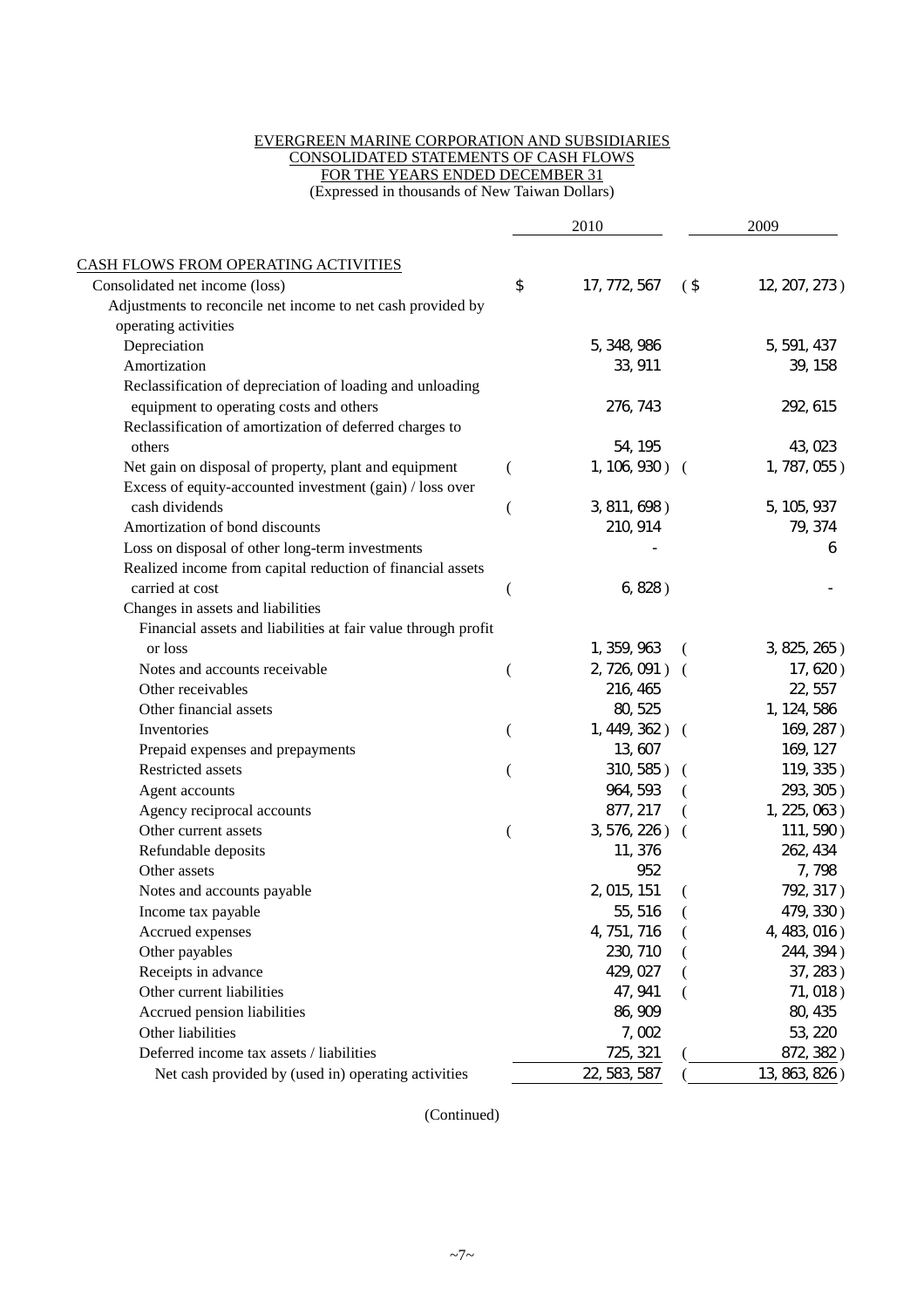EVERGREEN MARINE CORPORATION AND SUBSIDIARIES
CONSOLIDATED STATEMENTS OF CASH FLOWS
FOR THE YEARS ENDED DECEMBER 31
(Expressed in thousands of New Taiwan Dollars)

| | 2010 | 2009 |
|---|---|---|
| CASH FLOWS FROM OPERATING ACTIVITIES | | |
| Consolidated net income (loss) | $ 17,772,567 | ($ 12,207,273) |
| Adjustments to reconcile net income to net cash provided by operating activities | | |
| Depreciation | 5,348,986 | 5,591,437 |
| Amortization | 33,911 | 39,158 |
| Reclassification of depreciation of loading and unloading equipment to operating costs and others | 276,743 | 292,615 |
| Reclassification of amortization of deferred charges to others | 54,195 | 43,023 |
| Net gain on disposal of property, plant and equipment | ( 1,106,930) | ( 1,787,055) |
| Excess of equity-accounted investment (gain) / loss over cash dividends | ( 3,811,698) | 5,105,937 |
| Amortization of bond discounts | 210,914 | 79,374 |
| Loss on disposal of other long-term investments | - | 6 |
| Realized income from capital reduction of financial assets carried at cost | ( 6,828) | - |
| Changes in assets and liabilities | | |
| Financial assets and liabilities at fair value through profit or loss | 1,359,963 | ( 3,825,265) |
| Notes and accounts receivable | ( 2,726,091) | ( 17,620) |
| Other receivables | 216,465 | 22,557 |
| Other financial assets | 80,525 | 1,124,586 |
| Inventories | ( 1,449,362) | ( 169,287) |
| Prepaid expenses and prepayments | 13,607 | 169,127 |
| Restricted assets | ( 310,585) | ( 119,335) |
| Agent accounts | 964,593 | ( 293,305) |
| Agency reciprocal accounts | 877,217 | ( 1,225,063) |
| Other current assets | ( 3,576,226) | ( 111,590) |
| Refundable deposits | 11,376 | 262,434 |
| Other assets | 952 | 7,798 |
| Notes and accounts payable | 2,015,151 | ( 792,317) |
| Income tax payable | 55,516 | ( 479,330) |
| Accrued expenses | 4,751,716 | ( 4,483,016) |
| Other payables | 230,710 | ( 244,394) |
| Receipts in advance | 429,027 | ( 37,283) |
| Other current liabilities | 47,941 | ( 71,018) |
| Accrued pension liabilities | 86,909 | 80,435 |
| Other liabilities | 7,002 | 53,220 |
| Deferred income tax assets / liabilities | 725,321 | ( 872,382) |
| Net cash provided by (used in) operating activities | 22,583,587 | ( 13,863,826) |

(Continued)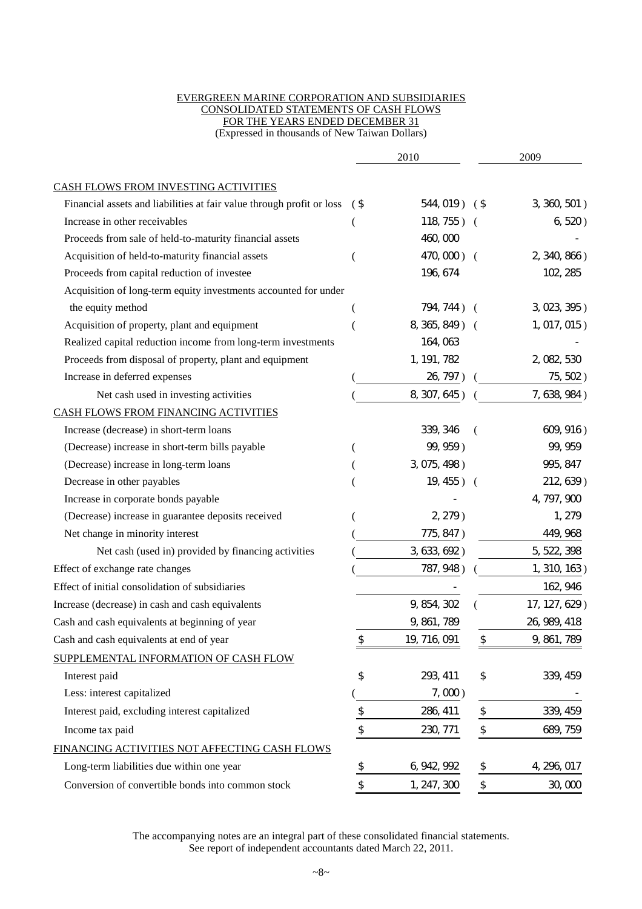EVERGREEN MARINE CORPORATION AND SUBSIDIARIES
CONSOLIDATED STATEMENTS OF CASH FLOWS
FOR THE YEARS ENDED DECEMBER 31
(Expressed in thousands of New Taiwan Dollars)

| | 2010 | 2009 |
|---|---|---|
| CASH FLOWS FROM INVESTING ACTIVITIES | | |
| Financial assets and liabilities at fair value through profit or loss | ($ 544,019) | ($ 3,360,501) |
| Increase in other receivables | (118,755) | (6,520) |
| Proceeds from sale of held-to-maturity financial assets | 460,000 | - |
| Acquisition of held-to-maturity financial assets | (470,000) | (2,340,866) |
| Proceeds from capital reduction of investee | 196,674 | 102,285 |
| Acquisition of long-term equity investments accounted for under the equity method | (794,744) | (3,023,395) |
| Acquisition of property, plant and equipment | (8,365,849) | (1,017,015) |
| Realized capital reduction income from long-term investments | 164,063 | - |
| Proceeds from disposal of property, plant and equipment | 1,191,782 | 2,082,530 |
| Increase in deferred expenses | (26,797) | (75,502) |
| Net cash used in investing activities | (8,307,645) | (7,638,984) |
| CASH FLOWS FROM FINANCING ACTIVITIES | | |
| Increase (decrease) in short-term loans | 339,346 | (609,916) |
| (Decrease) increase in short-term bills payable | (99,959) | 99,959 |
| (Decrease) increase in long-term loans | (3,075,498) | 995,847 |
| Decrease in other payables | (19,455) | (212,639) |
| Increase in corporate bonds payable | - | 4,797,900 |
| (Decrease) increase in guarantee deposits received | (2,279) | 1,279 |
| Net change in minority interest | (775,847) | 449,968 |
| Net cash (used in) provided by financing activities | (3,633,692) | 5,522,398 |
| Effect of exchange rate changes | (787,948) | (1,310,163) |
| Effect of initial consolidation of subsidiaries | - | 162,946 |
| Increase (decrease) in cash and cash equivalents | 9,854,302 | (17,127,629) |
| Cash and cash equivalents at beginning of year | 9,861,789 | 26,989,418 |
| Cash and cash equivalents at end of year | $ 19,716,091 | $ 9,861,789 |
| SUPPLEMENTAL INFORMATION OF CASH FLOW | | |
| Interest paid | $ 293,411 | $ 339,459 |
| Less: interest capitalized | (7,000) | - |
| Interest paid, excluding interest capitalized | $ 286,411 | $ 339,459 |
| Income tax paid | $ 230,771 | $ 689,759 |
| FINANCING ACTIVITIES NOT AFFECTING CASH FLOWS | | |
| Long-term liabilities due within one year | $ 6,942,992 | $ 4,296,017 |
| Conversion of convertible bonds into common stock | $ 1,247,300 | $ 30,000 |

The accompanying notes are an integral part of these consolidated financial statements.
See report of independent accountants dated March 22, 2011.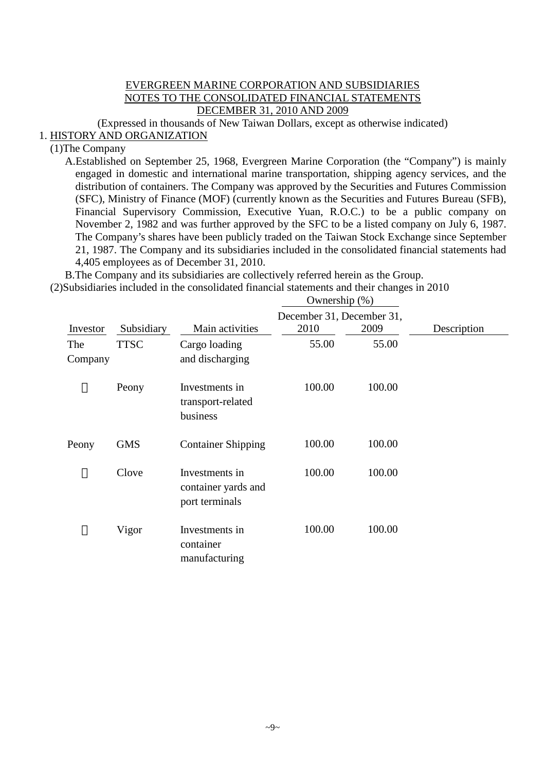# EVERGREEN MARINE CORPORATION AND SUBSIDIARIES
# NOTES TO THE CONSOLIDATED FINANCIAL STATEMENTS
# DECEMBER 31, 2010 AND 2009

(Expressed in thousands of New Taiwan Dollars, except as otherwise indicated)

## 1. HISTORY AND ORGANIZATION

(1)The Company

A.Established on September 25, 1968, Evergreen Marine Corporation (the "Company") is mainly engaged in domestic and international marine transportation, shipping agency services, and the distribution of containers. The Company was approved by the Securities and Futures Commission (SFC), Ministry of Finance (MOF) (currently known as the Securities and Futures Bureau (SFB), Financial Supervisory Commission, Executive Yuan, R.O.C.) to be a public company on November 2, 1982 and was further approved by the SFC to be a listed company on July 6, 1987. The Company's shares have been publicly traded on the Taiwan Stock Exchange since September 21, 1987. The Company and its subsidiaries included in the consolidated financial statements had 4,405 employees as of December 31, 2010.

B.The Company and its subsidiaries are collectively referred herein as the Group.

(2)Subsidiaries included in the consolidated financial statements and their changes in 2010

| | | | Ownership (%) | | |
|---|---|---|---|---|---|
| Investor | Subsidiary | Main activities | December 31, 2010 | December 31, 2009 | Description |
| The Company | TTSC | Cargo loading and discharging | 55.00 | 55.00 | |
| 〃 | Peony | Investments in transport-related business | 100.00 | 100.00 | |
| Peony | GMS | Container Shipping | 100.00 | 100.00 | |
| 〃 | Clove | Investments in container yards and port terminals | 100.00 | 100.00 | |
| 〃 | Vigor | Investments in container manufacturing | 100.00 | 100.00 | |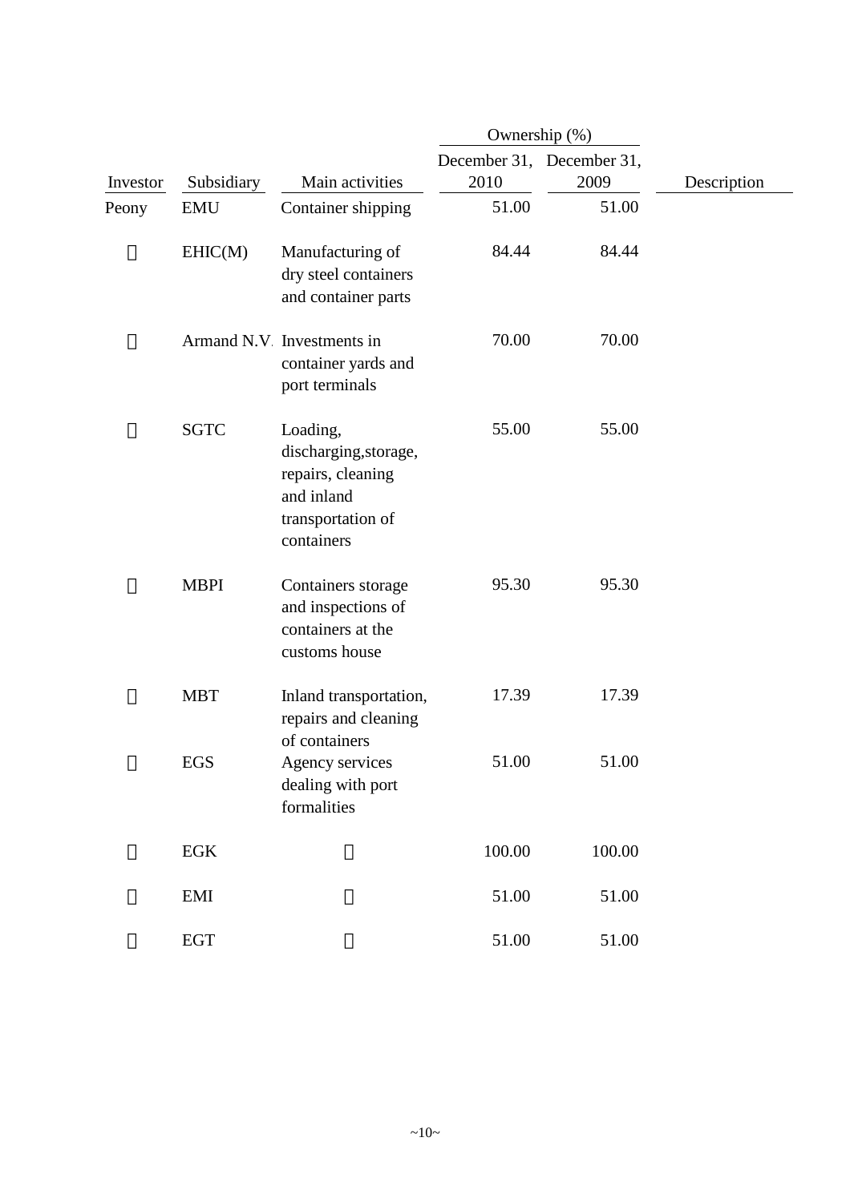| Investor | Subsidiary | Main activities | Ownership (%) | | Description |
|---|---|---|---|---|---|
| | | | December 31, 2010 | December 31, 2009 | |
| Peony | EMU | Container shipping | 51.00 | 51.00 | |
| 〃 | EHIC(M) | Manufacturing of dry steel containers and container parts | 84.44 | 84.44 | |
| 〃 | Armand N.V. | Investments in container yards and port terminals | 70.00 | 70.00 | |
| 〃 | SGTC | Loading, discharging,storage, repairs, cleaning and inland transportation of containers | 55.00 | 55.00 | |
| 〃 | MBPI | Containers storage and inspections of containers at the customs house | 95.30 | 95.30 | |
| 〃 | MBT | Inland transportation, repairs and cleaning of containers | 17.39 | 17.39 | |
| 〃 | EGS | Agency services dealing with port formalities | 51.00 | 51.00 | |
| 〃 | EGK | 〃 | 100.00 | 100.00 | |
| 〃 | EMI | 〃 | 51.00 | 51.00 | |
| 〃 | EGT | 〃 | 51.00 | 51.00 | |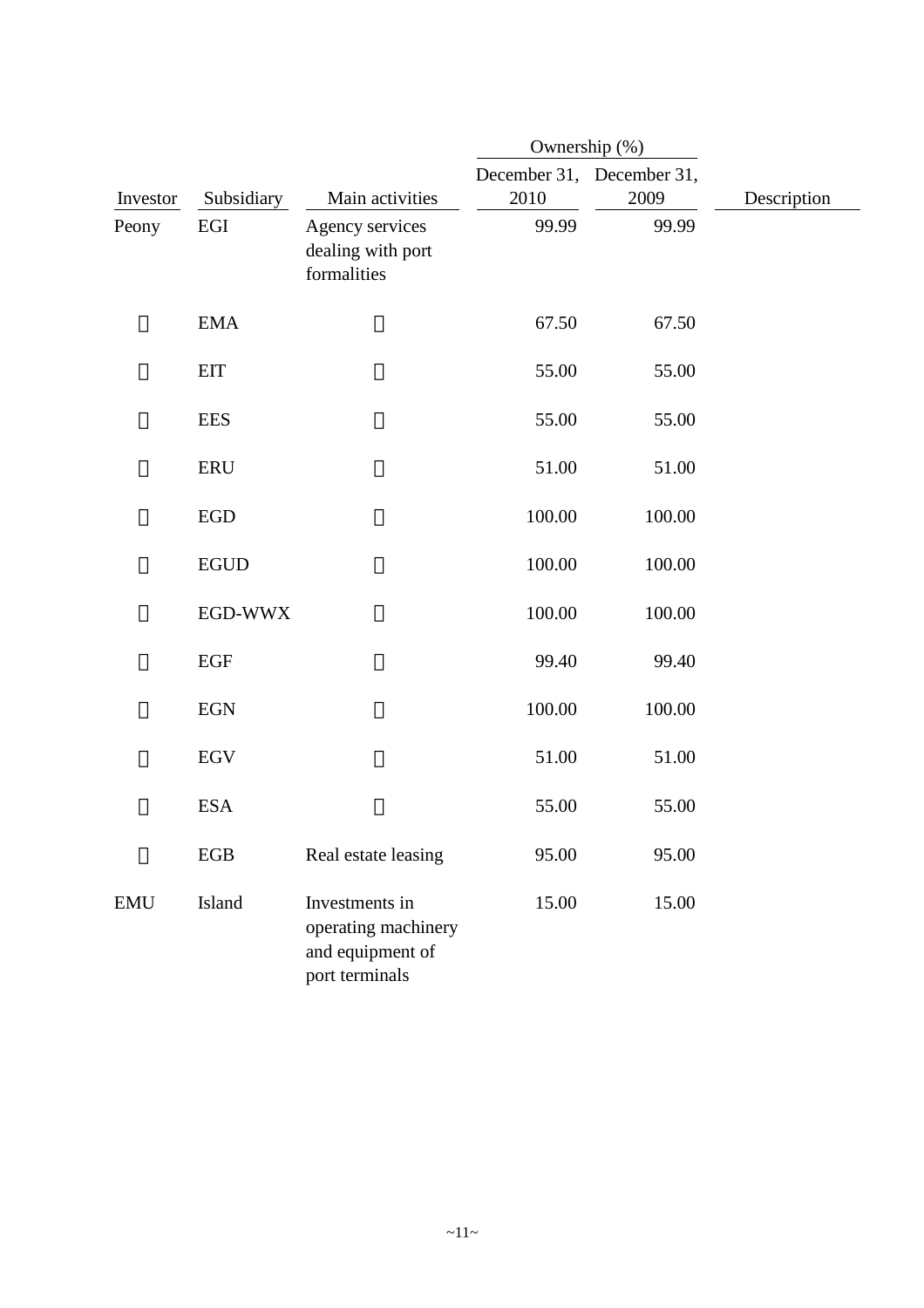| Investor | Subsidiary | Main activities | Ownership (%) December 31, 2010 | Ownership (%) December 31, 2009 | Description |
|---|---|---|---|---|---|
| Peony | EGI | Agency services dealing with port formalities | 99.99 | 99.99 | |
| 〃 | EMA | 〃 | 67.50 | 67.50 | |
| 〃 | EIT | 〃 | 55.00 | 55.00 | |
| 〃 | EES | 〃 | 55.00 | 55.00 | |
| 〃 | ERU | 〃 | 51.00 | 51.00 | |
| 〃 | EGD | 〃 | 100.00 | 100.00 | |
| 〃 | EGUD | 〃 | 100.00 | 100.00 | |
| 〃 | EGD-WWX | 〃 | 100.00 | 100.00 | |
| 〃 | EGF | 〃 | 99.40 | 99.40 | |
| 〃 | EGN | 〃 | 100.00 | 100.00 | |
| 〃 | EGV | 〃 | 51.00 | 51.00 | |
| 〃 | ESA | 〃 | 55.00 | 55.00 | |
| 〃 | EGB | Real estate leasing | 95.00 | 95.00 | |
| EMU | Island | Investments in operating machinery and equipment of port terminals | 15.00 | 15.00 | |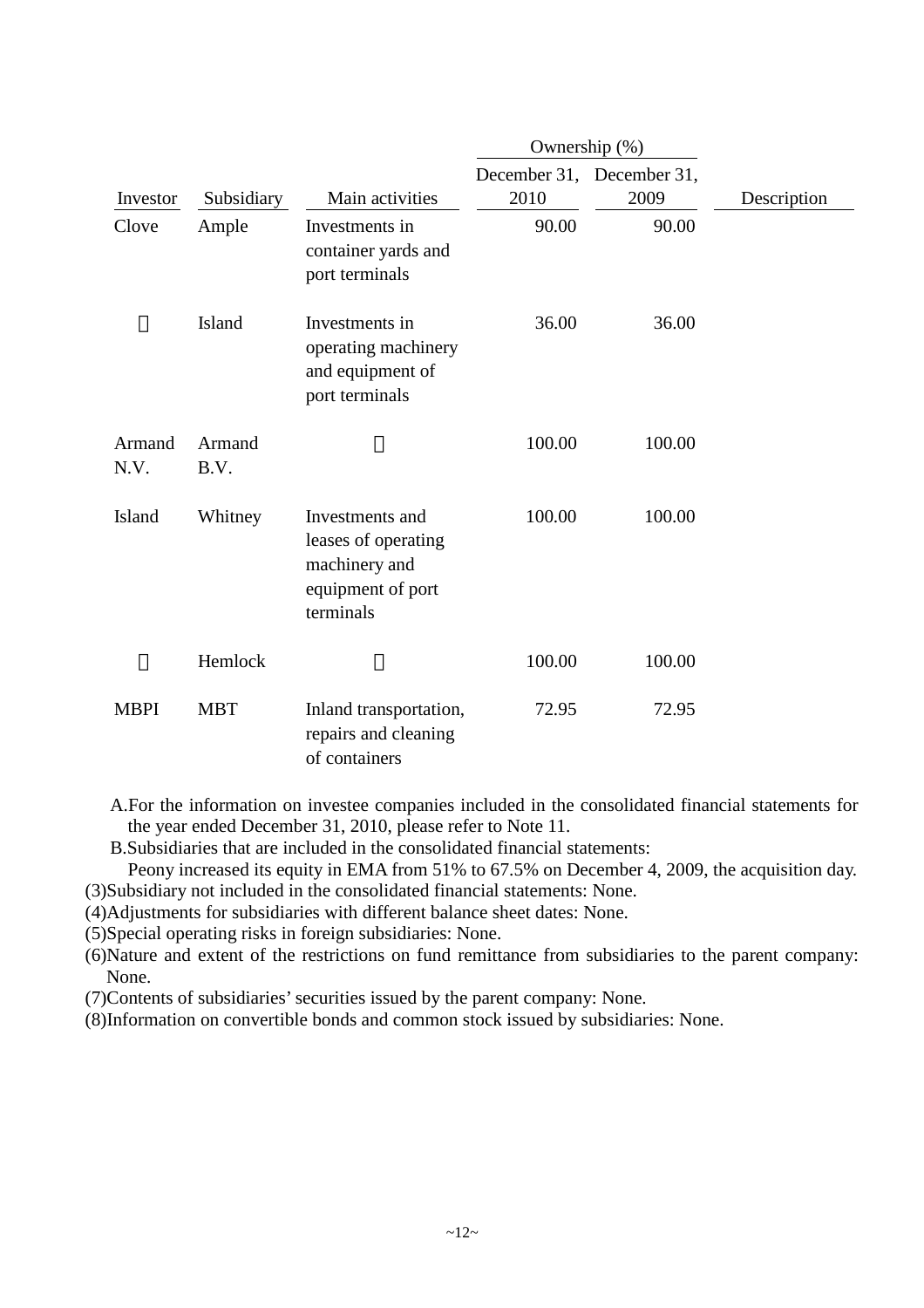| Investor | Subsidiary | Main activities | Ownership (%) | | Description |
|---|---|---|---|---|---|
| | | | December 31, 2010 | December 31, 2009 | |
| Clove | Ample | Investments in container yards and port terminals | 90.00 | 90.00 | |
| 〃 | Island | Investments in operating machinery and equipment of port terminals | 36.00 | 36.00 | |
| Armand N.V. | Armand B.V. | 〃 | 100.00 | 100.00 | |
| Island | Whitney | Investments and leases of operating machinery and equipment of port terminals | 100.00 | 100.00 | |
| 〃 | Hemlock | 〃 | 100.00 | 100.00 | |
| MBPI | MBT | Inland transportation, repairs and cleaning of containers | 72.95 | 72.95 | |

A.For the information on investee companies included in the consolidated financial statements for the year ended December 31, 2010, please refer to Note 11.

B.Subsidiaries that are included in the consolidated financial statements:
Peony increased its equity in EMA from 51% to 67.5% on December 4, 2009, the acquisition day.

(3)Subsidiary not included in the consolidated financial statements: None.

(4)Adjustments for subsidiaries with different balance sheet dates: None.

(5)Special operating risks in foreign subsidiaries: None.

(6)Nature and extent of the restrictions on fund remittance from subsidiaries to the parent company: None.

(7)Contents of subsidiaries' securities issued by the parent company: None.

(8)Information on convertible bonds and common stock issued by subsidiaries: None.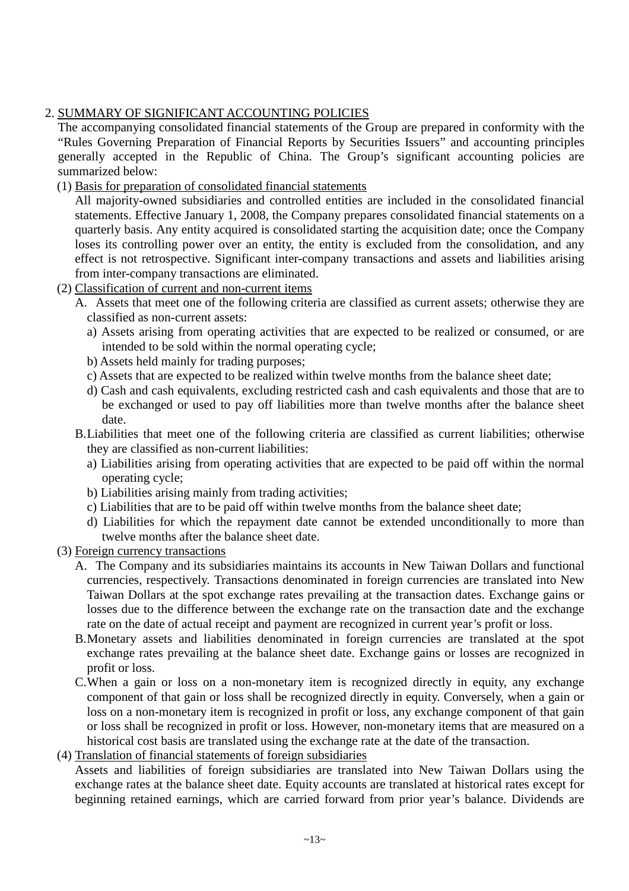2. SUMMARY OF SIGNIFICANT ACCOUNTING POLICIES

The accompanying consolidated financial statements of the Group are prepared in conformity with the "Rules Governing Preparation of Financial Reports by Securities Issuers" and accounting principles generally accepted in the Republic of China. The Group's significant accounting policies are summarized below:

(1) Basis for preparation of consolidated financial statements

All majority-owned subsidiaries and controlled entities are included in the consolidated financial statements. Effective January 1, 2008, the Company prepares consolidated financial statements on a quarterly basis. Any entity acquired is consolidated starting the acquisition date; once the Company loses its controlling power over an entity, the entity is excluded from the consolidation, and any effect is not retrospective. Significant inter-company transactions and assets and liabilities arising from inter-company transactions are eliminated.

(2) Classification of current and non-current items

A. Assets that meet one of the following criteria are classified as current assets; otherwise they are classified as non-current assets:

a) Assets arising from operating activities that are expected to be realized or consumed, or are intended to be sold within the normal operating cycle;

b) Assets held mainly for trading purposes;

c) Assets that are expected to be realized within twelve months from the balance sheet date;

d) Cash and cash equivalents, excluding restricted cash and cash equivalents and those that are to be exchanged or used to pay off liabilities more than twelve months after the balance sheet date.

B. Liabilities that meet one of the following criteria are classified as current liabilities; otherwise they are classified as non-current liabilities:

a) Liabilities arising from operating activities that are expected to be paid off within the normal operating cycle;

b) Liabilities arising mainly from trading activities;

c) Liabilities that are to be paid off within twelve months from the balance sheet date;

d) Liabilities for which the repayment date cannot be extended unconditionally to more than twelve months after the balance sheet date.

(3) Foreign currency transactions

A. The Company and its subsidiaries maintains its accounts in New Taiwan Dollars and functional currencies, respectively. Transactions denominated in foreign currencies are translated into New Taiwan Dollars at the spot exchange rates prevailing at the transaction dates. Exchange gains or losses due to the difference between the exchange rate on the transaction date and the exchange rate on the date of actual receipt and payment are recognized in current year's profit or loss.

B. Monetary assets and liabilities denominated in foreign currencies are translated at the spot exchange rates prevailing at the balance sheet date. Exchange gains or losses are recognized in profit or loss.

C. When a gain or loss on a non-monetary item is recognized directly in equity, any exchange component of that gain or loss shall be recognized directly in equity. Conversely, when a gain or loss on a non-monetary item is recognized in profit or loss, any exchange component of that gain or loss shall be recognized in profit or loss. However, non-monetary items that are measured on a historical cost basis are translated using the exchange rate at the date of the transaction.

(4) Translation of financial statements of foreign subsidiaries

Assets and liabilities of foreign subsidiaries are translated into New Taiwan Dollars using the exchange rates at the balance sheet date. Equity accounts are translated at historical rates except for beginning retained earnings, which are carried forward from prior year's balance. Dividends are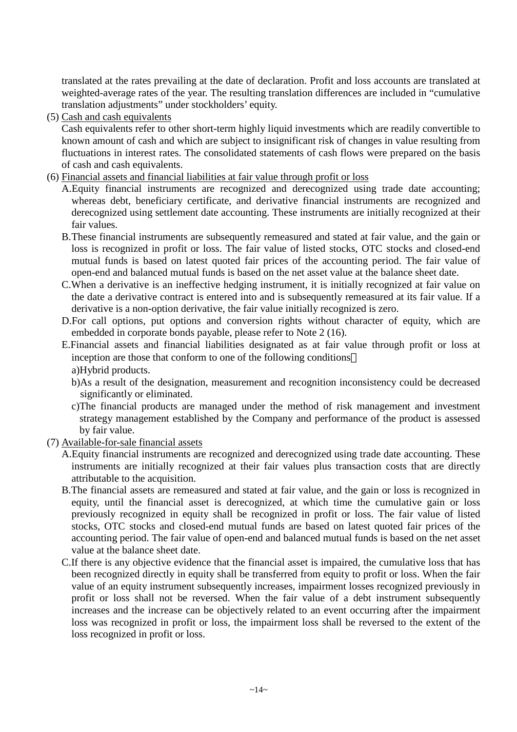translated at the rates prevailing at the date of declaration. Profit and loss accounts are translated at weighted-average rates of the year. The resulting translation differences are included in "cumulative translation adjustments" under stockholders' equity.

(5) Cash and cash equivalents

Cash equivalents refer to other short-term highly liquid investments which are readily convertible to known amount of cash and which are subject to insignificant risk of changes in value resulting from fluctuations in interest rates. The consolidated statements of cash flows were prepared on the basis of cash and cash equivalents.

(6) Financial assets and financial liabilities at fair value through profit or loss

A.Equity financial instruments are recognized and derecognized using trade date accounting; whereas debt, beneficiary certificate, and derivative financial instruments are recognized and derecognized using settlement date accounting. These instruments are initially recognized at their fair values.

B.These financial instruments are subsequently remeasured and stated at fair value, and the gain or loss is recognized in profit or loss. The fair value of listed stocks, OTC stocks and closed-end mutual funds is based on latest quoted fair prices of the accounting period. The fair value of open-end and balanced mutual funds is based on the net asset value at the balance sheet date.

C.When a derivative is an ineffective hedging instrument, it is initially recognized at fair value on the date a derivative contract is entered into and is subsequently remeasured at its fair value. If a derivative is a non-option derivative, the fair value initially recognized is zero.

D.For call options, put options and conversion rights without character of equity, which are embedded in corporate bonds payable, please refer to Note 2 (16).

E.Financial assets and financial liabilities designated as at fair value through profit or loss at inception are those that conform to one of the following conditions：

a)Hybrid products.

b)As a result of the designation, measurement and recognition inconsistency could be decreased significantly or eliminated.

c)The financial products are managed under the method of risk management and investment strategy management established by the Company and performance of the product is assessed by fair value.

(7) Available-for-sale financial assets

A.Equity financial instruments are recognized and derecognized using trade date accounting. These instruments are initially recognized at their fair values plus transaction costs that are directly attributable to the acquisition.

B.The financial assets are remeasured and stated at fair value, and the gain or loss is recognized in equity, until the financial asset is derecognized, at which time the cumulative gain or loss previously recognized in equity shall be recognized in profit or loss. The fair value of listed stocks, OTC stocks and closed-end mutual funds are based on latest quoted fair prices of the accounting period. The fair value of open-end and balanced mutual funds is based on the net asset value at the balance sheet date.

C.If there is any objective evidence that the financial asset is impaired, the cumulative loss that has been recognized directly in equity shall be transferred from equity to profit or loss. When the fair value of an equity instrument subsequently increases, impairment losses recognized previously in profit or loss shall not be reversed. When the fair value of a debt instrument subsequently increases and the increase can be objectively related to an event occurring after the impairment loss was recognized in profit or loss, the impairment loss shall be reversed to the extent of the loss recognized in profit or loss.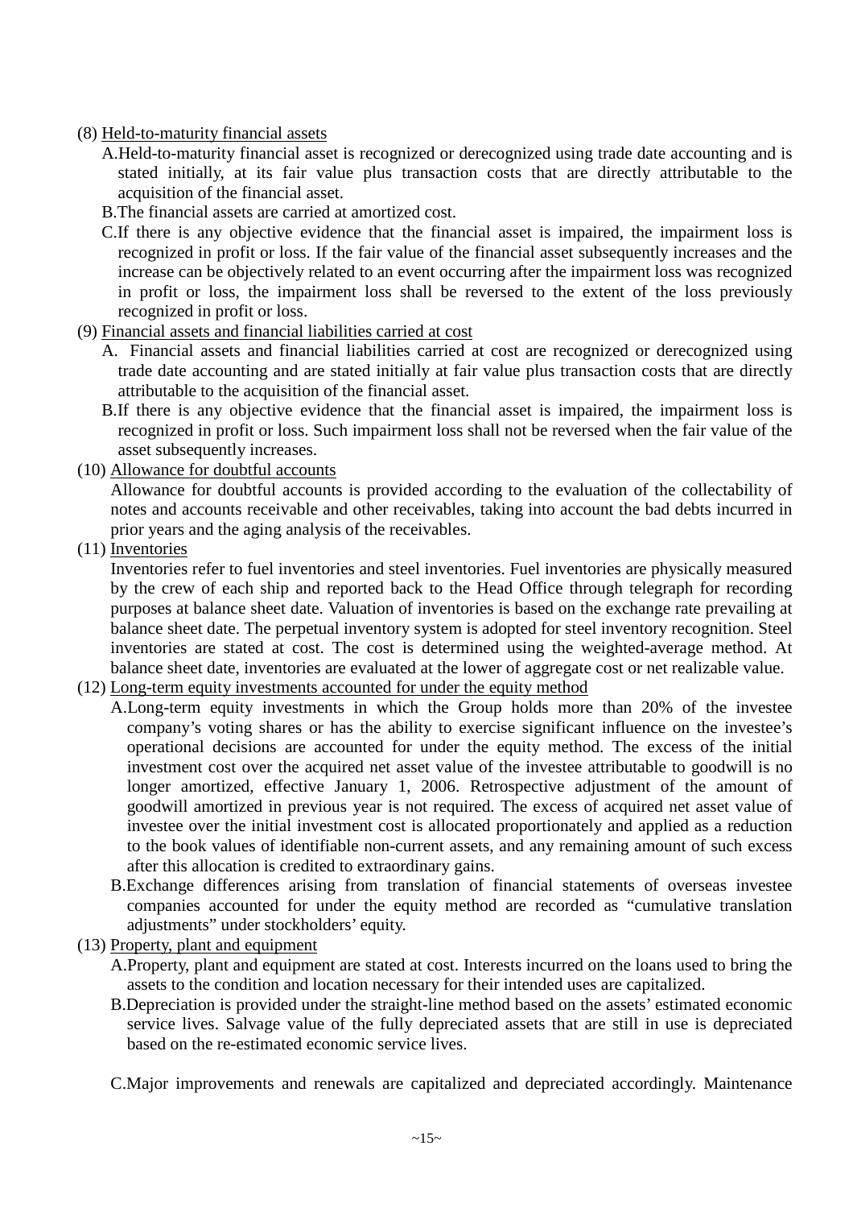(8) Held-to-maturity financial assets

A.Held-to-maturity financial asset is recognized or derecognized using trade date accounting and is stated initially, at its fair value plus transaction costs that are directly attributable to the acquisition of the financial asset.

B.The financial assets are carried at amortized cost.

C.If there is any objective evidence that the financial asset is impaired, the impairment loss is recognized in profit or loss. If the fair value of the financial asset subsequently increases and the increase can be objectively related to an event occurring after the impairment loss was recognized in profit or loss, the impairment loss shall be reversed to the extent of the loss previously recognized in profit or loss.

(9) Financial assets and financial liabilities carried at cost

A. Financial assets and financial liabilities carried at cost are recognized or derecognized using trade date accounting and are stated initially at fair value plus transaction costs that are directly attributable to the acquisition of the financial asset.

B.If there is any objective evidence that the financial asset is impaired, the impairment loss is recognized in profit or loss. Such impairment loss shall not be reversed when the fair value of the asset subsequently increases.

(10) Allowance for doubtful accounts

Allowance for doubtful accounts is provided according to the evaluation of the collectability of notes and accounts receivable and other receivables, taking into account the bad debts incurred in prior years and the aging analysis of the receivables.

(11) Inventories

Inventories refer to fuel inventories and steel inventories. Fuel inventories are physically measured by the crew of each ship and reported back to the Head Office through telegraph for recording purposes at balance sheet date. Valuation of inventories is based on the exchange rate prevailing at balance sheet date. The perpetual inventory system is adopted for steel inventory recognition. Steel inventories are stated at cost. The cost is determined using the weighted-average method. At balance sheet date, inventories are evaluated at the lower of aggregate cost or net realizable value.

(12) Long-term equity investments accounted for under the equity method

A.Long-term equity investments in which the Group holds more than 20% of the investee company's voting shares or has the ability to exercise significant influence on the investee's operational decisions are accounted for under the equity method. The excess of the initial investment cost over the acquired net asset value of the investee attributable to goodwill is no longer amortized, effective January 1, 2006. Retrospective adjustment of the amount of goodwill amortized in previous year is not required. The excess of acquired net asset value of investee over the initial investment cost is allocated proportionately and applied as a reduction to the book values of identifiable non-current assets, and any remaining amount of such excess after this allocation is credited to extraordinary gains.

B.Exchange differences arising from translation of financial statements of overseas investee companies accounted for under the equity method are recorded as "cumulative translation adjustments" under stockholders' equity.

(13) Property, plant and equipment

A.Property, plant and equipment are stated at cost. Interests incurred on the loans used to bring the assets to the condition and location necessary for their intended uses are capitalized.

B.Depreciation is provided under the straight-line method based on the assets' estimated economic service lives. Salvage value of the fully depreciated assets that are still in use is depreciated based on the re-estimated economic service lives.

C.Major improvements and renewals are capitalized and depreciated accordingly. Maintenance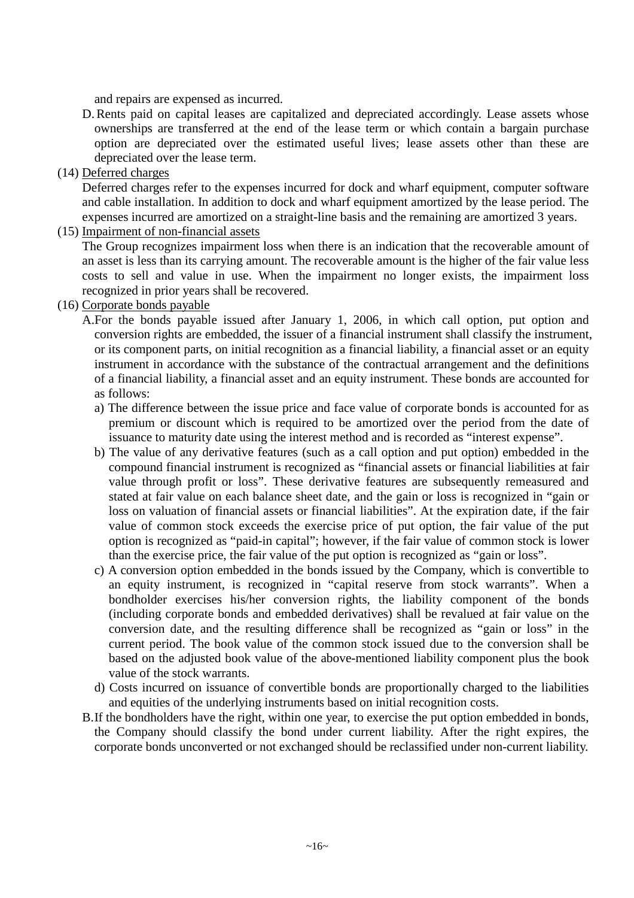and repairs are expensed as incurred.

D. Rents paid on capital leases are capitalized and depreciated accordingly. Lease assets whose ownerships are transferred at the end of the lease term or which contain a bargain purchase option are depreciated over the estimated useful lives; lease assets other than these are depreciated over the lease term.

(14) <u>Deferred charges</u>

Deferred charges refer to the expenses incurred for dock and wharf equipment, computer software and cable installation. In addition to dock and wharf equipment amortized by the lease period. The expenses incurred are amortized on a straight-line basis and the remaining are amortized 3 years.

(15) <u>Impairment of non-financial assets</u>

The Group recognizes impairment loss when there is an indication that the recoverable amount of an asset is less than its carrying amount. The recoverable amount is the higher of the fair value less costs to sell and value in use. When the impairment no longer exists, the impairment loss recognized in prior years shall be recovered.

(16) <u>Corporate bonds payable</u>

A. For the bonds payable issued after January 1, 2006, in which call option, put option and conversion rights are embedded, the issuer of a financial instrument shall classify the instrument, or its component parts, on initial recognition as a financial liability, a financial asset or an equity instrument in accordance with the substance of the contractual arrangement and the definitions of a financial liability, a financial asset and an equity instrument. These bonds are accounted for as follows:

a) The difference between the issue price and face value of corporate bonds is accounted for as premium or discount which is required to be amortized over the period from the date of issuance to maturity date using the interest method and is recorded as “interest expense”.

b) The value of any derivative features (such as a call option and put option) embedded in the compound financial instrument is recognized as “financial assets or financial liabilities at fair value through profit or loss”. These derivative features are subsequently remeasured and stated at fair value on each balance sheet date, and the gain or loss is recognized in “gain or loss on valuation of financial assets or financial liabilities”. At the expiration date, if the fair value of common stock exceeds the exercise price of put option, the fair value of the put option is recognized as “paid-in capital”; however, if the fair value of common stock is lower than the exercise price, the fair value of the put option is recognized as “gain or loss”.

c) A conversion option embedded in the bonds issued by the Company, which is convertible to an equity instrument, is recognized in “capital reserve from stock warrants”. When a bondholder exercises his/her conversion rights, the liability component of the bonds (including corporate bonds and embedded derivatives) shall be revalued at fair value on the conversion date, and the resulting difference shall be recognized as “gain or loss” in the current period. The book value of the common stock issued due to the conversion shall be based on the adjusted book value of the above-mentioned liability component plus the book value of the stock warrants.

d) Costs incurred on issuance of convertible bonds are proportionally charged to the liabilities and equities of the underlying instruments based on initial recognition costs.

B. If the bondholders have the right, within one year, to exercise the put option embedded in bonds, the Company should classify the bond under current liability. After the right expires, the corporate bonds unconverted or not exchanged should be reclassified under non-current liability.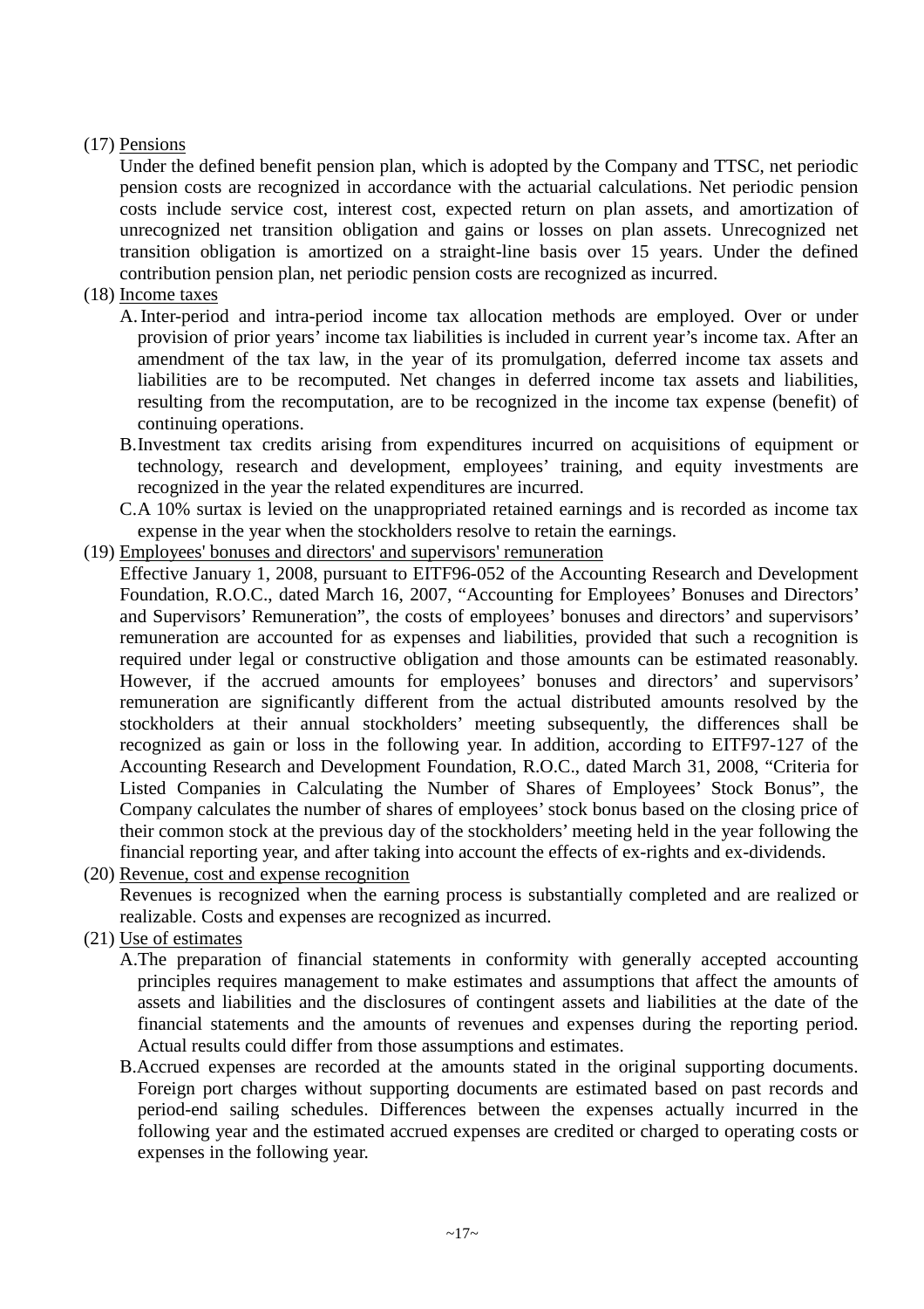(17) Pensions

Under the defined benefit pension plan, which is adopted by the Company and TTSC, net periodic pension costs are recognized in accordance with the actuarial calculations. Net periodic pension costs include service cost, interest cost, expected return on plan assets, and amortization of unrecognized net transition obligation and gains or losses on plan assets. Unrecognized net transition obligation is amortized on a straight-line basis over 15 years. Under the defined contribution pension plan, net periodic pension costs are recognized as incurred.

(18) Income taxes

A. Inter-period and intra-period income tax allocation methods are employed. Over or under provision of prior years' income tax liabilities is included in current year's income tax. After an amendment of the tax law, in the year of its promulgation, deferred income tax assets and liabilities are to be recomputed. Net changes in deferred income tax assets and liabilities, resulting from the recomputation, are to be recognized in the income tax expense (benefit) of continuing operations.

B. Investment tax credits arising from expenditures incurred on acquisitions of equipment or technology, research and development, employees' training, and equity investments are recognized in the year the related expenditures are incurred.

C. A 10% surtax is levied on the unappropriated retained earnings and is recorded as income tax expense in the year when the stockholders resolve to retain the earnings.

(19) Employees' bonuses and directors' and supervisors' remuneration

Effective January 1, 2008, pursuant to EITF96-052 of the Accounting Research and Development Foundation, R.O.C., dated March 16, 2007, "Accounting for Employees' Bonuses and Directors' and Supervisors' Remuneration", the costs of employees' bonuses and directors' and supervisors' remuneration are accounted for as expenses and liabilities, provided that such a recognition is required under legal or constructive obligation and those amounts can be estimated reasonably. However, if the accrued amounts for employees' bonuses and directors' and supervisors' remuneration are significantly different from the actual distributed amounts resolved by the stockholders at their annual stockholders' meeting subsequently, the differences shall be recognized as gain or loss in the following year. In addition, according to EITF97-127 of the Accounting Research and Development Foundation, R.O.C., dated March 31, 2008, "Criteria for Listed Companies in Calculating the Number of Shares of Employees' Stock Bonus", the Company calculates the number of shares of employees' stock bonus based on the closing price of their common stock at the previous day of the stockholders' meeting held in the year following the financial reporting year, and after taking into account the effects of ex-rights and ex-dividends.

(20) Revenue, cost and expense recognition

Revenues is recognized when the earning process is substantially completed and are realized or realizable. Costs and expenses are recognized as incurred.

(21) Use of estimates

A. The preparation of financial statements in conformity with generally accepted accounting principles requires management to make estimates and assumptions that affect the amounts of assets and liabilities and the disclosures of contingent assets and liabilities at the date of the financial statements and the amounts of revenues and expenses during the reporting period. Actual results could differ from those assumptions and estimates.

B. Accrued expenses are recorded at the amounts stated in the original supporting documents. Foreign port charges without supporting documents are estimated based on past records and period-end sailing schedules. Differences between the expenses actually incurred in the following year and the estimated accrued expenses are credited or charged to operating costs or expenses in the following year.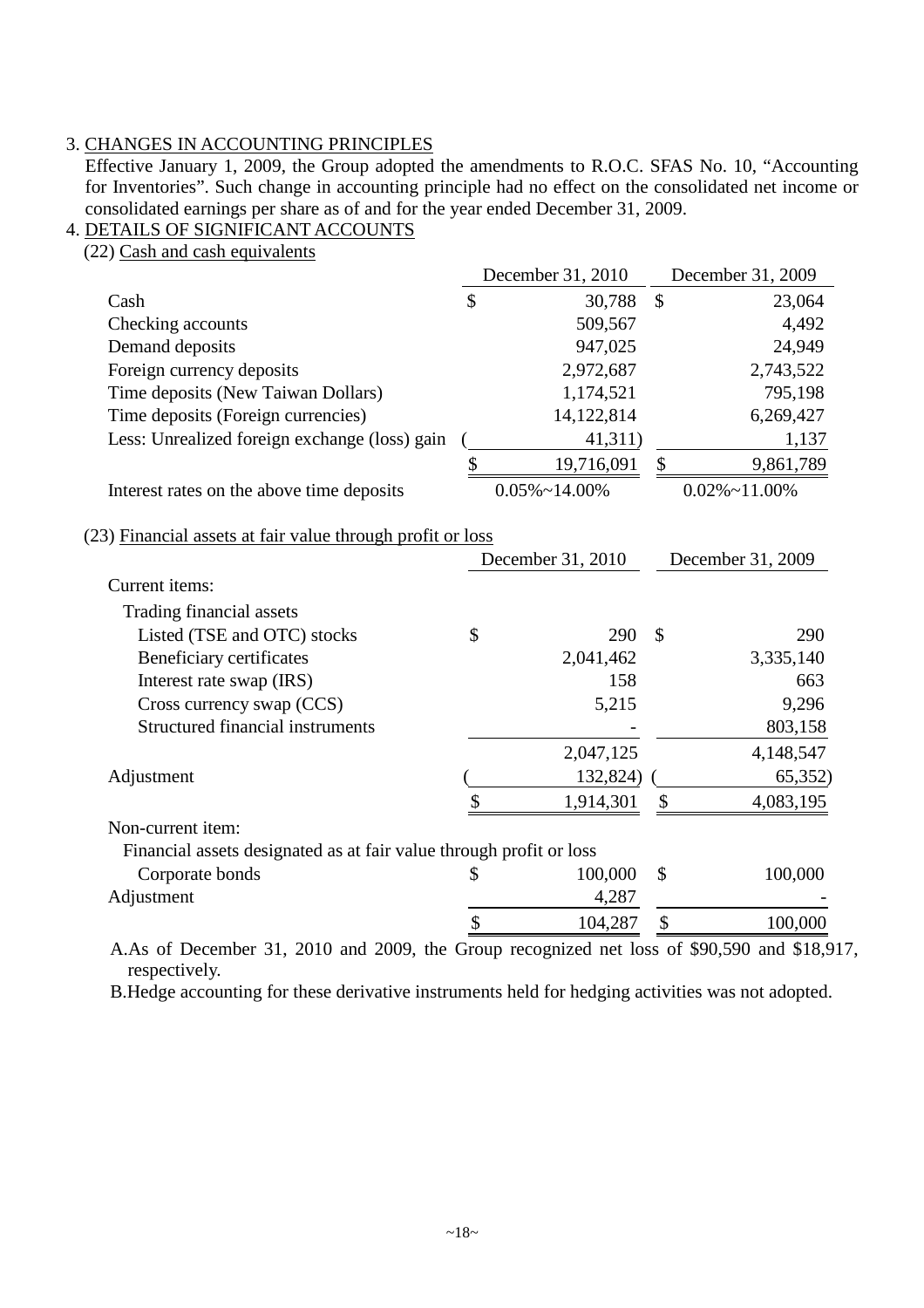3. CHANGES IN ACCOUNTING PRINCIPLES

Effective January 1, 2009, the Group adopted the amendments to R.O.C. SFAS No. 10, "Accounting for Inventories". Such change in accounting principle had no effect on the consolidated net income or consolidated earnings per share as of and for the year ended December 31, 2009.

4. DETAILS OF SIGNIFICANT ACCOUNTS

(22) Cash and cash equivalents

| | December 31, 2010 | December 31, 2009 |
|---|---|---|
| Cash | $ 30,788 | $ 23,064 |
| Checking accounts | 509,567 | 4,492 |
| Demand deposits | 947,025 | 24,949 |
| Foreign currency deposits | 2,972,687 | 2,743,522 |
| Time deposits (New Taiwan Dollars) | 1,174,521 | 795,198 |
| Time deposits (Foreign currencies) | 14,122,814 | 6,269,427 |
| Less: Unrealized foreign exchange (loss) gain | ( 41,311) | 1,137 |
| | $ 19,716,091 | $ 9,861,789 |
| Interest rates on the above time deposits | 0.05%~14.00% | 0.02%~11.00% |

(23) Financial assets at fair value through profit or loss

| | December 31, 2010 | December 31, 2009 |
|---|---|---|
| Current items: | | |
| Trading financial assets | | |
| Listed (TSE and OTC) stocks | $ 290 | $ 290 |
| Beneficiary certificates | 2,041,462 | 3,335,140 |
| Interest rate swap (IRS) | 158 | 663 |
| Cross currency swap (CCS) | 5,215 | 9,296 |
| Structured financial instruments | - | 803,158 |
| | 2,047,125 | 4,148,547 |
| Adjustment | ( 132,824) | ( 65,352) |
| | $ 1,914,301 | $ 4,083,195 |
| Non-current item: | | |
| Financial assets designated as at fair value through profit or loss | | |
| Corporate bonds | $ 100,000 | $ 100,000 |
| Adjustment | 4,287 | - |
| | $ 104,287 | $ 100,000 |

A. As of December 31, 2010 and 2009, the Group recognized net loss of $90,590 and $18,917, respectively.

B. Hedge accounting for these derivative instruments held for hedging activities was not adopted.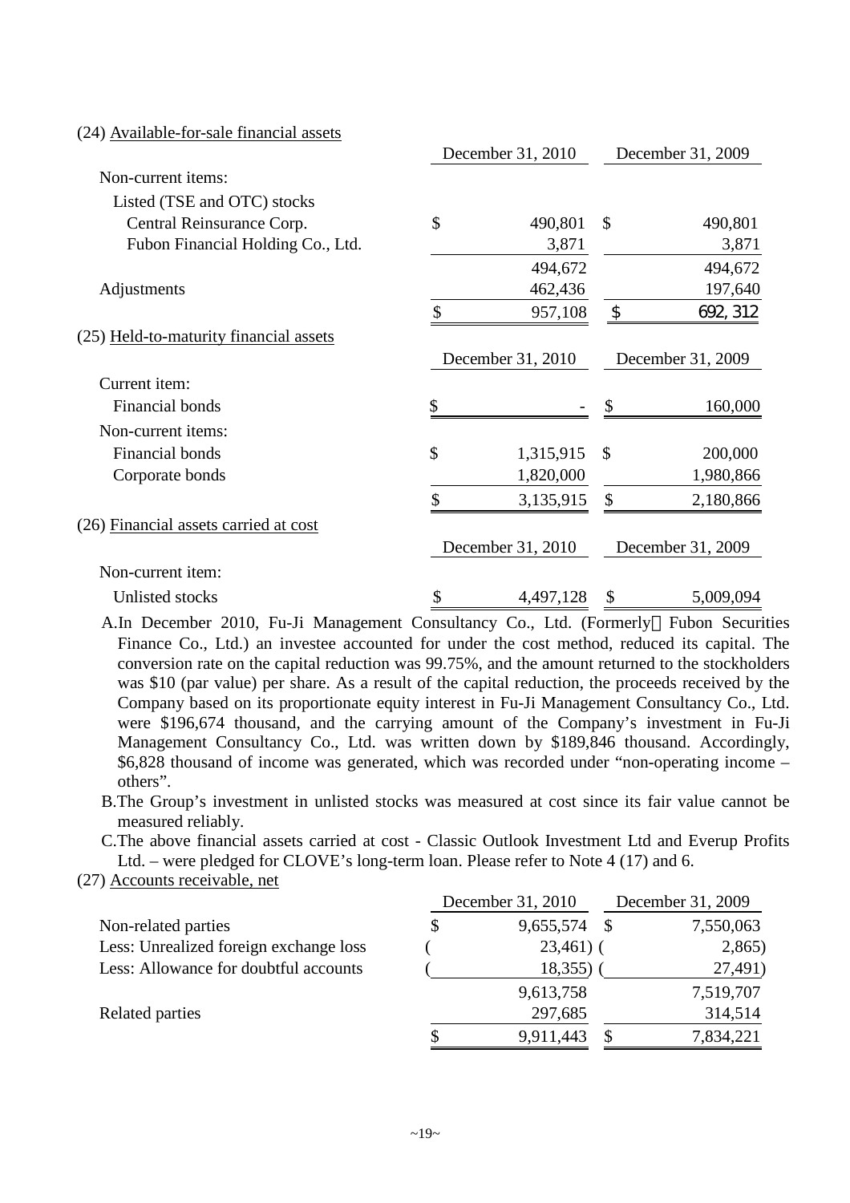(24) Available-for-sale financial assets

| | December 31, 2010 | December 31, 2009 |
|---|---|---|
| Non-current items: | | |
| Listed (TSE and OTC) stocks | | |
| Central Reinsurance Corp. | $ 490,801 | $ 490,801 |
| Fubon Financial Holding Co., Ltd. | 3,871 | 3,871 |
| | 494,672 | 494,672 |
| Adjustments | 462,436 | 197,640 |
| | $ 957,108 | $ 692,312 |

(25) Held-to-maturity financial assets

| | December 31, 2010 | December 31, 2009 |
|---|---|---|
| Current item: | | |
| Financial bonds | $ - | $ 160,000 |
| Non-current items: | | |
| Financial bonds | $ 1,315,915 | $ 200,000 |
| Corporate bonds | 1,820,000 | 1,980,866 |
| | $ 3,135,915 | $ 2,180,866 |

(26) Financial assets carried at cost

| | December 31, 2010 | December 31, 2009 |
|---|---|---|
| Non-current item: | | |
| Unlisted stocks | $ 4,497,128 | $ 5,009,094 |

A. In December 2010, Fu-Ji Management Consultancy Co., Ltd. (Formerly Fubon Securities Finance Co., Ltd.) an investee accounted for under the cost method, reduced its capital. The conversion rate on the capital reduction was 99.75%, and the amount returned to the stockholders was $10 (par value) per share. As a result of the capital reduction, the proceeds received by the Company based on its proportionate equity interest in Fu-Ji Management Consultancy Co., Ltd. were $196,674 thousand, and the carrying amount of the Company's investment in Fu-Ji Management Consultancy Co., Ltd. was written down by $189,846 thousand. Accordingly, $6,828 thousand of income was generated, which was recorded under "non-operating income – others".

B. The Group's investment in unlisted stocks was measured at cost since its fair value cannot be measured reliably.

C. The above financial assets carried at cost - Classic Outlook Investment Ltd and Everup Profits Ltd. – were pledged for CLOVE's long-term loan. Please refer to Note 4 (17) and 6.

(27) Accounts receivable, net

| | December 31, 2010 | December 31, 2009 |
|---|---|---|
| Non-related parties | $ 9,655,574 | $ 7,550,063 |
| Less: Unrealized foreign exchange loss | ( 23,461) | ( 2,865) |
| Less: Allowance for doubtful accounts | ( 18,355) | ( 27,491) |
| | 9,613,758 | 7,519,707 |
| Related parties | 297,685 | 314,514 |
| | $ 9,911,443 | $ 7,834,221 |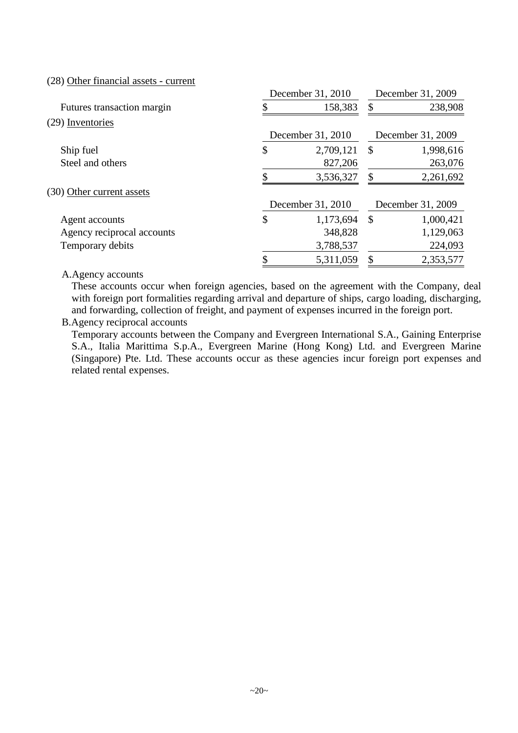(28) Other financial assets - current

| | December 31, 2010 | December 31, 2009 |
|---|---|---|
| Futures transaction margin | $ 158,383 | $ 238,908 |

(29) Inventories

| | December 31, 2010 | December 31, 2009 |
|---|---|---|
| Ship fuel | $ 2,709,121 | $ 1,998,616 |
| Steel and others | 827,206 | 263,076 |
| | $ 3,536,327 | $ 2,261,692 |

(30) Other current assets

| | December 31, 2010 | December 31, 2009 |
|---|---|---|
| Agent accounts | $ 1,173,694 | $ 1,000,421 |
| Agency reciprocal accounts | 348,828 | 1,129,063 |
| Temporary debits | 3,788,537 | 224,093 |
| | $ 5,311,059 | $ 2,353,577 |

A.Agency accounts

These accounts occur when foreign agencies, based on the agreement with the Company, deal with foreign port formalities regarding arrival and departure of ships, cargo loading, discharging, and forwarding, collection of freight, and payment of expenses incurred in the foreign port.

B.Agency reciprocal accounts

Temporary accounts between the Company and Evergreen International S.A., Gaining Enterprise S.A., Italia Marittima S.p.A., Evergreen Marine (Hong Kong) Ltd. and Evergreen Marine (Singapore) Pte. Ltd. These accounts occur as these agencies incur foreign port expenses and related rental expenses.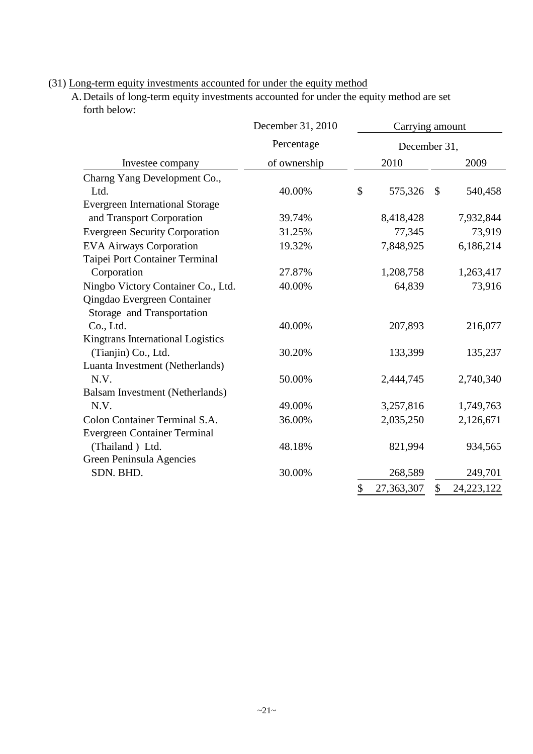(31) Long-term equity investments accounted for under the equity method

A. Details of long-term equity investments accounted for under the equity method are set forth below:

| | December 31, 2010 | Carrying amount | |
|---|---|---|---|
| | Percentage | December 31, | |
| Investee company | of ownership | 2010 | 2009 |
| Charng Yang Development Co., Ltd. | 40.00% | $ 575,326 | $ 540,458 |
| Evergreen International Storage and Transport Corporation | 39.74% | 8,418,428 | 7,932,844 |
| Evergreen Security Corporation | 31.25% | 77,345 | 73,919 |
| EVA Airways Corporation | 19.32% | 7,848,925 | 6,186,214 |
| Taipei Port Container Terminal Corporation | 27.87% | 1,208,758 | 1,263,417 |
| Ningbo Victory Container Co., Ltd. | 40.00% | 64,839 | 73,916 |
| Qingdao Evergreen Container Storage and Transportation Co., Ltd. | 40.00% | 207,893 | 216,077 |
| Kingtrans International Logistics (Tianjin) Co., Ltd. | 30.20% | 133,399 | 135,237 |
| Luanta Investment (Netherlands) N.V. | 50.00% | 2,444,745 | 2,740,340 |
| Balsam Investment (Netherlands) N.V. | 49.00% | 3,257,816 | 1,749,763 |
| Colon Container Terminal S.A. | 36.00% | 2,035,250 | 2,126,671 |
| Evergreen Container Terminal (Thailand ) Ltd. | 48.18% | 821,994 | 934,565 |
| Green Peninsula Agencies SDN. BHD. | 30.00% | 268,589 | 249,701 |
| | | $ 27,363,307 | $ 24,223,122 |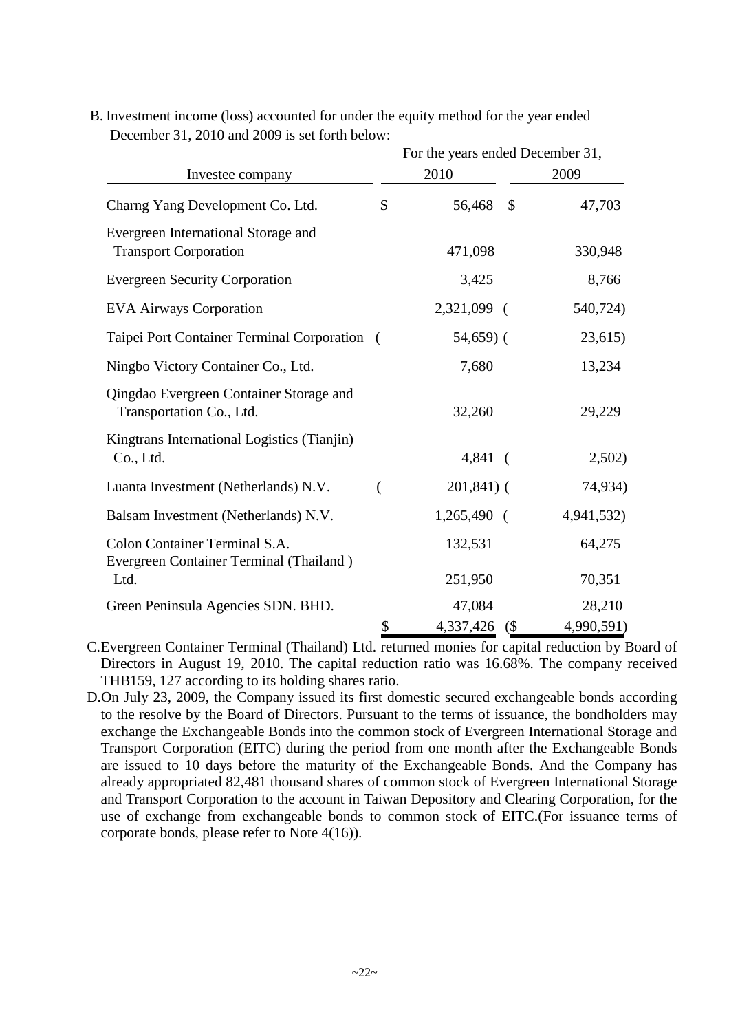B. Investment income (loss) accounted for under the equity method for the year ended December 31, 2010 and 2009 is set forth below:

| Investee company | For the years ended December 31, 2010 | 2009 |
|---|---|---|
| Charng Yang Development Co. Ltd. | $ 56,468 | $ 47,703 |
| Evergreen International Storage and Transport Corporation | 471,098 | 330,948 |
| Evergreen Security Corporation | 3,425 | 8,766 |
| EVA Airways Corporation | 2,321,099 | ( 540,724) |
| Taipei Port Container Terminal Corporation | ( 54,659) | ( 23,615) |
| Ningbo Victory Container Co., Ltd. | 7,680 | 13,234 |
| Qingdao Evergreen Container Storage and Transportation Co., Ltd. | 32,260 | 29,229 |
| Kingtrans International Logistics (Tianjin) Co., Ltd. | 4,841 | ( 2,502) |
| Luanta Investment (Netherlands) N.V. | ( 201,841) | ( 74,934) |
| Balsam Investment (Netherlands) N.V. | 1,265,490 | ( 4,941,532) |
| Colon Container Terminal S.A. | 132,531 | 64,275 |
| Evergreen Container Terminal (Thailand ) Ltd. | 251,950 | 70,351 |
| Green Peninsula Agencies SDN. BHD. | 47,084 | 28,210 |
| | $ 4,337,426 | ($ 4,990,591) |

C. Evergreen Container Terminal (Thailand) Ltd. returned monies for capital reduction by Board of Directors in August 19, 2010. The capital reduction ratio was 16.68%. The company received THB159, 127 according to its holding shares ratio.

D. On July 23, 2009, the Company issued its first domestic secured exchangeable bonds according to the resolve by the Board of Directors. Pursuant to the terms of issuance, the bondholders may exchange the Exchangeable Bonds into the common stock of Evergreen International Storage and Transport Corporation (EITC) during the period from one month after the Exchangeable Bonds are issued to 10 days before the maturity of the Exchangeable Bonds. And the Company has already appropriated 82,481 thousand shares of common stock of Evergreen International Storage and Transport Corporation to the account in Taiwan Depository and Clearing Corporation, for the use of exchange from exchangeable bonds to common stock of EITC.(For issuance terms of corporate bonds, please refer to Note 4(16)).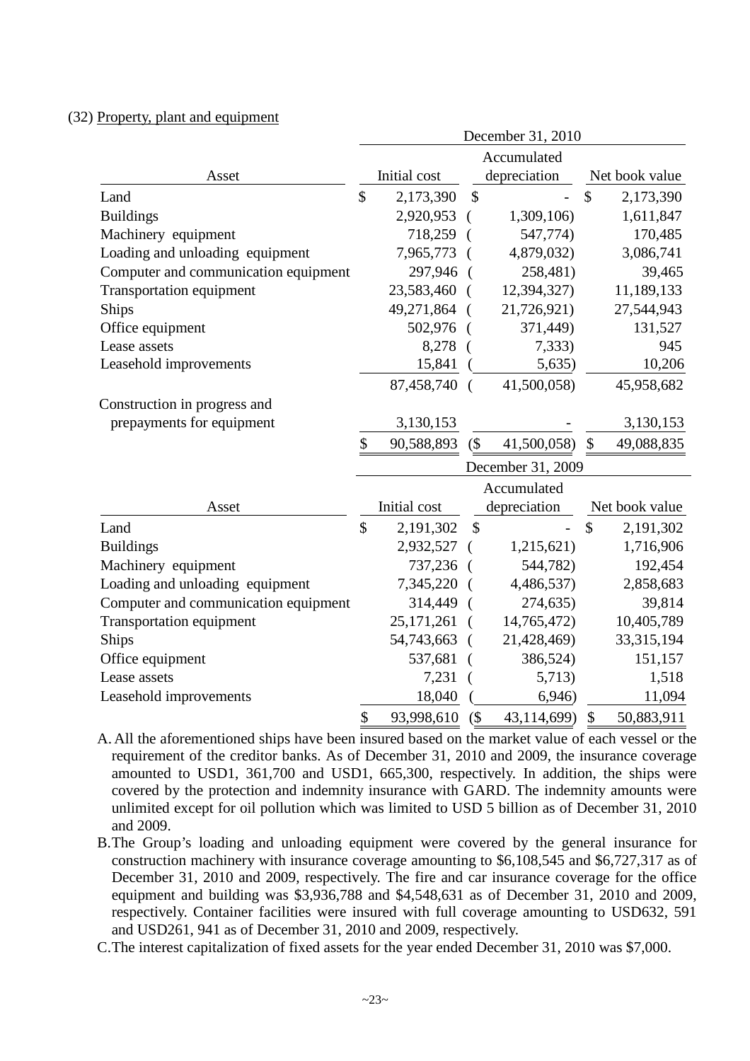(32) Property, plant and equipment

| Asset | December 31, 2010 | | |
|---|---|---|---|
| | Initial cost | Accumulated depreciation | Net book value |
| Land | $ 2,173,390 | $ - | $ 2,173,390 |
| Buildings | 2,920,953 | ( 1,309,106) | 1,611,847 |
| Machinery equipment | 718,259 | ( 547,774) | 170,485 |
| Loading and unloading equipment | 7,965,773 | ( 4,879,032) | 3,086,741 |
| Computer and communication equipment | 297,946 | ( 258,481) | 39,465 |
| Transportation equipment | 23,583,460 | ( 12,394,327) | 11,189,133 |
| Ships | 49,271,864 | ( 21,726,921) | 27,544,943 |
| Office equipment | 502,976 | ( 371,449) | 131,527 |
| Lease assets | 8,278 | ( 7,333) | 945 |
| Leasehold improvements | 15,841 | ( 5,635) | 10,206 |
| | 87,458,740 | ( 41,500,058) | 45,958,682 |
| Construction in progress and prepayments for equipment | 3,130,153 | - | 3,130,153 |
| | $ 90,588,893 | ($ 41,500,058) | $ 49,088,835 |

| Asset | December 31, 2009 | | |
|---|---|---|---|
| | Initial cost | Accumulated depreciation | Net book value |
| Land | $ 2,191,302 | $ - | $ 2,191,302 |
| Buildings | 2,932,527 | ( 1,215,621) | 1,716,906 |
| Machinery equipment | 737,236 | ( 544,782) | 192,454 |
| Loading and unloading equipment | 7,345,220 | ( 4,486,537) | 2,858,683 |
| Computer and communication equipment | 314,449 | ( 274,635) | 39,814 |
| Transportation equipment | 25,171,261 | ( 14,765,472) | 10,405,789 |
| Ships | 54,743,663 | ( 21,428,469) | 33,315,194 |
| Office equipment | 537,681 | ( 386,524) | 151,157 |
| Lease assets | 7,231 | ( 5,713) | 1,518 |
| Leasehold improvements | 18,040 | ( 6,946) | 11,094 |
| | $ 93,998,610 | ($ 43,114,699) | $ 50,883,911 |

A. All the aforementioned ships have been insured based on the market value of each vessel or the requirement of the creditor banks. As of December 31, 2010 and 2009, the insurance coverage amounted to USD1, 361,700 and USD1, 665,300, respectively. In addition, the ships were covered by the protection and indemnity insurance with GARD. The indemnity amounts were unlimited except for oil pollution which was limited to USD 5 billion as of December 31, 2010 and 2009.

B. The Group's loading and unloading equipment were covered by the general insurance for construction machinery with insurance coverage amounting to $6,108,545 and $6,727,317 as of December 31, 2010 and 2009, respectively. The fire and car insurance coverage for the office equipment and building was $3,936,788 and $4,548,631 as of December 31, 2010 and 2009, respectively. Container facilities were insured with full coverage amounting to USD632, 591 and USD261, 941 as of December 31, 2010 and 2009, respectively.

C. The interest capitalization of fixed assets for the year ended December 31, 2010 was $7,000.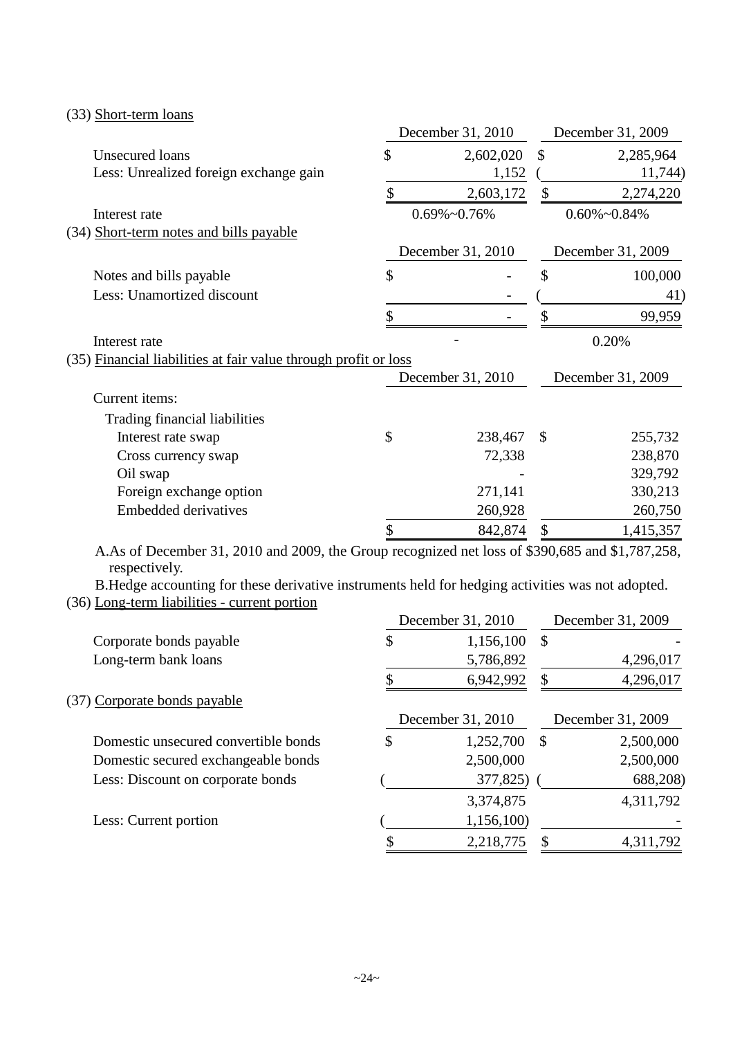(33) Short-term loans

| | December 31, 2010 | December 31, 2009 |
|---|---|---|
| Unsecured loans | $ 2,602,020 | $ 2,285,964 |
| Less: Unrealized foreign exchange gain | 1,152 | ( 11,744) |
| | $ 2,603,172 | $ 2,274,220 |
| Interest rate | 0.69%~0.76% | 0.60%~0.84% |

(34) Short-term notes and bills payable

| | December 31, 2010 | December 31, 2009 |
|---|---|---|
| Notes and bills payable | $ - | $ 100,000 |
| Less: Unamortized discount | - | ( 41) |
| | $ - | $ 99,959 |
| Interest rate | - | 0.20% |

(35) Financial liabilities at fair value through profit or loss

| | December 31, 2010 | December 31, 2009 |
|---|---|---|
| Current items: | | |
| Trading financial liabilities | | |
| Interest rate swap | $ 238,467 | $ 255,732 |
| Cross currency swap | 72,338 | 238,870 |
| Oil swap | - | 329,792 |
| Foreign exchange option | 271,141 | 330,213 |
| Embedded derivatives | 260,928 | 260,750 |
| | $ 842,874 | $ 1,415,357 |

A.As of December 31, 2010 and 2009, the Group recognized net loss of $390,685 and $1,787,258, respectively.

B.Hedge accounting for these derivative instruments held for hedging activities was not adopted.

(36) Long-term liabilities - current portion

| | December 31, 2010 | December 31, 2009 |
|---|---|---|
| Corporate bonds payable | $ 1,156,100 | $ - |
| Long-term bank loans | 5,786,892 | 4,296,017 |
| | $ 6,942,992 | $ 4,296,017 |

(37) Corporate bonds payable

| | December 31, 2010 | December 31, 2009 |
|---|---|---|
| Domestic unsecured convertible bonds | $ 1,252,700 | $ 2,500,000 |
| Domestic secured exchangeable bonds | 2,500,000 | 2,500,000 |
| Less: Discount on corporate bonds | ( 377,825) | ( 688,208) |
| | 3,374,875 | 4,311,792 |
| Less: Current portion | ( 1,156,100) | - |
| | $ 2,218,775 | $ 4,311,792 |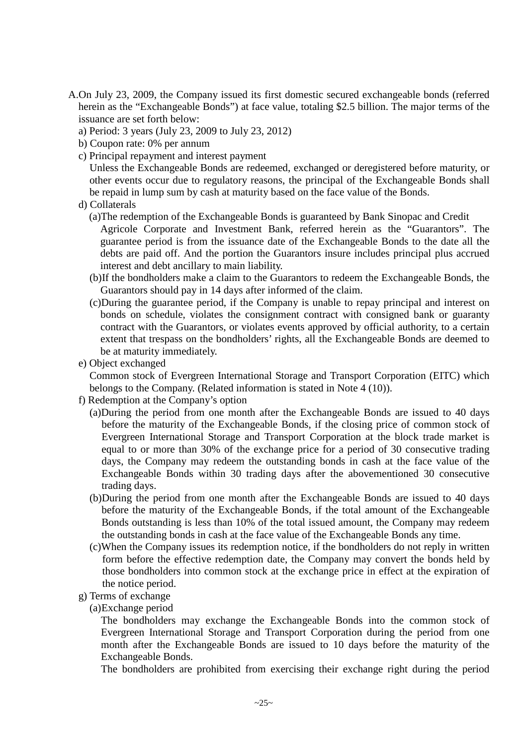A. On July 23, 2009, the Company issued its first domestic secured exchangeable bonds (referred herein as the "Exchangeable Bonds") at face value, totaling $2.5 billion. The major terms of the issuance are set forth below:

a) Period: 3 years (July 23, 2009 to July 23, 2012)

b) Coupon rate: 0% per annum

c) Principal repayment and interest payment

Unless the Exchangeable Bonds are redeemed, exchanged or deregistered before maturity, or other events occur due to regulatory reasons, the principal of the Exchangeable Bonds shall be repaid in lump sum by cash at maturity based on the face value of the Bonds.

d) Collaterals

(a) The redemption of the Exchangeable Bonds is guaranteed by Bank Sinopac and Credit Agricole Corporate and Investment Bank, referred herein as the "Guarantors". The guarantee period is from the issuance date of the Exchangeable Bonds to the date all the debts are paid off. And the portion the Guarantors insure includes principal plus accrued interest and debt ancillary to main liability.

(b) If the bondholders make a claim to the Guarantors to redeem the Exchangeable Bonds, the Guarantors should pay in 14 days after informed of the claim.

(c) During the guarantee period, if the Company is unable to repay principal and interest on bonds on schedule, violates the consignment contract with consigned bank or guaranty contract with the Guarantors, or violates events approved by official authority, to a certain extent that trespass on the bondholders' rights, all the Exchangeable Bonds are deemed to be at maturity immediately.

e) Object exchanged

Common stock of Evergreen International Storage and Transport Corporation (EITC) which belongs to the Company. (Related information is stated in Note 4 (10)).

f) Redemption at the Company's option

(a) During the period from one month after the Exchangeable Bonds are issued to 40 days before the maturity of the Exchangeable Bonds, if the closing price of common stock of Evergreen International Storage and Transport Corporation at the block trade market is equal to or more than 30% of the exchange price for a period of 30 consecutive trading days, the Company may redeem the outstanding bonds in cash at the face value of the Exchangeable Bonds within 30 trading days after the abovementioned 30 consecutive trading days.

(b) During the period from one month after the Exchangeable Bonds are issued to 40 days before the maturity of the Exchangeable Bonds, if the total amount of the Exchangeable Bonds outstanding is less than 10% of the total issued amount, the Company may redeem the outstanding bonds in cash at the face value of the Exchangeable Bonds any time.

(c) When the Company issues its redemption notice, if the bondholders do not reply in written form before the effective redemption date, the Company may convert the bonds held by those bondholders into common stock at the exchange price in effect at the expiration of the notice period.

g) Terms of exchange

(a) Exchange period

The bondholders may exchange the Exchangeable Bonds into the common stock of Evergreen International Storage and Transport Corporation during the period from one month after the Exchangeable Bonds are issued to 10 days before the maturity of the Exchangeable Bonds.

The bondholders are prohibited from exercising their exchange right during the period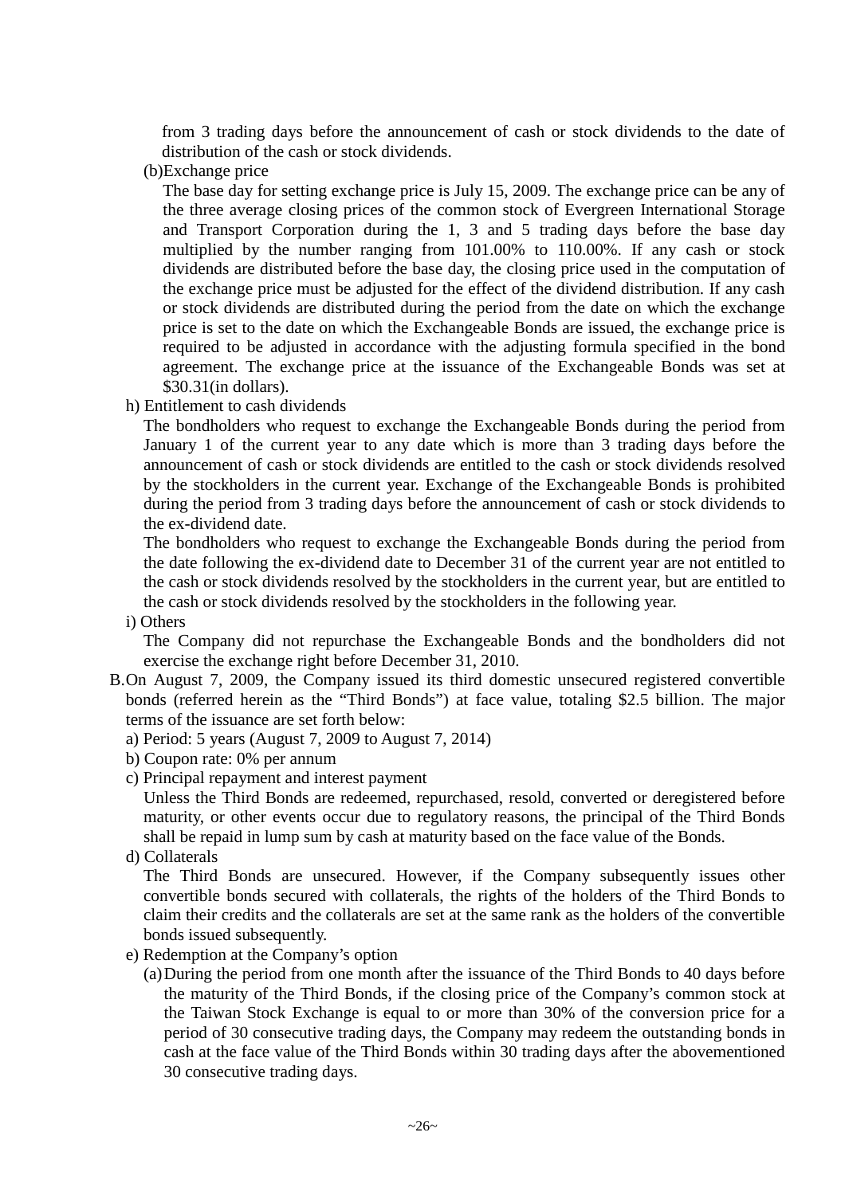from 3 trading days before the announcement of cash or stock dividends to the date of distribution of the cash or stock dividends.

(b)Exchange price

The base day for setting exchange price is July 15, 2009. The exchange price can be any of the three average closing prices of the common stock of Evergreen International Storage and Transport Corporation during the 1, 3 and 5 trading days before the base day multiplied by the number ranging from 101.00% to 110.00%. If any cash or stock dividends are distributed before the base day, the closing price used in the computation of the exchange price must be adjusted for the effect of the dividend distribution. If any cash or stock dividends are distributed during the period from the date on which the exchange price is set to the date on which the Exchangeable Bonds are issued, the exchange price is required to be adjusted in accordance with the adjusting formula specified in the bond agreement. The exchange price at the issuance of the Exchangeable Bonds was set at $30.31(in dollars).

h) Entitlement to cash dividends

The bondholders who request to exchange the Exchangeable Bonds during the period from January 1 of the current year to any date which is more than 3 trading days before the announcement of cash or stock dividends are entitled to the cash or stock dividends resolved by the stockholders in the current year. Exchange of the Exchangeable Bonds is prohibited during the period from 3 trading days before the announcement of cash or stock dividends to the ex-dividend date.

The bondholders who request to exchange the Exchangeable Bonds during the period from the date following the ex-dividend date to December 31 of the current year are not entitled to the cash or stock dividends resolved by the stockholders in the current year, but are entitled to the cash or stock dividends resolved by the stockholders in the following year.

i) Others

The Company did not repurchase the Exchangeable Bonds and the bondholders did not exercise the exchange right before December 31, 2010.

B.On August 7, 2009, the Company issued its third domestic unsecured registered convertible bonds (referred herein as the "Third Bonds") at face value, totaling $2.5 billion. The major terms of the issuance are set forth below:

a) Period: 5 years (August 7, 2009 to August 7, 2014)

b) Coupon rate: 0% per annum

c) Principal repayment and interest payment

Unless the Third Bonds are redeemed, repurchased, resold, converted or deregistered before maturity, or other events occur due to regulatory reasons, the principal of the Third Bonds shall be repaid in lump sum by cash at maturity based on the face value of the Bonds.

d) Collaterals

The Third Bonds are unsecured. However, if the Company subsequently issues other convertible bonds secured with collaterals, the rights of the holders of the Third Bonds to claim their credits and the collaterals are set at the same rank as the holders of the convertible bonds issued subsequently.

e) Redemption at the Company's option

(a) During the period from one month after the issuance of the Third Bonds to 40 days before the maturity of the Third Bonds, if the closing price of the Company's common stock at the Taiwan Stock Exchange is equal to or more than 30% of the conversion price for a period of 30 consecutive trading days, the Company may redeem the outstanding bonds in cash at the face value of the Third Bonds within 30 trading days after the abovementioned 30 consecutive trading days.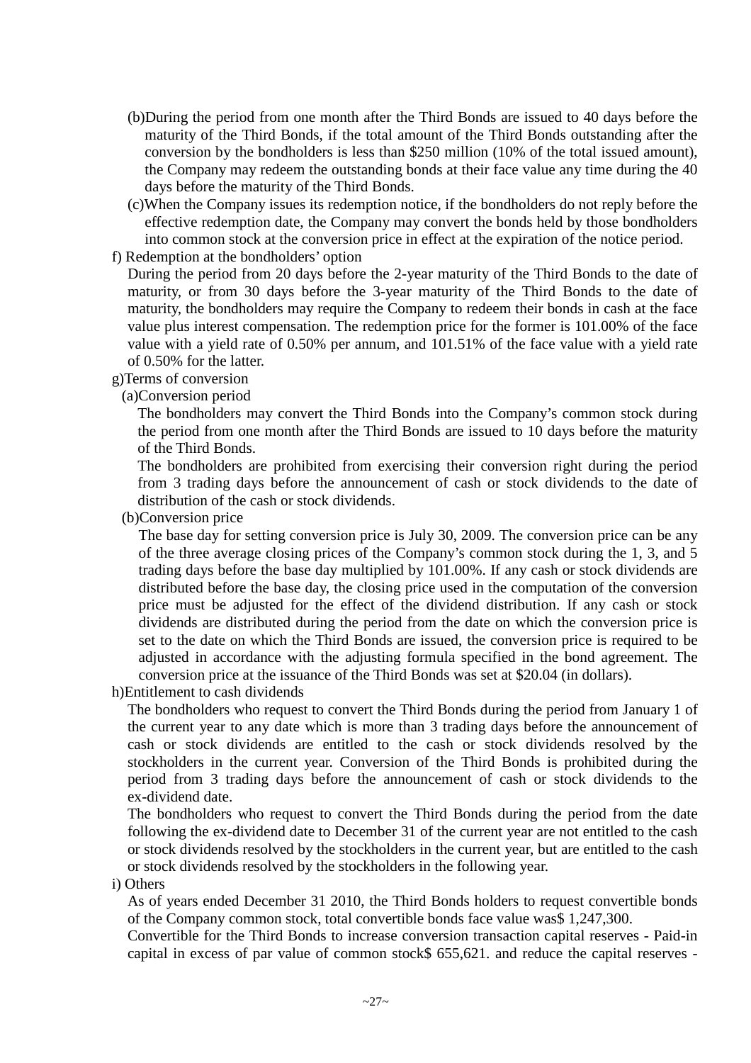(b)During the period from one month after the Third Bonds are issued to 40 days before the maturity of the Third Bonds, if the total amount of the Third Bonds outstanding after the conversion by the bondholders is less than $250 million (10% of the total issued amount), the Company may redeem the outstanding bonds at their face value any time during the 40 days before the maturity of the Third Bonds.

(c)When the Company issues its redemption notice, if the bondholders do not reply before the effective redemption date, the Company may convert the bonds held by those bondholders into common stock at the conversion price in effect at the expiration of the notice period.

f) Redemption at the bondholders' option

During the period from 20 days before the 2-year maturity of the Third Bonds to the date of maturity, or from 30 days before the 3-year maturity of the Third Bonds to the date of maturity, the bondholders may require the Company to redeem their bonds in cash at the face value plus interest compensation. The redemption price for the former is 101.00% of the face value with a yield rate of 0.50% per annum, and 101.51% of the face value with a yield rate of 0.50% for the latter.

g)Terms of conversion

(a)Conversion period

The bondholders may convert the Third Bonds into the Company's common stock during the period from one month after the Third Bonds are issued to 10 days before the maturity of the Third Bonds.

The bondholders are prohibited from exercising their conversion right during the period from 3 trading days before the announcement of cash or stock dividends to the date of distribution of the cash or stock dividends.

(b)Conversion price

The base day for setting conversion price is July 30, 2009. The conversion price can be any of the three average closing prices of the Company's common stock during the 1, 3, and 5 trading days before the base day multiplied by 101.00%. If any cash or stock dividends are distributed before the base day, the closing price used in the computation of the conversion price must be adjusted for the effect of the dividend distribution. If any cash or stock dividends are distributed during the period from the date on which the conversion price is set to the date on which the Third Bonds are issued, the conversion price is required to be adjusted in accordance with the adjusting formula specified in the bond agreement. The conversion price at the issuance of the Third Bonds was set at $20.04 (in dollars).

h)Entitlement to cash dividends

The bondholders who request to convert the Third Bonds during the period from January 1 of the current year to any date which is more than 3 trading days before the announcement of cash or stock dividends are entitled to the cash or stock dividends resolved by the stockholders in the current year. Conversion of the Third Bonds is prohibited during the period from 3 trading days before the announcement of cash or stock dividends to the ex-dividend date.

The bondholders who request to convert the Third Bonds during the period from the date following the ex-dividend date to December 31 of the current year are not entitled to the cash or stock dividends resolved by the stockholders in the current year, but are entitled to the cash or stock dividends resolved by the stockholders in the following year.

i) Others

As of years ended December 31 2010, the Third Bonds holders to request convertible bonds of the Company common stock, total convertible bonds face value was$ 1,247,300.

Convertible for the Third Bonds to increase conversion transaction capital reserves - Paid-in capital in excess of par value of common stock$ 655,621. and reduce the capital reserves -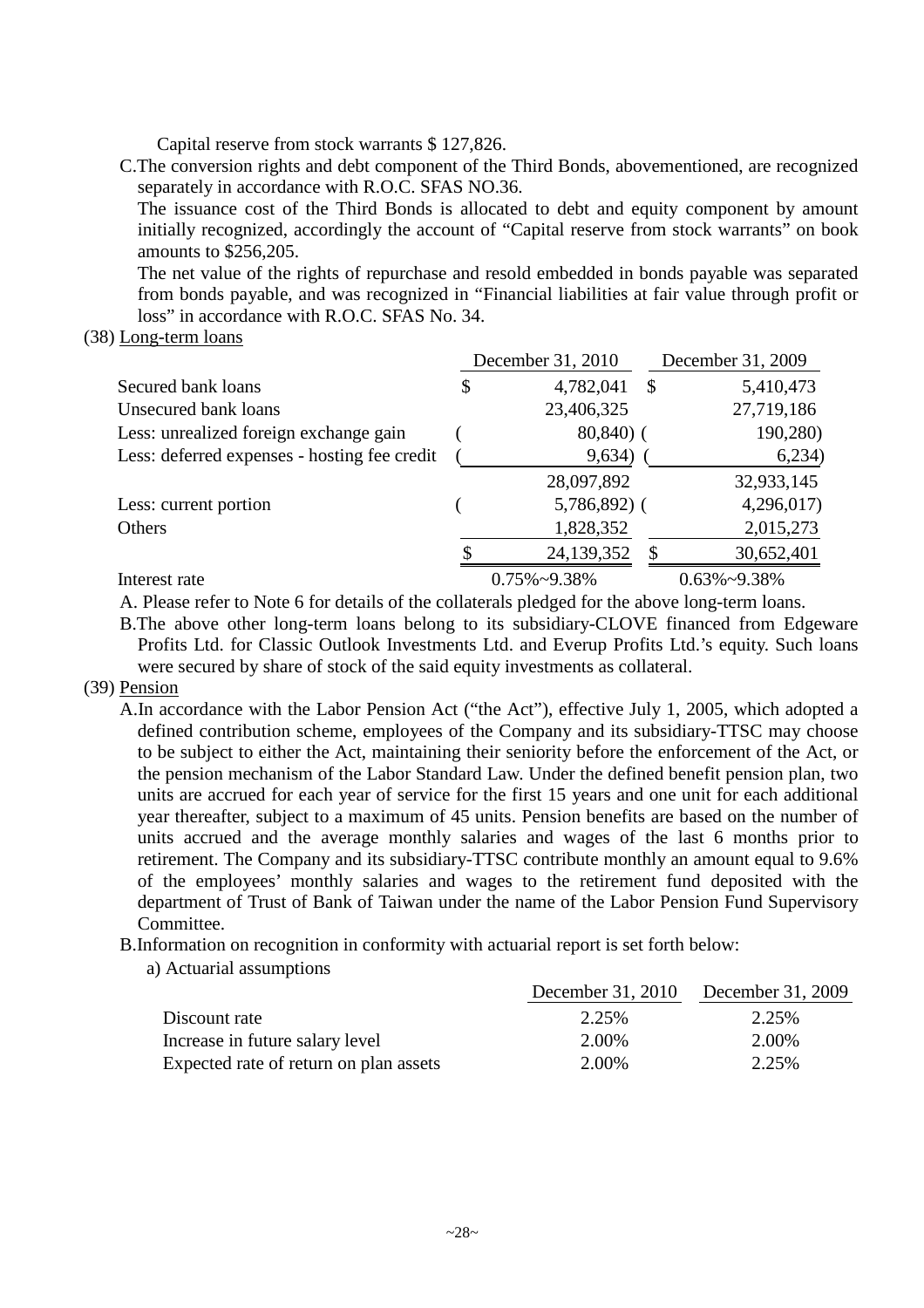Capital reserve from stock warrants $ 127,826.

C. The conversion rights and debt component of the Third Bonds, abovementioned, are recognized separately in accordance with R.O.C. SFAS NO.36.

The issuance cost of the Third Bonds is allocated to debt and equity component by amount initially recognized, accordingly the account of "Capital reserve from stock warrants" on book amounts to $256,205.

The net value of the rights of repurchase and resold embedded in bonds payable was separated from bonds payable, and was recognized in "Financial liabilities at fair value through profit or loss" in accordance with R.O.C. SFAS No. 34.

(38) Long-term loans

| | December 31, 2010 | December 31, 2009 |
|---|---|---|
| Secured bank loans | $ 4,782,041 | $ 5,410,473 |
| Unsecured bank loans | 23,406,325 | 27,719,186 |
| Less: unrealized foreign exchange gain | ( 80,840) | ( 190,280) |
| Less: deferred expenses - hosting fee credit | ( 9,634) | ( 6,234) |
| | 28,097,892 | 32,933,145 |
| Less: current portion | ( 5,786,892) | ( 4,296,017) |
| Others | 1,828,352 | 2,015,273 |
| | $ 24,139,352 | $ 30,652,401 |
| Interest rate | 0.75%~9.38% | 0.63%~9.38% |

A. Please refer to Note 6 for details of the collaterals pledged for the above long-term loans.

B. The above other long-term loans belong to its subsidiary-CLOVE financed from Edgeware Profits Ltd. for Classic Outlook Investments Ltd. and Everup Profits Ltd.'s equity. Such loans were secured by share of stock of the said equity investments as collateral.

(39) Pension

A. In accordance with the Labor Pension Act ("the Act"), effective July 1, 2005, which adopted a defined contribution scheme, employees of the Company and its subsidiary-TTSC may choose to be subject to either the Act, maintaining their seniority before the enforcement of the Act, or the pension mechanism of the Labor Standard Law. Under the defined benefit pension plan, two units are accrued for each year of service for the first 15 years and one unit for each additional year thereafter, subject to a maximum of 45 units. Pension benefits are based on the number of units accrued and the average monthly salaries and wages of the last 6 months prior to retirement. The Company and its subsidiary-TTSC contribute monthly an amount equal to 9.6% of the employees' monthly salaries and wages to the retirement fund deposited with the department of Trust of Bank of Taiwan under the name of the Labor Pension Fund Supervisory Committee.

B. Information on recognition in conformity with actuarial report is set forth below:

a) Actuarial assumptions

| | December 31, 2010 | December 31, 2009 |
|---|---|---|
| Discount rate | 2.25% | 2.25% |
| Increase in future salary level | 2.00% | 2.00% |
| Expected rate of return on plan assets | 2.00% | 2.25% |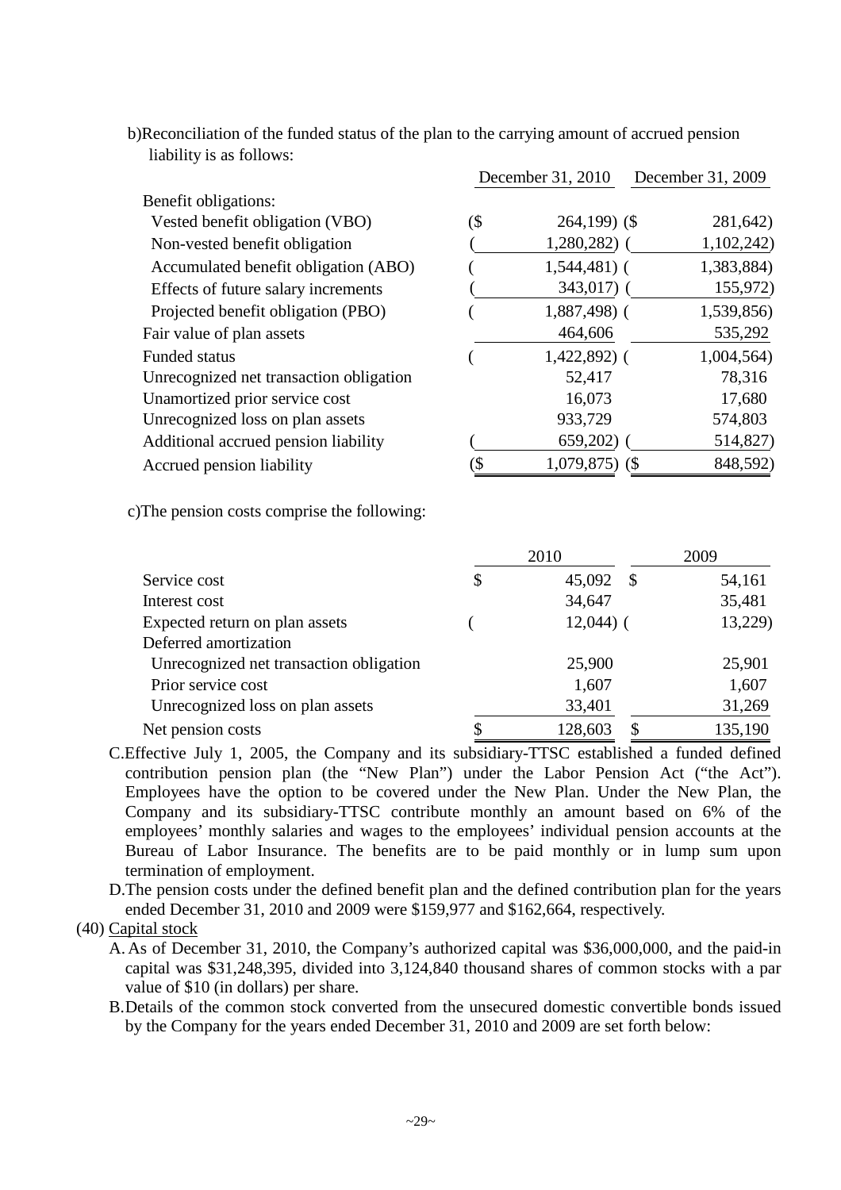b)Reconciliation of the funded status of the plan to the carrying amount of accrued pension liability is as follows:

| | December 31, 2010 | December 31, 2009 |
|---|---|---|
| Benefit obligations: | | |
| Vested benefit obligation (VBO) | ($ 264,199) | ($ 281,642) |
| Non-vested benefit obligation | ( 1,280,282) | ( 1,102,242) |
| Accumulated benefit obligation (ABO) | ( 1,544,481) | ( 1,383,884) |
| Effects of future salary increments | ( 343,017) | ( 155,972) |
| Projected benefit obligation (PBO) | ( 1,887,498) | ( 1,539,856) |
| Fair value of plan assets | 464,606 | 535,292 |
| Funded status | ( 1,422,892) | ( 1,004,564) |
| Unrecognized net transaction obligation | 52,417 | 78,316 |
| Unamortized prior service cost | 16,073 | 17,680 |
| Unrecognized loss on plan assets | 933,729 | 574,803 |
| Additional accrued pension liability | ( 659,202) | ( 514,827) |
| Accrued pension liability | ($ 1,079,875) | ($ 848,592) |

c)The pension costs comprise the following:

| | 2010 | 2009 |
|---|---|---|
| Service cost | $ 45,092 | $ 54,161 |
| Interest cost | 34,647 | 35,481 |
| Expected return on plan assets | ( 12,044) | ( 13,229) |
| Deferred amortization | | |
| Unrecognized net transaction obligation | 25,900 | 25,901 |
| Prior service cost | 1,607 | 1,607 |
| Unrecognized loss on plan assets | 33,401 | 31,269 |
| Net pension costs | $ 128,603 | $ 135,190 |

C.Effective July 1, 2005, the Company and its subsidiary-TTSC established a funded defined contribution pension plan (the "New Plan") under the Labor Pension Act ("the Act"). Employees have the option to be covered under the New Plan. Under the New Plan, the Company and its subsidiary-TTSC contribute monthly an amount based on 6% of the employees' monthly salaries and wages to the employees' individual pension accounts at the Bureau of Labor Insurance. The benefits are to be paid monthly or in lump sum upon termination of employment.

D.The pension costs under the defined benefit plan and the defined contribution plan for the years ended December 31, 2010 and 2009 were $159,977 and $162,664, respectively.

(40) Capital stock

A. As of December 31, 2010, the Company's authorized capital was $36,000,000, and the paid-in capital was $31,248,395, divided into 3,124,840 thousand shares of common stocks with a par value of $10 (in dollars) per share.

B.Details of the common stock converted from the unsecured domestic convertible bonds issued by the Company for the years ended December 31, 2010 and 2009 are set forth below: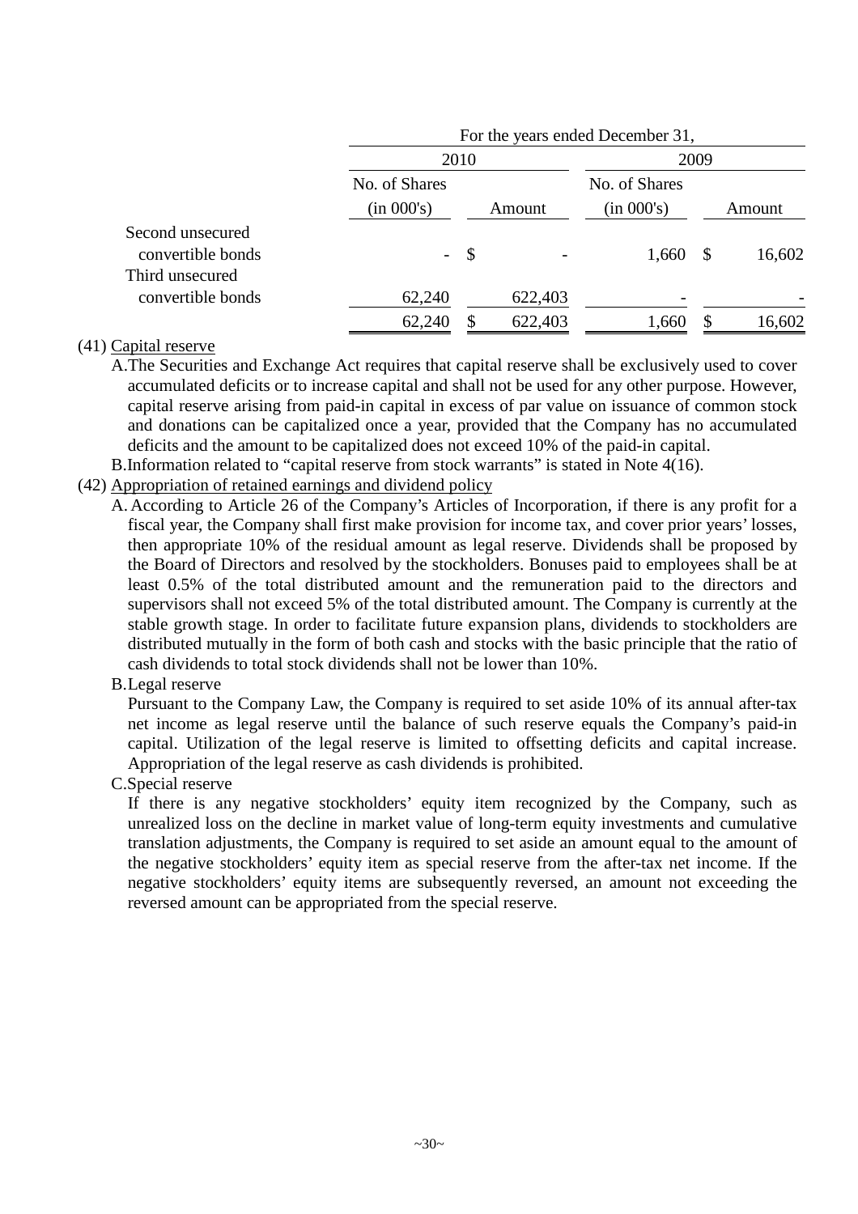| | For the years ended December 31, | | | |
|---|---|---|---|---|
| | 2010 | | 2009 | |
| | No. of Shares (in 000's) | Amount | No. of Shares (in 000's) | Amount |
| Second unsecured convertible bonds | - | $ - | 1,660 | $ 16,602 |
| Third unsecured convertible bonds | 62,240 | 622,403 | - | - |
| | 62,240 | $ 622,403 | 1,660 | $ 16,602 |

(41) Capital reserve

A. The Securities and Exchange Act requires that capital reserve shall be exclusively used to cover accumulated deficits or to increase capital and shall not be used for any other purpose. However, capital reserve arising from paid-in capital in excess of par value on issuance of common stock and donations can be capitalized once a year, provided that the Company has no accumulated deficits and the amount to be capitalized does not exceed 10% of the paid-in capital.

B. Information related to "capital reserve from stock warrants" is stated in Note 4(16).

(42) Appropriation of retained earnings and dividend policy

A. According to Article 26 of the Company's Articles of Incorporation, if there is any profit for a fiscal year, the Company shall first make provision for income tax, and cover prior years' losses, then appropriate 10% of the residual amount as legal reserve. Dividends shall be proposed by the Board of Directors and resolved by the stockholders. Bonuses paid to employees shall be at least 0.5% of the total distributed amount and the remuneration paid to the directors and supervisors shall not exceed 5% of the total distributed amount. The Company is currently at the stable growth stage. In order to facilitate future expansion plans, dividends to stockholders are distributed mutually in the form of both cash and stocks with the basic principle that the ratio of cash dividends to total stock dividends shall not be lower than 10%.

B. Legal reserve

Pursuant to the Company Law, the Company is required to set aside 10% of its annual after-tax net income as legal reserve until the balance of such reserve equals the Company's paid-in capital. Utilization of the legal reserve is limited to offsetting deficits and capital increase. Appropriation of the legal reserve as cash dividends is prohibited.

C. Special reserve

If there is any negative stockholders' equity item recognized by the Company, such as unrealized loss on the decline in market value of long-term equity investments and cumulative translation adjustments, the Company is required to set aside an amount equal to the amount of the negative stockholders' equity item as special reserve from the after-tax net income. If the negative stockholders' equity items are subsequently reversed, an amount not exceeding the reversed amount can be appropriated from the special reserve.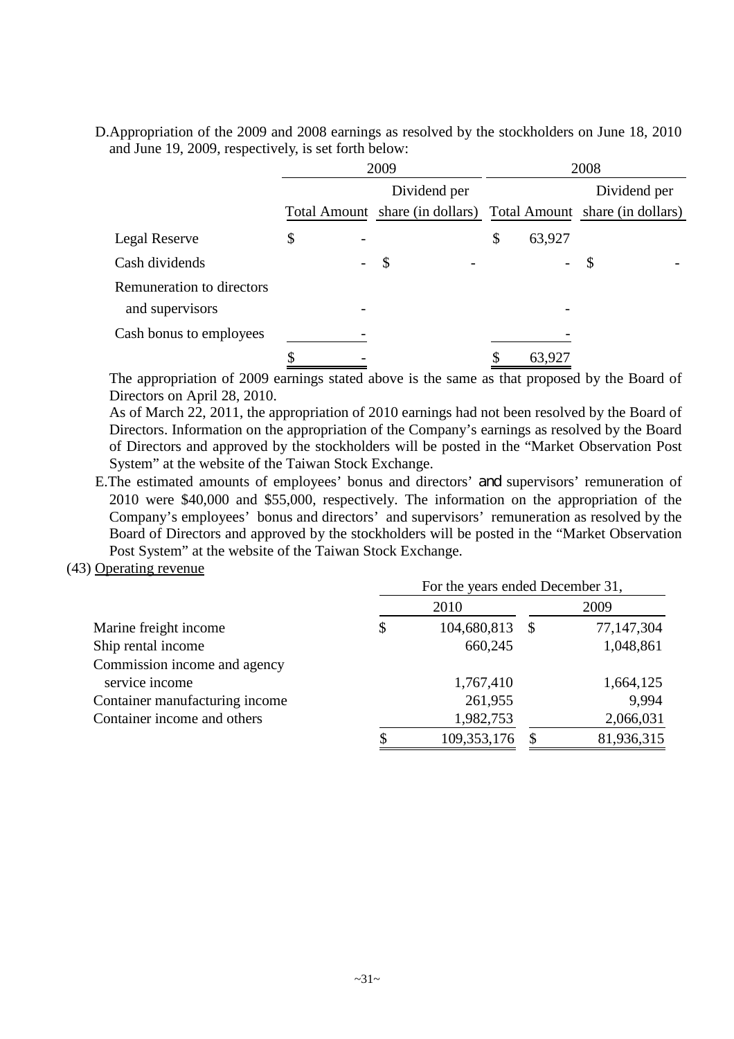D. Appropriation of the 2009 and 2008 earnings as resolved by the stockholders on June 18, 2010 and June 19, 2009, respectively, is set forth below:

| | 2009 | | 2008 | |
|---|---|---|---|---|
| | Total Amount | Dividend per share (in dollars) | Total Amount | Dividend per share (in dollars) |
| Legal Reserve | $ - | | $ 63,927 | |
| Cash dividends | - | $ - | - | $ - |
| Remuneration to directors and supervisors | - | | - | |
| Cash bonus to employees | - | | - | |
| | $ - | | $ 63,927 | |

The appropriation of 2009 earnings stated above is the same as that proposed by the Board of Directors on April 28, 2010.

As of March 22, 2011, the appropriation of 2010 earnings had not been resolved by the Board of Directors. Information on the appropriation of the Company's earnings as resolved by the Board of Directors and approved by the stockholders will be posted in the "Market Observation Post System" at the website of the Taiwan Stock Exchange.

E. The estimated amounts of employees' bonus and directors' and supervisors' remuneration of 2010 were $40,000 and $55,000, respectively. The information on the appropriation of the Company's employees' bonus and directors' and supervisors' remuneration as resolved by the Board of Directors and approved by the stockholders will be posted in the "Market Observation Post System" at the website of the Taiwan Stock Exchange.

(43) Operating revenue

| | For the years ended December 31, | |
|---|---|---|
| | 2010 | 2009 |
| Marine freight income | $ 104,680,813 | $ 77,147,304 |
| Ship rental income | 660,245 | 1,048,861 |
| Commission income and agency service income | 1,767,410 | 1,664,125 |
| Container manufacturing income | 261,955 | 9,994 |
| Container income and others | 1,982,753 | 2,066,031 |
| | $ 109,353,176 | $ 81,936,315 |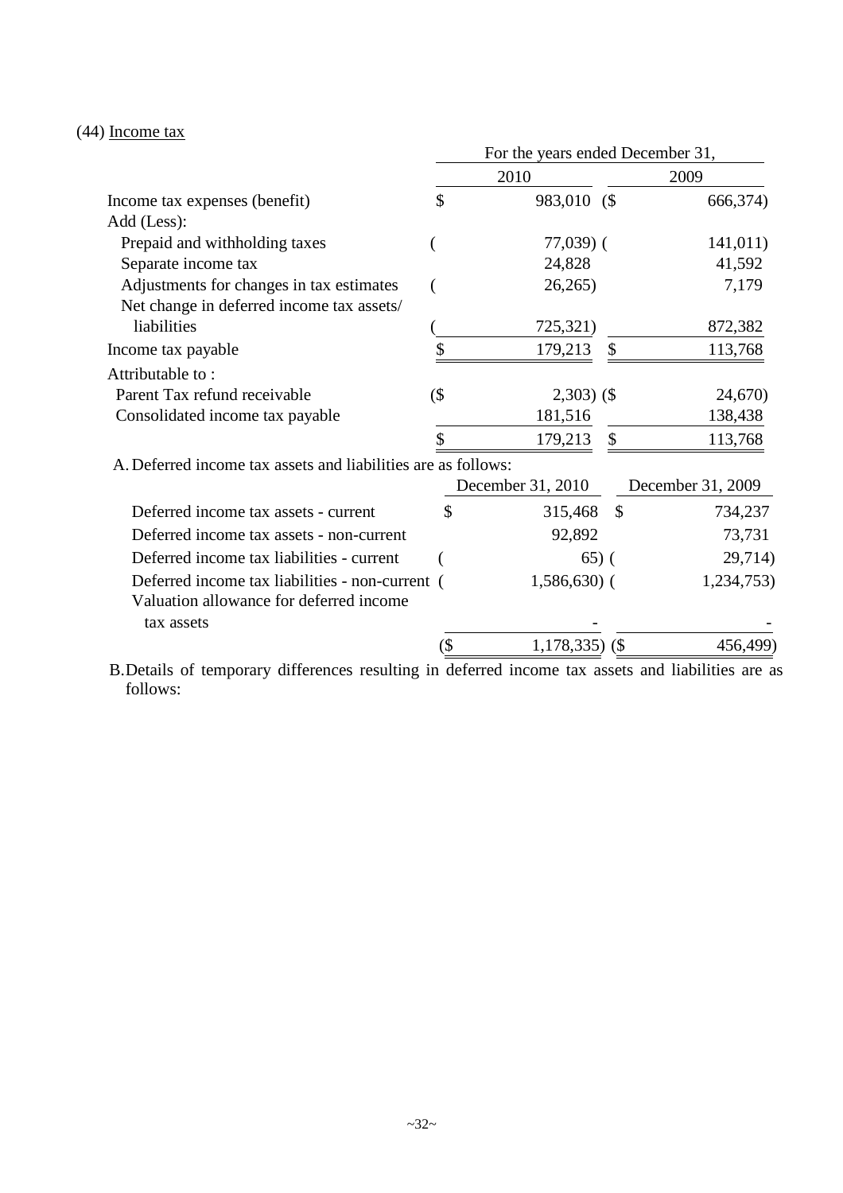(44) Income tax

| | For the years ended December 31, | |
|---|---|---|
| | 2010 | 2009 |
| Income tax expenses (benefit) | $ 983,010 | ($ 666,374) |
| Add (Less): | | |
| Prepaid and withholding taxes | ( 77,039) | ( 141,011) |
| Separate income tax | 24,828 | 41,592 |
| Adjustments for changes in tax estimates | ( 26,265) | 7,179 |
| Net change in deferred income tax assets/ liabilities | ( 725,321) | 872,382 |
| Income tax payable | $ 179,213 | $ 113,768 |
| Attributable to : | | |
| Parent Tax refund receivable | ($ 2,303) | ($ 24,670) |
| Consolidated income tax payable | 181,516 | 138,438 |
| | $ 179,213 | $ 113,768 |

A. Deferred income tax assets and liabilities are as follows:

| | December 31, 2010 | December 31, 2009 |
|---|---|---|
| Deferred income tax assets - current | $ 315,468 | $ 734,237 |
| Deferred income tax assets - non-current | 92,892 | 73,731 |
| Deferred income tax liabilities - current | ( 65) | ( 29,714) |
| Deferred income tax liabilities - non-current | ( 1,586,630) | ( 1,234,753) |
| Valuation allowance for deferred income tax assets | - | - |
| | ($ 1,178,335) | ($ 456,499) |

B. Details of temporary differences resulting in deferred income tax assets and liabilities are as follows: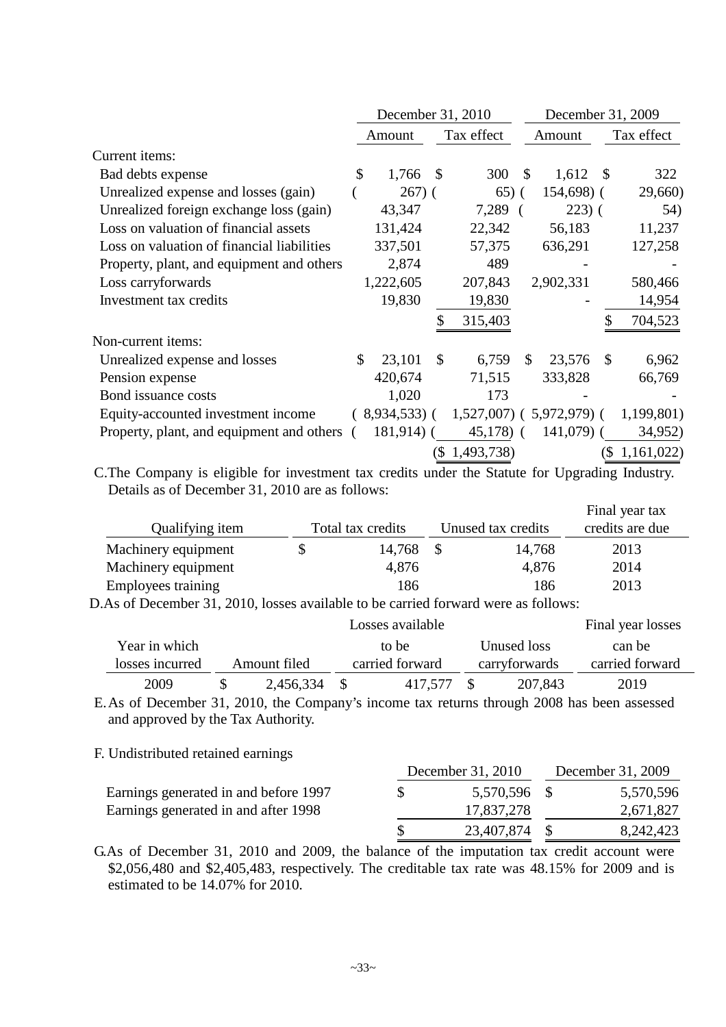| | December 31, 2010 | | December 31, 2009 | |
|---|---|---|---|---|
| | Amount | Tax effect | Amount | Tax effect |
| Current items: | | | | |
| Bad debts expense | $ 1,766 | $ 300 | $ 1,612 | $ 322 |
| Unrealized expense and losses (gain) | ( 267) | ( 65) | ( 154,698) | ( 29,660) |
| Unrealized foreign exchange loss (gain) | 43,347 | 7,289 | ( 223) | ( 54) |
| Loss on valuation of financial assets | 131,424 | 22,342 | 56,183 | 11,237 |
| Loss on valuation of financial liabilities | 337,501 | 57,375 | 636,291 | 127,258 |
| Property, plant, and equipment and others | 2,874 | 489 | - | - |
| Loss carryforwards | 1,222,605 | 207,843 | 2,902,331 | 580,466 |
| Investment tax credits | 19,830 | 19,830 | - | 14,954 |
| | | $ 315,403 | | $ 704,523 |
| Non-current items: | | | | |
| Unrealized expense and losses | $ 23,101 | $ 6,759 | $ 23,576 | $ 6,962 |
| Pension expense | 420,674 | 71,515 | 333,828 | 66,769 |
| Bond issuance costs | 1,020 | 173 | - | - |
| Equity-accounted investment income | ( 8,934,533) | ( 1,527,007) | ( 5,972,979) | ( 1,199,801) |
| Property, plant, and equipment and others | ( 181,914) | ( 45,178) | ( 141,079) | ( 34,952) |
| | | ($ 1,493,738) | | ($ 1,161,022) |

C. The Company is eligible for investment tax credits under the Statute for Upgrading Industry. Details as of December 31, 2010 are as follows:

| Qualifying item | Total tax credits | Unused tax credits | Final year tax credits are due |
|---|---|---|---|
| Machinery equipment | $ 14,768 | $ 14,768 | 2013 |
| Machinery equipment | 4,876 | 4,876 | 2014 |
| Employees training | 186 | 186 | 2013 |

D. As of December 31, 2010, losses available to be carried forward were as follows:

| Year in which losses incurred | Amount filed | Losses available to be carried forward | Unused loss carryforwards | Final year losses can be carried forward |
|---|---|---|---|---|
| 2009 | $ 2,456,334 | $ 417,577 | $ 207,843 | 2019 |

E. As of December 31, 2010, the Company's income tax returns through 2008 has been assessed and approved by the Tax Authority.

F. Undistributed retained earnings

| | December 31, 2010 | December 31, 2009 |
|---|---|---|
| Earnings generated in and before 1997 | $ 5,570,596 | $ 5,570,596 |
| Earnings generated in and after 1998 | 17,837,278 | 2,671,827 |
| | $ 23,407,874 | $ 8,242,423 |

G. As of December 31, 2010 and 2009, the balance of the imputation tax credit account were $2,056,480 and $2,405,483, respectively. The creditable tax rate was 48.15% for 2009 and is estimated to be 14.07% for 2010.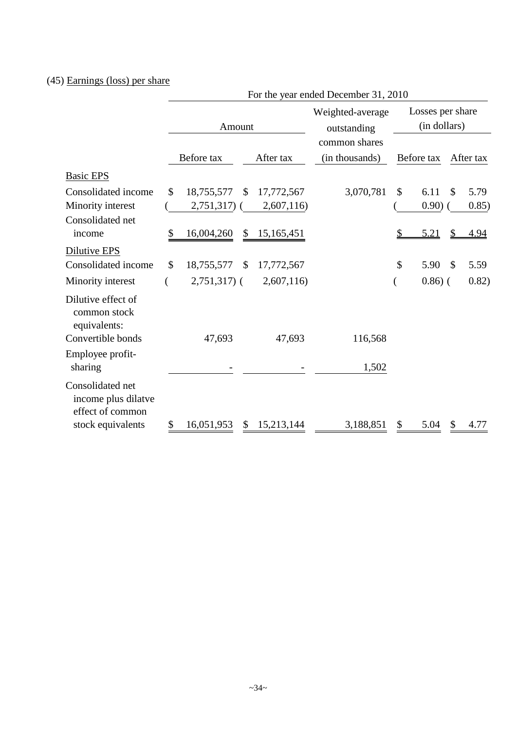(45) Earnings (loss) per share

| | For the year ended December 31, 2010 | | | | |
|---|---|---|---|---|---|
| | Amount | | Weighted-average outstanding common shares (in thousands) | Losses per share (in dollars) | |
| | Before tax | After tax | | Before tax | After tax |
| Basic EPS | | | | | |
| Consolidated income | $ 18,755,577 | $ 17,772,567 | 3,070,781 | $ 6.11 | $ 5.79 |
| Minority interest | ( 2,751,317) | ( 2,607,116) | | ( 0.90) | ( 0.85) |
| Consolidated net income | $ 16,004,260 | $ 15,165,451 | | $ 5.21 | $ 4.94 |
| Dilutive EPS | | | | | |
| Consolidated income | $ 18,755,577 | $ 17,772,567 | | $ 5.90 | $ 5.59 |
| Minority interest | ( 2,751,317) | ( 2,607,116) | | ( 0.86) | ( 0.82) |
| Dilutive effect of common stock equivalents: | | | | | |
| Convertible bonds | 47,693 | 47,693 | 116,568 | | |
| Employee profit-sharing | - | - | 1,502 | | |
| Consolidated net income plus dilatve effect of common stock equivalents | $ 16,051,953 | $ 15,213,144 | 3,188,851 | $ 5.04 | $ 4.77 |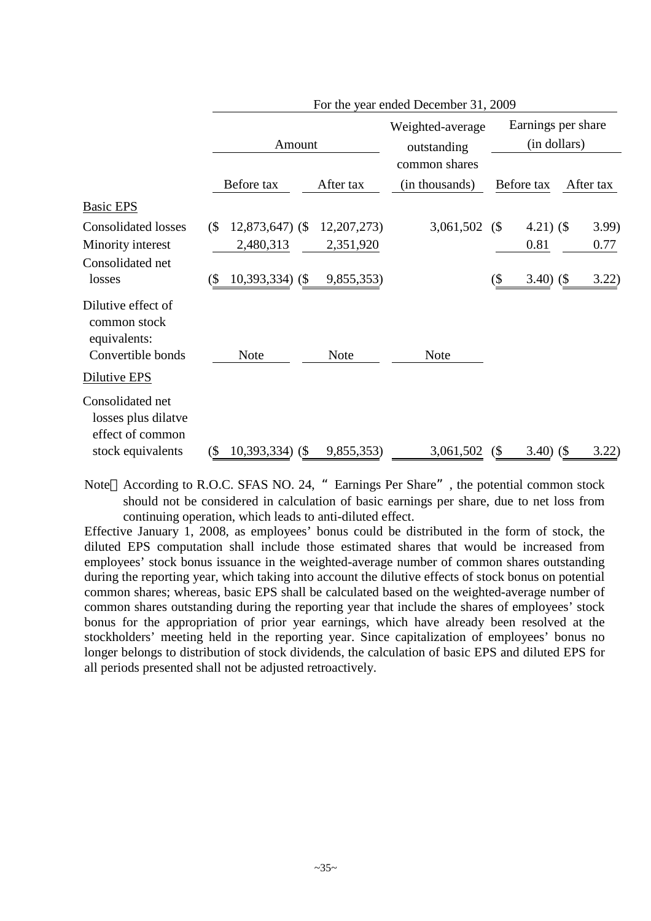| | For the year ended December 31, 2009 | | | | |
|---|---|---|---|---|---|
| | Amount | | Weighted-average outstanding common shares | Earnings per share (in dollars) | |
| | Before tax | After tax | (in thousands) | Before tax | After tax |
| Basic EPS | | | | | |
| Consolidated losses | ($ 12,873,647) | ($ 12,207,273) | 3,061,502 | ($ 4.21) | ($ 3.99) |
| Minority interest | 2,480,313 | 2,351,920 | | 0.81 | 0.77 |
| Consolidated net losses | ($ 10,393,334) | ($ 9,855,353) | | ($ 3.40) | ($ 3.22) |
| Dilutive effect of common stock equivalents: Convertible bonds | Note | Note | Note | | |
| Dilutive EPS | | | | | |
| Consolidated net losses plus dilatve effect of common stock equivalents | ($ 10,393,334) | ($ 9,855,353) | 3,061,502 | ($ 3.40) | ($ 3.22) |

Note：According to R.O.C. SFAS NO. 24, "Earnings Per Share", the potential common stock should not be considered in calculation of basic earnings per share, due to net loss from continuing operation, which leads to anti-diluted effect.

Effective January 1, 2008, as employees' bonus could be distributed in the form of stock, the diluted EPS computation shall include those estimated shares that would be increased from employees' stock bonus issuance in the weighted-average number of common shares outstanding during the reporting year, which taking into account the dilutive effects of stock bonus on potential common shares; whereas, basic EPS shall be calculated based on the weighted-average number of common shares outstanding during the reporting year that include the shares of employees' stock bonus for the appropriation of prior year earnings, which have already been resolved at the stockholders' meeting held in the reporting year. Since capitalization of employees' bonus no longer belongs to distribution of stock dividends, the calculation of basic EPS and diluted EPS for all periods presented shall not be adjusted retroactively.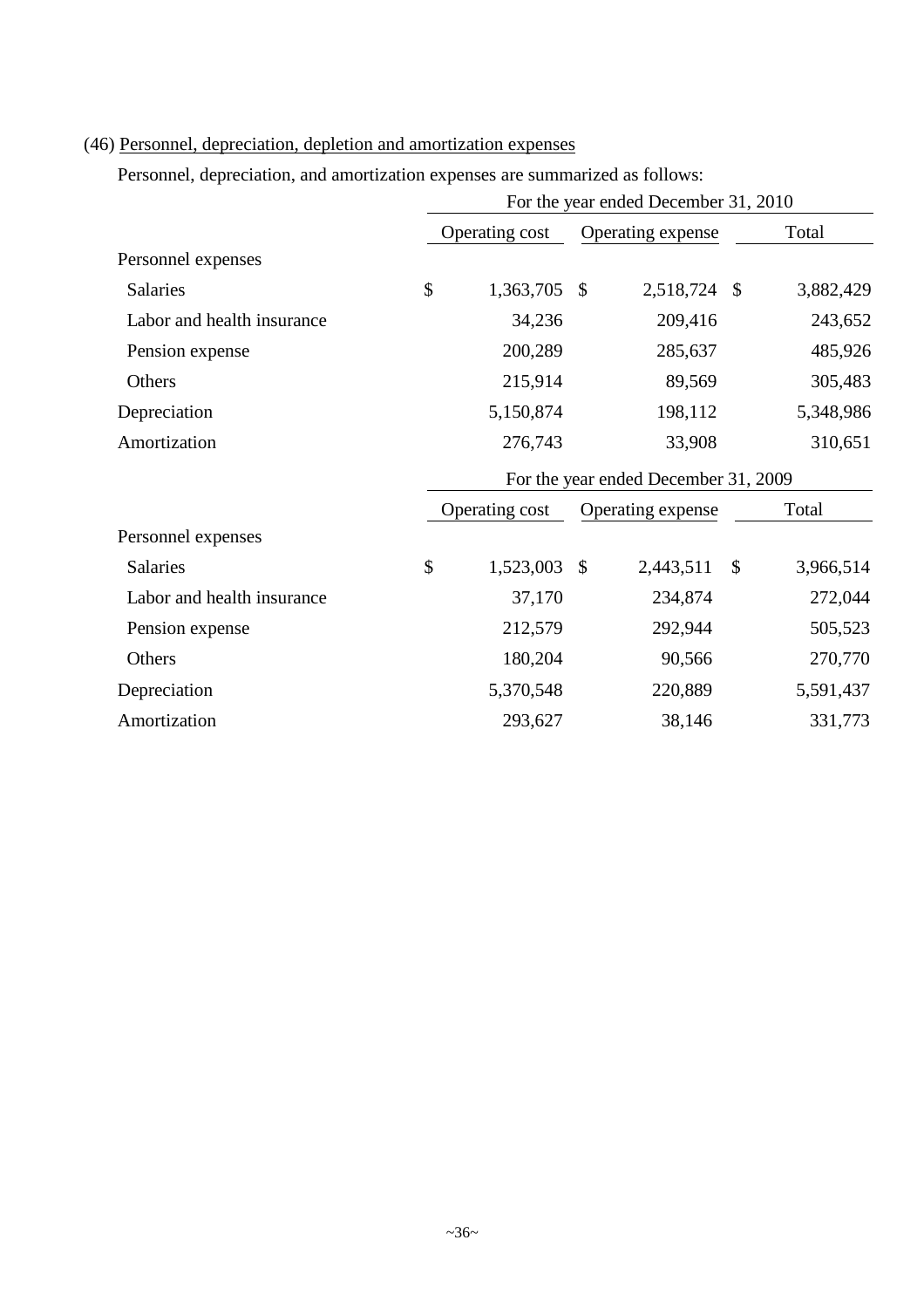(46) Personnel, depreciation, depletion and amortization expenses

Personnel, depreciation, and amortization expenses are summarized as follows:

| | For the year ended December 31, 2010 | | |
|---|---|---|---|
| | Operating cost | Operating expense | Total |
| Personnel expenses | | | |
| Salaries | $ 1,363,705 | $ 2,518,724 | $ 3,882,429 |
| Labor and health insurance | 34,236 | 209,416 | 243,652 |
| Pension expense | 200,289 | 285,637 | 485,926 |
| Others | 215,914 | 89,569 | 305,483 |
| Depreciation | 5,150,874 | 198,112 | 5,348,986 |
| Amortization | 276,743 | 33,908 | 310,651 |

| | For the year ended December 31, 2009 | | |
|---|---|---|---|
| | Operating cost | Operating expense | Total |
| Personnel expenses | | | |
| Salaries | $ 1,523,003 | $ 2,443,511 | $ 3,966,514 |
| Labor and health insurance | 37,170 | 234,874 | 272,044 |
| Pension expense | 212,579 | 292,944 | 505,523 |
| Others | 180,204 | 90,566 | 270,770 |
| Depreciation | 5,370,548 | 220,889 | 5,591,437 |
| Amortization | 293,627 | 38,146 | 331,773 |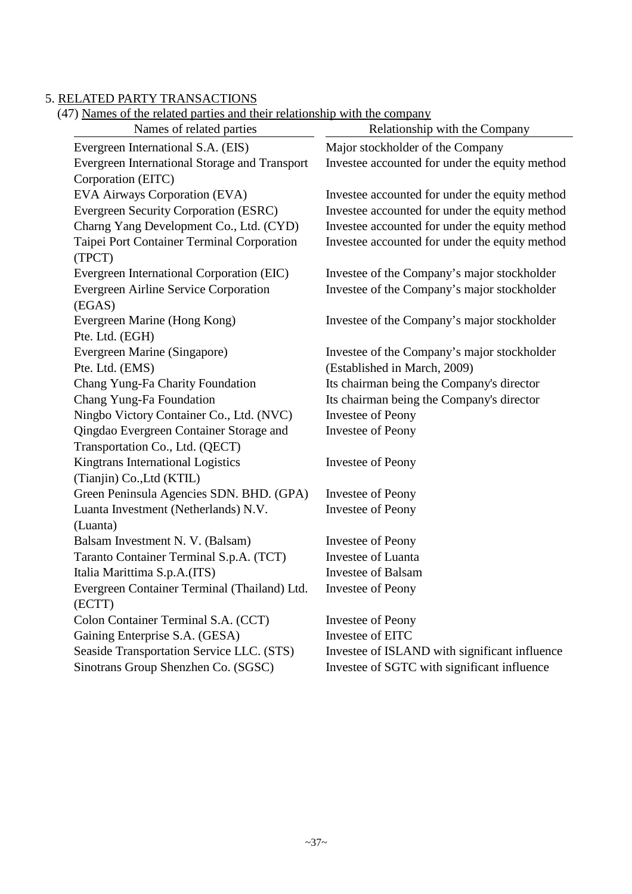## 5. RELATED PARTY TRANSACTIONS

### (47) Names of the related parties and their relationship with the company

| Names of related parties | Relationship with the Company |
| --- | --- |
| Evergreen International S.A. (EIS) | Major stockholder of the Company |
| Evergreen International Storage and Transport Corporation (EITC) | Investee accounted for under the equity method |
| EVA Airways Corporation (EVA) | Investee accounted for under the equity method |
| Evergreen Security Corporation (ESRC) | Investee accounted for under the equity method |
| Charng Yang Development Co., Ltd. (CYD) | Investee accounted for under the equity method |
| Taipei Port Container Terminal Corporation (TPCT) | Investee accounted for under the equity method |
| Evergreen International Corporation (EIC) | Investee of the Company's major stockholder |
| Evergreen Airline Service Corporation (EGAS) | Investee of the Company's major stockholder |
| Evergreen Marine (Hong Kong) Pte. Ltd. (EGH) | Investee of the Company's major stockholder |
| Evergreen Marine (Singapore) Pte. Ltd. (EMS) | Investee of the Company's major stockholder (Established in March, 2009) |
| Chang Yung-Fa Charity Foundation | Its chairman being the Company's director |
| Chang Yung-Fa Foundation | Its chairman being the Company's director |
| Ningbo Victory Container Co., Ltd. (NVC) | Investee of Peony |
| Qingdao Evergreen Container Storage and Transportation Co., Ltd. (QECT) | Investee of Peony |
| Kingtrans International Logistics (Tianjin) Co.,Ltd (KTIL) | Investee of Peony |
| Green Peninsula Agencies SDN. BHD. (GPA) | Investee of Peony |
| Luanta Investment (Netherlands) N.V. (Luanta) | Investee of Peony |
| Balsam Investment N. V. (Balsam) | Investee of Peony |
| Taranto Container Terminal S.p.A. (TCT) | Investee of Luanta |
| Italia Marittima S.p.A.(ITS) | Investee of Balsam |
| Evergreen Container Terminal (Thailand) Ltd. (ECTT) | Investee of Peony |
| Colon Container Terminal S.A. (CCT) | Investee of Peony |
| Gaining Enterprise S.A. (GESA) | Investee of EITC |
| Seaside Transportation Service LLC. (STS) | Investee of ISLAND with significant influence |
| Sinotrans Group Shenzhen Co. (SGSC) | Investee of SGTC with significant influence |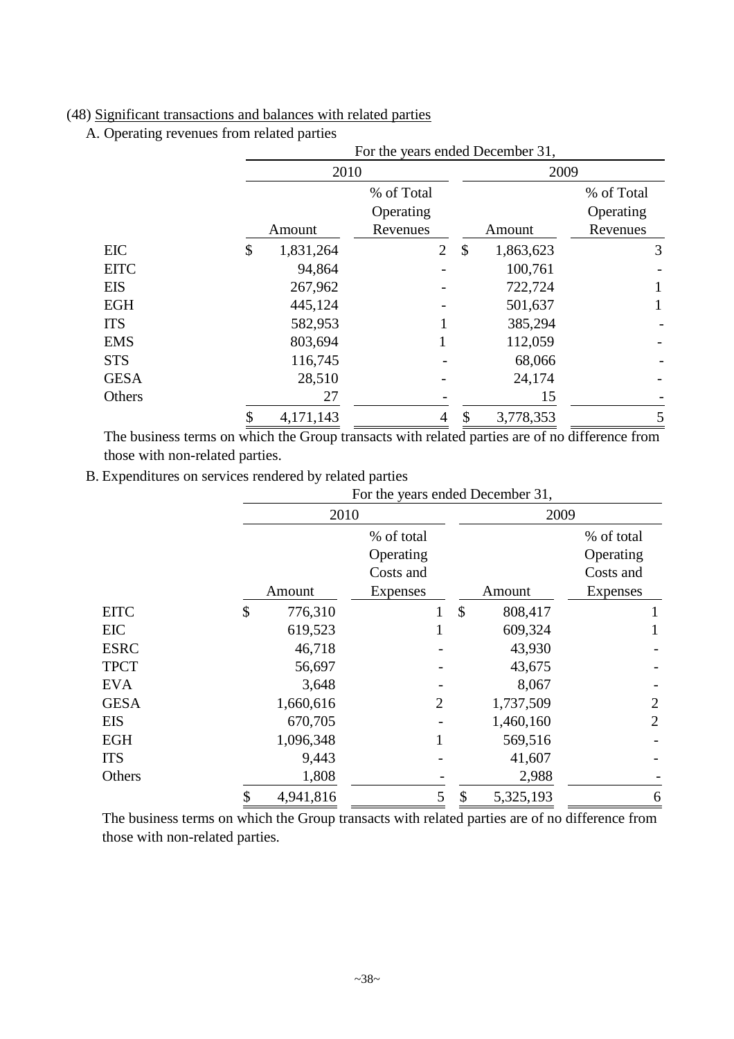(48) Significant transactions and balances with related parties

A. Operating revenues from related parties

| | For the years ended December 31, | | | |
|---|---|---|---|---|
| | 2010 | | 2009 | |
| | Amount | % of Total Operating Revenues | Amount | % of Total Operating Revenues |
| EIC | $ 1,831,264 | 2 | $ 1,863,623 | 3 |
| EITC | 94,864 | - | 100,761 | - |
| EIS | 267,962 | - | 722,724 | 1 |
| EGH | 445,124 | - | 501,637 | 1 |
| ITS | 582,953 | 1 | 385,294 | - |
| EMS | 803,694 | 1 | 112,059 | - |
| STS | 116,745 | - | 68,066 | - |
| GESA | 28,510 | - | 24,174 | - |
| Others | 27 | - | 15 | - |
| | $ 4,171,143 | 4 | $ 3,778,353 | 5 |

The business terms on which the Group transacts with related parties are of no difference from those with non-related parties.

B. Expenditures on services rendered by related parties

| | For the years ended December 31, | | | |
|---|---|---|---|---|
| | 2010 | | 2009 | |
| | Amount | % of total Operating Costs and Expenses | Amount | % of total Operating Costs and Expenses |
| EITC | $ 776,310 | 1 | $ 808,417 | 1 |
| EIC | 619,523 | 1 | 609,324 | 1 |
| ESRC | 46,718 | - | 43,930 | - |
| TPCT | 56,697 | - | 43,675 | - |
| EVA | 3,648 | - | 8,067 | - |
| GESA | 1,660,616 | 2 | 1,737,509 | 2 |
| EIS | 670,705 | - | 1,460,160 | 2 |
| EGH | 1,096,348 | 1 | 569,516 | - |
| ITS | 9,443 | - | 41,607 | - |
| Others | 1,808 | - | 2,988 | - |
| | $ 4,941,816 | 5 | $ 5,325,193 | 6 |

The business terms on which the Group transacts with related parties are of no difference from those with non-related parties.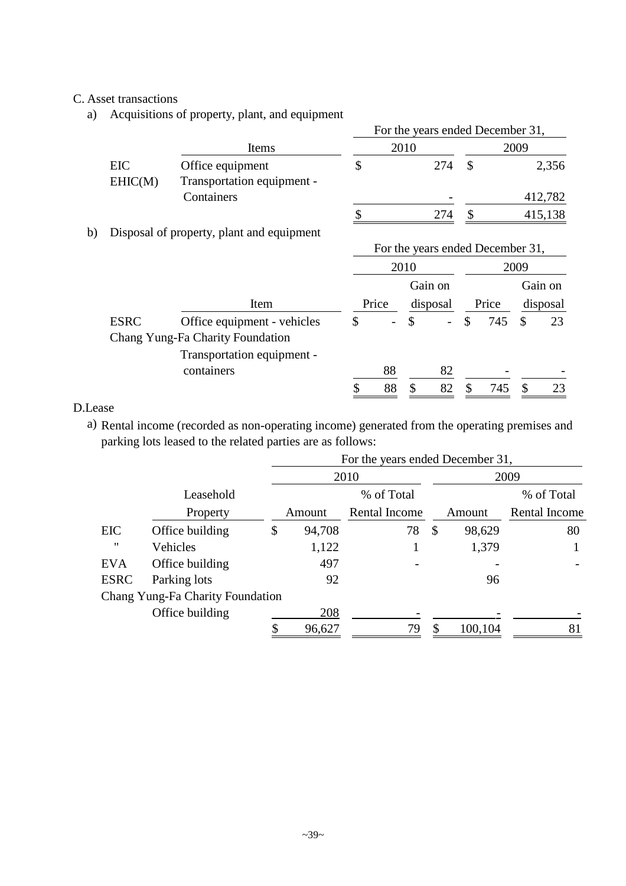C. Asset transactions

a) Acquisitions of property, plant, and equipment

| | Items | For the years ended December 31, 2010 | 2009 |
|---|---|---|---|
| EIC | Office equipment | $ 274 | $ 2,356 |
| EHIC(M) | Transportation equipment - Containers | - | 412,782 |
| | | $ 274 | $ 415,138 |

b) Disposal of property, plant and equipment

| | Item | 2010 Price | 2010 Gain on disposal | 2009 Price | 2009 Gain on disposal |
|---|---|---|---|---|---|
| ESRC | Office equipment - vehicles | $ - | $ - | $ 745 | $ 23 |
| Chang Yung-Fa Charity Foundation | Transportation equipment - containers | 88 | 82 | - | - |
| | | $ 88 | $ 82 | $ 745 | $ 23 |

D.Lease

a) Rental income (recorded as non-operating income) generated from the operating premises and parking lots leased to the related parties are as follows:

| | Leasehold Property | 2010 Amount | 2010 % of Total Rental Income | 2009 Amount | 2009 % of Total Rental Income |
|---|---|---|---|---|---|
| EIC | Office building | $ 94,708 | 78 | $ 98,629 | 80 |
| " | Vehicles | 1,122 | 1 | 1,379 | 1 |
| EVA | Office building | 497 | - | - | - |
| ESRC | Parking lots | 92 | | 96 | |
| Chang Yung-Fa Charity Foundation | Office building | 208 | - | - | - |
| | | $ 96,627 | 79 | $ 100,104 | 81 |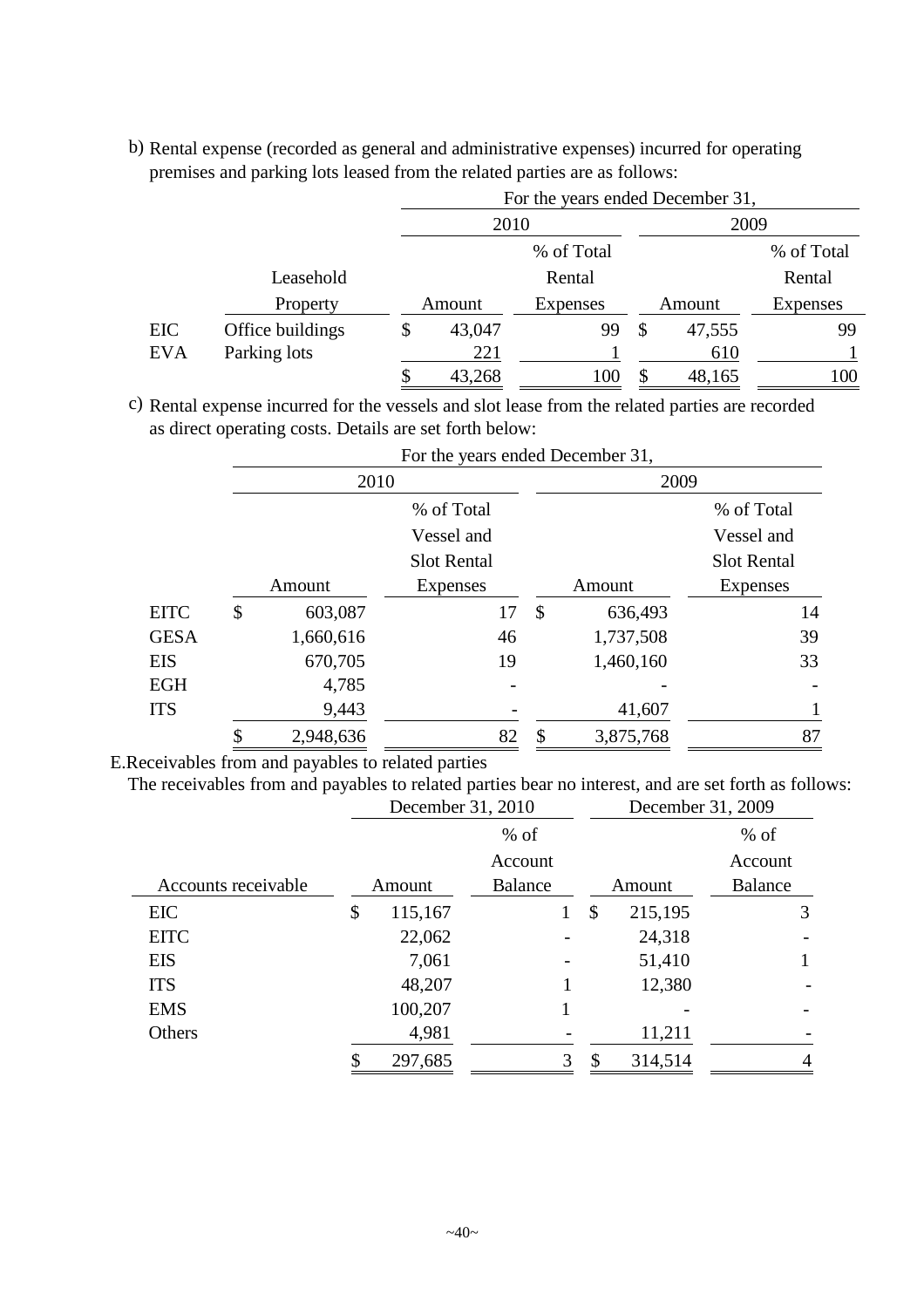b) Rental expense (recorded as general and administrative expenses) incurred for operating premises and parking lots leased from the related parties are as follows:

| | Leasehold Property | 2010 Amount | 2010 % of Total Rental Expenses | 2009 Amount | 2009 % of Total Rental Expenses |
|---|---|---|---|---|---|
| EIC | Office buildings | $ 43,047 | 99 | $ 47,555 | 99 |
| EVA | Parking lots | 221 | 1 | 610 | 1 |
| | | $ 43,268 | 100 | $ 48,165 | 100 |

c) Rental expense incurred for the vessels and slot lease from the related parties are recorded as direct operating costs. Details are set forth below:

| | 2010 Amount | 2010 % of Total Vessel and Slot Rental Expenses | 2009 Amount | 2009 % of Total Vessel and Slot Rental Expenses |
|---|---|---|---|---|
| EITC | $ 603,087 | 17 | $ 636,493 | 14 |
| GESA | 1,660,616 | 46 | 1,737,508 | 39 |
| EIS | 670,705 | 19 | 1,460,160 | 33 |
| EGH | 4,785 | - | - | - |
| ITS | 9,443 | - | 41,607 | 1 |
| | $ 2,948,636 | 82 | $ 3,875,768 | 87 |

E.Receivables from and payables to related parties

The receivables from and payables to related parties bear no interest, and are set forth as follows:

| Accounts receivable | December 31, 2010 Amount | December 31, 2010 % of Account Balance | December 31, 2009 Amount | December 31, 2009 % of Account Balance |
|---|---|---|---|---|
| EIC | $ 115,167 | 1 | $ 215,195 | 3 |
| EITC | 22,062 | - | 24,318 | - |
| EIS | 7,061 | - | 51,410 | 1 |
| ITS | 48,207 | 1 | 12,380 | - |
| EMS | 100,207 | 1 | - | - |
| Others | 4,981 | - | 11,211 | - |
| | $ 297,685 | 3 | $ 314,514 | 4 |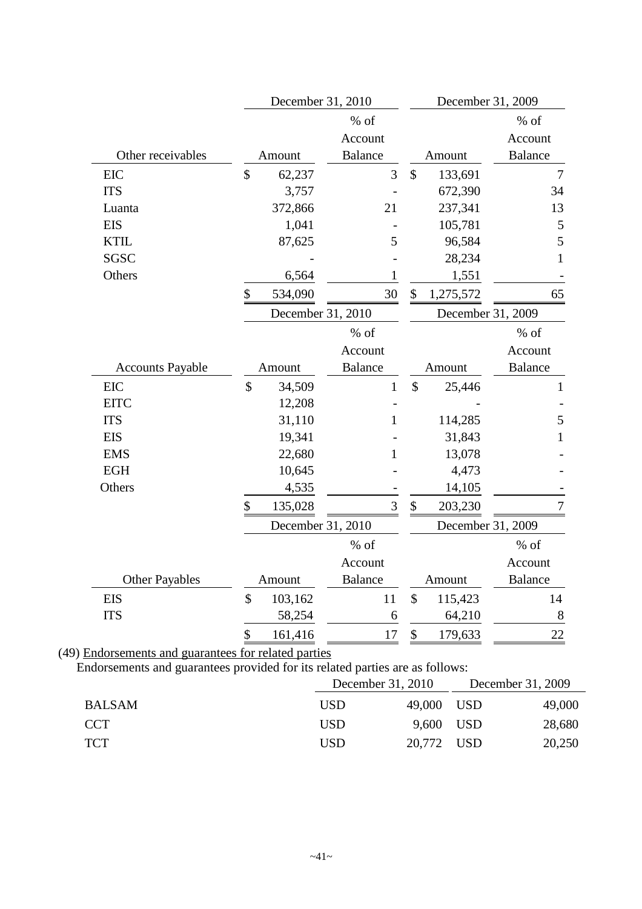| Other receivables | December 31, 2010 Amount | December 31, 2010 % of Account Balance | December 31, 2009 Amount | December 31, 2009 % of Account Balance |
|---|---|---|---|---|
| EIC | $ 62,237 | 3 | $ 133,691 | 7 |
| ITS | 3,757 | - | 672,390 | 34 |
| Luanta | 372,866 | 21 | 237,341 | 13 |
| EIS | 1,041 | - | 105,781 | 5 |
| KTIL | 87,625 | 5 | 96,584 | 5 |
| SGSC | - | - | 28,234 | 1 |
| Others | 6,564 | 1 | 1,551 | - |
| | $ 534,090 | 30 | $ 1,275,572 | 65 |

| Accounts Payable | December 31, 2010 Amount | December 31, 2010 % of Account Balance | December 31, 2009 Amount | December 31, 2009 % of Account Balance |
|---|---|---|---|---|
| EIC | $ 34,509 | 1 | $ 25,446 | 1 |
| EITC | 12,208 | - | - | - |
| ITS | 31,110 | 1 | 114,285 | 5 |
| EIS | 19,341 | - | 31,843 | 1 |
| EMS | 22,680 | 1 | 13,078 | - |
| EGH | 10,645 | - | 4,473 | - |
| Others | 4,535 | - | 14,105 | - |
| | $ 135,028 | 3 | $ 203,230 | 7 |

| Other Payables | December 31, 2010 Amount | December 31, 2010 % of Account Balance | December 31, 2009 Amount | December 31, 2009 % of Account Balance |
|---|---|---|---|---|
| EIS | $ 103,162 | 11 | $ 115,423 | 14 |
| ITS | 58,254 | 6 | 64,210 | 8 |
| | $ 161,416 | 17 | $ 179,633 | 22 |

(49) Endorsements and guarantees for related parties

Endorsements and guarantees provided for its related parties are as follows:

| | December 31, 2010 | December 31, 2009 |
|---|---|---|
| BALSAM | USD 49,000 | USD 49,000 |
| CCT | USD 9,600 | USD 28,680 |
| TCT | USD 20,772 | USD 20,250 |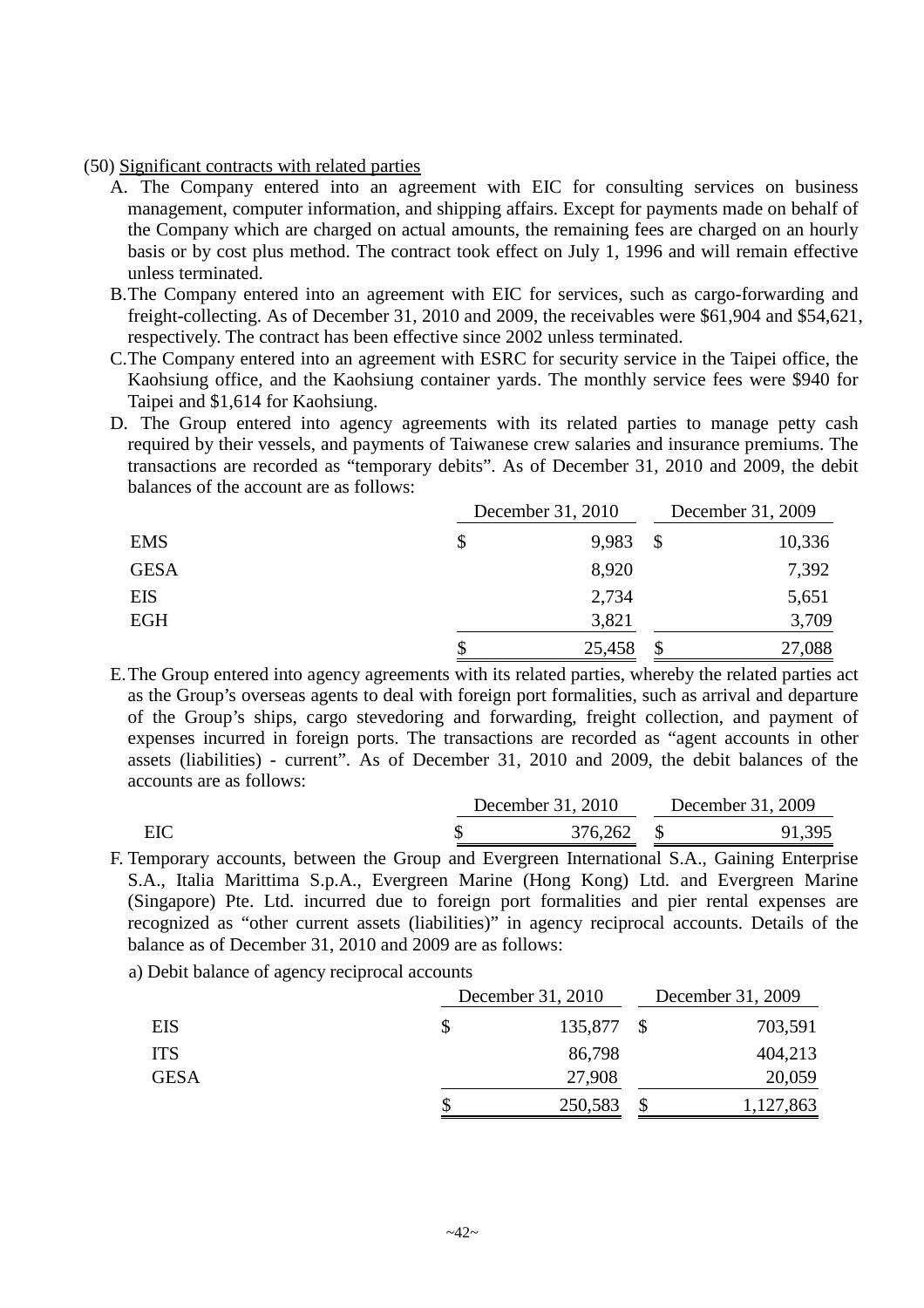(50) Significant contracts with related parties

A. The Company entered into an agreement with EIC for consulting services on business management, computer information, and shipping affairs. Except for payments made on behalf of the Company which are charged on actual amounts, the remaining fees are charged on an hourly basis or by cost plus method. The contract took effect on July 1, 1996 and will remain effective unless terminated.

B. The Company entered into an agreement with EIC for services, such as cargo-forwarding and freight-collecting. As of December 31, 2010 and 2009, the receivables were $61,904 and $54,621, respectively. The contract has been effective since 2002 unless terminated.

C. The Company entered into an agreement with ESRC for security service in the Taipei office, the Kaohsiung office, and the Kaohsiung container yards. The monthly service fees were $940 for Taipei and $1,614 for Kaohsiung.

D. The Group entered into agency agreements with its related parties to manage petty cash required by their vessels, and payments of Taiwanese crew salaries and insurance premiums. The transactions are recorded as "temporary debits". As of December 31, 2010 and 2009, the debit balances of the account are as follows:

| | December 31, 2010 | December 31, 2009 |
|---|---|---|
| EMS | $ 9,983 | $ 10,336 |
| GESA | 8,920 | 7,392 |
| EIS | 2,734 | 5,651 |
| EGH | 3,821 | 3,709 |
| | $ 25,458 | $ 27,088 |

E. The Group entered into agency agreements with its related parties, whereby the related parties act as the Group's overseas agents to deal with foreign port formalities, such as arrival and departure of the Group's ships, cargo stevedoring and forwarding, freight collection, and payment of expenses incurred in foreign ports. The transactions are recorded as "agent accounts in other assets (liabilities) - current". As of December 31, 2010 and 2009, the debit balances of the accounts are as follows:

| | December 31, 2010 | December 31, 2009 |
|---|---|---|
| EIC | $ 376,262 | $ 91,395 |

F. Temporary accounts, between the Group and Evergreen International S.A., Gaining Enterprise S.A., Italia Marittima S.p.A., Evergreen Marine (Hong Kong) Ltd. and Evergreen Marine (Singapore) Pte. Ltd. incurred due to foreign port formalities and pier rental expenses are recognized as "other current assets (liabilities)" in agency reciprocal accounts. Details of the balance as of December 31, 2010 and 2009 are as follows:

a) Debit balance of agency reciprocal accounts

| | December 31, 2010 | December 31, 2009 |
|---|---|---|
| EIS | $ 135,877 | $ 703,591 |
| ITS | 86,798 | 404,213 |
| GESA | 27,908 | 20,059 |
| | $ 250,583 | $ 1,127,863 |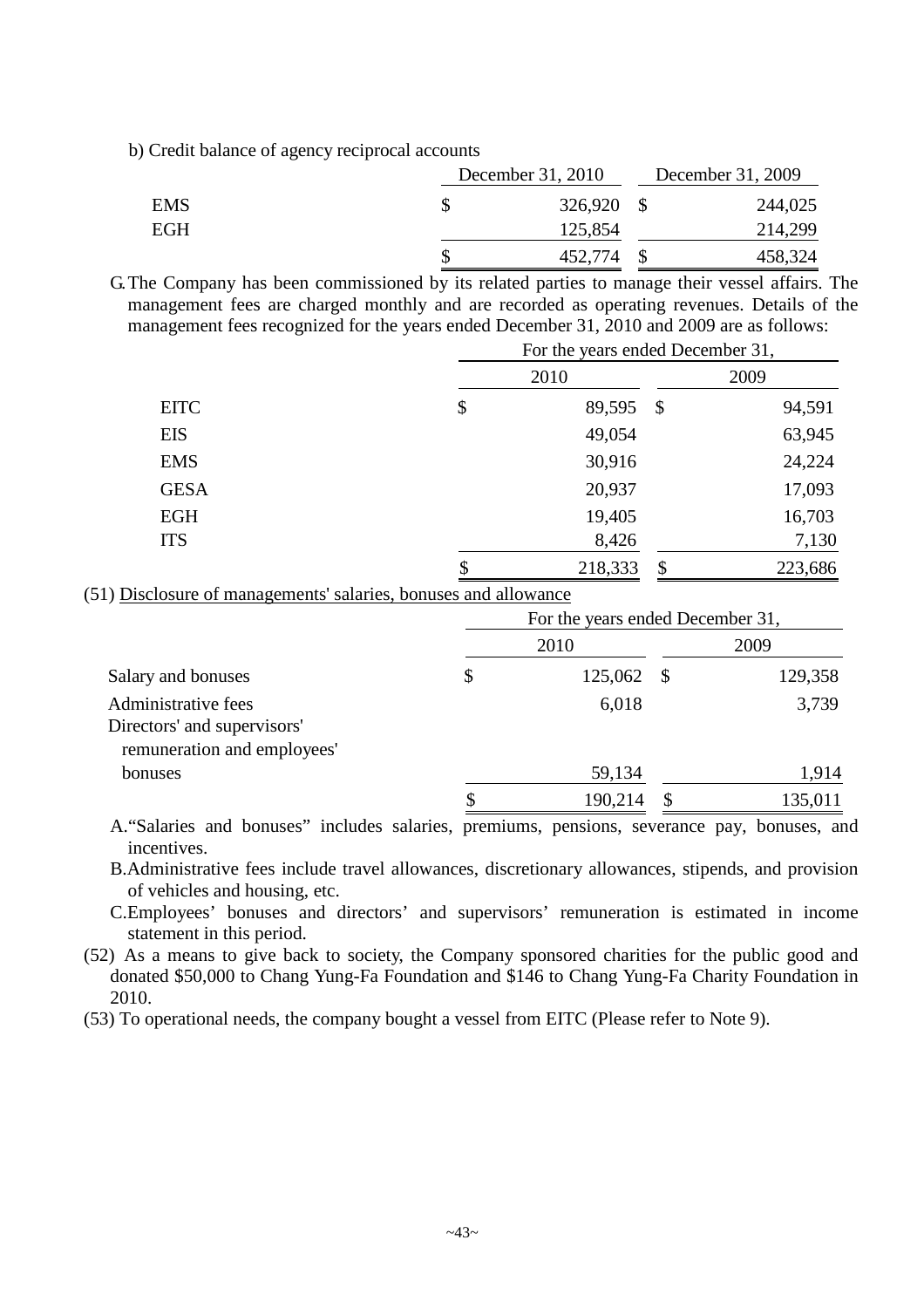b) Credit balance of agency reciprocal accounts

| | December 31, 2010 | December 31, 2009 |
|---|---|---|
| EMS | $ 326,920 | $ 244,025 |
| EGH | 125,854 | 214,299 |
| | $ 452,774 | $ 458,324 |

G. The Company has been commissioned by its related parties to manage their vessel affairs. The management fees are charged monthly and are recorded as operating revenues. Details of the management fees recognized for the years ended December 31, 2010 and 2009 are as follows:

| | For the years ended December 31, | |
|---|---|---|
| | 2010 | 2009 |
| EITC | $ 89,595 | $ 94,591 |
| EIS | 49,054 | 63,945 |
| EMS | 30,916 | 24,224 |
| GESA | 20,937 | 17,093 |
| EGH | 19,405 | 16,703 |
| ITS | 8,426 | 7,130 |
| | $ 218,333 | $ 223,686 |

(51) Disclosure of managements' salaries, bonuses and allowance

| | For the years ended December 31, | |
|---|---|---|
| | 2010 | 2009 |
| Salary and bonuses | $ 125,062 | $ 129,358 |
| Administrative fees | 6,018 | 3,739 |
| Directors' and supervisors' remuneration and employees' bonuses | 59,134 | 1,914 |
| | $ 190,214 | $ 135,011 |

A. "Salaries and bonuses" includes salaries, premiums, pensions, severance pay, bonuses, and incentives.

B. Administrative fees include travel allowances, discretionary allowances, stipends, and provision of vehicles and housing, etc.

C. Employees' bonuses and directors' and supervisors' remuneration is estimated in income statement in this period.

(52) As a means to give back to society, the Company sponsored charities for the public good and donated $50,000 to Chang Yung-Fa Foundation and $146 to Chang Yung-Fa Charity Foundation in 2010.

(53) To operational needs, the company bought a vessel from EITC (Please refer to Note 9).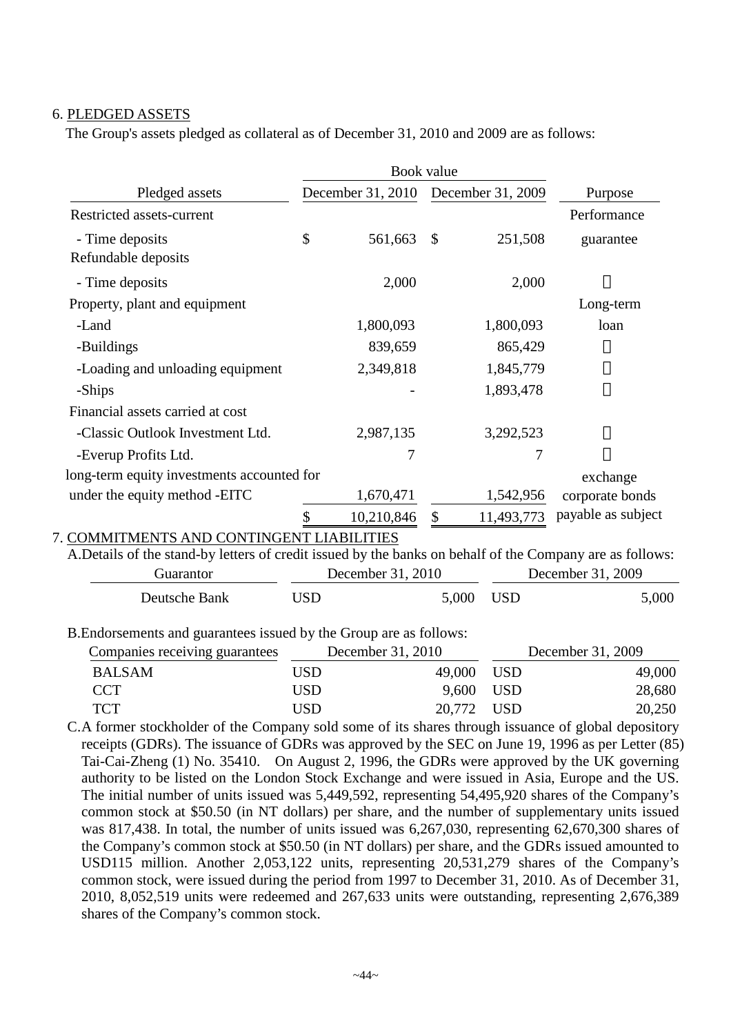6. PLEDGED ASSETS

The Group's assets pledged as collateral as of December 31, 2010 and 2009 are as follows:

| Pledged assets | Book value | | Purpose |
|---|---|---|---|
| | December 31, 2010 | December 31, 2009 | |
| Restricted assets-current | | | Performance |
| - Time deposits | $ 561,663 | $ 251,508 | guarantee |
| Refundable deposits | | | |
| - Time deposits | 2,000 | 2,000 | 〃 |
| Property, plant and equipment | | | Long-term |
| -Land | 1,800,093 | 1,800,093 | loan |
| -Buildings | 839,659 | 865,429 | 〃 |
| -Loading and unloading equipment | 2,349,818 | 1,845,779 | 〃 |
| -Ships | - | 1,893,478 | 〃 |
| Financial assets carried at cost | | | |
| -Classic Outlook Investment Ltd. | 2,987,135 | 3,292,523 | 〃 |
| -Everup Profits Ltd. | 7 | 7 | 〃 |
| long-term equity investments accounted for under the equity method -EITC | 1,670,471 | 1,542,956 | exchange corporate bonds payable as subject |
| | $ 10,210,846 | $ 11,493,773 | |

7. COMMITMENTS AND CONTINGENT LIABILITIES

A.Details of the stand-by letters of credit issued by the banks on behalf of the Company are as follows:

| Guarantor | December 31, 2010 | December 31, 2009 |
|---|---|---|
| Deutsche Bank | USD 5,000 | USD 5,000 |

B.Endorsements and guarantees issued by the Group are as follows:

| Companies receiving guarantees | December 31, 2010 | December 31, 2009 |
|---|---|---|
| BALSAM | USD 49,000 | USD 49,000 |
| CCT | USD 9,600 | USD 28,680 |
| TCT | USD 20,772 | USD 20,250 |

C.A former stockholder of the Company sold some of its shares through issuance of global depository receipts (GDRs). The issuance of GDRs was approved by the SEC on June 19, 1996 as per Letter (85) Tai-Cai-Zheng (1) No. 35410. On August 2, 1996, the GDRs were approved by the UK governing authority to be listed on the London Stock Exchange and were issued in Asia, Europe and the US. The initial number of units issued was 5,449,592, representing 54,495,920 shares of the Company's common stock at $50.50 (in NT dollars) per share, and the number of supplementary units issued was 817,438. In total, the number of units issued was 6,267,030, representing 62,670,300 shares of the Company's common stock at $50.50 (in NT dollars) per share, and the GDRs issued amounted to USD115 million. Another 2,053,122 units, representing 20,531,279 shares of the Company's common stock, were issued during the period from 1997 to December 31, 2010. As of December 31, 2010, 8,052,519 units were redeemed and 267,633 units were outstanding, representing 2,676,389 shares of the Company's common stock.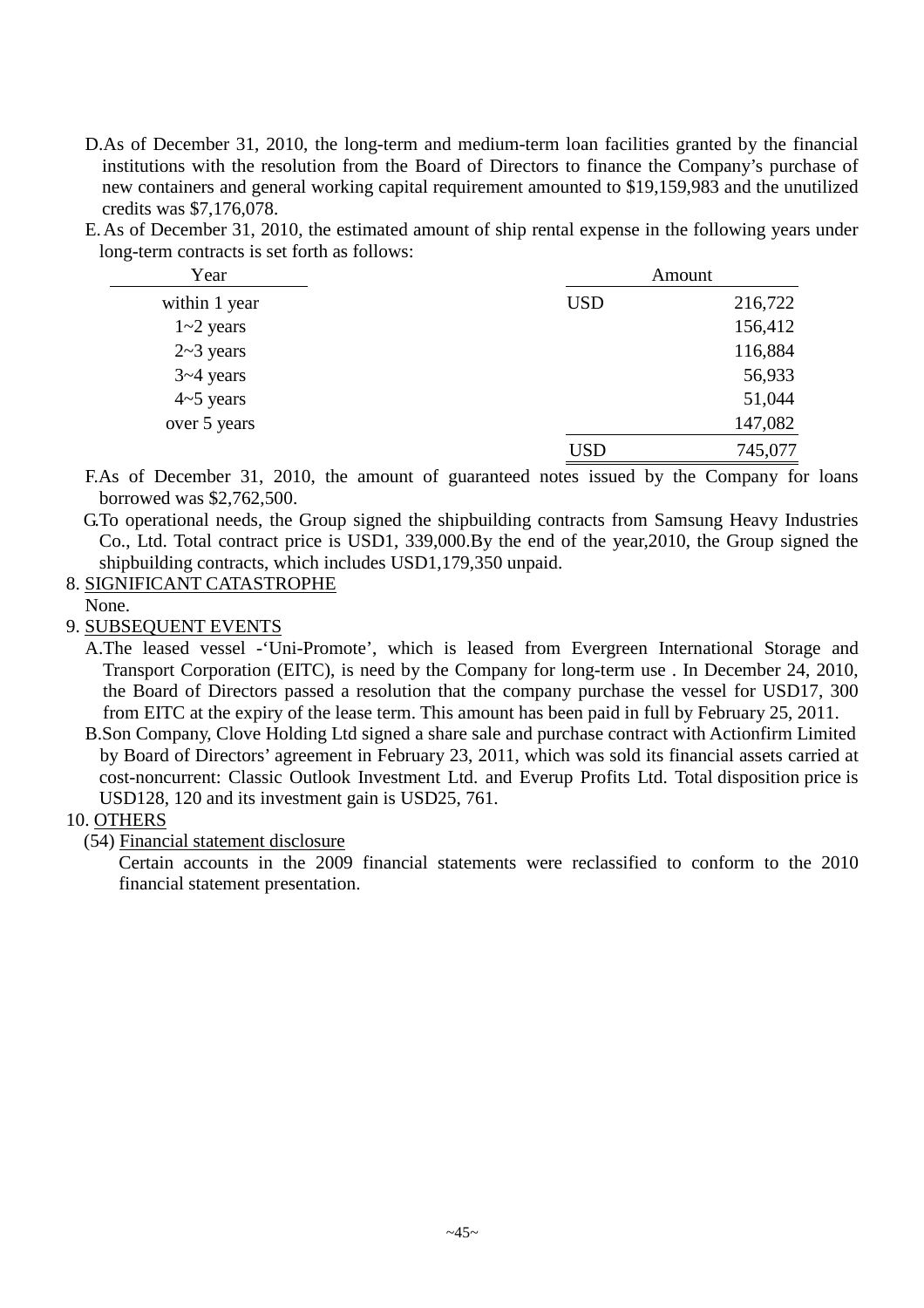D. As of December 31, 2010, the long-term and medium-term loan facilities granted by the financial institutions with the resolution from the Board of Directors to finance the Company's purchase of new containers and general working capital requirement amounted to $19,159,983 and the unutilized credits was $7,176,078.

E. As of December 31, 2010, the estimated amount of ship rental expense in the following years under long-term contracts is set forth as follows:

| Year | Amount | |
|---|---|---|
| within 1 year | USD | 216,722 |
| 1~2 years | | 156,412 |
| 2~3 years | | 116,884 |
| 3~4 years | | 56,933 |
| 4~5 years | | 51,044 |
| over 5 years | | 147,082 |
| | USD | 745,077 |

F. As of December 31, 2010, the amount of guaranteed notes issued by the Company for loans borrowed was $2,762,500.

G. To operational needs, the Group signed the shipbuilding contracts from Samsung Heavy Industries Co., Ltd. Total contract price is USD1, 339,000.By the end of the year,2010, the Group signed the shipbuilding contracts, which includes USD1,179,350 unpaid.

8. SIGNIFICANT CATASTROPHE

None.

9. SUBSEQUENT EVENTS

A. The leased vessel -'Uni-Promote', which is leased from Evergreen International Storage and Transport Corporation (EITC), is need by the Company for long-term use . In December 24, 2010, the Board of Directors passed a resolution that the company purchase the vessel for USD17, 300 from EITC at the expiry of the lease term. This amount has been paid in full by February 25, 2011.

B. Son Company, Clove Holding Ltd signed a share sale and purchase contract with Actionfirm Limited by Board of Directors' agreement in February 23, 2011, which was sold its financial assets carried at cost-noncurrent: Classic Outlook Investment Ltd. and Everup Profits Ltd. Total disposition price is USD128, 120 and its investment gain is USD25, 761.

10. OTHERS

(54) Financial statement disclosure

Certain accounts in the 2009 financial statements were reclassified to conform to the 2010 financial statement presentation.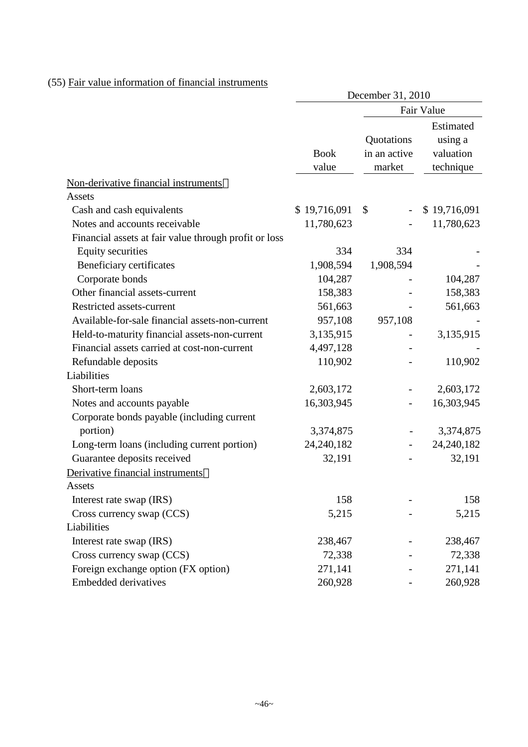(55) Fair value information of financial instruments

| | December 31, 2010 | | |
|---|---|---|---|
| | | Fair Value | |
| | Book value | Quotations in an active market | Estimated using a valuation technique |
| Non-derivative financial instruments： | | | |
| Assets | | | |
| Cash and cash equivalents | $ 19,716,091 | $ - | $ 19,716,091 |
| Notes and accounts receivable | 11,780,623 | - | 11,780,623 |
| Financial assets at fair value through profit or loss | | | |
| Equity securities | 334 | 334 | - |
| Beneficiary certificates | 1,908,594 | 1,908,594 | - |
| Corporate bonds | 104,287 | - | 104,287 |
| Other financial assets-current | 158,383 | - | 158,383 |
| Restricted assets-current | 561,663 | - | 561,663 |
| Available-for-sale financial assets-non-current | 957,108 | 957,108 | - |
| Held-to-maturity financial assets-non-current | 3,135,915 | - | 3,135,915 |
| Financial assets carried at cost-non-current | 4,497,128 | - | - |
| Refundable deposits | 110,902 | - | 110,902 |
| Liabilities | | | |
| Short-term loans | 2,603,172 | - | 2,603,172 |
| Notes and accounts payable | 16,303,945 | - | 16,303,945 |
| Corporate bonds payable (including current portion) | 3,374,875 | - | 3,374,875 |
| Long-term loans (including current portion) | 24,240,182 | - | 24,240,182 |
| Guarantee deposits received | 32,191 | - | 32,191 |
| Derivative financial instruments： | | | |
| Assets | | | |
| Interest rate swap (IRS) | 158 | - | 158 |
| Cross currency swap (CCS) | 5,215 | - | 5,215 |
| Liabilities | | | |
| Interest rate swap (IRS) | 238,467 | - | 238,467 |
| Cross currency swap (CCS) | 72,338 | - | 72,338 |
| Foreign exchange option (FX option) | 271,141 | - | 271,141 |
| Embedded derivatives | 260,928 | - | 260,928 |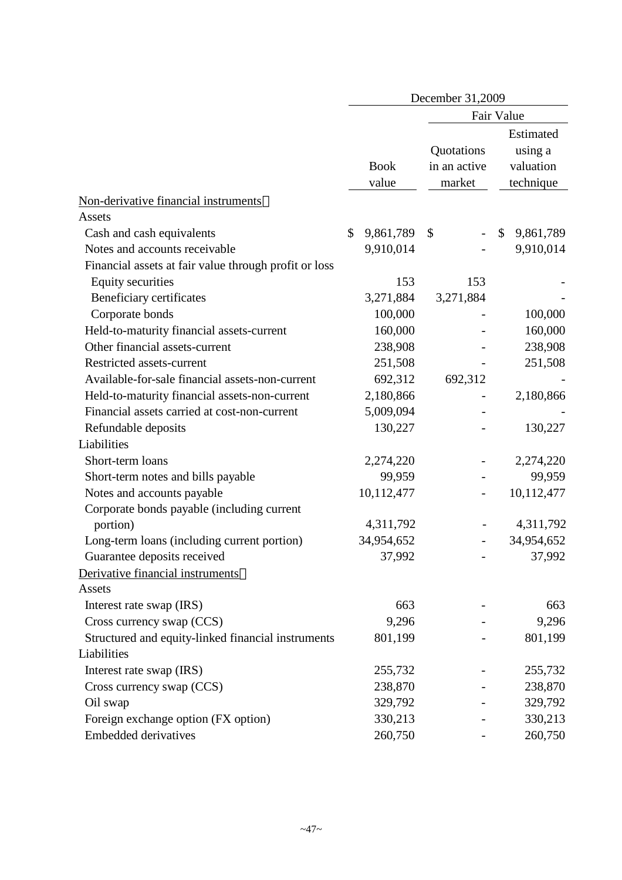| | December 31,2009 | | |
|---|---|---|---|
| | | Fair Value | |
| | Book value | Quotations in an active market | Estimated using a valuation technique |
| Non-derivative financial instruments： | | | |
| Assets | | | |
| Cash and cash equivalents | $ 9,861,789 | $ - | $ 9,861,789 |
| Notes and accounts receivable | 9,910,014 | - | 9,910,014 |
| Financial assets at fair value through profit or loss | | | |
| Equity securities | 153 | 153 | - |
| Beneficiary certificates | 3,271,884 | 3,271,884 | - |
| Corporate bonds | 100,000 | - | 100,000 |
| Held-to-maturity financial assets-current | 160,000 | - | 160,000 |
| Other financial assets-current | 238,908 | - | 238,908 |
| Restricted assets-current | 251,508 | - | 251,508 |
| Available-for-sale financial assets-non-current | 692,312 | 692,312 | - |
| Held-to-maturity financial assets-non-current | 2,180,866 | - | 2,180,866 |
| Financial assets carried at cost-non-current | 5,009,094 | - | - |
| Refundable deposits | 130,227 | - | 130,227 |
| Liabilities | | | |
| Short-term loans | 2,274,220 | - | 2,274,220 |
| Short-term notes and bills payable | 99,959 | - | 99,959 |
| Notes and accounts payable | 10,112,477 | - | 10,112,477 |
| Corporate bonds payable (including current portion) | 4,311,792 | - | 4,311,792 |
| Long-term loans (including current portion) | 34,954,652 | - | 34,954,652 |
| Guarantee deposits received | 37,992 | - | 37,992 |
| Derivative financial instruments： | | | |
| Assets | | | |
| Interest rate swap (IRS) | 663 | - | 663 |
| Cross currency swap (CCS) | 9,296 | - | 9,296 |
| Structured and equity-linked financial instruments | 801,199 | - | 801,199 |
| Liabilities | | | |
| Interest rate swap (IRS) | 255,732 | - | 255,732 |
| Cross currency swap (CCS) | 238,870 | - | 238,870 |
| Oil swap | 329,792 | - | 329,792 |
| Foreign exchange option (FX option) | 330,213 | - | 330,213 |
| Embedded derivatives | 260,750 | - | 260,750 |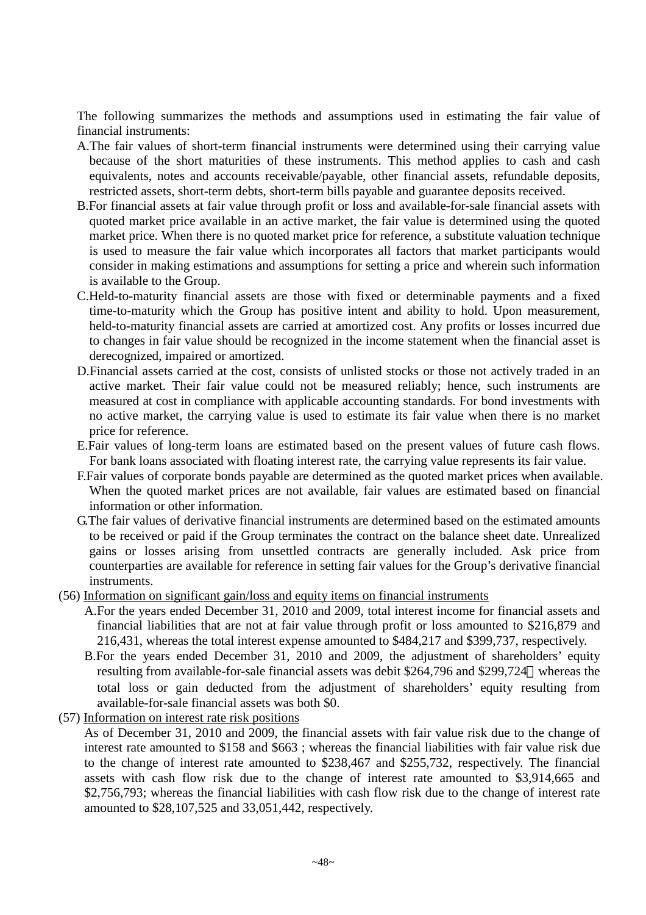The following summarizes the methods and assumptions used in estimating the fair value of financial instruments:

A. The fair values of short-term financial instruments were determined using their carrying value because of the short maturities of these instruments. This method applies to cash and cash equivalents, notes and accounts receivable/payable, other financial assets, refundable deposits, restricted assets, short-term debts, short-term bills payable and guarantee deposits received.

B. For financial assets at fair value through profit or loss and available-for-sale financial assets with quoted market price available in an active market, the fair value is determined using the quoted market price. When there is no quoted market price for reference, a substitute valuation technique is used to measure the fair value which incorporates all factors that market participants would consider in making estimations and assumptions for setting a price and wherein such information is available to the Group.

C. Held-to-maturity financial assets are those with fixed or determinable payments and a fixed time-to-maturity which the Group has positive intent and ability to hold. Upon measurement, held-to-maturity financial assets are carried at amortized cost. Any profits or losses incurred due to changes in fair value should be recognized in the income statement when the financial asset is derecognized, impaired or amortized.

D. Financial assets carried at the cost, consists of unlisted stocks or those not actively traded in an active market. Their fair value could not be measured reliably; hence, such instruments are measured at cost in compliance with applicable accounting standards. For bond investments with no active market, the carrying value is used to estimate its fair value when there is no market price for reference.

E. Fair values of long-term loans are estimated based on the present values of future cash flows. For bank loans associated with floating interest rate, the carrying value represents its fair value.

F. Fair values of corporate bonds payable are determined as the quoted market prices when available. When the quoted market prices are not available, fair values are estimated based on financial information or other information.

G. The fair values of derivative financial instruments are determined based on the estimated amounts to be received or paid if the Group terminates the contract on the balance sheet date. Unrealized gains or losses arising from unsettled contracts are generally included. Ask price from counterparties are available for reference in setting fair values for the Group's derivative financial instruments.

(56) Information on significant gain/loss and equity items on financial instruments

A. For the years ended December 31, 2010 and 2009, total interest income for financial assets and financial liabilities that are not at fair value through profit or loss amounted to $216,879 and 216,431, whereas the total interest expense amounted to $484,217 and $399,737, respectively.

B. For the years ended December 31, 2010 and 2009, the adjustment of shareholders' equity resulting from available-for-sale financial assets was debit $264,796 and $299,724， whereas the total loss or gain deducted from the adjustment of shareholders' equity resulting from available-for-sale financial assets was both $0.

(57) Information on interest rate risk positions

As of December 31, 2010 and 2009, the financial assets with fair value risk due to the change of interest rate amounted to $158 and $663 ; whereas the financial liabilities with fair value risk due to the change of interest rate amounted to $238,467 and $255,732, respectively. The financial assets with cash flow risk due to the change of interest rate amounted to $3,914,665 and $2,756,793; whereas the financial liabilities with cash flow risk due to the change of interest rate amounted to $28,107,525 and 33,051,442, respectively.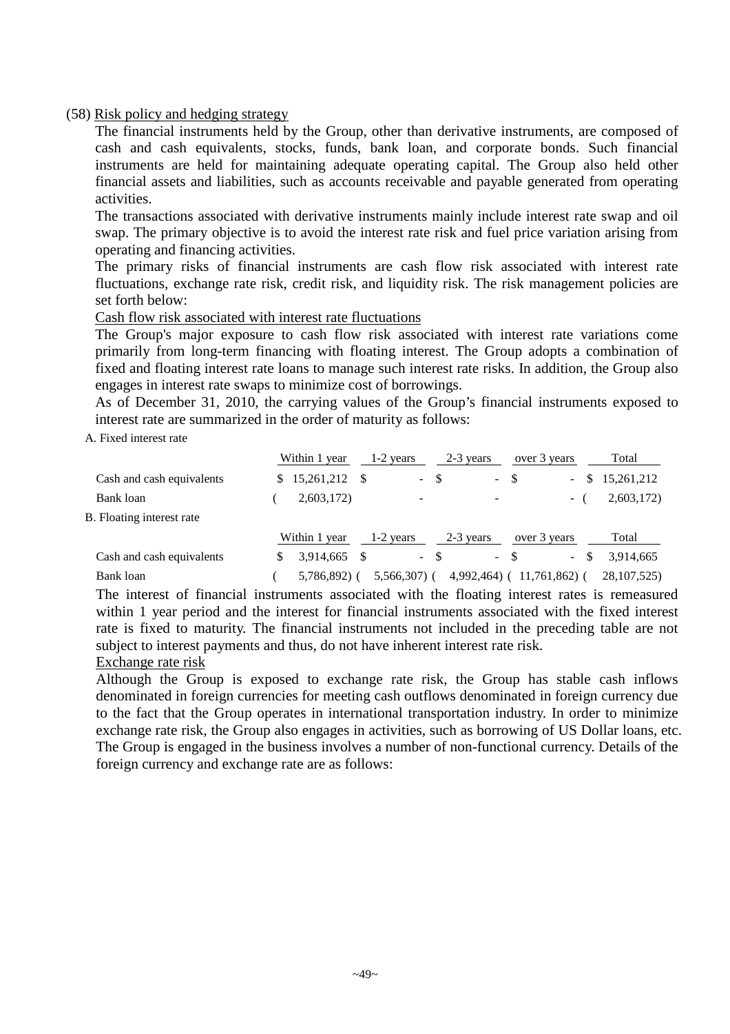(58) Risk policy and hedging strategy

The financial instruments held by the Group, other than derivative instruments, are composed of cash and cash equivalents, stocks, funds, bank loan, and corporate bonds. Such financial instruments are held for maintaining adequate operating capital. The Group also held other financial assets and liabilities, such as accounts receivable and payable generated from operating activities.

The transactions associated with derivative instruments mainly include interest rate swap and oil swap. The primary objective is to avoid the interest rate risk and fuel price variation arising from operating and financing activities.

The primary risks of financial instruments are cash flow risk associated with interest rate fluctuations, exchange rate risk, credit risk, and liquidity risk. The risk management policies are set forth below:

Cash flow risk associated with interest rate fluctuations

The Group's major exposure to cash flow risk associated with interest rate variations come primarily from long-term financing with floating interest. The Group adopts a combination of fixed and floating interest rate loans to manage such interest rate risks. In addition, the Group also engages in interest rate swaps to minimize cost of borrowings.

As of December 31, 2010, the carrying values of the Group's financial instruments exposed to interest rate are summarized in the order of maturity as follows:

A. Fixed interest rate

| | Within 1 year | 1-2 years | 2-3 years | over 3 years | Total |
|---|---|---|---|---|---|
| Cash and cash equivalents | $ 15,261,212 | $ - | $ - | $ - | $ 15,261,212 |
| Bank loan | ( 2,603,172) | - | - | - | ( 2,603,172) |

B. Floating interest rate

| | Within 1 year | 1-2 years | 2-3 years | over 3 years | Total |
|---|---|---|---|---|---|
| Cash and cash equivalents | $ 3,914,665 | $ - | $ - | $ - | $ 3,914,665 |
| Bank loan | ( 5,786,892) | ( 5,566,307) | ( 4,992,464) | ( 11,761,862) | ( 28,107,525) |

The interest of financial instruments associated with the floating interest rates is remeasured within 1 year period and the interest for financial instruments associated with the fixed interest rate is fixed to maturity. The financial instruments not included in the preceding table are not subject to interest payments and thus, do not have inherent interest rate risk.

Exchange rate risk

Although the Group is exposed to exchange rate risk, the Group has stable cash inflows denominated in foreign currencies for meeting cash outflows denominated in foreign currency due to the fact that the Group operates in international transportation industry. In order to minimize exchange rate risk, the Group also engages in activities, such as borrowing of US Dollar loans, etc. The Group is engaged in the business involves a number of non-functional currency. Details of the foreign currency and exchange rate are as follows: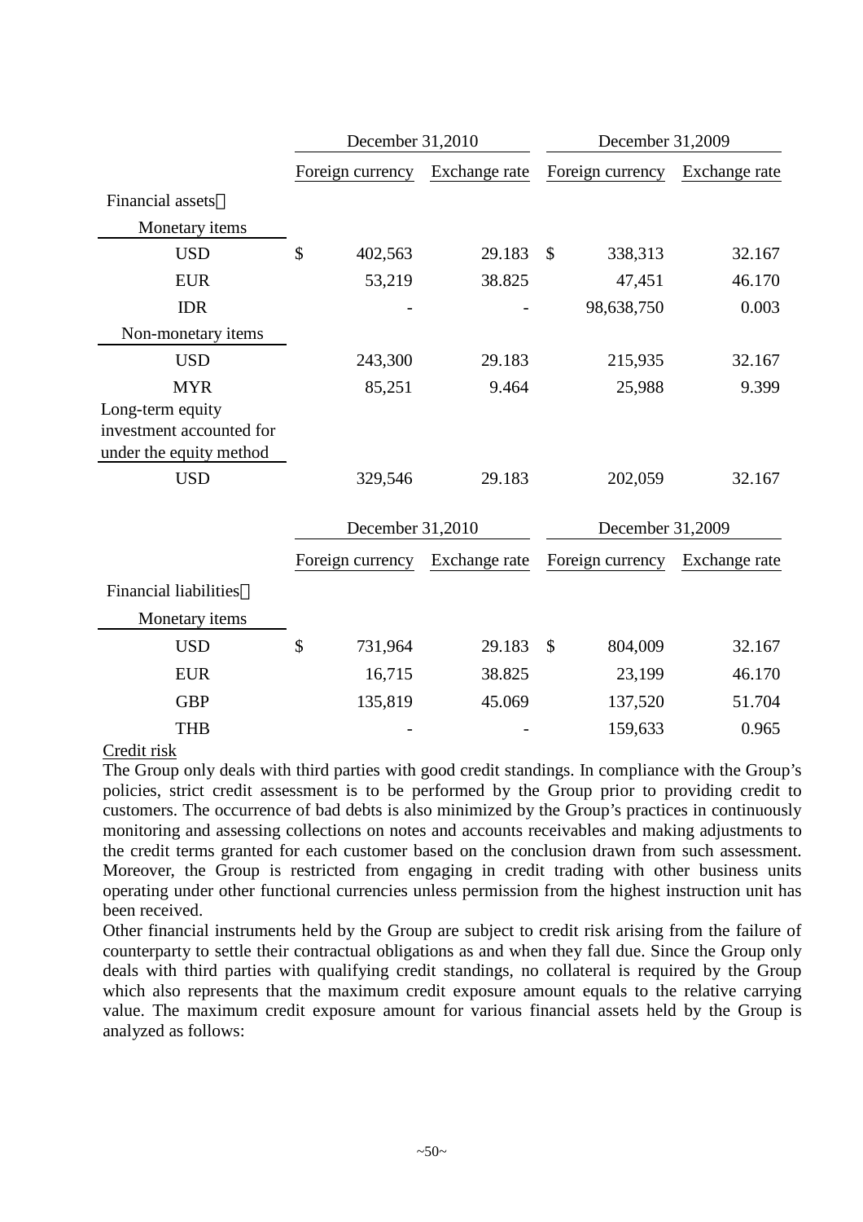| | December 31,2010 | | December 31,2009 | |
|---|---|---|---|---|
| | Foreign currency | Exchange rate | Foreign currency | Exchange rate |
| Financial assets： | | | | |
| Monetary items | | | | |
| USD | $ 402,563 | 29.183 | $ 338,313 | 32.167 |
| EUR | 53,219 | 38.825 | 47,451 | 46.170 |
| IDR | - | - | 98,638,750 | 0.003 |
| Non-monetary items | | | | |
| USD | 243,300 | 29.183 | 215,935 | 32.167 |
| MYR | 85,251 | 9.464 | 25,988 | 9.399 |
| Long-term equity investment accounted for under the equity method | | | | |
| USD | 329,546 | 29.183 | 202,059 | 32.167 |

| | December 31,2010 | | December 31,2009 | |
|---|---|---|---|---|
| | Foreign currency | Exchange rate | Foreign currency | Exchange rate |
| Financial liabilities： | | | | |
| Monetary items | | | | |
| USD | $ 731,964 | 29.183 | $ 804,009 | 32.167 |
| EUR | 16,715 | 38.825 | 23,199 | 46.170 |
| GBP | 135,819 | 45.069 | 137,520 | 51.704 |
| THB | - | - | 159,633 | 0.965 |

Credit risk

The Group only deals with third parties with good credit standings. In compliance with the Group's policies, strict credit assessment is to be performed by the Group prior to providing credit to customers. The occurrence of bad debts is also minimized by the Group's practices in continuously monitoring and assessing collections on notes and accounts receivables and making adjustments to the credit terms granted for each customer based on the conclusion drawn from such assessment. Moreover, the Group is restricted from engaging in credit trading with other business units operating under other functional currencies unless permission from the highest instruction unit has been received.

Other financial instruments held by the Group are subject to credit risk arising from the failure of counterparty to settle their contractual obligations as and when they fall due. Since the Group only deals with third parties with qualifying credit standings, no collateral is required by the Group which also represents that the maximum credit exposure amount equals to the relative carrying value. The maximum credit exposure amount for various financial assets held by the Group is analyzed as follows: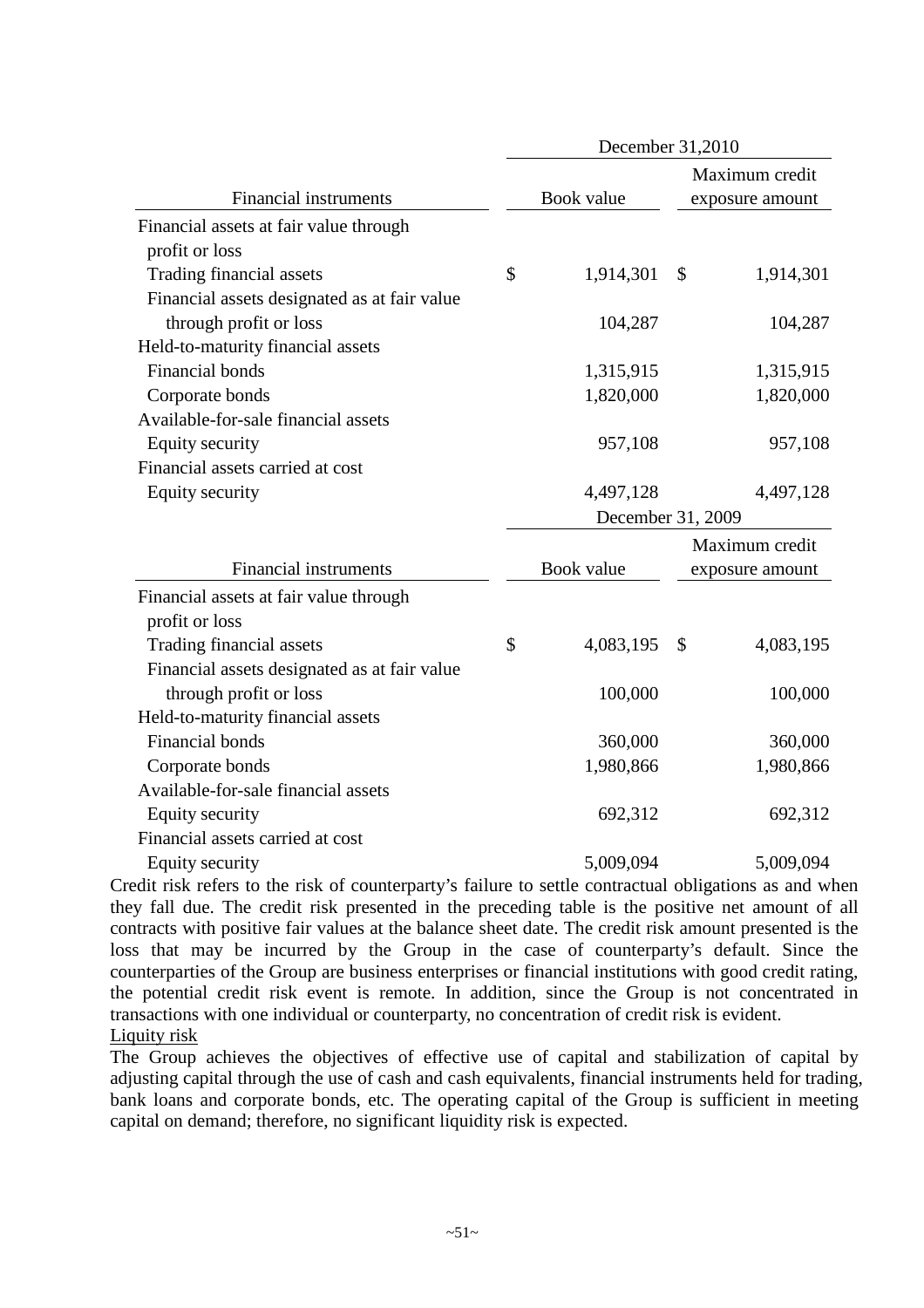| Financial instruments | December 31,2010 | |
|---|---|---|
| | Book value | Maximum credit exposure amount |
| Financial assets at fair value through profit or loss | | |
| Trading financial assets | $ 1,914,301 | $ 1,914,301 |
| Financial assets designated as at fair value through profit or loss | 104,287 | 104,287 |
| Held-to-maturity financial assets | | |
| Financial bonds | 1,315,915 | 1,315,915 |
| Corporate bonds | 1,820,000 | 1,820,000 |
| Available-for-sale financial assets | | |
| Equity security | 957,108 | 957,108 |
| Financial assets carried at cost | | |
| Equity security | 4,497,128 | 4,497,128 |

| Financial instruments | December 31, 2009 | |
|---|---|---|
| | Book value | Maximum credit exposure amount |
| Financial assets at fair value through profit or loss | | |
| Trading financial assets | $ 4,083,195 | $ 4,083,195 |
| Financial assets designated as at fair value through profit or loss | 100,000 | 100,000 |
| Held-to-maturity financial assets | | |
| Financial bonds | 360,000 | 360,000 |
| Corporate bonds | 1,980,866 | 1,980,866 |
| Available-for-sale financial assets | | |
| Equity security | 692,312 | 692,312 |
| Financial assets carried at cost | | |
| Equity security | 5,009,094 | 5,009,094 |

Credit risk refers to the risk of counterparty's failure to settle contractual obligations as and when they fall due. The credit risk presented in the preceding table is the positive net amount of all contracts with positive fair values at the balance sheet date. The credit risk amount presented is the loss that may be incurred by the Group in the case of counterparty's default. Since the counterparties of the Group are business enterprises or financial institutions with good credit rating, the potential credit risk event is remote. In addition, since the Group is not concentrated in transactions with one individual or counterparty, no concentration of credit risk is evident.

Liquity risk

The Group achieves the objectives of effective use of capital and stabilization of capital by adjusting capital through the use of cash and cash equivalents, financial instruments held for trading, bank loans and corporate bonds, etc. The operating capital of the Group is sufficient in meeting capital on demand; therefore, no significant liquidity risk is expected.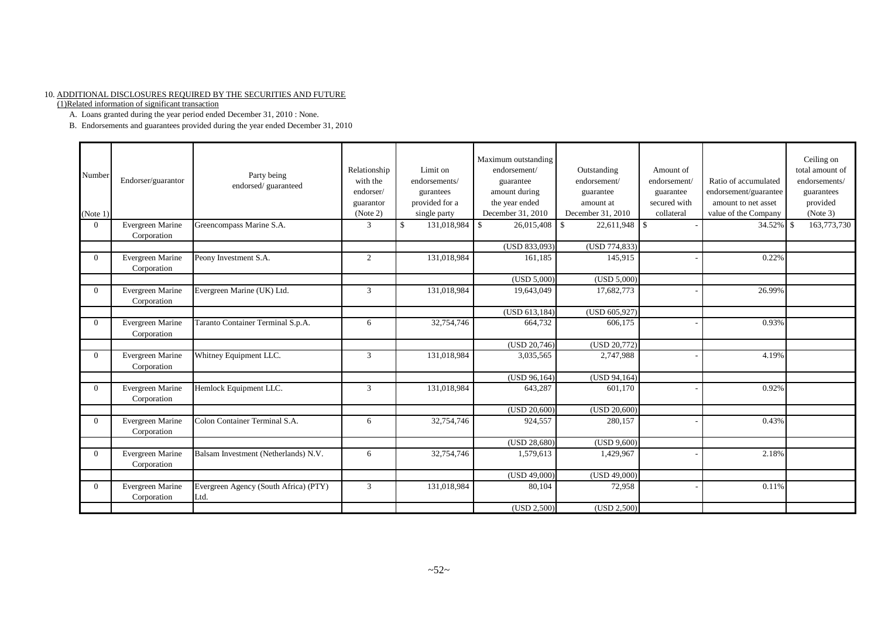10. ADDITIONAL DISCLOSURES REQUIRED BY THE SECURITIES AND FUTURE

(1)Related information of significant transaction

A. Loans granted during the year period ended December 31, 2010 : None.

B. Endorsements and guarantees provided during the year ended December 31, 2010

| Number (Note 1) | Endorser/guarantor | Party being endorsed/ guaranteed | Relationship with the endorser/ guarantor (Note 2) | Limit on endorsements/ gurantees provided for a single party | Maximum outstanding endorsement/ guarantee amount during the year ended December 31, 2010 | Outstanding endorsement/ guarantee amount at December 31, 2010 | Amount of endorsement/ guarantee secured with collateral | Ratio of accumulated endorsement/guarantee amount to net asset value of the Company | Ceiling on total amount of endorsements/ guarantees provided (Note 3) |
|---|---|---|---|---|---|---|---|---|---|
| 0 | Evergreen Marine Corporation | Greencompass Marine S.A. | 3 | $ 131,018,984 | $ 26,015,408 | $ 22,611,948 | $ - | 34.52% | $ 163,773,730 |
| | | | | | (USD 833,093) | (USD 774,833) | | | |
| 0 | Evergreen Marine Corporation | Peony Investment S.A. | 2 | 131,018,984 | 161,185 | 145,915 | - | 0.22% | |
| | | | | | (USD 5,000) | (USD 5,000) | | | |
| 0 | Evergreen Marine Corporation | Evergreen Marine (UK) Ltd. | 3 | 131,018,984 | 19,643,049 | 17,682,773 | - | 26.99% | |
| | | | | | (USD 613,184) | (USD 605,927) | | | |
| 0 | Evergreen Marine Corporation | Taranto Container Terminal S.p.A. | 6 | 32,754,746 | 664,732 | 606,175 | - | 0.93% | |
| | | | | | (USD 20,746) | (USD 20,772) | | | |
| 0 | Evergreen Marine Corporation | Whitney Equipment LLC. | 3 | 131,018,984 | 3,035,565 | 2,747,988 | - | 4.19% | |
| | | | | | (USD 96,164) | (USD 94,164) | | | |
| 0 | Evergreen Marine Corporation | Hemlock Equipment LLC. | 3 | 131,018,984 | 643,287 | 601,170 | - | 0.92% | |
| | | | | | (USD 20,600) | (USD 20,600) | | | |
| 0 | Evergreen Marine Corporation | Colon Container Terminal S.A. | 6 | 32,754,746 | 924,557 | 280,157 | - | 0.43% | |
| | | | | | (USD 28,680) | (USD 9,600) | | | |
| 0 | Evergreen Marine Corporation | Balsam Investment (Netherlands) N.V. | 6 | 32,754,746 | 1,579,613 | 1,429,967 | - | 2.18% | |
| | | | | | (USD 49,000) | (USD 49,000) | | | |
| 0 | Evergreen Marine Corporation | Evergreen Agency (South Africa) (PTY) Ltd. | 3 | 131,018,984 | 80,104 | 72,958 | - | 0.11% | |
| | | | | | (USD 2,500) | (USD 2,500) | | | |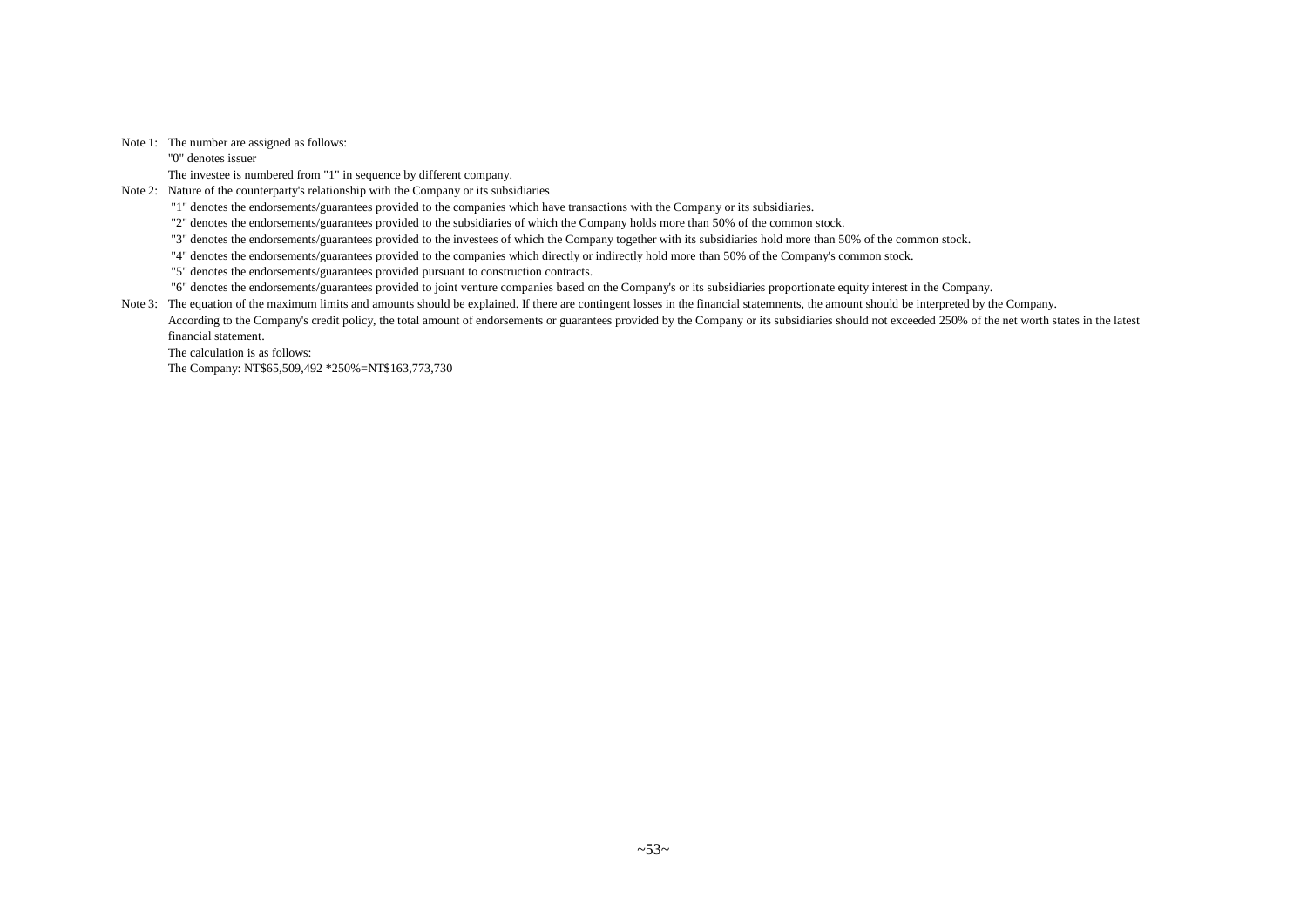Note 1: The number are assigned as follows:

"0" denotes issuer

The investee is numbered from "1" in sequence by different company.

Note 2: Nature of the counterparty's relationship with the Company or its subsidiaries

"1" denotes the endorsements/guarantees provided to the companies which have transactions with the Company or its subsidiaries.

"2" denotes the endorsements/guarantees provided to the subsidiaries of which the Company holds more than 50% of the common stock.

"3" denotes the endorsements/guarantees provided to the investees of which the Company together with its subsidiaries hold more than 50% of the common stock.

"4" denotes the endorsements/guarantees provided to the companies which directly or indirectly hold more than 50% of the Company's common stock.

"5" denotes the endorsements/guarantees provided pursuant to construction contracts.

"6" denotes the endorsements/guarantees provided to joint venture companies based on the Company's or its subsidiaries proportionate equity interest in the Company.

Note 3: The equation of the maximum limits and amounts should be explained. If there are contingent losses in the financial statemnents, the amount should be interpreted by the Company.

According to the Company's credit policy, the total amount of endorsements or guarantees provided by the Company or its subsidiaries should not exceeded 250% of the net worth states in the latest financial statement.

The calculation is as follows:

The Company: NT$65,509,492 *250%=NT$163,773,730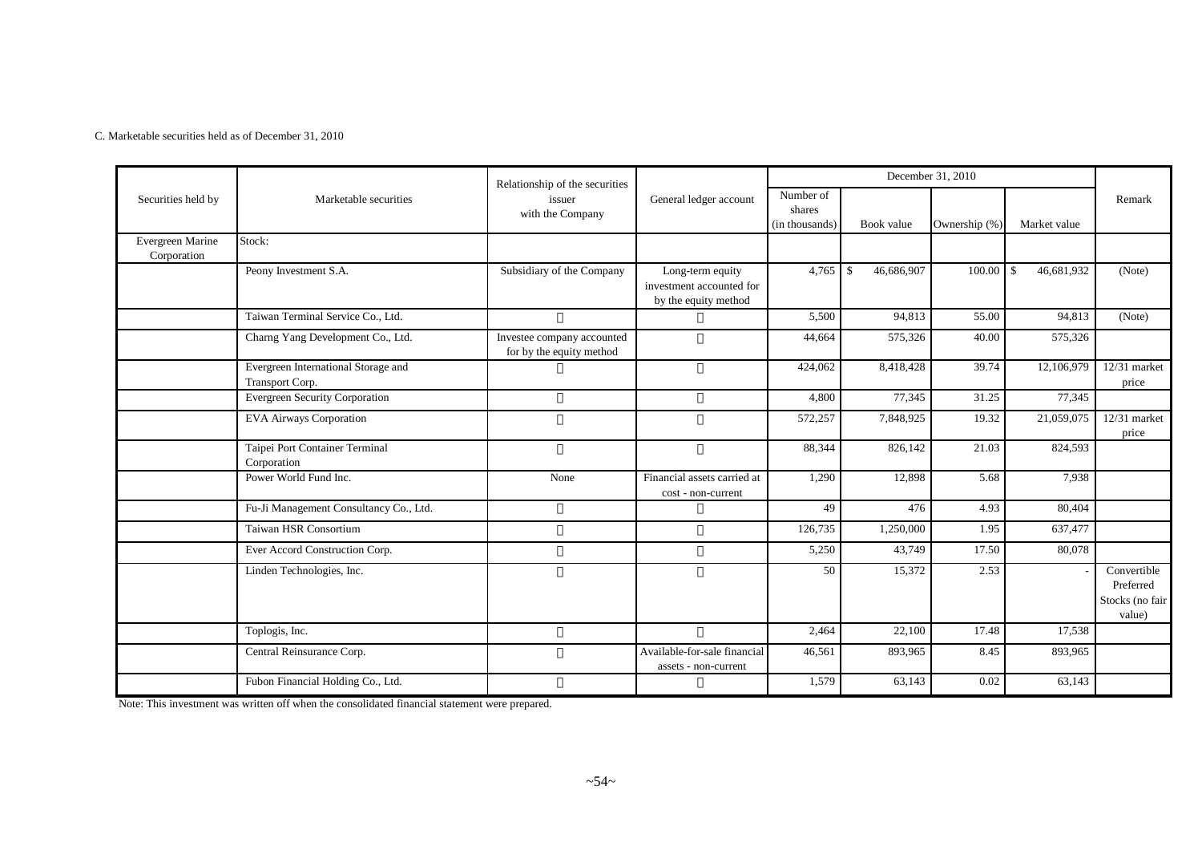C. Marketable securities held as of December 31, 2010

| Securities held by | Marketable securities | Relationship of the securities issuer with the Company | General ledger account | December 31, 2010 | | | | Remark |
|---|---|---|---|---|---|---|---|---|
| | | | | Number of shares (in thousands) | Book value | Ownership (%) | Market value | |
| Evergreen Marine Corporation | Stock: | | | | | | | |
| | Peony Investment S.A. | Subsidiary of the Company | Long-term equity investment accounted for by the equity method | 4,765 | $ 46,686,907 | 100.00 | $ 46,681,932 | (Note) |
| | Taiwan Terminal Service Co., Ltd. | 〃 | 〃 | 5,500 | 94,813 | 55.00 | 94,813 | (Note) |
| | Charng Yang Development Co., Ltd. | Investee company accounted for by the equity method | 〃 | 44,664 | 575,326 | 40.00 | 575,326 | |
| | Evergreen International Storage and Transport Corp. | 〃 | 〃 | 424,062 | 8,418,428 | 39.74 | 12,106,979 | 12/31 market price |
| | Evergreen Security Corporation | 〃 | 〃 | 4,800 | 77,345 | 31.25 | 77,345 | |
| | EVA Airways Corporation | 〃 | 〃 | 572,257 | 7,848,925 | 19.32 | 21,059,075 | 12/31 market price |
| | Taipei Port Container Terminal Corporation | 〃 | 〃 | 88,344 | 826,142 | 21.03 | 824,593 | |
| | Power World Fund Inc. | None | Financial assets carried at cost - non-current | 1,290 | 12,898 | 5.68 | 7,938 | |
| | Fu-Ji Management Consultancy Co., Ltd. | 〃 | 〃 | 49 | 476 | 4.93 | 80,404 | |
| | Taiwan HSR Consortium | 〃 | 〃 | 126,735 | 1,250,000 | 1.95 | 637,477 | |
| | Ever Accord Construction Corp. | 〃 | 〃 | 5,250 | 43,749 | 17.50 | 80,078 | |
| | Linden Technologies, Inc. | 〃 | 〃 | 50 | 15,372 | 2.53 | - | Convertible Preferred Stocks (no fair value) |
| | Toplogis, Inc. | 〃 | 〃 | 2,464 | 22,100 | 17.48 | 17,538 | |
| | Central Reinsurance Corp. | 〃 | Available-for-sale financial assets - non-current | 46,561 | 893,965 | 8.45 | 893,965 | |
| | Fubon Financial Holding Co., Ltd. | 〃 | 〃 | 1,579 | 63,143 | 0.02 | 63,143 | |

Note: This investment was written off when the consolidated financial statement were prepared.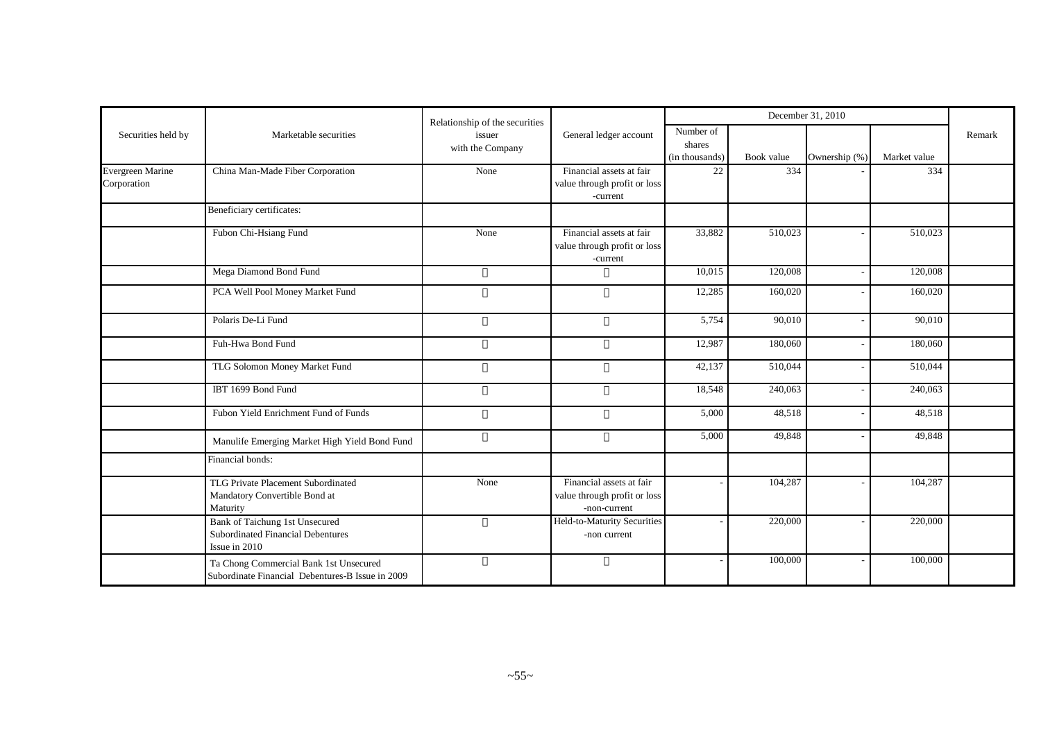| Securities held by | Marketable securities | Relationship of the securities issuer with the Company | General ledger account | December 31, 2010 | | | | Remark |
|---|---|---|---|---|---|---|---|---|
| | | | | Number of shares (in thousands) | Book value | Ownership (%) | Market value | |
| Evergreen Marine Corporation | China Man-Made Fiber Corporation | None | Financial assets at fair value through profit or loss -current | 22 | 334 | - | 334 | |
| | Beneficiary certificates: | | | | | | | |
| | Fubon Chi-Hsiang Fund | None | Financial assets at fair value through profit or loss -current | 33,882 | 510,023 | - | 510,023 | |
| | Mega Diamond Bond Fund | 〃 | 〃 | 10,015 | 120,008 | - | 120,008 | |
| | PCA Well Pool Money Market Fund | 〃 | 〃 | 12,285 | 160,020 | - | 160,020 | |
| | Polaris De-Li Fund | 〃 | 〃 | 5,754 | 90,010 | - | 90,010 | |
| | Fuh-Hwa Bond Fund | 〃 | 〃 | 12,987 | 180,060 | - | 180,060 | |
| | TLG Solomon Money Market Fund | 〃 | 〃 | 42,137 | 510,044 | - | 510,044 | |
| | IBT 1699 Bond Fund | 〃 | 〃 | 18,548 | 240,063 | - | 240,063 | |
| | Fubon Yield Enrichment Fund of Funds | 〃 | 〃 | 5,000 | 48,518 | - | 48,518 | |
| | Manulife Emerging Market High Yield Bond Fund | 〃 | 〃 | 5,000 | 49,848 | - | 49,848 | |
| | Financial bonds: | | | | | | | |
| | TLG Private Placement Subordinated Mandatory Convertible Bond at Maturity | None | Financial assets at fair value through profit or loss -non-current | - | 104,287 | - | 104,287 | |
| | Bank of Taichung 1st Unsecured Subordinated Financial Debentures Issue in 2010 | 〃 | Held-to-Maturity Securities -non current | - | 220,000 | - | 220,000 | |
| | Ta Chong Commercial Bank 1st Unsecured Subordinate Financial Debentures-B Issue in 2009 | 〃 | 〃 | - | 100,000 | - | 100,000 | |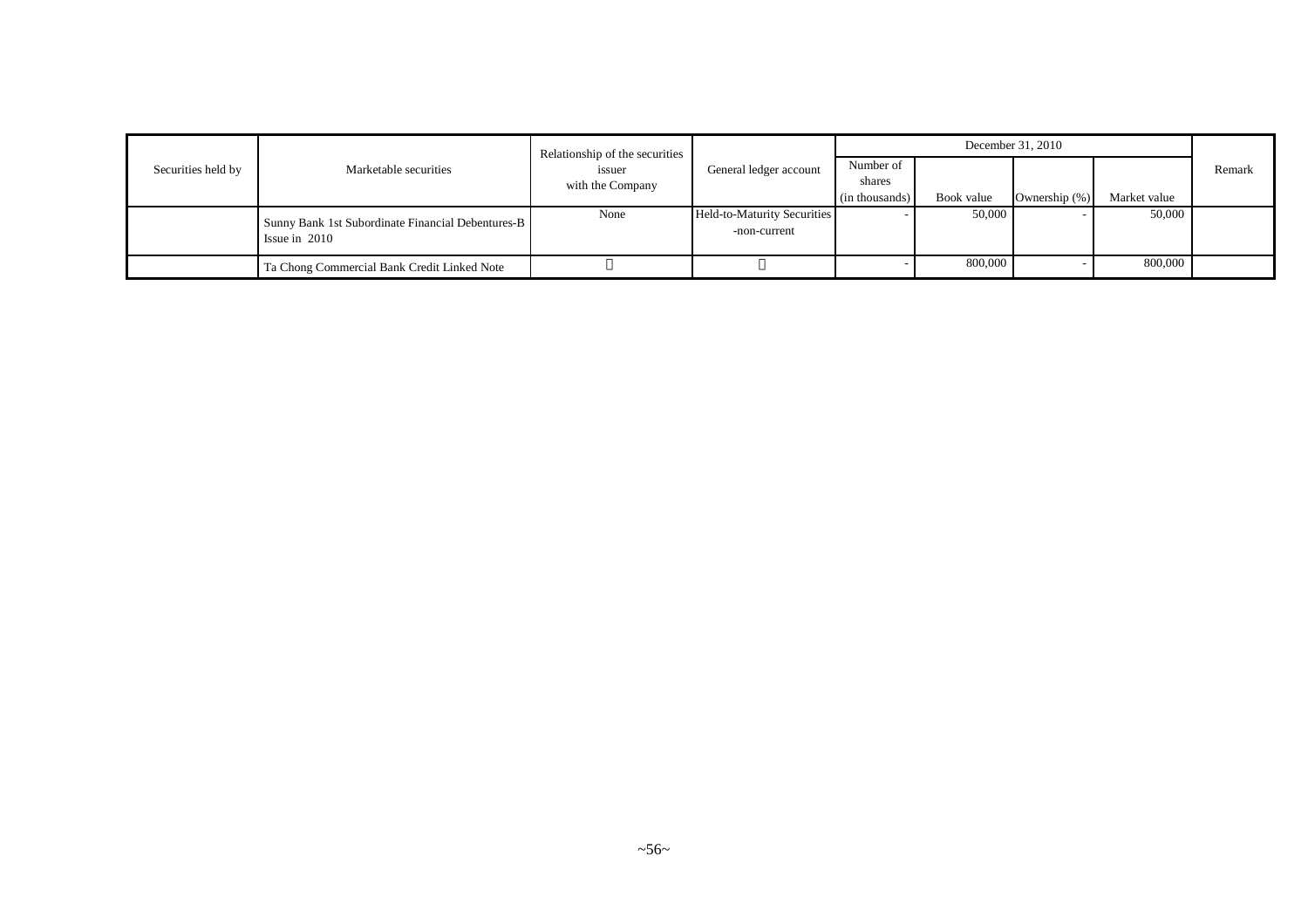| Securities held by | Marketable securities | Relationship of the securities issuer with the Company | General ledger account | December 31, 2010 | | | | Remark |
|---|---|---|---|---|---|---|---|---|
| | | | | Number of shares (in thousands) | Book value | Ownership (%) | Market value | |
| | Sunny Bank 1st Subordinate Financial Debentures-B Issue in 2010 | None | Held-to-Maturity Securities -non-current | - | 50,000 | - | 50,000 | |
| | Ta Chong Commercial Bank Credit Linked Note | 〃 | 〃 | - | 800,000 | - | 800,000 | |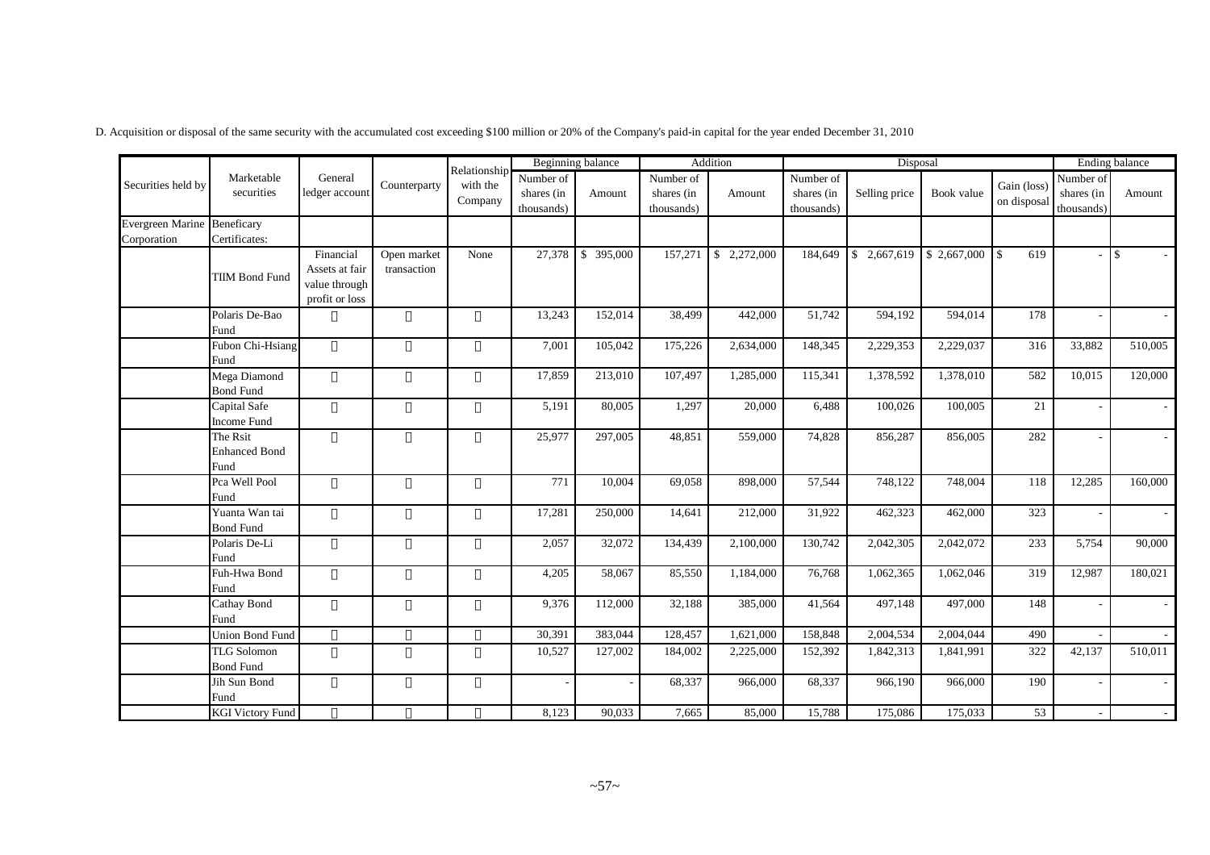D. Acquisition or disposal of the same security with the accumulated cost exceeding $100 million or 20% of the Company's paid-in capital for the year ended December 31, 2010

| Securities held by | Marketable securities | General ledger account | Counterparty | Relationship with the Company | Beginning balance | | Addition | | Disposal | | | | Ending balance | |
|---|---|---|---|---|---|---|---|---|---|---|---|---|---|---|
| | | | | | Number of shares (in thousands) | Amount | Number of shares (in thousands) | Amount | Number of shares (in thousands) | Selling price | Book value | Gain (loss) on disposal | Number of shares (in thousands) | Amount |
| Evergreen Marine Corporation | Beneficary Certificates: | | | | | | | | | | | | | |
| | TIIM Bond Fund | Financial Assets at fair value through profit or loss | Open market transaction | None | 27,378 | $ 395,000 | 157,271 | $ 2,272,000 | 184,649 | $ 2,667,619 | $ 2,667,000 | $ 619 | - | $ - |
| | Polaris De-Bao Fund | 〃 | 〃 | 〃 | 13,243 | 152,014 | 38,499 | 442,000 | 51,742 | 594,192 | 594,014 | 178 | - | - |
| | Fubon Chi-Hsiang Fund | 〃 | 〃 | 〃 | 7,001 | 105,042 | 175,226 | 2,634,000 | 148,345 | 2,229,353 | 2,229,037 | 316 | 33,882 | 510,005 |
| | Mega Diamond Bond Fund | 〃 | 〃 | 〃 | 17,859 | 213,010 | 107,497 | 1,285,000 | 115,341 | 1,378,592 | 1,378,010 | 582 | 10,015 | 120,000 |
| | Capital Safe Income Fund | 〃 | 〃 | 〃 | 5,191 | 80,005 | 1,297 | 20,000 | 6,488 | 100,026 | 100,005 | 21 | - | - |
| | The Rsit Enhanced Bond Fund | 〃 | 〃 | 〃 | 25,977 | 297,005 | 48,851 | 559,000 | 74,828 | 856,287 | 856,005 | 282 | - | - |
| | Pca Well Pool Fund | 〃 | 〃 | 〃 | 771 | 10,004 | 69,058 | 898,000 | 57,544 | 748,122 | 748,004 | 118 | 12,285 | 160,000 |
| | Yuanta Wan tai Bond Fund | 〃 | 〃 | 〃 | 17,281 | 250,000 | 14,641 | 212,000 | 31,922 | 462,323 | 462,000 | 323 | - | - |
| | Polaris De-Li Fund | 〃 | 〃 | 〃 | 2,057 | 32,072 | 134,439 | 2,100,000 | 130,742 | 2,042,305 | 2,042,072 | 233 | 5,754 | 90,000 |
| | Fuh-Hwa Bond Fund | 〃 | 〃 | 〃 | 4,205 | 58,067 | 85,550 | 1,184,000 | 76,768 | 1,062,365 | 1,062,046 | 319 | 12,987 | 180,021 |
| | Cathay Bond Fund | 〃 | 〃 | 〃 | 9,376 | 112,000 | 32,188 | 385,000 | 41,564 | 497,148 | 497,000 | 148 | - | - |
| | Union Bond Fund | 〃 | 〃 | 〃 | 30,391 | 383,044 | 128,457 | 1,621,000 | 158,848 | 2,004,534 | 2,004,044 | 490 | - | - |
| | TLG Solomon Bond Fund | 〃 | 〃 | 〃 | 10,527 | 127,002 | 184,002 | 2,225,000 | 152,392 | 1,842,313 | 1,841,991 | 322 | 42,137 | 510,011 |
| | Jih Sun Bond Fund | 〃 | 〃 | 〃 | - | - | 68,337 | 966,000 | 68,337 | 966,190 | 966,000 | 190 | - | - |
| | KGI Victory Fund | 〃 | 〃 | 〃 | 8,123 | 90,033 | 7,665 | 85,000 | 15,788 | 175,086 | 175,033 | 53 | - | - |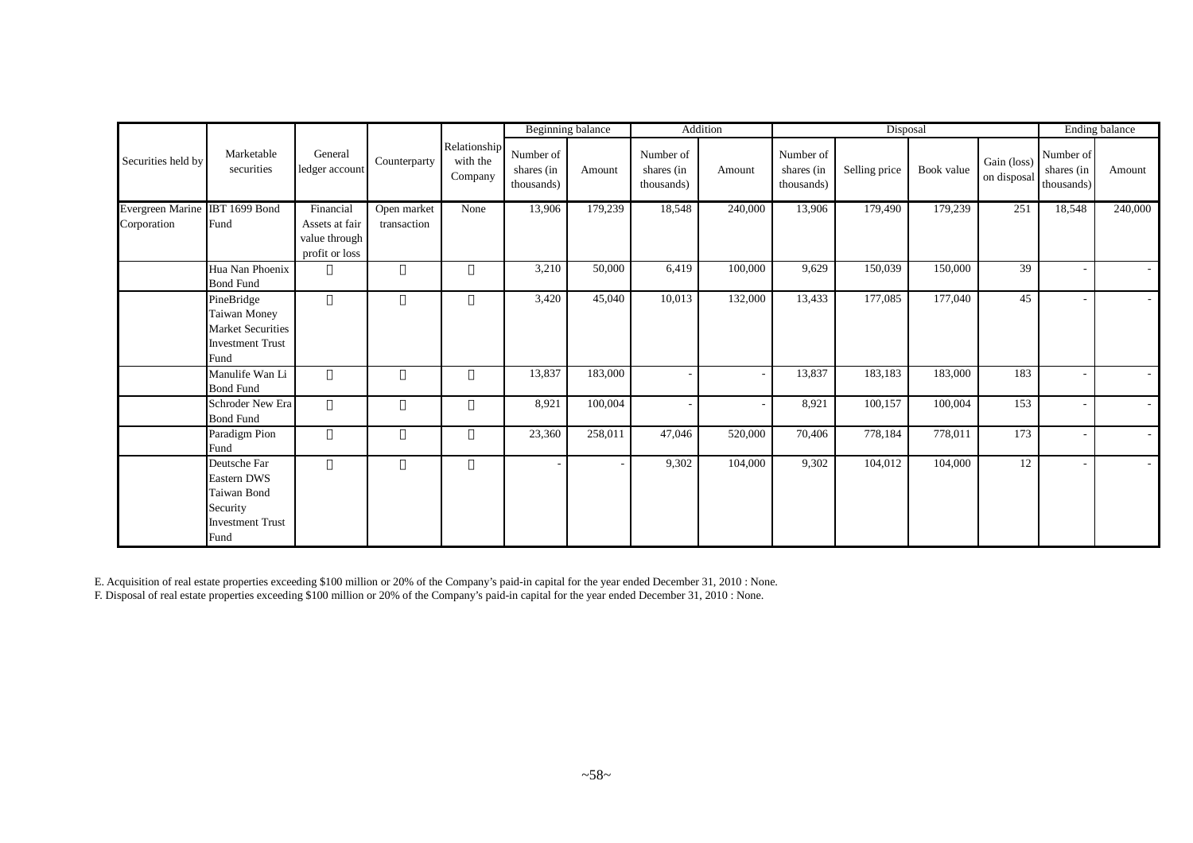| Securities held by | Marketable securities | General ledger account | Counterparty | Relationship with the Company | Beginning balance | | Addition | | Disposal | | | | Ending balance | |
|---|---|---|---|---|---|---|---|---|---|---|---|---|---|---|
| | | | | | Number of shares (in thousands) | Amount | Number of shares (in thousands) | Amount | Number of shares (in thousands) | Selling price | Book value | Gain (loss) on disposal | Number of shares (in thousands) | Amount |
| Evergreen Marine Corporation | IBT 1699 Bond Fund | Financial Assets at fair value through profit or loss | Open market transaction | None | 13,906 | 179,239 | 18,548 | 240,000 | 13,906 | 179,490 | 179,239 | 251 | 18,548 | 240,000 |
| | Hua Nan Phoenix Bond Fund | 〃 | 〃 | 〃 | 3,210 | 50,000 | 6,419 | 100,000 | 9,629 | 150,039 | 150,000 | 39 | - | - |
| | PineBridge Taiwan Money Market Securities Investment Trust Fund | 〃 | 〃 | 〃 | 3,420 | 45,040 | 10,013 | 132,000 | 13,433 | 177,085 | 177,040 | 45 | - | - |
| | Manulife Wan Li Bond Fund | 〃 | 〃 | 〃 | 13,837 | 183,000 | - | - | 13,837 | 183,183 | 183,000 | 183 | - | - |
| | Schroder New Era Bond Fund | 〃 | 〃 | 〃 | 8,921 | 100,004 | - | - | 8,921 | 100,157 | 100,004 | 153 | - | - |
| | Paradigm Pion Fund | 〃 | 〃 | 〃 | 23,360 | 258,011 | 47,046 | 520,000 | 70,406 | 778,184 | 778,011 | 173 | - | - |
| | Deutsche Far Eastern DWS Taiwan Bond Security Investment Trust Fund | 〃 | 〃 | 〃 | - | - | 9,302 | 104,000 | 9,302 | 104,012 | 104,000 | 12 | - | - |

E. Acquisition of real estate properties exceeding $100 million or 20% of the Company's paid-in capital for the year ended December 31, 2010 : None.

F. Disposal of real estate properties exceeding $100 million or 20% of the Company's paid-in capital for the year ended December 31, 2010 : None.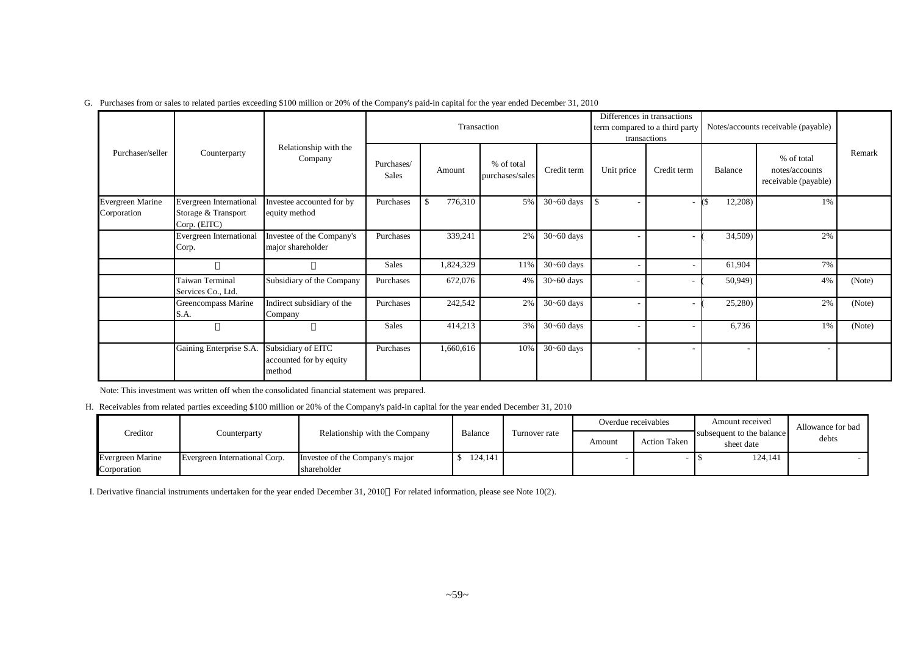G. Purchases from or sales to related parties exceeding $100 million or 20% of the Company's paid-in capital for the year ended December 31, 2010

| Purchaser/seller | Counterparty | Relationship with the Company | Transaction | | | | Differences in transactions term compared to a third party transactions | | Notes/accounts receivable (payable) | | Remark |
|---|---|---|---|---|---|---|---|---|---|---|---|
| | | | Purchases/ Sales | Amount | % of total purchases/sales | Credit term | Unit price | Credit term | Balance | % of total notes/accounts receivable (payable) | |
| Evergreen Marine Corporation | Evergreen International Storage & Transport Corp. (EITC) | Investee accounted for by equity method | Purchases | $ 776,310 | 5% | 30~60 days | $ - | - | ($ 12,208) | 1% | |
| | Evergreen International Corp. | Investee of the Company's major shareholder | Purchases | 339,241 | 2% | 30~60 days | - | - | ( 34,509) | 2% | |
| | 〃 | 〃 | Sales | 1,824,329 | 11% | 30~60 days | - | - | 61,904 | 7% | |
| | Taiwan Terminal Services Co., Ltd. | Subsidiary of the Company | Purchases | 672,076 | 4% | 30~60 days | - | - | ( 50,949) | 4% | (Note) |
| | Greencompass Marine S.A. | Indirect subsidiary of the Company | Purchases | 242,542 | 2% | 30~60 days | - | - | ( 25,280) | 2% | (Note) |
| | 〃 | 〃 | Sales | 414,213 | 3% | 30~60 days | - | - | 6,736 | 1% | (Note) |
| | Gaining Enterprise S.A. | Subsidiary of EITC accounted for by equity method | Purchases | 1,660,616 | 10% | 30~60 days | - | - | - | - | |

Note: This investment was written off when the consolidated financial statement was prepared.

H. Receivables from related parties exceeding $100 million or 20% of the Company's paid-in capital for the year ended December 31, 2010

| Creditor | Counterparty | Relationship with the Company | Balance | Turnover rate | Overdue receivables | | Amount received subsequent to the balance sheet date | Allowance for bad debts |
|---|---|---|---|---|---|---|---|---|
| | | | | | Amount | Action Taken | | |
| Evergreen Marine Corporation | Evergreen International Corp. | Investee of the Company's major shareholder | $ 124,141 | | - | - | $ 124,141 | - |

I. Derivative financial instruments undertaken for the year ended December 31, 2010：For related information, please see Note 10(2).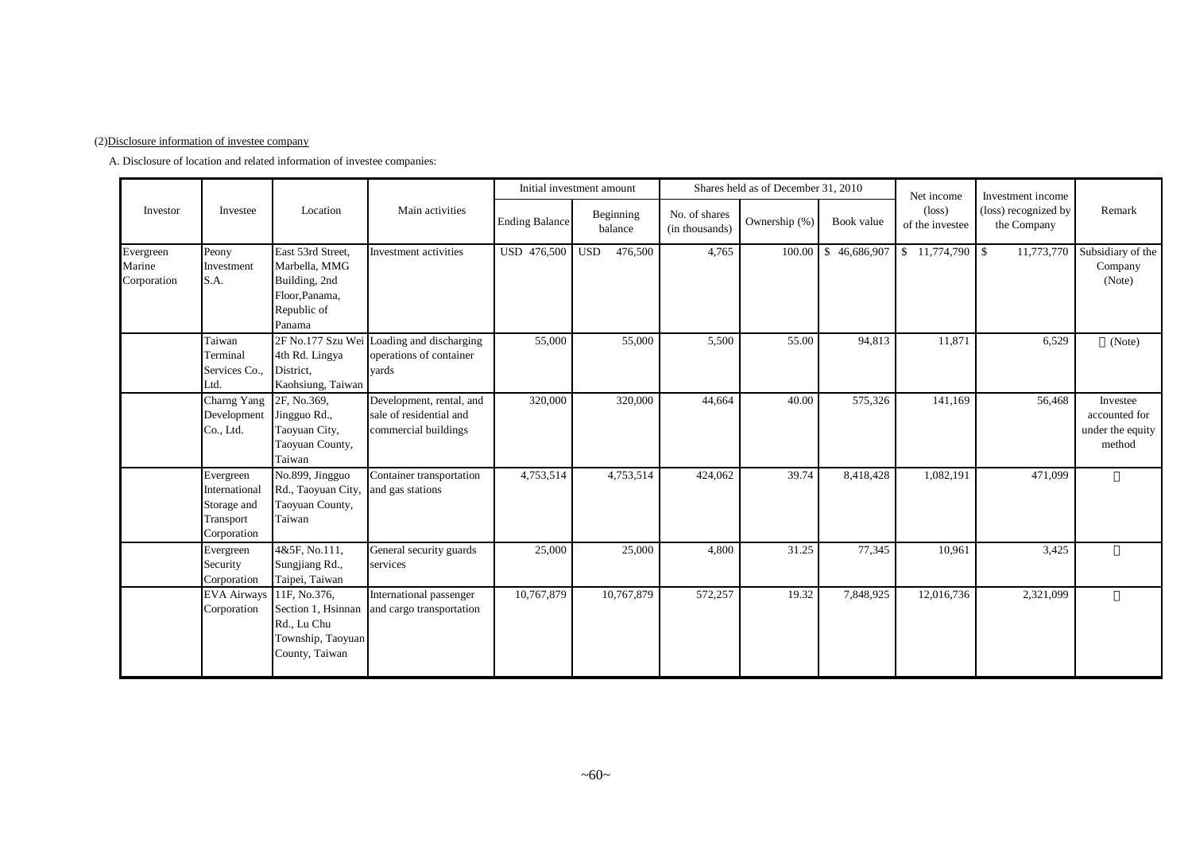(2)Disclosure information of investee company

A. Disclosure of location and related information of investee companies:

| Investor | Investee | Location | Main activities | Initial investment amount | | Shares held as of December 31, 2010 | | | Net income (loss) of the investee | Investment income (loss) recognized by the Company | Remark |
|---|---|---|---|---|---|---|---|---|---|---|---|
| | | | | Ending Balance | Beginning balance | No. of shares (in thousands) | Ownership (%) | Book value | | | |
| Evergreen Marine Corporation | Peony Investment S.A. | East 53rd Street, Marbella, MMG Building, 2nd Floor,Panama, Republic of Panama | Investment activities | USD 476,500 | USD 476,500 | 4,765 | 100.00 | $ 46,686,907 | $ 11,774,790 | $ 11,773,770 | Subsidiary of the Company (Note) |
| | Taiwan Terminal Services Co., Ltd. | 2F No.177 Szu Wei 4th Rd. Lingya District, Kaohsiung, Taiwan | Loading and discharging operations of container yards | 55,000 | 55,000 | 5,500 | 55.00 | 94,813 | 11,871 | 6,529 | 〃 (Note) |
| | Charng Yang Development Co., Ltd. | 2F, No.369, Jingguo Rd., Taoyuan City, Taoyuan County, Taiwan | Development, rental, and sale of residential and commercial buildings | 320,000 | 320,000 | 44,664 | 40.00 | 575,326 | 141,169 | 56,468 | Investee accounted for under the equity method |
| | Evergreen International Storage and Transport Corporation | No.899, Jingguo Rd., Taoyuan City, Taoyuan County, Taiwan | Container transportation and gas stations | 4,753,514 | 4,753,514 | 424,062 | 39.74 | 8,418,428 | 1,082,191 | 471,099 | 〃 |
| | Evergreen Security Corporation | 4&5F, No.111, Sungjiang Rd., Taipei, Taiwan | General security guards services | 25,000 | 25,000 | 4,800 | 31.25 | 77,345 | 10,961 | 3,425 | 〃 |
| | EVA Airways Corporation | 11F, No.376, Section 1, Hsinnan Rd., Lu Chu Township, Taoyuan County, Taiwan | International passenger and cargo transportation | 10,767,879 | 10,767,879 | 572,257 | 19.32 | 7,848,925 | 12,016,736 | 2,321,099 | 〃 |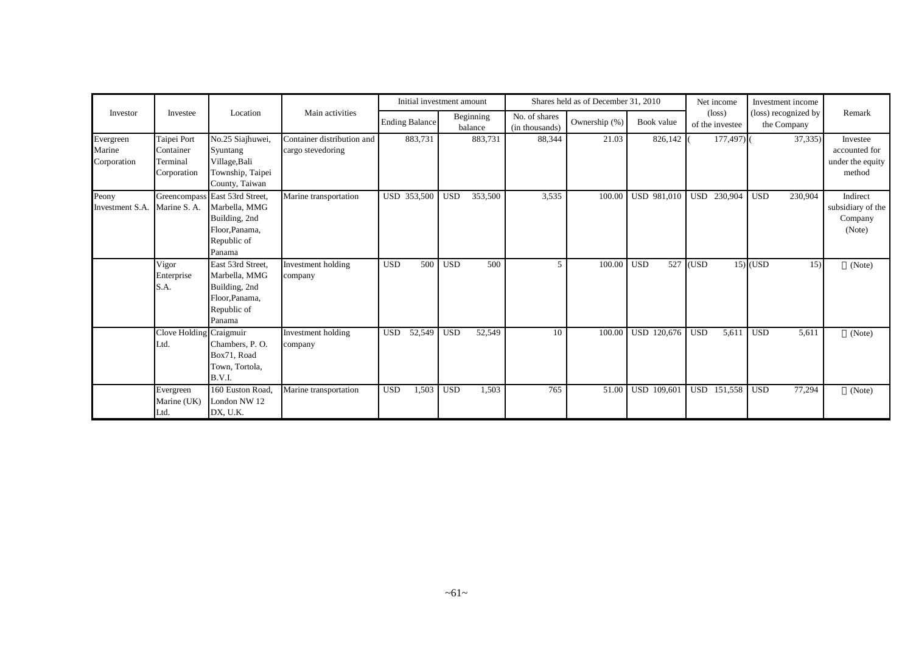| Investor | Investee | Location | Main activities | Initial investment amount | | Shares held as of December 31, 2010 | | | Net income (loss) of the investee | Investment income (loss) recognized by the Company | Remark |
|---|---|---|---|---|---|---|---|---|---|---|---|
| | | | | Ending Balance | Beginning balance | No. of shares (in thousands) | Ownership (%) | Book value | | | |
| Evergreen Marine Corporation | Taipei Port Container Terminal Corporation | No.25 Siajhuwei, Syuntang Village,Bali Township, Taipei County, Taiwan | Container distribution and cargo stevedoring | 883,731 | 883,731 | 88,344 | 21.03 | 826,142 | ( 177,497) | ( 37,335) | Investee accounted for under the equity method |
| Peony Investment S.A. | Greencompass Marine S. A. | East 53rd Street, Marbella, MMG Building, 2nd Floor,Panama, Republic of Panama | Marine transportation | USD 353,500 | USD 353,500 | 3,535 | 100.00 | USD 981,010 | USD 230,904 | USD 230,904 | Indirect subsidiary of the Company (Note) |
| | Vigor Enterprise S.A. | East 53rd Street, Marbella, MMG Building, 2nd Floor,Panama, Republic of Panama | Investment holding company | USD 500 | USD 500 | 5 | 100.00 | USD 527 | (USD 15) | (USD 15) | 〃 (Note) |
| | Clove Holding Ltd. | Craigmuir Chambers, P. O. Box71, Road Town, Tortola, B.V.I. | Investment holding company | USD 52,549 | USD 52,549 | 10 | 100.00 | USD 120,676 | USD 5,611 | USD 5,611 | 〃 (Note) |
| | Evergreen Marine (UK) Ltd. | 160 Euston Road, London NW 12 DX, U.K. | Marine transportation | USD 1,503 | USD 1,503 | 765 | 51.00 | USD 109,601 | USD 151,558 | USD 77,294 | 〃 (Note) |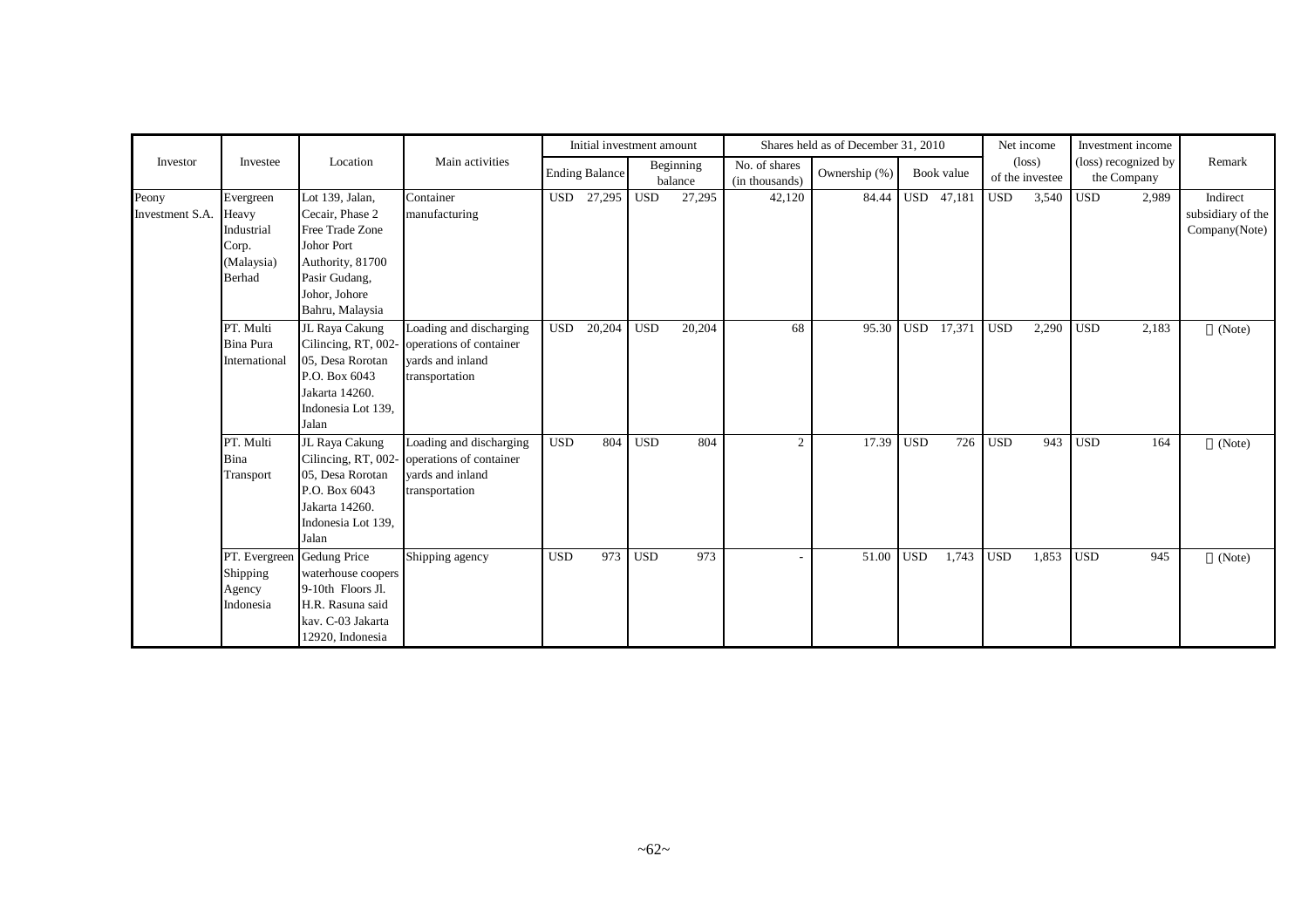| Investor | Investee | Location | Main activities | Initial investment amount | | Shares held as of December 31, 2010 | | | Net income (loss) of the investee | Investment income (loss) recognized by the Company | Remark |
|---|---|---|---|---|---|---|---|---|---|---|---|
| | | | | Ending Balance | Beginning balance | No. of shares (in thousands) | Ownership (%) | Book value | | | |
| Peony Investment S.A. | Evergreen Heavy Industrial Corp. (Malaysia) Berhad | Lot 139, Jalan, Cecair, Phase 2 Free Trade Zone Johor Port Authority, 81700 Pasir Gudang, Johor, Johore Bahru, Malaysia | Container manufacturing | USD 27,295 | USD 27,295 | 42,120 | 84.44 | USD 47,181 | USD 3,540 | USD 2,989 | Indirect subsidiary of the Company(Note) |
| | PT. Multi Bina Pura International | JL Raya Cakung Cilincing, RT, 002-05, Desa Rorotan P.O. Box 6043 Jakarta 14260. Indonesia Lot 139, Jalan | Loading and discharging operations of container yards and inland transportation | USD 20,204 | USD 20,204 | 68 | 95.30 | USD 17,371 | USD 2,290 | USD 2,183 | (Note) |
| | PT. Multi Bina Transport | JL Raya Cakung Cilincing, RT, 002-05, Desa Rorotan P.O. Box 6043 Jakarta 14260. Indonesia Lot 139, Jalan | Loading and discharging operations of container yards and inland transportation | USD 804 | USD 804 | 2 | 17.39 | USD 726 | USD 943 | USD 164 | (Note) |
| | PT. Evergreen Shipping Agency Indonesia | Gedung Price waterhouse coopers 9-10th Floors Jl. H.R. Rasuna said kav. C-03 Jakarta 12920, Indonesia | Shipping agency | USD 973 | USD 973 | - | 51.00 | USD 1,743 | USD 1,853 | USD 945 | (Note) |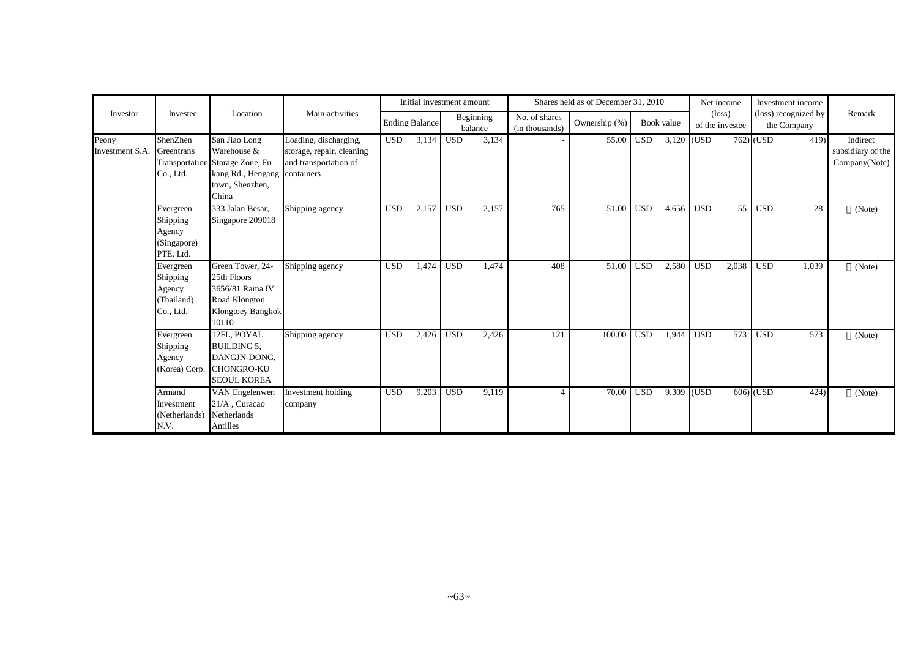| Investor | Investee | Location | Main activities | Initial investment amount | | Shares held as of December 31, 2010 | | | Net income (loss) of the investee | Investment income (loss) recognized by the Company | Remark |
|---|---|---|---|---|---|---|---|---|---|---|---|
| | | | | Ending Balance | Beginning balance | No. of shares (in thousands) | Ownership (%) | Book value | | | |
| Peony Investment S.A. | ShenZhen Greentrans Transportation Co., Ltd. | San Jiao Long Warehouse & Storage Zone, Fu kang Rd., Hengang town, Shenzhen, China | Loading, discharging, storage, repair, cleaning and transportation of containers | USD 3,134 | USD 3,134 | - | 55.00 | USD 3,120 | (USD 762) | (USD 419) | Indirect subsidiary of the Company(Note) |
| | Evergreen Shipping Agency (Singapore) PTE. Ltd. | 333 Jalan Besar, Singapore 209018 | Shipping agency | USD 2,157 | USD 2,157 | 765 | 51.00 | USD 4,656 | USD 55 | USD 28 | 〃(Note) |
| | Evergreen Shipping Agency (Thailand) Co., Ltd. | Green Tower, 24-25th Floors 3656/81 Rama IV Road Klongton Klongtoey Bangkok 10110 | Shipping agency | USD 1,474 | USD 1,474 | 408 | 51.00 | USD 2,580 | USD 2,038 | USD 1,039 | 〃(Note) |
| | Evergreen Shipping Agency (Korea) Corp. | 12FL, POYAL BUILDING 5, DANGJN-DONG, CHONGRO-KU SEOUL KOREA | Shipping agency | USD 2,426 | USD 2,426 | 121 | 100.00 | USD 1,944 | USD 573 | USD 573 | 〃(Note) |
| | Armand Investment (Netherlands) N.V. | VAN Engelenwen 21/A , Curacao Netherlands Antilles | Investment holding company | USD 9,203 | USD 9,119 | 4 | 70.00 | USD 9,309 | (USD 606) | (USD 424) | 〃(Note) |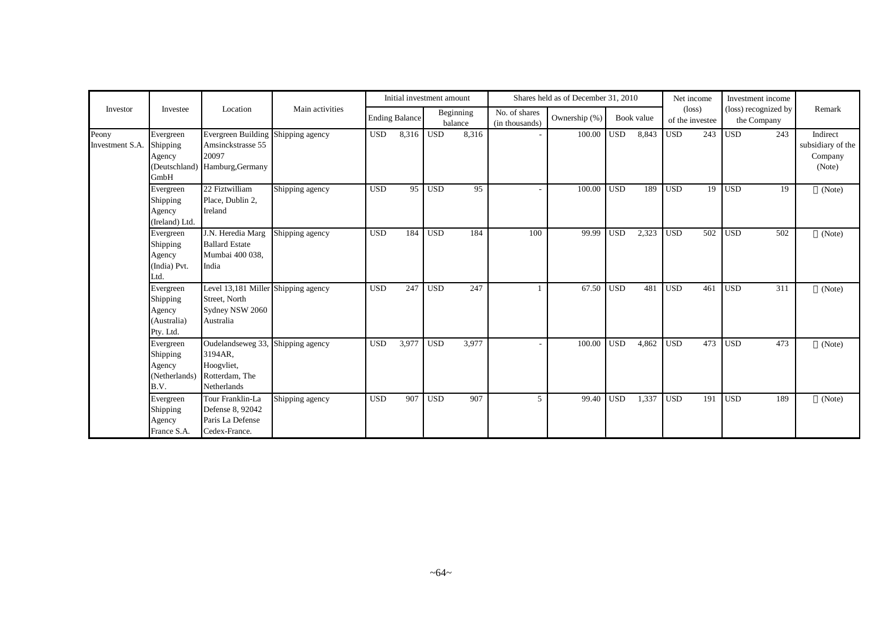| Investor | Investee | Location | Main activities | Initial investment amount | | Shares held as of December 31, 2010 | | | Net income (loss) of the investee | Investment income (loss) recognized by the Company | Remark |
|---|---|---|---|---|---|---|---|---|---|---|---|
| | | | | Ending Balance | Beginning balance | No. of shares (in thousands) | Ownership (%) | Book value | | | |
| Peony Investment S.A. | Evergreen Shipping Agency (Deutschland) GmbH | Evergreen Building Amsinckstrasse 55 20097 Hamburg,Germany | Shipping agency | USD 8,316 | USD 8,316 | - | 100.00 | USD 8,843 | USD 243 | USD 243 | Indirect subsidiary of the Company (Note) |
| | Evergreen Shipping Agency (Ireland) Ltd. | 22 Fiztwilliam Place, Dublin 2, Ireland | Shipping agency | USD 95 | USD 95 | - | 100.00 | USD 189 | USD 19 | USD 19 | (Note) |
| | Evergreen Shipping Agency (India) Pvt. Ltd. | J.N. Heredia Marg Ballard Estate Mumbai 400 038, India | Shipping agency | USD 184 | USD 184 | 100 | 99.99 | USD 2,323 | USD 502 | USD 502 | (Note) |
| | Evergreen Shipping Agency (Australia) Pty. Ltd. | Level 13,181 Miller Street, North Sydney NSW 2060 Australia | Shipping agency | USD 247 | USD 247 | 1 | 67.50 | USD 481 | USD 461 | USD 311 | (Note) |
| | Evergreen Shipping Agency (Netherlands) B.V. | Oudelandseweg 33, 3194AR, Hoogvliet, Rotterdam, The Netherlands | Shipping agency | USD 3,977 | USD 3,977 | - | 100.00 | USD 4,862 | USD 473 | USD 473 | (Note) |
| | Evergreen Shipping Agency France S.A. | Tour Franklin-La Defense 8, 92042 Paris La Defense Cedex-France. | Shipping agency | USD 907 | USD 907 | 5 | 99.40 | USD 1,337 | USD 191 | USD 189 | (Note) |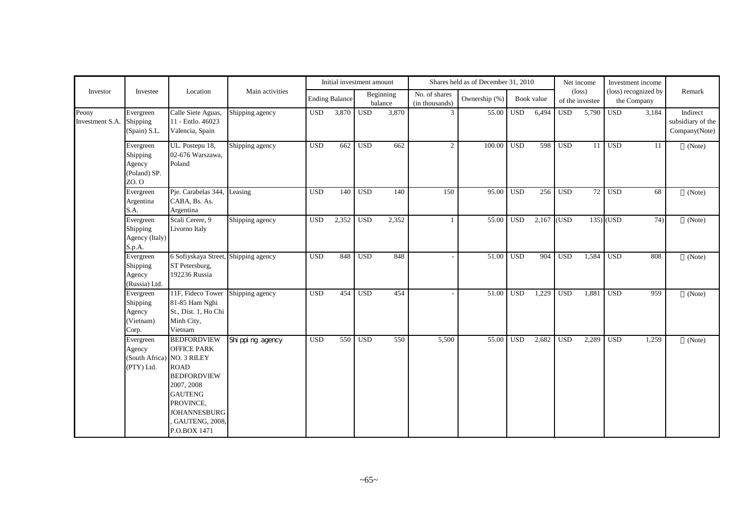| Investor | Investee | Location | Main activities | Initial investment amount | | Shares held as of December 31, 2010 | | | Net income (loss) of the investee | Investment income (loss) recognized by the Company | Remark |
|---|---|---|---|---|---|---|---|---|---|---|---|
| | | | | Ending Balance | Beginning balance | No. of shares (in thousands) | Ownership (%) | Book value | | | |
| Peony Investment S.A. | Evergreen Shipping (Spain) S.L. | Calle Siete Aguas, 11 - Entlo. 46023 Valencia, Spain | Shipping agency | USD 3,870 | USD 3,870 | 3 | 55.00 | USD 6,494 | USD 5,790 | USD 3,184 | Indirect subsidiary of the Company(Note) |
| | Evergreen Shipping Agency (Poland) SP. ZO. O | UL. Postepu 18, 02-676 Warszawa, Poland | Shipping agency | USD 662 | USD 662 | 2 | 100.00 | USD 598 | USD 11 | USD 11 | 〃 (Note) |
| | Evergreen Argentina S.A. | Pje. Carabelas 344, CABA, Bs. As. Argentina | Leasing | USD 140 | USD 140 | 150 | 95.00 | USD 256 | USD 72 | USD 68 | 〃 (Note) |
| | Evergreen Shipping Agency (Italy) S.p.A. | Scali Cerere, 9 Livorno Italy | Shipping agency | USD 2,352 | USD 2,352 | 1 | 55.00 | USD 2,167 | (USD 135) | (USD 74) | 〃 (Note) |
| | Evergreen Shipping Agency (Russia) Ltd. | 6 Sofiyskaya Street, ST Petersburg, 192236 Russia | Shipping agency | USD 848 | USD 848 | - | 51.00 | USD 904 | USD 1,584 | USD 808 | 〃 (Note) |
| | Evergreen Shipping Agency (Vietnam) Corp. | 11F, Fideco Tower 81-85 Ham Nghi St., Dist. 1, Ho Chi Minh City, Vietnam | Shipping agency | USD 454 | USD 454 | - | 51.00 | USD 1,229 | USD 1,881 | USD 959 | 〃 (Note) |
| | Evergreen Agency (South Africa) (PTY) Ltd. | BEDFORDVIEW OFFICE PARK NO. 3 RILEY ROAD BEDFORDVIEW 2007, 2008 GAUTENG PROVINCE, JOHANNESBURG, GAUTENG, 2008, P.O.BOX 1471 | Shipping agency | USD 550 | USD 550 | 5,500 | 55.00 | USD 2,682 | USD 2,289 | USD 1,259 | 〃 (Note) |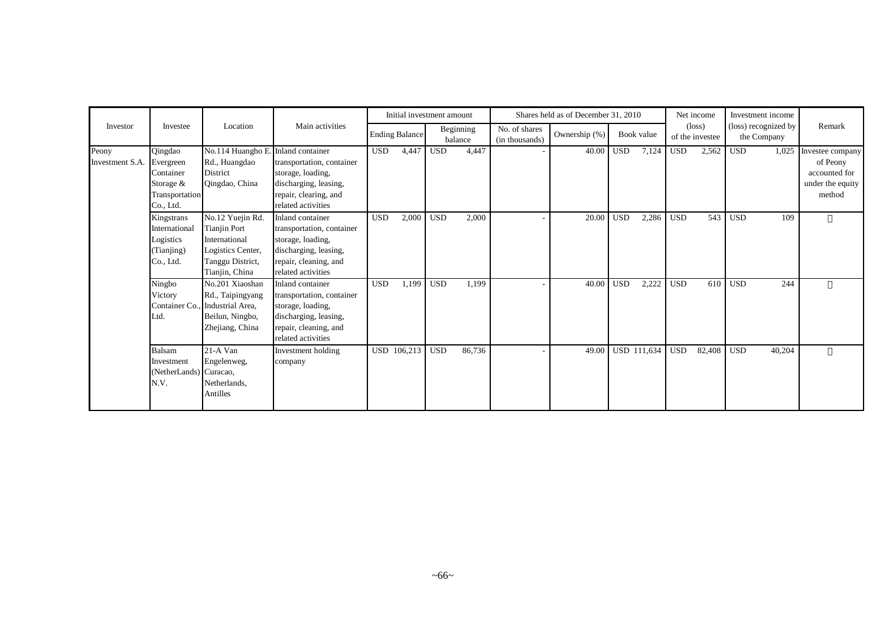| Investor | Investee | Location | Main activities | Initial investment amount | | Shares held as of December 31, 2010 | | | Net income (loss) of the investee | Investment income (loss) recognized by the Company | Remark |
|---|---|---|---|---|---|---|---|---|---|---|---|
| | | | | Ending Balance | Beginning balance | No. of shares (in thousands) | Ownership (%) | Book value | | | |
| Peony Investment S.A. | Qingdao Evergreen Container Storage & Transportation Co., Ltd. | No.114 Huangho E. Rd., Huangdao District Qingdao, China | Inland container transportation, container storage, loading, discharging, leasing, repair, clearing, and related activities | USD 4,447 | USD 4,447 | - | 40.00 | USD 7,124 | USD 2,562 | USD 1,025 | Investee company of Peony accounted for under the equity method |
| | Kingstrans International Logistics (Tianjing) Co., Ltd. | No.12 Yuejin Rd. Tianjin Port International Logistics Center, Tanggu District, Tianjin, China | Inland container transportation, container storage, loading, discharging, leasing, repair, cleaning, and related activities | USD 2,000 | USD 2,000 | - | 20.00 | USD 2,286 | USD 543 | USD 109 | 〃 |
| | Ningbo Victory Container Co., Ltd. | No.201 Xiaoshan Rd., Taipingyang Industrial Area, Beilun, Ningbo, Zhejiang, China | Inland container transportation, container storage, loading, discharging, leasing, repair, cleaning, and related activities | USD 1,199 | USD 1,199 | - | 40.00 | USD 2,222 | USD 610 | USD 244 | 〃 |
| | Balsam Investment (NetherLands) N.V. | 21-A Van Engelenweg, Curacao, Netherlands, Antilles | Investment holding company | USD 106,213 | USD 86,736 | - | 49.00 | USD 111,634 | USD 82,408 | USD 40,204 | 〃 |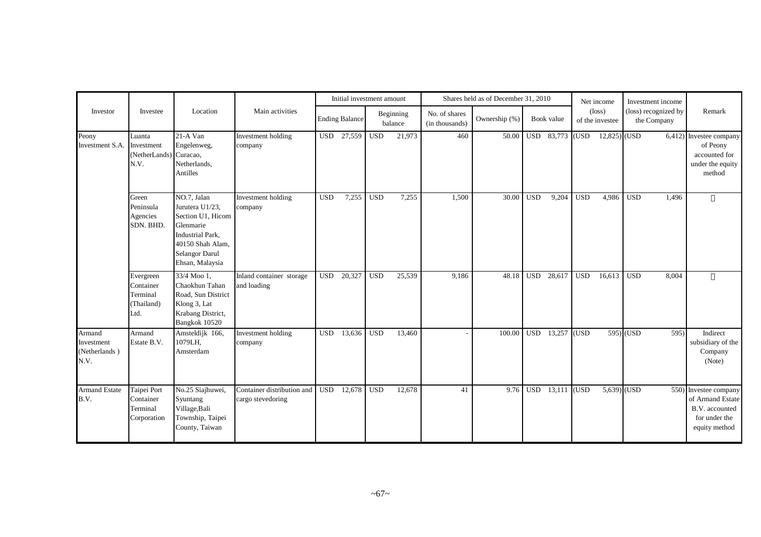| Investor | Investee | Location | Main activities | Initial investment amount | | Shares held as of December 31, 2010 | | | Net income (loss) of the investee | Investment income (loss) recognized by the Company | Remark |
|---|---|---|---|---|---|---|---|---|---|---|---|
| | | | | Ending Balance | Beginning balance | No. of shares (in thousands) | Ownership (%) | Book value | | | |
| Peony Investment S.A. | Luanta Investment (NetherLands) N.V. | 21-A Van Engelenweg, Curacao, Netherlands, Antilles | Investment holding company | USD 27,559 | USD 21,973 | 460 | 50.00 | USD 83,773 | (USD 12,825) | (USD 6,412) | Investee company of Peony accounted for under the equity method |
| | Green Peninsula Agencies SDN. BHD. | NO.7, Jalan Jurutera U1/23, Section U1, Hicom Glenmarie Industrial Park, 40150 Shah Alam, Selangor Darul Ehsan, Malaysia | Investment holding company | USD 7,255 | USD 7,255 | 1,500 | 30.00 | USD 9,204 | USD 4,986 | USD 1,496 | 〃 |
| | Evergreen Container Terminal (Thailand) Ltd. | 33/4 Moo 1, Chaokhun Tahan Road, Sun District Klong 3, Lat Krabang District, Bangkok 10520 | Inland container storage and loading | USD 20,327 | USD 25,539 | 9,186 | 48.18 | USD 28,617 | USD 16,613 | USD 8,004 | 〃 |
| Armand Investment (Netherlands) N.V. | Armand Estate B.V. | Amsteldijk 166, 1079LH, Amsterdam | Investment holding company | USD 13,636 | USD 13,460 | - | 100.00 | USD 13,257 | (USD 595) | (USD 595) | Indirect subsidiary of the Company (Note) |
| Armand Estate B.V. | Taipei Port Container Terminal Corporation | No.25 Siajhuwei, Syuntang Village, Bali Township, Taipei County, Taiwan | Container distribution and cargo stevedoring | USD 12,678 | USD 12,678 | 41 | 9.76 | USD 13,111 | (USD 5,639) | (USD 550) | Investee company of Armand Estate B.V. accounted for under the equity method |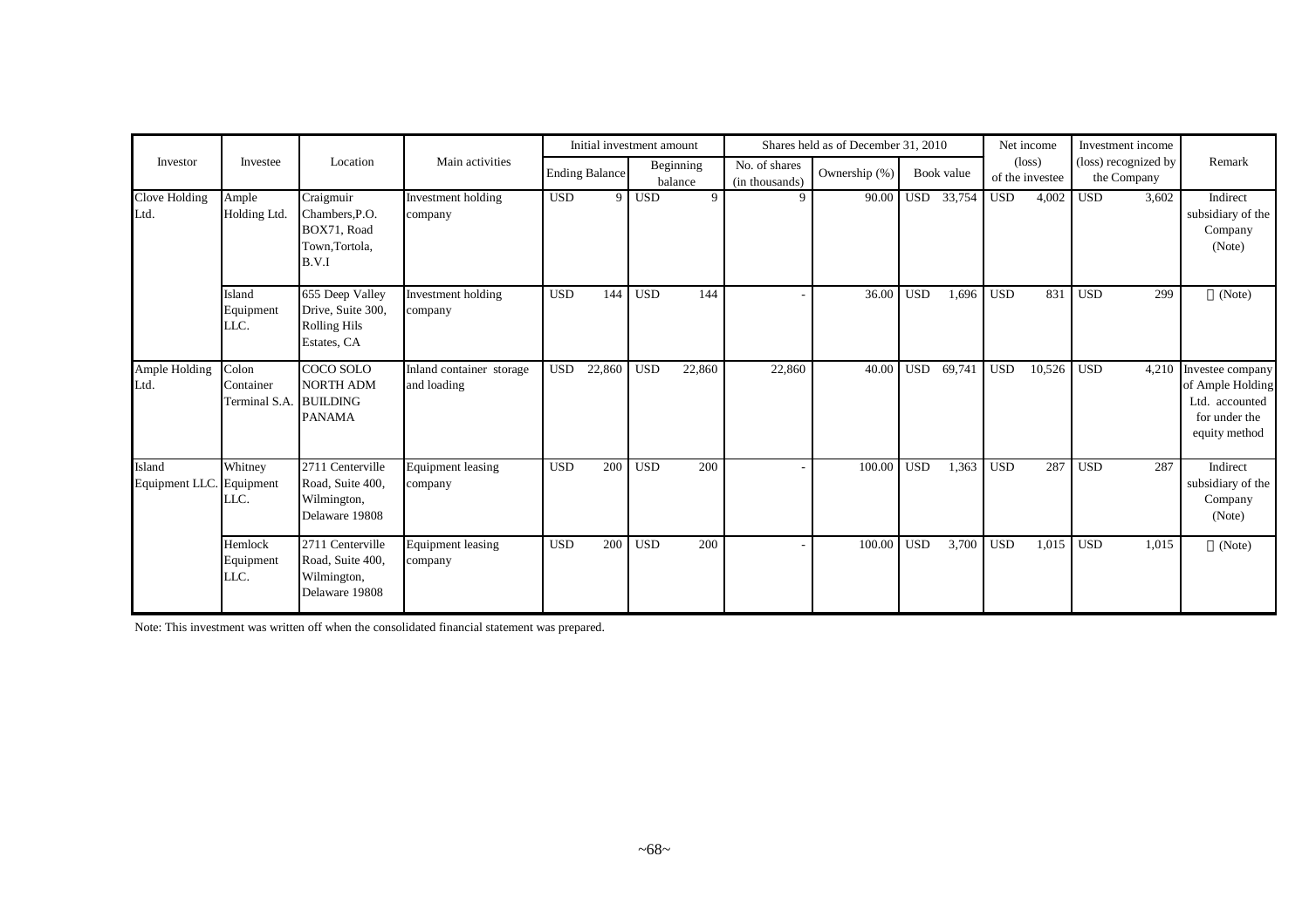| Investor | Investee | Location | Main activities | Initial investment amount | | Shares held as of December 31, 2010 | | | Net income (loss) of the investee | Investment income (loss) recognized by the Company | Remark |
|---|---|---|---|---|---|---|---|---|---|---|---|
| | | | | Ending Balance | Beginning balance | No. of shares (in thousands) | Ownership (%) | Book value | | | |
| Clove Holding Ltd. | Ample Holding Ltd. | Craigmuir Chambers,P.O. BOX71, Road Town,Tortola, B.V.I | Investment holding company | USD 9 | USD 9 | 9 | 90.00 | USD 33,754 | USD 4,002 | USD 3,602 | Indirect subsidiary of the Company (Note) |
| | Island Equipment LLC. | 655 Deep Valley Drive, Suite 300, Rolling Hils Estates, CA | Investment holding company | USD 144 | USD 144 | - | 36.00 | USD 1,696 | USD 831 | USD 299 | 〃(Note) |
| Ample Holding Ltd. | Colon Container Terminal S.A. | COCO SOLO NORTH ADM BUILDING PANAMA | Inland container storage and loading | USD 22,860 | USD 22,860 | 22,860 | 40.00 | USD 69,741 | USD 10,526 | USD 4,210 | Investee company of Ample Holding Ltd. accounted for under the equity method |
| Island Equipment LLC. | Whitney Equipment LLC. | 2711 Centerville Road, Suite 400, Wilmington, Delaware 19808 | Equipment leasing company | USD 200 | USD 200 | - | 100.00 | USD 1,363 | USD 287 | USD 287 | Indirect subsidiary of the Company (Note) |
| | Hemlock Equipment LLC. | 2711 Centerville Road, Suite 400, Wilmington, Delaware 19808 | Equipment leasing company | USD 200 | USD 200 | - | 100.00 | USD 3,700 | USD 1,015 | USD 1,015 | 〃(Note) |

Note: This investment was written off when the consolidated financial statement was prepared.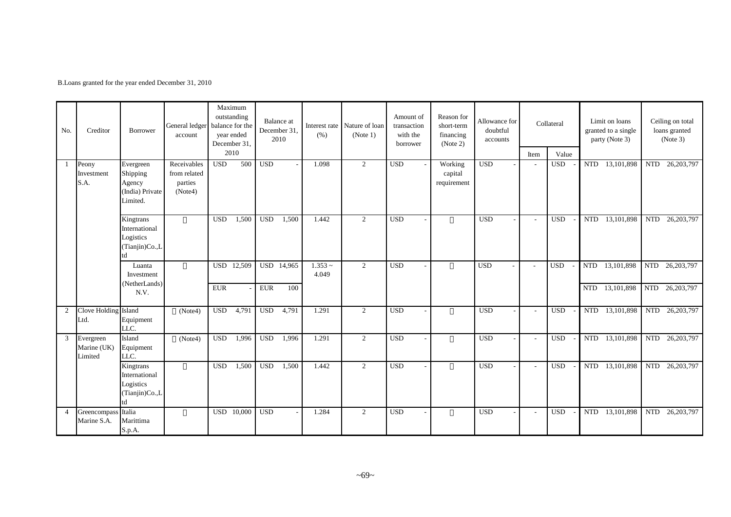B.Loans granted for the year ended December 31, 2010

| No. | Creditor | Borrower | General ledger account | Maximum outstanding balance for the year ended December 31, 2010 | Balance at December 31, 2010 | Interest rate (%) | Nature of loan (Note 1) | Amount of transaction with the borrower | Reason for short-term financing (Note 2) | Allowance for doubtful accounts | Collateral | | Limit on loans granted to a single party (Note 3) | Ceiling on total loans granted (Note 3) |
|---|---|---|---|---|---|---|---|---|---|---|---|---|---|---|
| | | | | | | | | | | | Item | Value | | |
| 1 | Peony Investment S.A. | Evergreen Shipping Agency (India) Private Limited. | Receivables from related parties (Note4) | USD 500 | USD - | 1.098 | 2 | USD - | Working capital requirement | USD - | - | USD - | NTD 13,101,898 | NTD 26,203,797 |
| | | Kingtrans International Logistics (Tianjin)Co.,Ltd | 〃 | USD 1,500 | USD 1,500 | 1.442 | 2 | USD - | 〃 | USD - | - | USD - | NTD 13,101,898 | NTD 26,203,797 |
| | | Luanta Investment (NetherLands) N.V. | 〃 | USD 12,509 | USD 14,965 | 1.353 ~ 4.049 | 2 | USD - | 〃 | USD - | - | USD - | NTD 13,101,898 | NTD 26,203,797 |
| | | | | EUR - | EUR 100 | | | | | | | | NTD 13,101,898 | NTD 26,203,797 |
| 2 | Clove Holding Ltd. | Island Equipment LLC. | 〃 (Note4) | USD 4,791 | USD 4,791 | 1.291 | 2 | USD - | 〃 | USD - | - | USD - | NTD 13,101,898 | NTD 26,203,797 |
| 3 | Evergreen Marine (UK) Limited | Island Equipment LLC. | 〃 (Note4) | USD 1,996 | USD 1,996 | 1.291 | 2 | USD - | 〃 | USD - | - | USD - | NTD 13,101,898 | NTD 26,203,797 |
| | | Kingtrans International Logistics (Tianjin)Co.,Ltd | 〃 | USD 1,500 | USD 1,500 | 1.442 | 2 | USD - | 〃 | USD - | - | USD - | NTD 13,101,898 | NTD 26,203,797 |
| 4 | Greencompass Marine S.A. | Italia Marittima S.p.A. | 〃 | USD 10,000 | USD - | 1.284 | 2 | USD - | 〃 | USD - | - | USD - | NTD 13,101,898 | NTD 26,203,797 |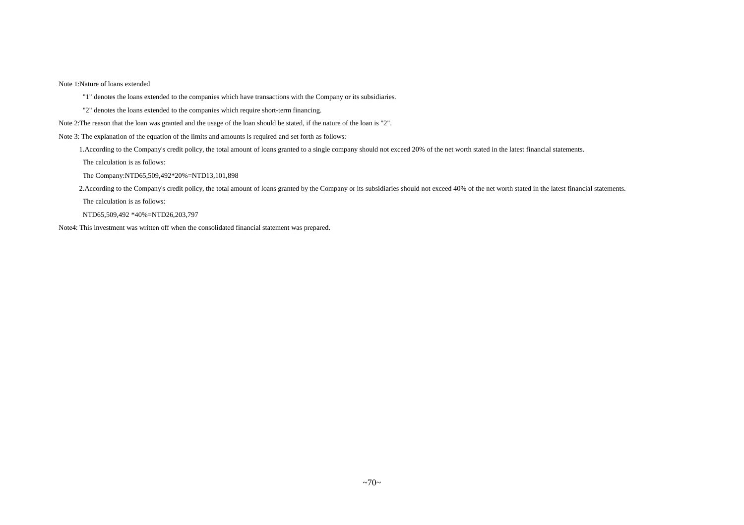Note 1:Nature of loans extended

"1" denotes the loans extended to the companies which have transactions with the Company or its subsidiaries.

"2" denotes the loans extended to the companies which require short-term financing.

Note 2:The reason that the loan was granted and the usage of the loan should be stated, if the nature of the loan is "2".

Note 3: The explanation of the equation of the limits and amounts is required and set forth as follows:

1.According to the Company's credit policy, the total amount of loans granted to a single company should not exceed 20% of the net worth stated in the latest financial statements.

The calculation is as follows:

The Company:NTD65,509,492*20%=NTD13,101,898

2.According to the Company's credit policy, the total amount of loans granted by the Company or its subsidiaries should not exceed 40% of the net worth stated in the latest financial statements.

The calculation is as follows:

NTD65,509,492 *40%=NTD26,203,797

Note4: This investment was written off when the consolidated financial statement was prepared.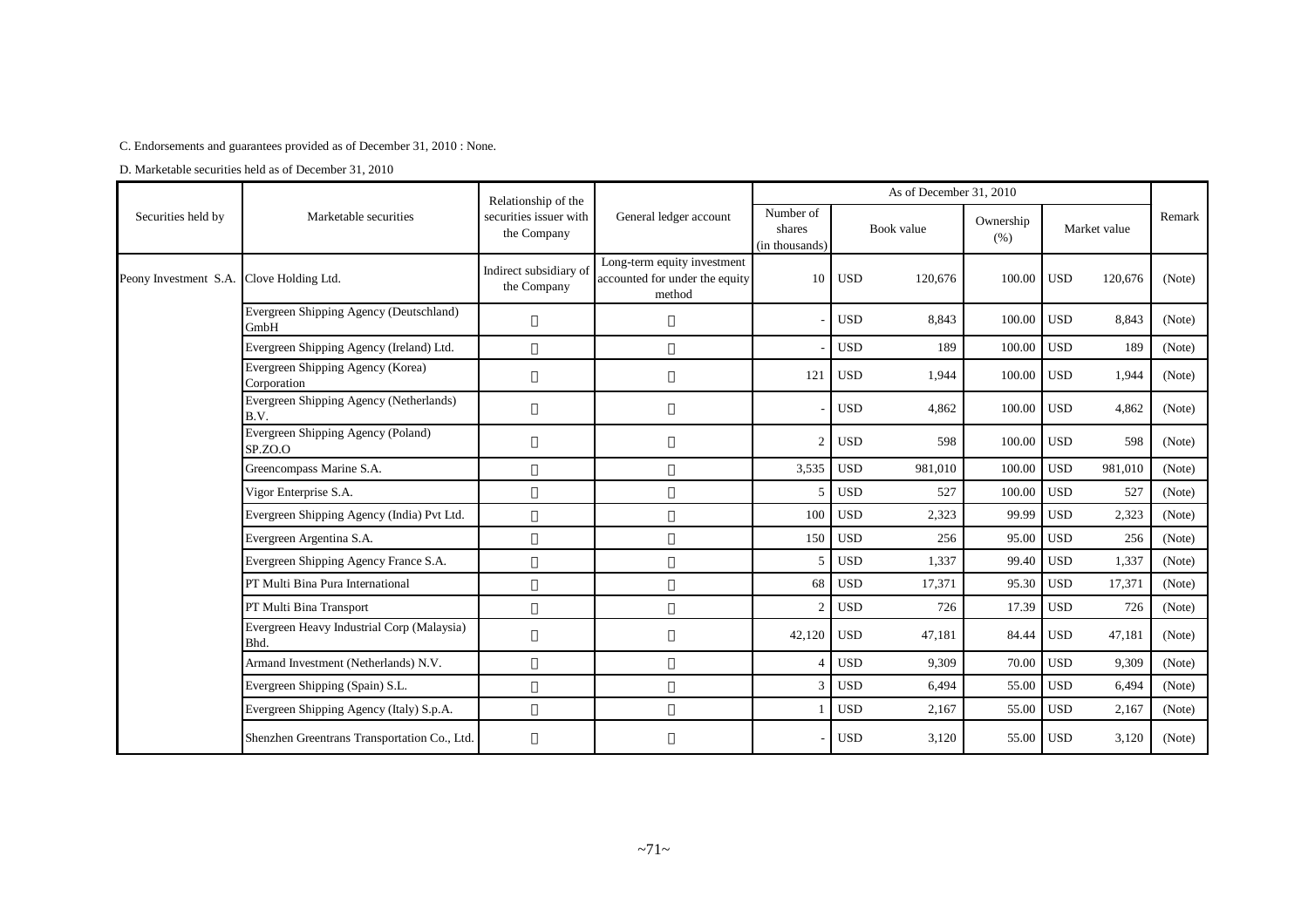C. Endorsements and guarantees provided as of December 31, 2010 : None.

D. Marketable securities held as of December 31, 2010

| Securities held by | Marketable securities | Relationship of the securities issuer with the Company | General ledger account | As of December 31, 2010 | | | | Remark |
|---|---|---|---|---|---|---|---|---|
| | | | | Number of shares (in thousands) | Book value | Ownership (%) | Market value | |
| Peony Investment S.A. | Clove Holding Ltd. | Indirect subsidiary of the Company | Long-term equity investment accounted for under the equity method | 10 | USD 120,676 | 100.00 | USD 120,676 | (Note) |
| | Evergreen Shipping Agency (Deutschland) GmbH | 〃 | 〃 | - | USD 8,843 | 100.00 | USD 8,843 | (Note) |
| | Evergreen Shipping Agency (Ireland) Ltd. | 〃 | 〃 | - | USD 189 | 100.00 | USD 189 | (Note) |
| | Evergreen Shipping Agency (Korea) Corporation | 〃 | 〃 | 121 | USD 1,944 | 100.00 | USD 1,944 | (Note) |
| | Evergreen Shipping Agency (Netherlands) B.V. | 〃 | 〃 | - | USD 4,862 | 100.00 | USD 4,862 | (Note) |
| | Evergreen Shipping Agency (Poland) SP.ZO.O | 〃 | 〃 | 2 | USD 598 | 100.00 | USD 598 | (Note) |
| | Greencompass Marine S.A. | 〃 | 〃 | 3,535 | USD 981,010 | 100.00 | USD 981,010 | (Note) |
| | Vigor Enterprise S.A. | 〃 | 〃 | 5 | USD 527 | 100.00 | USD 527 | (Note) |
| | Evergreen Shipping Agency (India) Pvt Ltd. | 〃 | 〃 | 100 | USD 2,323 | 99.99 | USD 2,323 | (Note) |
| | Evergreen Argentina S.A. | 〃 | 〃 | 150 | USD 256 | 95.00 | USD 256 | (Note) |
| | Evergreen Shipping Agency France S.A. | 〃 | 〃 | 5 | USD 1,337 | 99.40 | USD 1,337 | (Note) |
| | PT Multi Bina Pura International | 〃 | 〃 | 68 | USD 17,371 | 95.30 | USD 17,371 | (Note) |
| | PT Multi Bina Transport | 〃 | 〃 | 2 | USD 726 | 17.39 | USD 726 | (Note) |
| | Evergreen Heavy Industrial Corp (Malaysia) Bhd. | 〃 | 〃 | 42,120 | USD 47,181 | 84.44 | USD 47,181 | (Note) |
| | Armand Investment (Netherlands) N.V. | 〃 | 〃 | 4 | USD 9,309 | 70.00 | USD 9,309 | (Note) |
| | Evergreen Shipping (Spain) S.L. | 〃 | 〃 | 3 | USD 6,494 | 55.00 | USD 6,494 | (Note) |
| | Evergreen Shipping Agency (Italy) S.p.A. | 〃 | 〃 | 1 | USD 2,167 | 55.00 | USD 2,167 | (Note) |
| | Shenzhen Greentrans Transportation Co., Ltd. | 〃 | 〃 | - | USD 3,120 | 55.00 | USD 3,120 | (Note) |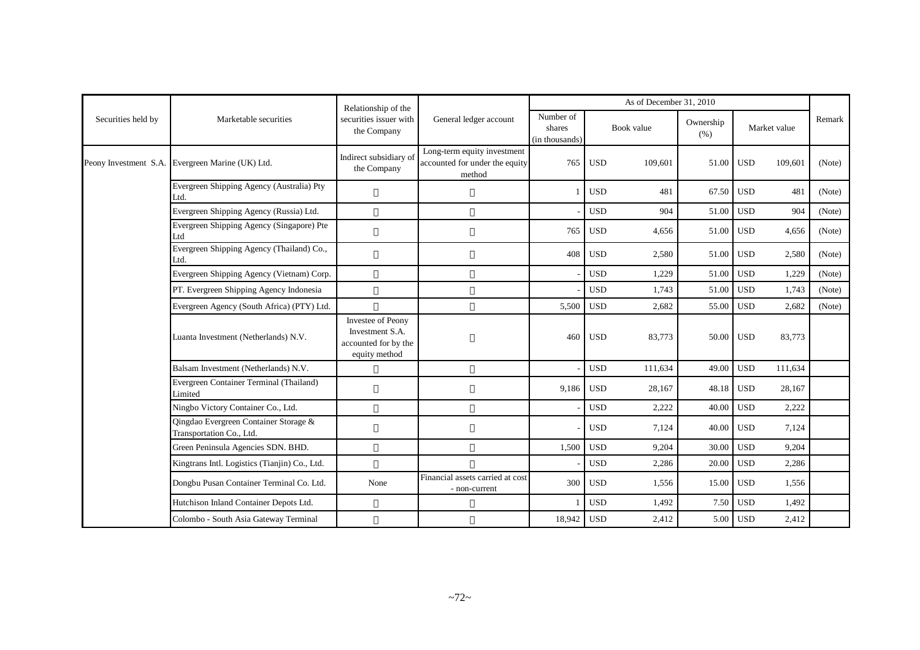| Securities held by | Marketable securities | Relationship of the securities issuer with the Company | General ledger account | As of December 31, 2010 | | | | | | | Remark |
|---|---|---|---|---|---|---|---|---|---|---|---|
| | | | | Number of shares (in thousands) | Book value | | Ownership (%) | Market value | | | |
| Peony Investment S.A. | Evergreen Marine (UK) Ltd. | Indirect subsidiary of the Company | Long-term equity investment accounted for under the equity method | 765 | USD | 109,601 | 51.00 | USD | 109,601 | | (Note) |
| | Evergreen Shipping Agency (Australia) Pty Ltd. | 〃 | 〃 | 1 | USD | 481 | 67.50 | USD | 481 | | (Note) |
| | Evergreen Shipping Agency (Russia) Ltd. | 〃 | 〃 | - | USD | 904 | 51.00 | USD | 904 | | (Note) |
| | Evergreen Shipping Agency (Singapore) Pte Ltd | 〃 | 〃 | 765 | USD | 4,656 | 51.00 | USD | 4,656 | | (Note) |
| | Evergreen Shipping Agency (Thailand) Co., Ltd. | 〃 | 〃 | 408 | USD | 2,580 | 51.00 | USD | 2,580 | | (Note) |
| | Evergreen Shipping Agency (Vietnam) Corp. | 〃 | 〃 | - | USD | 1,229 | 51.00 | USD | 1,229 | | (Note) |
| | PT. Evergreen Shipping Agency Indonesia | 〃 | 〃 | - | USD | 1,743 | 51.00 | USD | 1,743 | | (Note) |
| | Evergreen Agency (South Africa) (PTY) Ltd. | 〃 | 〃 | 5,500 | USD | 2,682 | 55.00 | USD | 2,682 | | (Note) |
| | Luanta Investment (Netherlands) N.V. | Investee of Peony Investment S.A. accounted for by the equity method | 〃 | 460 | USD | 83,773 | 50.00 | USD | 83,773 | | |
| | Balsam Investment (Netherlands) N.V. | 〃 | 〃 | - | USD | 111,634 | 49.00 | USD | 111,634 | | |
| | Evergreen Container Terminal (Thailand) Limited | 〃 | 〃 | 9,186 | USD | 28,167 | 48.18 | USD | 28,167 | | |
| | Ningbo Victory Container Co., Ltd. | 〃 | 〃 | - | USD | 2,222 | 40.00 | USD | 2,222 | | |
| | Qingdao Evergreen Container Storage & Transportation Co., Ltd. | 〃 | 〃 | - | USD | 7,124 | 40.00 | USD | 7,124 | | |
| | Green Peninsula Agencies SDN. BHD. | 〃 | 〃 | 1,500 | USD | 9,204 | 30.00 | USD | 9,204 | | |
| | Kingtrans Intl. Logistics (Tianjin) Co., Ltd. | 〃 | 〃 | - | USD | 2,286 | 20.00 | USD | 2,286 | | |
| | Dongbu Pusan Container Terminal Co. Ltd. | None | Financial assets carried at cost - non-current | 300 | USD | 1,556 | 15.00 | USD | 1,556 | | |
| | Hutchison Inland Container Depots Ltd. | 〃 | 〃 | 1 | USD | 1,492 | 7.50 | USD | 1,492 | | |
| | Colombo - South Asia Gateway Terminal | 〃 | 〃 | 18,942 | USD | 2,412 | 5.00 | USD | 2,412 | | |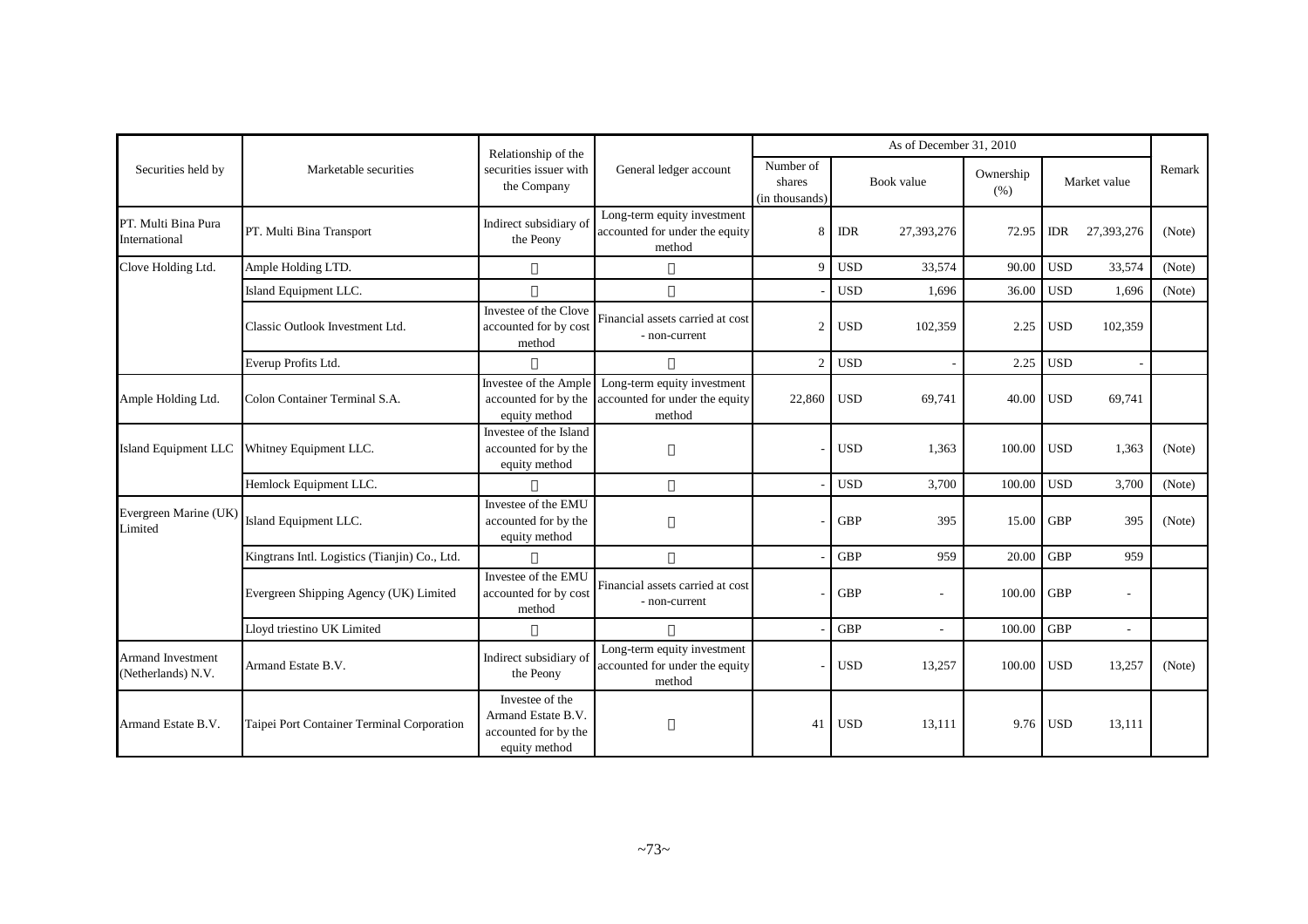| Securities held by | Marketable securities | Relationship of the securities issuer with the Company | General ledger account | As of December 31, 2010 | | | | | | | Remark |
|---|---|---|---|---|---|---|---|---|---|---|---|
| | | | | Number of shares (in thousands) | Book value | | Ownership (%) | Market value | | | |
| PT. Multi Bina Pura International | PT. Multi Bina Transport | Indirect subsidiary of the Peony | Long-term equity investment accounted for under the equity method | 8 | IDR | 27,393,276 | 72.95 | IDR | 27,393,276 | | (Note) |
| Clove Holding Ltd. | Ample Holding LTD. | 〃 | 〃 | 9 | USD | 33,574 | 90.00 | USD | 33,574 | | (Note) |
| | Island Equipment LLC. | 〃 | 〃 | - | USD | 1,696 | 36.00 | USD | 1,696 | | (Note) |
| | Classic Outlook Investment Ltd. | Investee of the Clove accounted for by cost method | Financial assets carried at cost - non-current | 2 | USD | 102,359 | 2.25 | USD | 102,359 | | |
| | Everup Profits Ltd. | 〃 | 〃 | 2 | USD | - | 2.25 | USD | - | | |
| Ample Holding Ltd. | Colon Container Terminal S.A. | Investee of the Ample accounted for by the equity method | Long-term equity investment accounted for under the equity method | 22,860 | USD | 69,741 | 40.00 | USD | 69,741 | | |
| Island Equipment LLC | Whitney Equipment LLC. | Investee of the Island accounted for by the equity method | 〃 | - | USD | 1,363 | 100.00 | USD | 1,363 | | (Note) |
| | Hemlock Equipment LLC. | 〃 | 〃 | - | USD | 3,700 | 100.00 | USD | 3,700 | | (Note) |
| Evergreen Marine (UK) Limited | Island Equipment LLC. | Investee of the EMU accounted for by the equity method | 〃 | - | GBP | 395 | 15.00 | GBP | 395 | | (Note) |
| | Kingtrans Intl. Logistics (Tianjin) Co., Ltd. | 〃 | 〃 | - | GBP | 959 | 20.00 | GBP | 959 | | |
| | Evergreen Shipping Agency (UK) Limited | Investee of the EMU accounted for by cost method | Financial assets carried at cost - non-current | - | GBP | - | 100.00 | GBP | - | | |
| | Lloyd triestino UK Limited | 〃 | 〃 | - | GBP | - | 100.00 | GBP | - | | |
| Armand Investment (Netherlands) N.V. | Armand Estate B.V. | Indirect subsidiary of the Peony | Long-term equity investment accounted for under the equity method | - | USD | 13,257 | 100.00 | USD | 13,257 | | (Note) |
| Armand Estate B.V. | Taipei Port Container Terminal Corporation | Investee of the Armand Estate B.V. accounted for by the equity method | 〃 | 41 | USD | 13,111 | 9.76 | USD | 13,111 | | |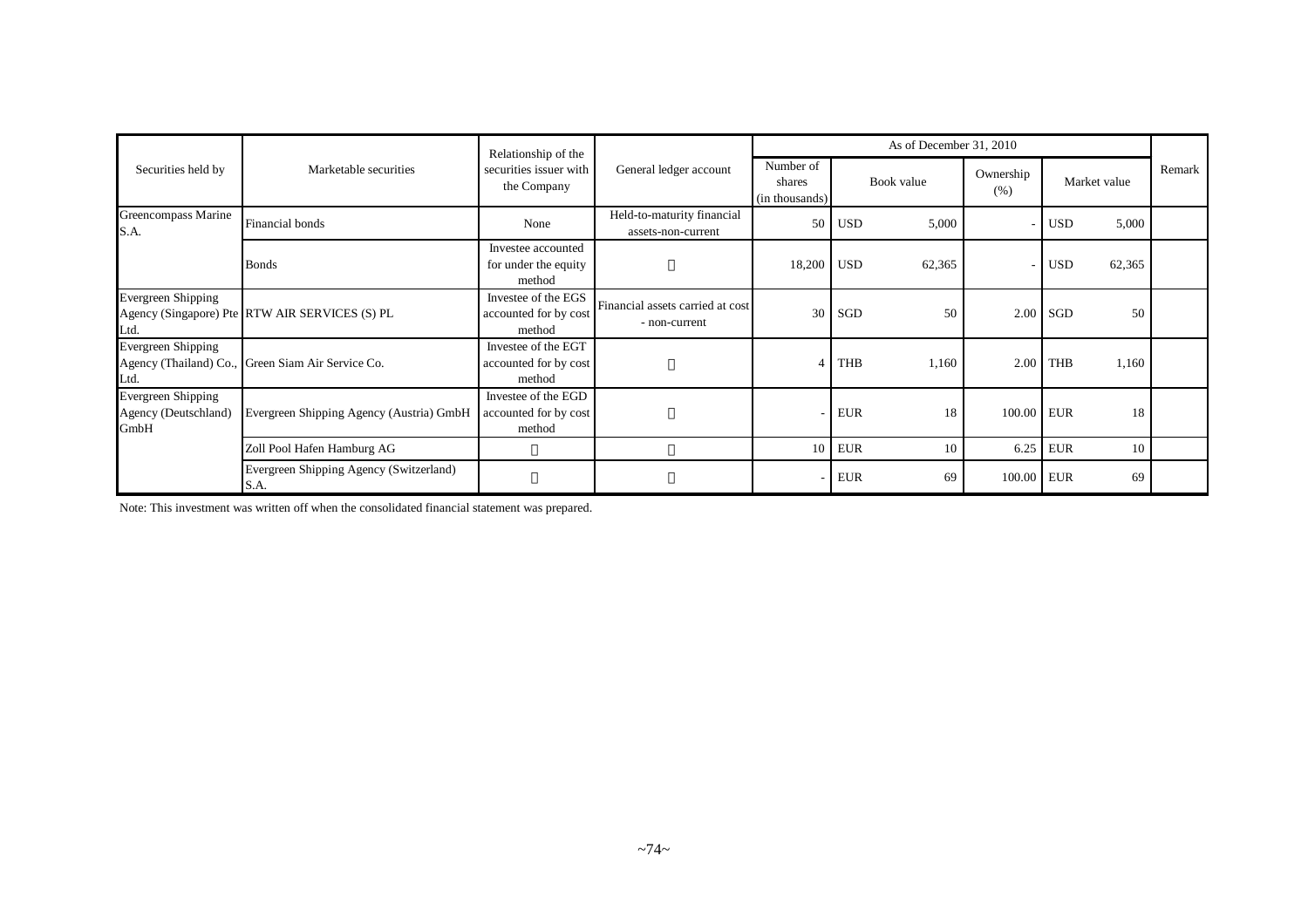| Securities held by | Marketable securities | Relationship of the securities issuer with the Company | General ledger account | As of December 31, 2010 | | | | | | | Remark |
|---|---|---|---|---|---|---|---|---|---|---|---|
| | | | | Number of shares (in thousands) | Book value | | Ownership (%) | Market value | | | |
| Greencompass Marine S.A. | Financial bonds | None | Held-to-maturity financial assets-non-current | 50 | USD | 5,000 | - | USD | 5,000 | | |
| | Bonds | Investee accounted for under the equity method | 〃 | 18,200 | USD | 62,365 | - | USD | 62,365 | | |
| Evergreen Shipping Agency (Singapore) Pte Ltd. | RTW AIR SERVICES (S) PL | Investee of the EGS accounted for by cost method | Financial assets carried at cost - non-current | 30 | SGD | 50 | 2.00 | SGD | 50 | | |
| Evergreen Shipping Agency (Thailand) Co., Ltd. | Green Siam Air Service Co. | Investee of the EGT accounted for by cost method | 〃 | 4 | THB | 1,160 | 2.00 | THB | 1,160 | | |
| Evergreen Shipping Agency (Deutschland) GmbH | Evergreen Shipping Agency (Austria) GmbH | Investee of the EGD accounted for by cost method | 〃 | - | EUR | 18 | 100.00 | EUR | 18 | | |
| | Zoll Pool Hafen Hamburg AG | 〃 | 〃 | 10 | EUR | 10 | 6.25 | EUR | 10 | | |
| | Evergreen Shipping Agency (Switzerland) S.A. | 〃 | 〃 | - | EUR | 69 | 100.00 | EUR | 69 | | |

Note: This investment was written off when the consolidated financial statement was prepared.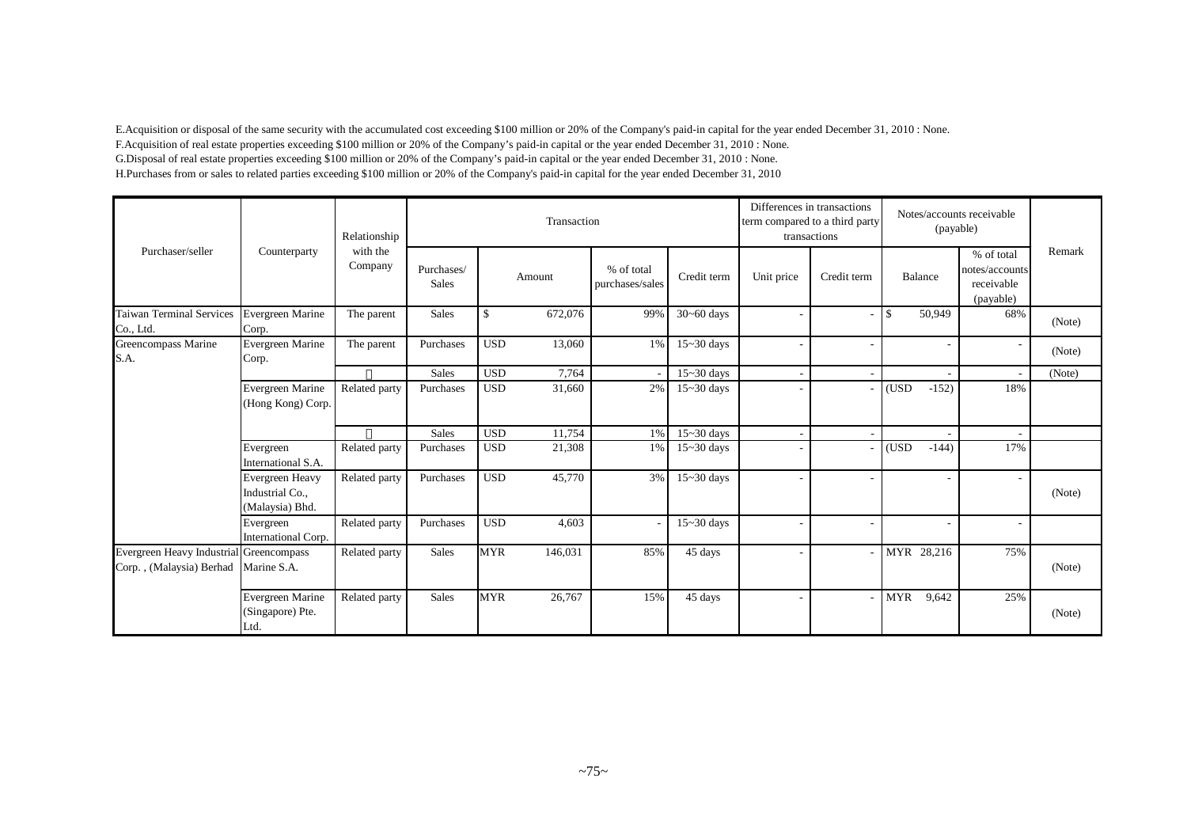E.Acquisition or disposal of the same security with the accumulated cost exceeding $100 million or 20% of the Company's paid-in capital for the year ended December 31, 2010 : None.

F.Acquisition of real estate properties exceeding $100 million or 20% of the Company's paid-in capital or the year ended December 31, 2010 : None.

G.Disposal of real estate properties exceeding $100 million or 20% of the Company's paid-in capital or the year ended December 31, 2010 : None.

H.Purchases from or sales to related parties exceeding $100 million or 20% of the Company's paid-in capital for the year ended December 31, 2010

| Purchaser/seller | Counterparty | Relationship with the Company | Transaction | | | | Differences in transactions term compared to a third party transactions | | Notes/accounts receivable (payable) | | Remark |
|---|---|---|---|---|---|---|---|---|---|---|---|
| | | | Purchases/ Sales | Amount | % of total purchases/sales | Credit term | Unit price | Credit term | Balance | % of total notes/accounts receivable (payable) | |
| Taiwan Terminal Services Co., Ltd. | Evergreen Marine Corp. | The parent | Sales | $ 672,076 | 99% | 30~60 days | - | - | $ 50,949 | 68% | (Note) |
| Greencompass Marine S.A. | Evergreen Marine Corp. | The parent | Purchases | USD 13,060 | 1% | 15~30 days | - | - | - | - | (Note) |
| | | 〃 | Sales | USD 7,764 | - | 15~30 days | - | - | - | - | (Note) |
| | Evergreen Marine (Hong Kong) Corp. | Related party | Purchases | USD 31,660 | 2% | 15~30 days | - | - | (USD -152) | 18% | |
| | | 〃 | Sales | USD 11,754 | 1% | 15~30 days | - | - | - | - | |
| | Evergreen International S.A. | Related party | Purchases | USD 21,308 | 1% | 15~30 days | - | - | (USD -144) | 17% | |
| | Evergreen Heavy Industrial Co., (Malaysia) Bhd. | Related party | Purchases | USD 45,770 | 3% | 15~30 days | - | - | - | - | (Note) |
| | Evergreen International Corp. | Related party | Purchases | USD 4,603 | - | 15~30 days | - | - | - | - | |
| Evergreen Heavy Industrial Corp. , (Malaysia) Berhad | Greencompass Marine S.A. | Related party | Sales | MYR 146,031 | 85% | 45 days | - | - | MYR 28,216 | 75% | (Note) |
| | Evergreen Marine (Singapore) Pte. Ltd. | Related party | Sales | MYR 26,767 | 15% | 45 days | - | - | MYR 9,642 | 25% | (Note) |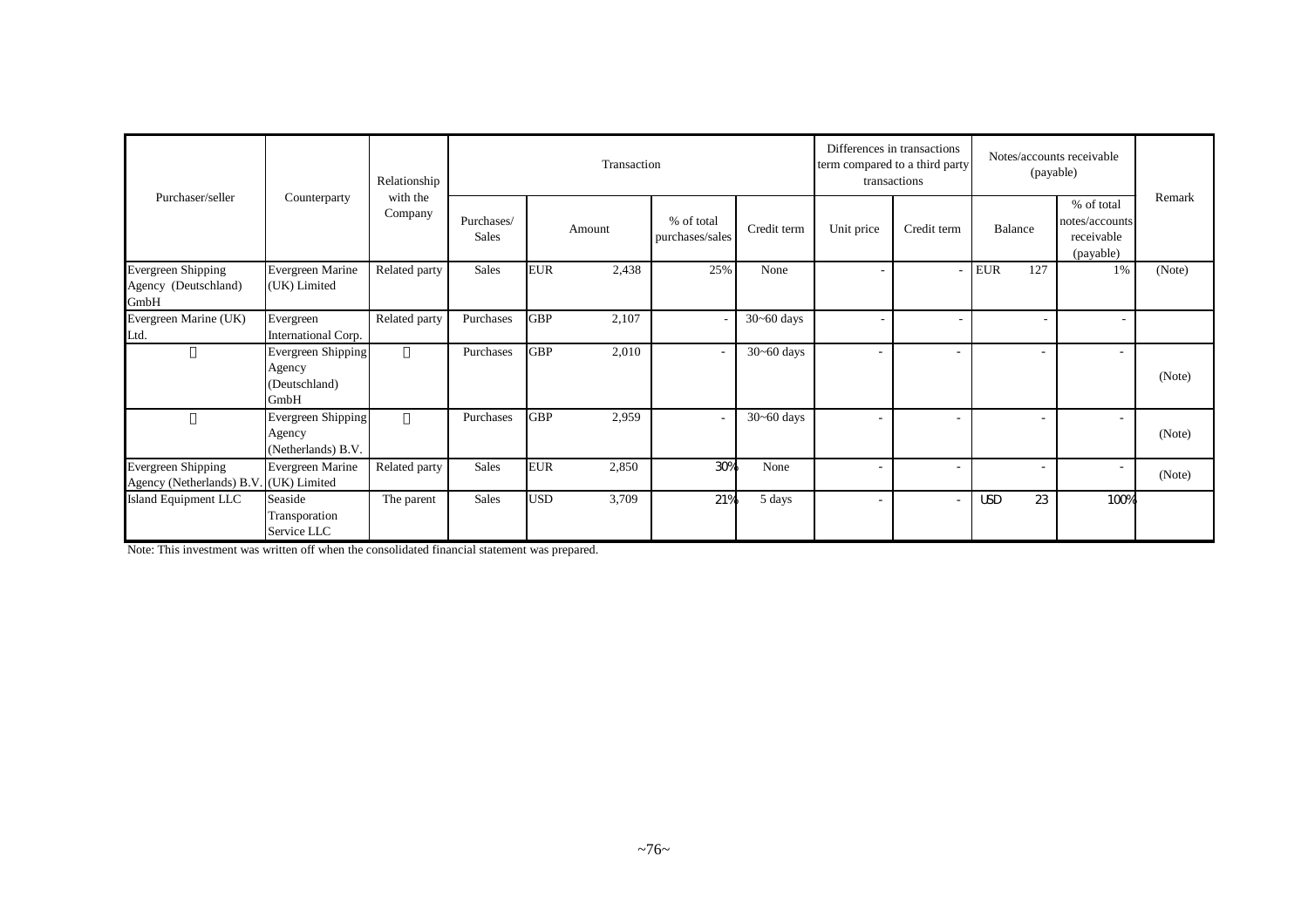| Purchaser/seller | Counterparty | Relationship with the Company | Transaction | | | | | Differences in transactions term compared to a third party transactions | | Notes/accounts receivable (payable) | | Remark |
|---|---|---|---|---|---|---|---|---|---|---|---|---|
| | | | Purchases/ Sales | Amount | | % of total purchases/sales | Credit term | Unit price | Credit term | Balance | % of total notes/accounts receivable (payable) | |
| Evergreen Shipping Agency (Deutschland) GmbH | Evergreen Marine (UK) Limited | Related party | Sales | EUR | 2,438 | 25% | None | - | - | EUR 127 | 1% | (Note) |
| Evergreen Marine (UK) Ltd. | Evergreen International Corp. | Related party | Purchases | GBP | 2,107 | - | 30~60 days | - | - | - | - | |
| 〃 | Evergreen Shipping Agency (Deutschland) GmbH | 〃 | Purchases | GBP | 2,010 | - | 30~60 days | - | - | - | - | (Note) |
| 〃 | Evergreen Shipping Agency (Netherlands) B.V. | 〃 | Purchases | GBP | 2,959 | - | 30~60 days | - | - | - | - | (Note) |
| Evergreen Shipping Agency (Netherlands) B.V. | Evergreen Marine (UK) Limited | Related party | Sales | EUR | 2,850 | 30% | None | - | - | - | - | (Note) |
| Island Equipment LLC | Seaside Transporation Service LLC | The parent | Sales | USD | 3,709 | 21% | 5 days | - | - | USD 23 | 100% | |

Note: This investment was written off when the consolidated financial statement was prepared.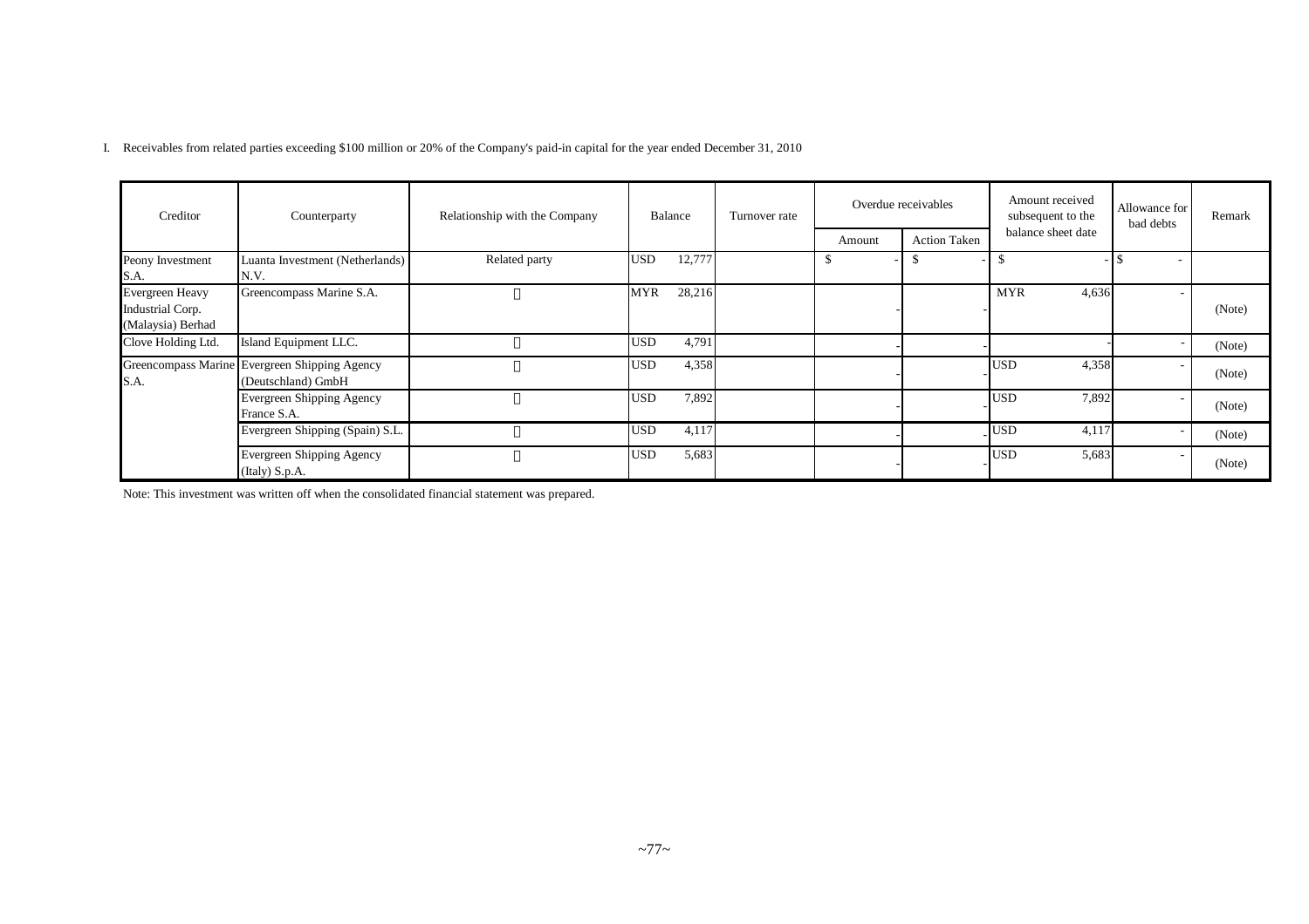I. Receivables from related parties exceeding $100 million or 20% of the Company's paid-in capital for the year ended December 31, 2010

| Creditor | Counterparty | Relationship with the Company | Balance | Turnover rate | Overdue receivables | | Amount received subsequent to the balance sheet date | Allowance for bad debts | Remark |
|---|---|---|---|---|---|---|---|---|---|
| | | | | | Amount | Action Taken | | | |
| Peony Investment S.A. | Luanta Investment (Netherlands) N.V. | Related party | USD 12,777 | | $ - | $ - | $ - | $ - | |
| Evergreen Heavy Industrial Corp. (Malaysia) Berhad | Greencompass Marine S.A. | 〃 | MYR 28,216 | | - | - | MYR 4,636 | - | (Note) |
| Clove Holding Ltd. | Island Equipment LLC. | 〃 | USD 4,791 | | - | - | - | - | (Note) |
| Greencompass Marine S.A. | Evergreen Shipping Agency (Deutschland) GmbH | 〃 | USD 4,358 | | - | - | USD 4,358 | - | (Note) |
| | Evergreen Shipping Agency France S.A. | 〃 | USD 7,892 | | - | - | USD 7,892 | - | (Note) |
| | Evergreen Shipping (Spain) S.L. | 〃 | USD 4,117 | | - | - | USD 4,117 | - | (Note) |
| | Evergreen Shipping Agency (Italy) S.p.A. | 〃 | USD 5,683 | | - | - | USD 5,683 | - | (Note) |

Note: This investment was written off when the consolidated financial statement was prepared.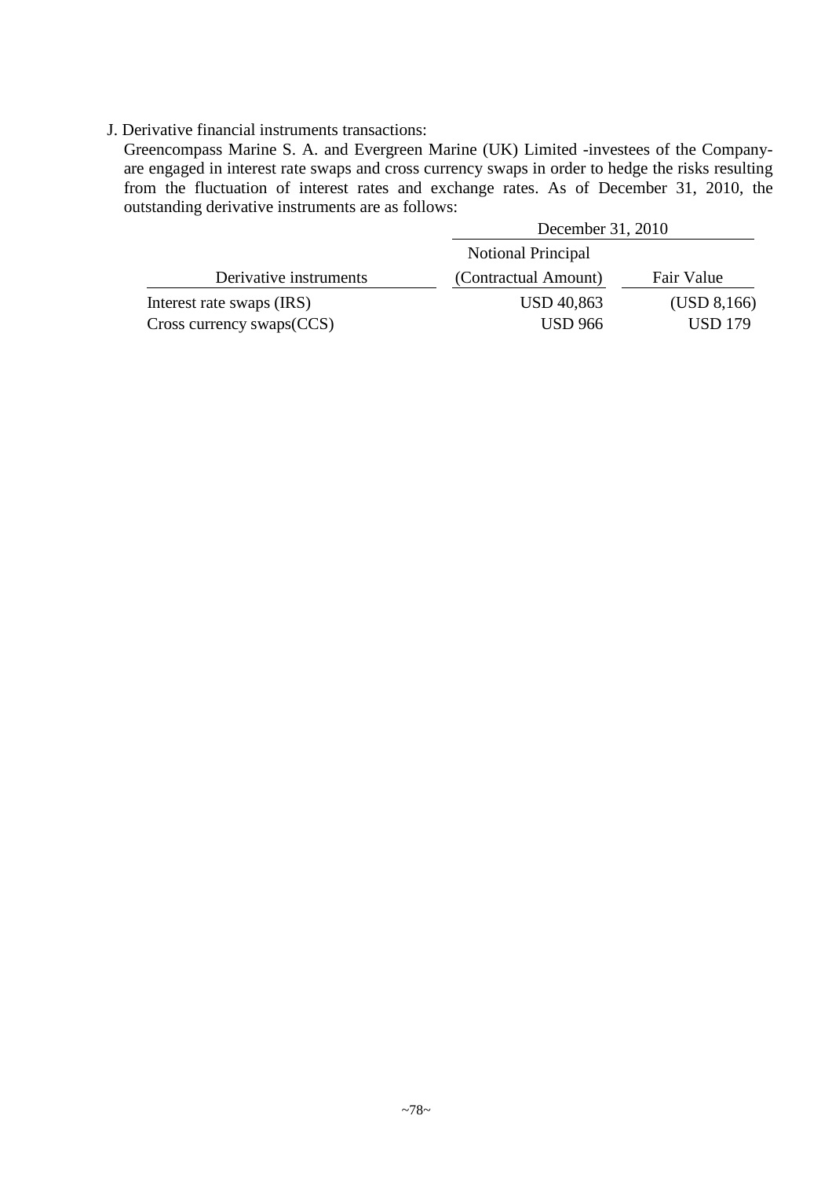J. Derivative financial instruments transactions:

Greencompass Marine S. A. and Evergreen Marine (UK) Limited -investees of the Company- are engaged in interest rate swaps and cross currency swaps in order to hedge the risks resulting from the fluctuation of interest rates and exchange rates. As of December 31, 2010, the outstanding derivative instruments are as follows:

| | December 31, 2010 | |
|---|---|---|
| Derivative instruments | Notional Principal (Contractual Amount) | Fair Value |
| Interest rate swaps (IRS) | USD 40,863 | (USD 8,166) |
| Cross currency swaps(CCS) | USD 966 | USD 179 |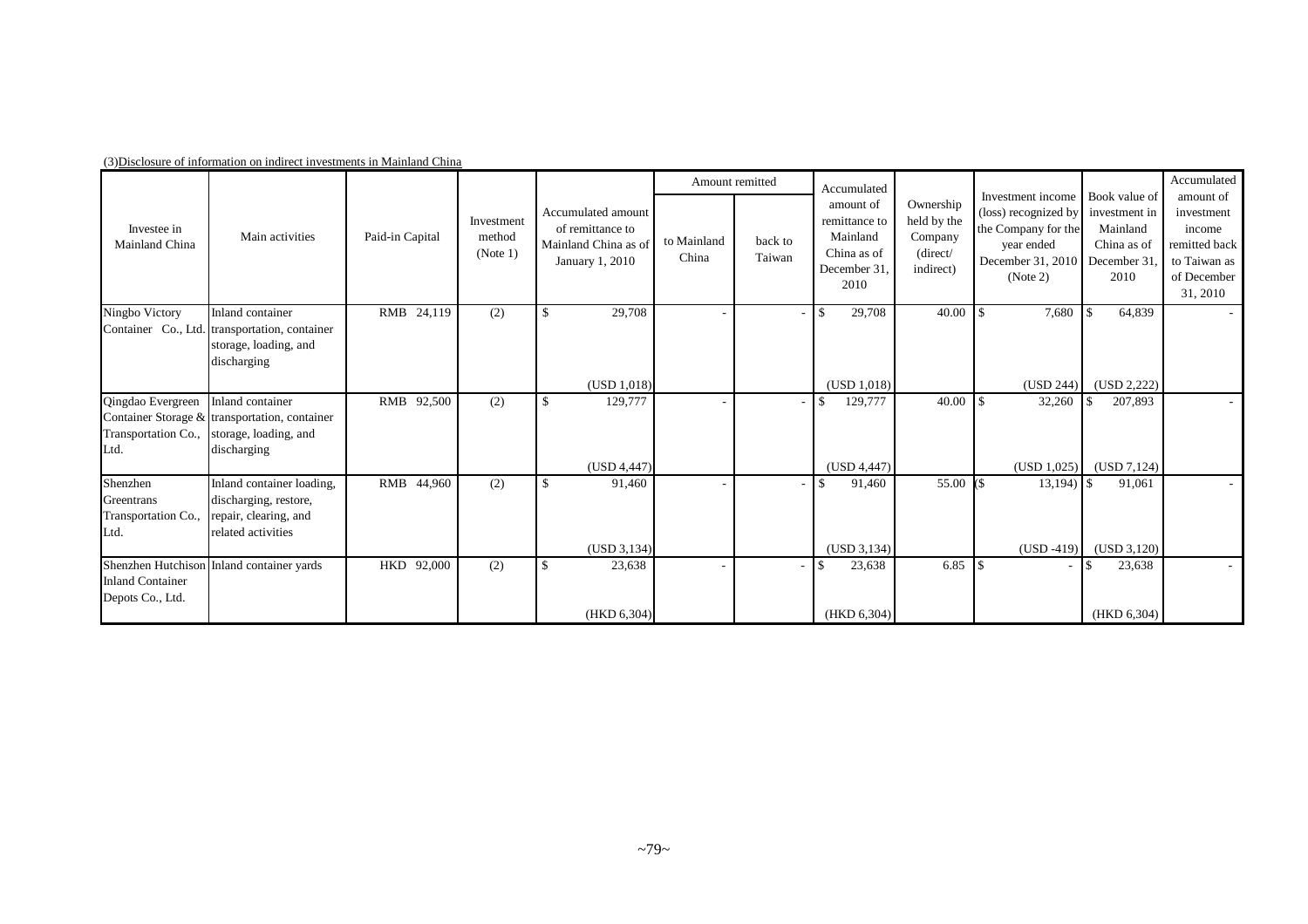(3)Disclosure of information on indirect investments in Mainland China

| Investee in Mainland China | Main activities | Paid-in Capital | Investment method (Note 1) | Accumulated amount of remittance to Mainland China as of January 1, 2010 | Amount remitted | | Accumulated amount of remittance to Mainland China as of December 31, 2010 | Ownership held by the Company (direct/ indirect) | Investment income (loss) recognized by the Company for the year ended December 31, 2010 (Note 2) | Book value of investment in Mainland China as of December 31, 2010 | Accumulated amount of investment income remitted back to Taiwan as of December 31, 2010 |
|---|---|---|---|---|---|---|---|---|---|---|---|
| | | | | | to Mainland China | back to Taiwan | | | | | |
| Ningbo Victory Container Co., Ltd. | Inland container transportation, container storage, loading, and discharging | RMB 24,119 | (2) | $ 29,708 (USD 1,018) | - | - | $ 29,708 (USD 1,018) | 40.00 | $ 7,680 (USD 244) | $ 64,839 (USD 2,222) | - |
| Qingdao Evergreen Container Storage & Transportation Co., Ltd. | Inland container transportation, container storage, loading, and discharging | RMB 92,500 | (2) | $ 129,777 (USD 4,447) | - | - | $ 129,777 (USD 4,447) | 40.00 | $ 32,260 (USD 1,025) | $ 207,893 (USD 7,124) | - |
| Shenzhen Greentrans Transportation Co., Ltd. | Inland container loading, discharging, restore, repair, clearing, and related activities | RMB 44,960 | (2) | $ 91,460 (USD 3,134) | - | - | $ 91,460 (USD 3,134) | 55.00 | ($ 13,194) (USD -419) | $ 91,061 (USD 3,120) | - |
| Shenzhen Hutchison Inland Container Depots Co., Ltd. | Inland container yards | HKD 92,000 | (2) | $ 23,638 (HKD 6,304) | - | - | $ 23,638 (HKD 6,304) | 6.85 | $ - | $ 23,638 (HKD 6,304) | - |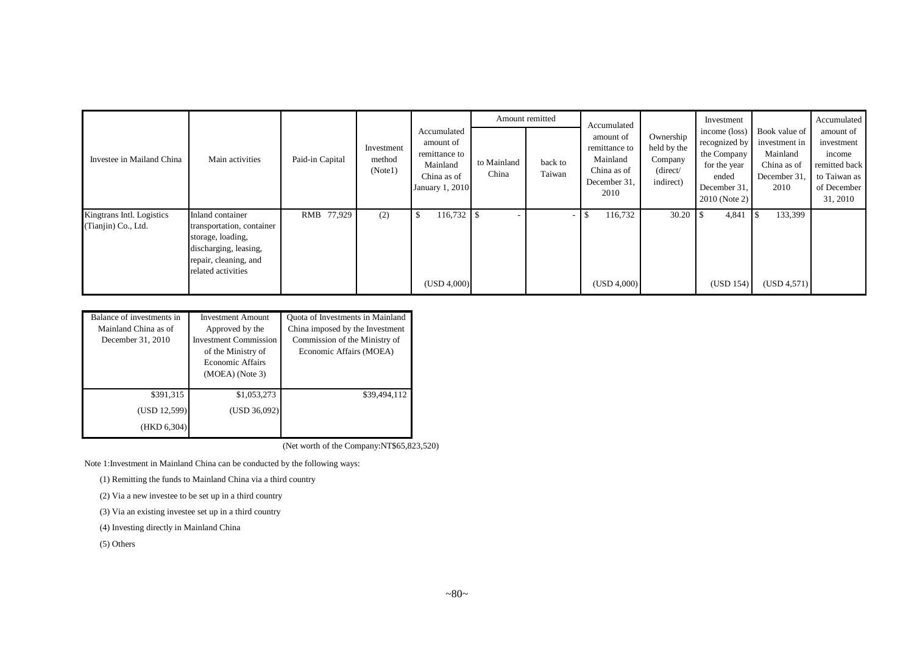| Investee in Mailand China | Main activities | Paid-in Capital | Investment method (Note1) | Accumulated amount of remittance to Mainland China as of January 1, 2010 | Amount remitted | | Accumulated amount of remittance to Mainland China as of December 31, 2010 | Ownership held by the Company (direct/ indirect) | Investment income (loss) recognized by the Company for the year ended December 31, 2010 (Note 2) | Book value of investment in Mainland China as of December 31, 2010 | Accumulated amount of investment income remitted back to Taiwan as of December 31, 2010 |
|---|---|---|---|---|---|---|---|---|---|---|---|
| | | | | | to Mainland China | back to Taiwan | | | | | |
| Kingtrans Intl. Logistics (Tianjin) Co., Ltd. | Inland container transportation, container storage, loading, discharging, leasing, repair, cleaning, and related activities | RMB 77,929 | (2) | $ 116,732 (USD 4,000) | $ - | - | $ 116,732 (USD 4,000) | 30.20 | $ 4,841 (USD 154) | $ 133,399 (USD 4,571) | |

| Balance of investments in Mainland China as of December 31, 2010 | Investment Amount Approved by the Investment Commission of the Ministry of Economic Affairs (MOEA) (Note 3) | Quota of Investments in Mainland China imposed by the Investment Commission of the Ministry of Economic Affairs (MOEA) |
|---|---|---|
| $391,315 | $1,053,273 | $39,494,112 |
| (USD 12,599) | (USD 36,092) | |
| (HKD 6,304) | | |

(Net worth of the Company:NT$65,823,520)

Note 1:Investment in Mainland China can be conducted by the following ways:

(1) Remitting the funds to Mainland China via a third country

(2) Via a new investee to be set up in a third country

(3) Via an existing investee set up in a third country

(4) Investing directly in Mainland China

(5) Others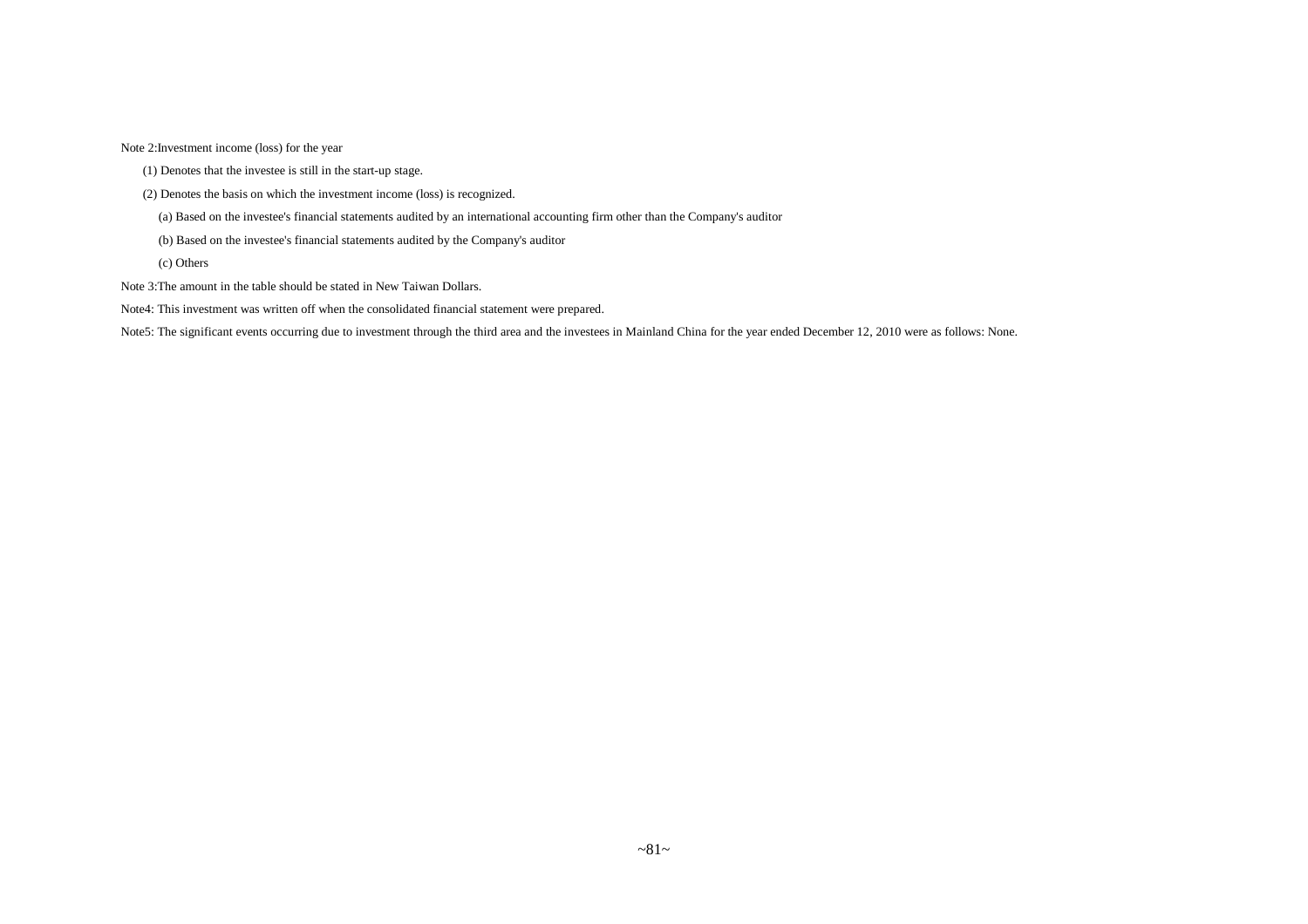Note 2:Investment income (loss) for the year

(1) Denotes that the investee is still in the start-up stage.

(2) Denotes the basis on which the investment income (loss) is recognized.

(a) Based on the investee's financial statements audited by an international accounting firm other than the Company's auditor

(b) Based on the investee's financial statements audited by the Company's auditor

(c) Others

Note 3:The amount in the table should be stated in New Taiwan Dollars.

Note4: This investment was written off when the consolidated financial statement were prepared.

Note5: The significant events occurring due to investment through the third area and the investees in Mainland China for the year ended December 12, 2010 were as follows: None.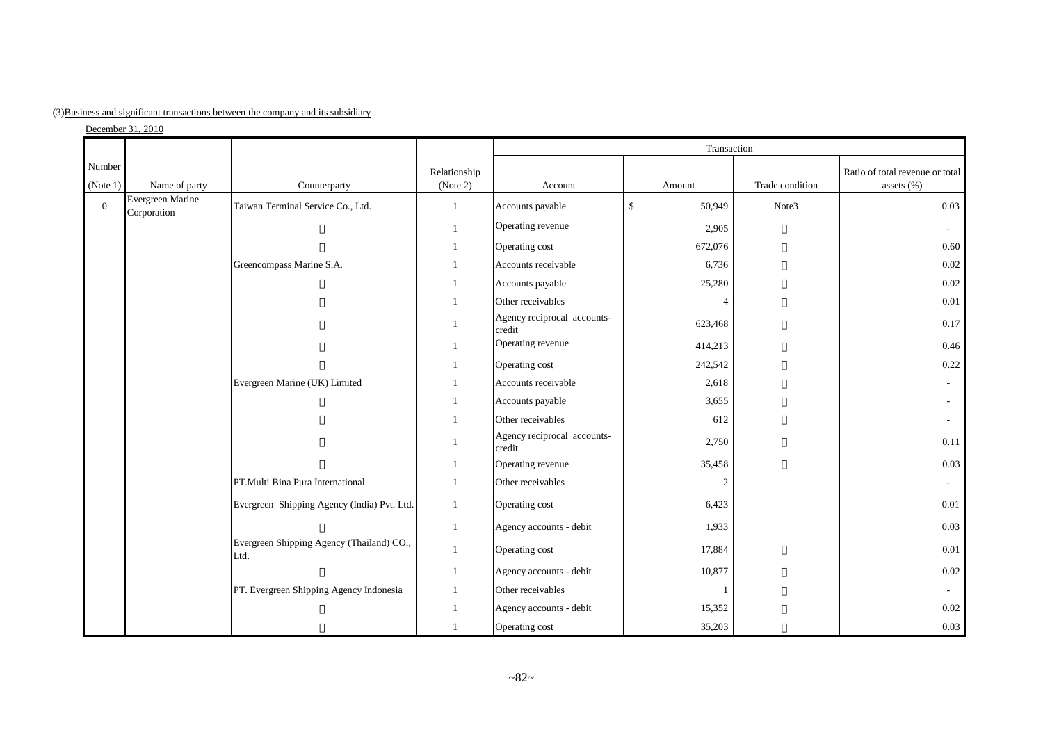(3)Business and significant transactions between the company and its subsidiary

December 31, 2010

| Number (Note 1) | Name of party | Counterparty | Relationship (Note 2) | Transaction | | | |
|---|---|---|---|---|---|---|---|
| | | | | Account | Amount | Trade condition | Ratio of total revenue or total assets (%) |
| 0 | Evergreen Marine Corporation | Taiwan Terminal Service Co., Ltd. | 1 | Accounts payable | $ 50,949 | Note3 | 0.03 |
| | | 〃 | 1 | Operating revenue | 2,905 | 〃 | - |
| | | 〃 | 1 | Operating cost | 672,076 | 〃 | 0.60 |
| | | Greencompass Marine S.A. | 1 | Accounts receivable | 6,736 | 〃 | 0.02 |
| | | 〃 | 1 | Accounts payable | 25,280 | 〃 | 0.02 |
| | | 〃 | 1 | Other receivables | 4 | 〃 | 0.01 |
| | | 〃 | 1 | Agency reciprocal accounts-credit | 623,468 | 〃 | 0.17 |
| | | 〃 | 1 | Operating revenue | 414,213 | 〃 | 0.46 |
| | | 〃 | 1 | Operating cost | 242,542 | 〃 | 0.22 |
| | | Evergreen Marine (UK) Limited | 1 | Accounts receivable | 2,618 | 〃 | - |
| | | 〃 | 1 | Accounts payable | 3,655 | 〃 | - |
| | | 〃 | 1 | Other receivables | 612 | 〃 | - |
| | | 〃 | 1 | Agency reciprocal accounts-credit | 2,750 | 〃 | 0.11 |
| | | 〃 | 1 | Operating revenue | 35,458 | 〃 | 0.03 |
| | | PT.Multi Bina Pura International | 1 | Other receivables | 2 | | - |
| | | Evergreen Shipping Agency (India) Pvt. Ltd. | 1 | Operating cost | 6,423 | | 0.01 |
| | | 〃 | 1 | Agency accounts - debit | 1,933 | | 0.03 |
| | | Evergreen Shipping Agency (Thailand) CO., Ltd. | 1 | Operating cost | 17,884 | 〃 | 0.01 |
| | | 〃 | 1 | Agency accounts - debit | 10,877 | 〃 | 0.02 |
| | | PT. Evergreen Shipping Agency Indonesia | 1 | Other receivables | 1 | 〃 | - |
| | | 〃 | 1 | Agency accounts - debit | 15,352 | 〃 | 0.02 |
| | | 〃 | 1 | Operating cost | 35,203 | 〃 | 0.03 |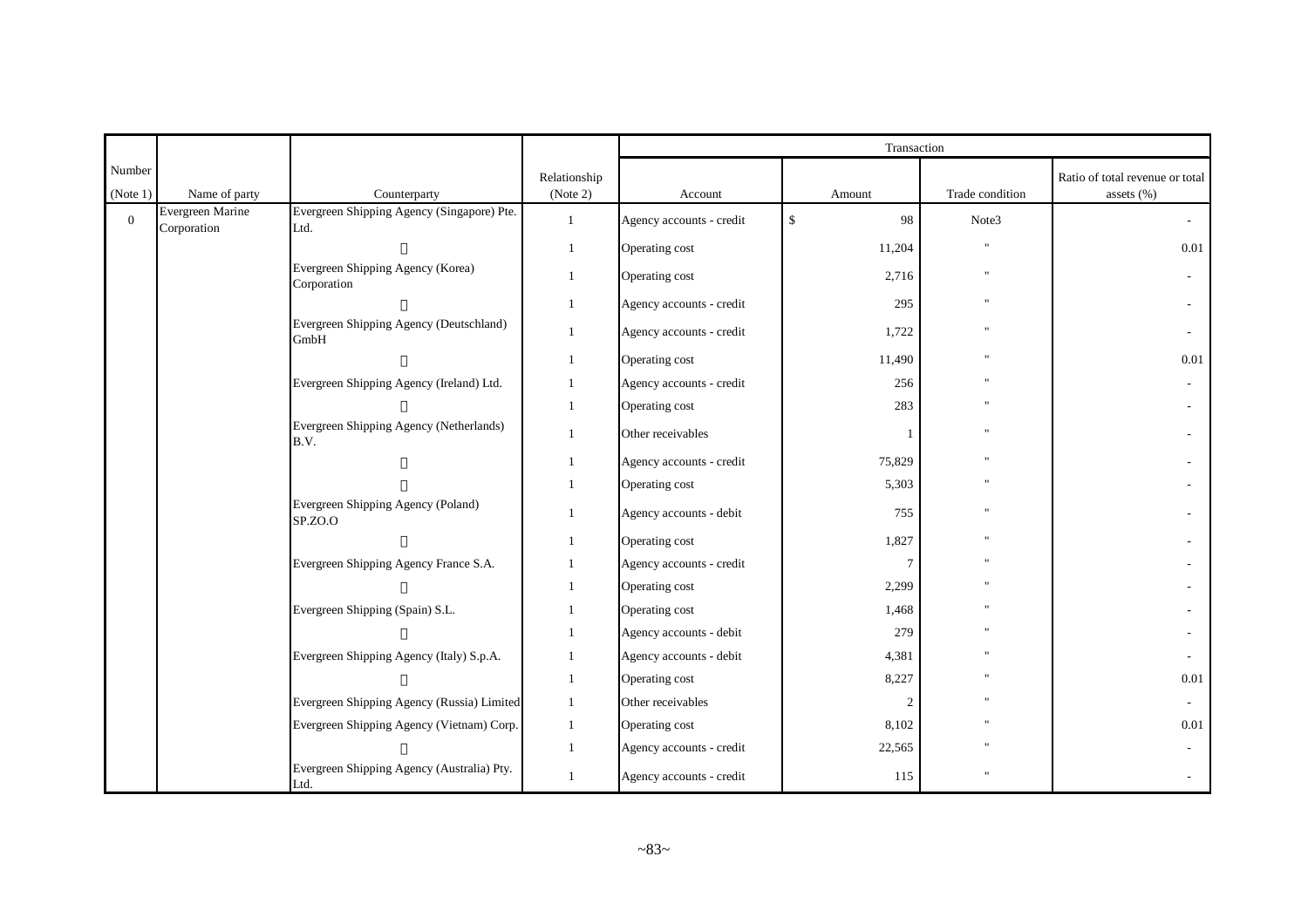| Number (Note 1) | Name of party | Counterparty | Relationship (Note 2) | Transaction | | | |
|---|---|---|---|---|---|---|---|
| | | | | Account | Amount | Trade condition | Ratio of total revenue or total assets (%) |
| 0 | Evergreen Marine Corporation | Evergreen Shipping Agency (Singapore) Pte. Ltd. | 1 | Agency accounts - credit | $ 98 | Note3 | - |
| | | 〃 | 1 | Operating cost | 11,204 | " | 0.01 |
| | | Evergreen Shipping Agency (Korea) Corporation | 1 | Operating cost | 2,716 | " | - |
| | | 〃 | 1 | Agency accounts - credit | 295 | " | - |
| | | Evergreen Shipping Agency (Deutschland) GmbH | 1 | Agency accounts - credit | 1,722 | " | - |
| | | 〃 | 1 | Operating cost | 11,490 | " | 0.01 |
| | | Evergreen Shipping Agency (Ireland) Ltd. | 1 | Agency accounts - credit | 256 | " | - |
| | | 〃 | 1 | Operating cost | 283 | " | - |
| | | Evergreen Shipping Agency (Netherlands) B.V. | 1 | Other receivables | 1 | " | - |
| | | 〃 | 1 | Agency accounts - credit | 75,829 | " | - |
| | | 〃 | 1 | Operating cost | 5,303 | " | - |
| | | Evergreen Shipping Agency (Poland) SP.ZO.O | 1 | Agency accounts - debit | 755 | " | - |
| | | 〃 | 1 | Operating cost | 1,827 | " | - |
| | | Evergreen Shipping Agency France S.A. | 1 | Agency accounts - credit | 7 | " | - |
| | | 〃 | 1 | Operating cost | 2,299 | " | - |
| | | Evergreen Shipping (Spain) S.L. | 1 | Operating cost | 1,468 | " | - |
| | | 〃 | 1 | Agency accounts - debit | 279 | " | - |
| | | Evergreen Shipping Agency (Italy) S.p.A. | 1 | Agency accounts - debit | 4,381 | " | - |
| | | 〃 | 1 | Operating cost | 8,227 | " | 0.01 |
| | | Evergreen Shipping Agency (Russia) Limited | 1 | Other receivables | 2 | " | - |
| | | Evergreen Shipping Agency (Vietnam) Corp. | 1 | Operating cost | 8,102 | " | 0.01 |
| | | 〃 | 1 | Agency accounts - credit | 22,565 | " | - |
| | | Evergreen Shipping Agency (Australia) Pty. Ltd. | 1 | Agency accounts - credit | 115 | " | - |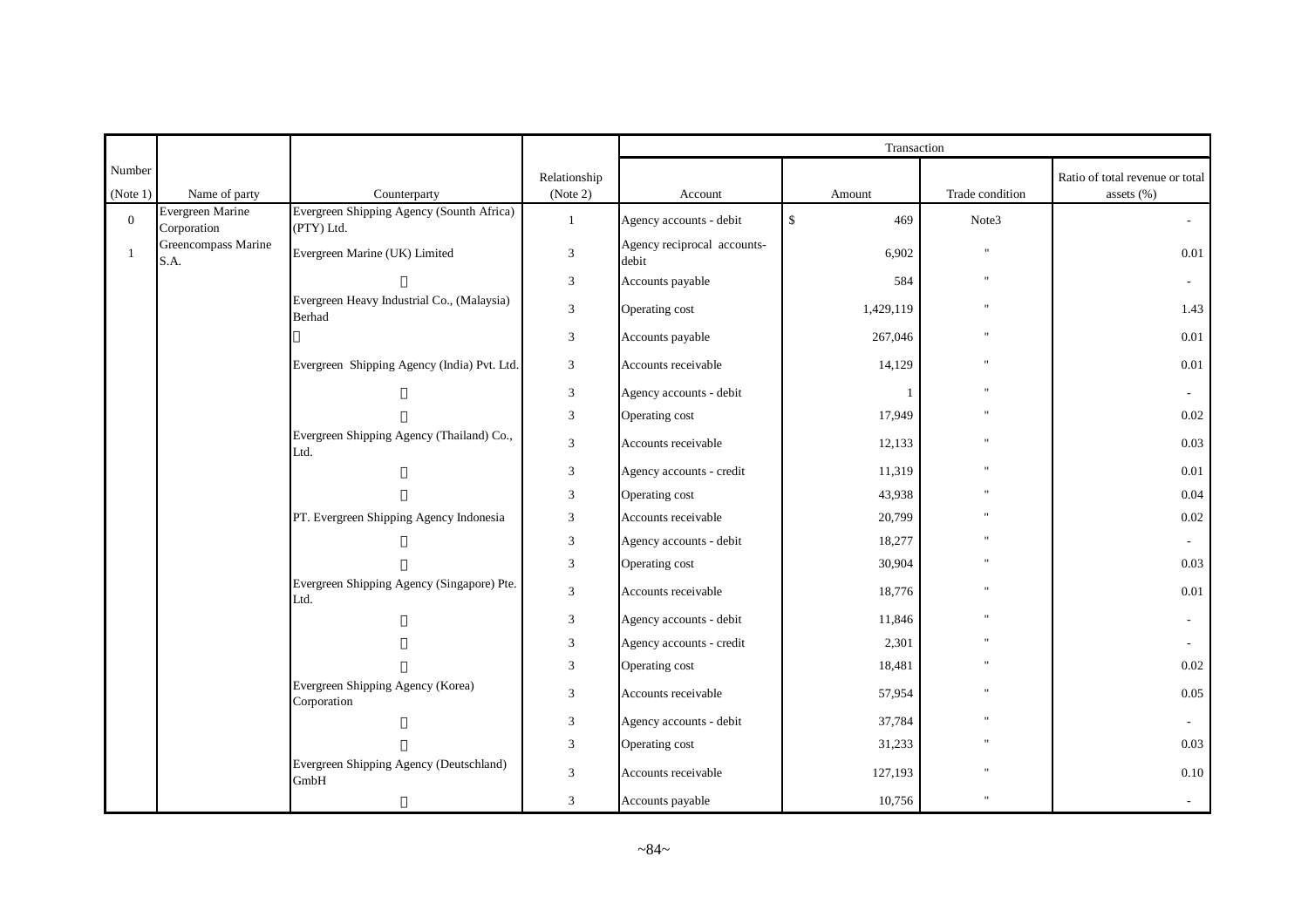| Number (Note 1) | Name of party | Counterparty | Relationship (Note 2) | Transaction | | | |
|---|---|---|---|---|---|---|---|
| | | | | Account | Amount | Trade condition | Ratio of total revenue or total assets (%) |
| 0 | Evergreen Marine Corporation | Evergreen Shipping Agency (Sounth Africa) (PTY) Ltd. | 1 | Agency accounts - debit | $ 469 | Note3 | - |
| 1 | Greencompass Marine S.A. | Evergreen Marine (UK) Limited | 3 | Agency reciprocal accounts-debit | 6,902 | " | 0.01 |
| | | 〃 | 3 | Accounts payable | 584 | " | - |
| | | Evergreen Heavy Industrial Co., (Malaysia) Berhad | 3 | Operating cost | 1,429,119 | " | 1.43 |
| | | 〃 | 3 | Accounts payable | 267,046 | " | 0.01 |
| | | Evergreen Shipping Agency (India) Pvt. Ltd. | 3 | Accounts receivable | 14,129 | " | 0.01 |
| | | 〃 | 3 | Agency accounts - debit | 1 | " | - |
| | | 〃 | 3 | Operating cost | 17,949 | " | 0.02 |
| | | Evergreen Shipping Agency (Thailand) Co., Ltd. | 3 | Accounts receivable | 12,133 | " | 0.03 |
| | | 〃 | 3 | Agency accounts - credit | 11,319 | " | 0.01 |
| | | 〃 | 3 | Operating cost | 43,938 | " | 0.04 |
| | | PT. Evergreen Shipping Agency Indonesia | 3 | Accounts receivable | 20,799 | " | 0.02 |
| | | 〃 | 3 | Agency accounts - debit | 18,277 | " | - |
| | | 〃 | 3 | Operating cost | 30,904 | " | 0.03 |
| | | Evergreen Shipping Agency (Singapore) Pte. Ltd. | 3 | Accounts receivable | 18,776 | " | 0.01 |
| | | 〃 | 3 | Agency accounts - debit | 11,846 | " | - |
| | | 〃 | 3 | Agency accounts - credit | 2,301 | " | - |
| | | 〃 | 3 | Operating cost | 18,481 | " | 0.02 |
| | | Evergreen Shipping Agency (Korea) Corporation | 3 | Accounts receivable | 57,954 | " | 0.05 |
| | | 〃 | 3 | Agency accounts - debit | 37,784 | " | - |
| | | 〃 | 3 | Operating cost | 31,233 | " | 0.03 |
| | | Evergreen Shipping Agency (Deutschland) GmbH | 3 | Accounts receivable | 127,193 | " | 0.10 |
| | | 〃 | 3 | Accounts payable | 10,756 | " | - |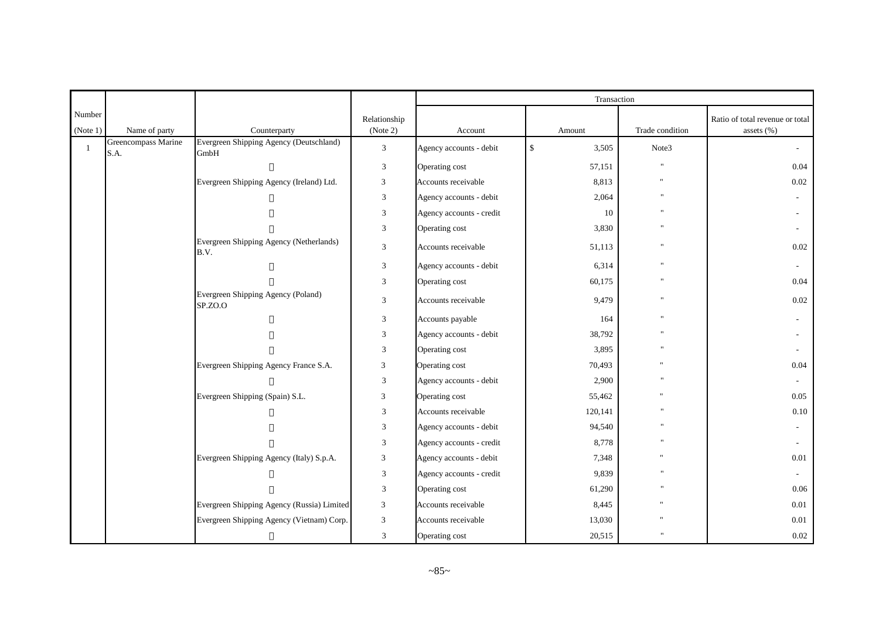| Number (Note 1) | Name of party | Counterparty | Relationship (Note 2) | Transaction | | | |
|---|---|---|---|---|---|---|---|
| | | | | Account | Amount | Trade condition | Ratio of total revenue or total assets (%) |
| 1 | Greencompass Marine S.A. | Evergreen Shipping Agency (Deutschland) GmbH | 3 | Agency accounts - debit | $ 3,505 | Note3 | - |
| | | 〃 | 3 | Operating cost | 57,151 | " | 0.04 |
| | | Evergreen Shipping Agency (Ireland) Ltd. | 3 | Accounts receivable | 8,813 | " | 0.02 |
| | | 〃 | 3 | Agency accounts - debit | 2,064 | " | - |
| | | 〃 | 3 | Agency accounts - credit | 10 | " | - |
| | | 〃 | 3 | Operating cost | 3,830 | " | - |
| | | Evergreen Shipping Agency (Netherlands) B.V. | 3 | Accounts receivable | 51,113 | " | 0.02 |
| | | 〃 | 3 | Agency accounts - debit | 6,314 | " | - |
| | | 〃 | 3 | Operating cost | 60,175 | " | 0.04 |
| | | Evergreen Shipping Agency (Poland) SP.ZO.O | 3 | Accounts receivable | 9,479 | " | 0.02 |
| | | 〃 | 3 | Accounts payable | 164 | " | - |
| | | 〃 | 3 | Agency accounts - debit | 38,792 | " | - |
| | | 〃 | 3 | Operating cost | 3,895 | " | - |
| | | Evergreen Shipping Agency France S.A. | 3 | Operating cost | 70,493 | " | 0.04 |
| | | 〃 | 3 | Agency accounts - debit | 2,900 | " | - |
| | | Evergreen Shipping (Spain) S.L. | 3 | Operating cost | 55,462 | " | 0.05 |
| | | 〃 | 3 | Accounts receivable | 120,141 | " | 0.10 |
| | | 〃 | 3 | Agency accounts - debit | 94,540 | " | - |
| | | 〃 | 3 | Agency accounts - credit | 8,778 | " | - |
| | | Evergreen Shipping Agency (Italy) S.p.A. | 3 | Agency accounts - debit | 7,348 | " | 0.01 |
| | | 〃 | 3 | Agency accounts - credit | 9,839 | " | - |
| | | 〃 | 3 | Operating cost | 61,290 | " | 0.06 |
| | | Evergreen Shipping Agency (Russia) Limited | 3 | Accounts receivable | 8,445 | " | 0.01 |
| | | Evergreen Shipping Agency (Vietnam) Corp. | 3 | Accounts receivable | 13,030 | " | 0.01 |
| | | 〃 | 3 | Operating cost | 20,515 | " | 0.02 |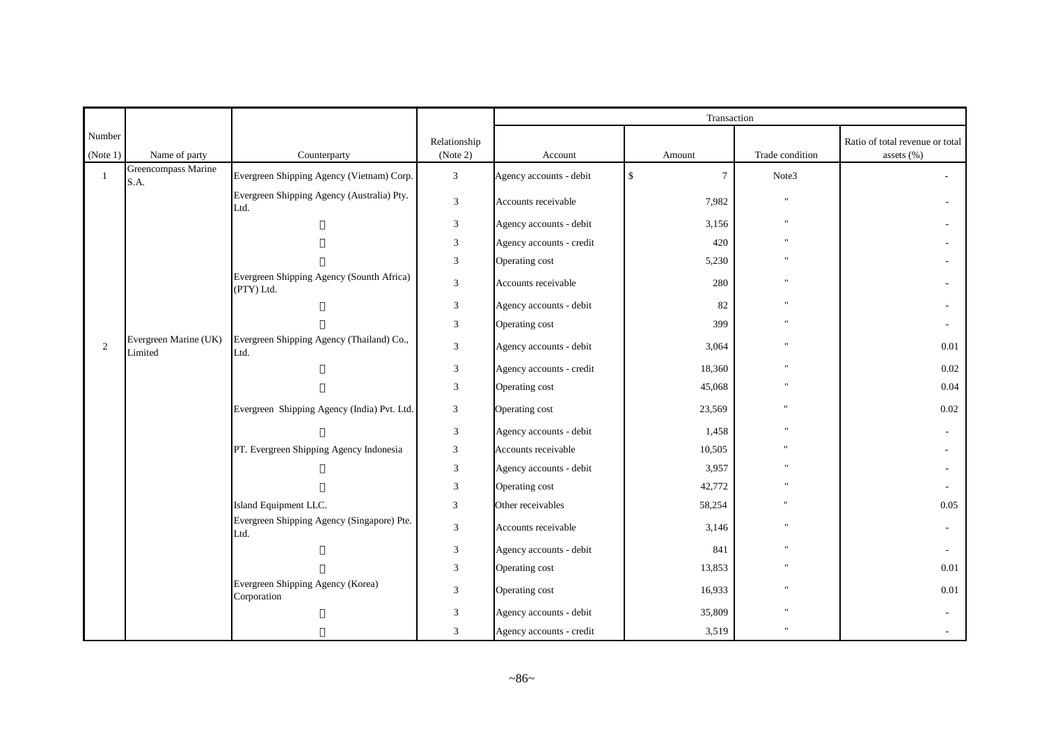| Number (Note 1) | Name of party | Counterparty | Relationship (Note 2) | Transaction | | | |
|---|---|---|---|---|---|---|---|
| | | | | Account | Amount | Trade condition | Ratio of total revenue or total assets (%) |
| 1 | Greencompass Marine S.A. | Evergreen Shipping Agency (Vietnam) Corp. | 3 | Agency accounts - debit | $ 7 | Note3 | - |
| | | Evergreen Shipping Agency (Australia) Pty. Ltd. | 3 | Accounts receivable | 7,982 | " | - |
| | | 〃 | 3 | Agency accounts - debit | 3,156 | " | - |
| | | 〃 | 3 | Agency accounts - credit | 420 | " | - |
| | | 〃 | 3 | Operating cost | 5,230 | " | - |
| | | Evergreen Shipping Agency (Sounth Africa) (PTY) Ltd. | 3 | Accounts receivable | 280 | " | - |
| | | 〃 | 3 | Agency accounts - debit | 82 | " | - |
| | | 〃 | 3 | Operating cost | 399 | " | - |
| 2 | Evergreen Marine (UK) Limited | Evergreen Shipping Agency (Thailand) Co., Ltd. | 3 | Agency accounts - debit | 3,064 | " | 0.01 |
| | | 〃 | 3 | Agency accounts - credit | 18,360 | " | 0.02 |
| | | 〃 | 3 | Operating cost | 45,068 | " | 0.04 |
| | | Evergreen Shipping Agency (India) Pvt. Ltd. | 3 | Operating cost | 23,569 | " | 0.02 |
| | | 〃 | 3 | Agency accounts - debit | 1,458 | " | - |
| | | PT. Evergreen Shipping Agency Indonesia | 3 | Accounts receivable | 10,505 | " | - |
| | | 〃 | 3 | Agency accounts - debit | 3,957 | " | - |
| | | 〃 | 3 | Operating cost | 42,772 | " | - |
| | | Island Equipment LLC. | 3 | Other receivables | 58,254 | " | 0.05 |
| | | Evergreen Shipping Agency (Singapore) Pte. Ltd. | 3 | Accounts receivable | 3,146 | " | - |
| | | 〃 | 3 | Agency accounts - debit | 841 | " | - |
| | | 〃 | 3 | Operating cost | 13,853 | " | 0.01 |
| | | Evergreen Shipping Agency (Korea) Corporation | 3 | Operating cost | 16,933 | " | 0.01 |
| | | 〃 | 3 | Agency accounts - debit | 35,809 | " | - |
| | | 〃 | 3 | Agency accounts - credit | 3,519 | " | - |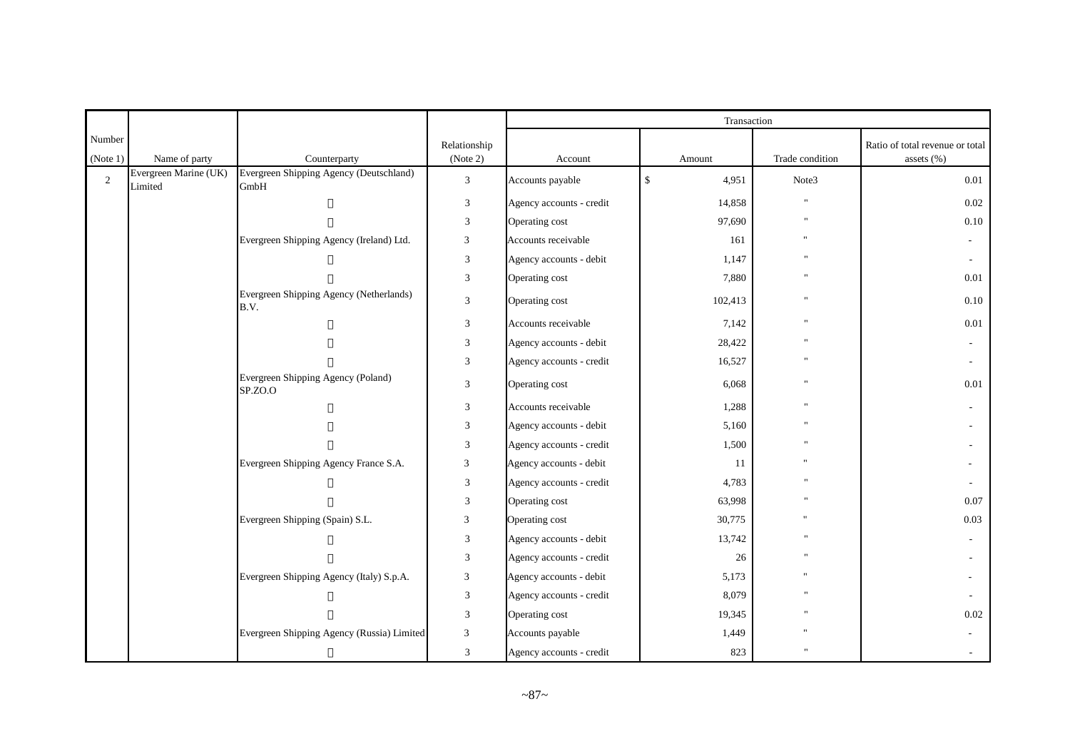| Number (Note 1) | Name of party | Counterparty | Relationship (Note 2) | Transaction | | | |
|---|---|---|---|---|---|---|---|
| | | | | Account | Amount | Trade condition | Ratio of total revenue or total assets (%) |
| 2 | Evergreen Marine (UK) Limited | Evergreen Shipping Agency (Deutschland) GmbH | 3 | Accounts payable | $ 4,951 | Note3 | 0.01 |
| | | 〃 | 3 | Agency accounts - credit | 14,858 | " | 0.02 |
| | | 〃 | 3 | Operating cost | 97,690 | " | 0.10 |
| | | Evergreen Shipping Agency (Ireland) Ltd. | 3 | Accounts receivable | 161 | " | - |
| | | 〃 | 3 | Agency accounts - debit | 1,147 | " | - |
| | | 〃 | 3 | Operating cost | 7,880 | " | 0.01 |
| | | Evergreen Shipping Agency (Netherlands) B.V. | 3 | Operating cost | 102,413 | " | 0.10 |
| | | 〃 | 3 | Accounts receivable | 7,142 | " | 0.01 |
| | | 〃 | 3 | Agency accounts - debit | 28,422 | " | - |
| | | 〃 | 3 | Agency accounts - credit | 16,527 | " | - |
| | | Evergreen Shipping Agency (Poland) SP.ZO.O | 3 | Operating cost | 6,068 | " | 0.01 |
| | | 〃 | 3 | Accounts receivable | 1,288 | " | - |
| | | 〃 | 3 | Agency accounts - debit | 5,160 | " | - |
| | | 〃 | 3 | Agency accounts - credit | 1,500 | " | - |
| | | Evergreen Shipping Agency France S.A. | 3 | Agency accounts - debit | 11 | " | - |
| | | 〃 | 3 | Agency accounts - credit | 4,783 | " | - |
| | | 〃 | 3 | Operating cost | 63,998 | " | 0.07 |
| | | Evergreen Shipping (Spain) S.L. | 3 | Operating cost | 30,775 | " | 0.03 |
| | | 〃 | 3 | Agency accounts - debit | 13,742 | " | - |
| | | 〃 | 3 | Agency accounts - credit | 26 | " | - |
| | | Evergreen Shipping Agency (Italy) S.p.A. | 3 | Agency accounts - debit | 5,173 | " | - |
| | | 〃 | 3 | Agency accounts - credit | 8,079 | " | - |
| | | 〃 | 3 | Operating cost | 19,345 | " | 0.02 |
| | | Evergreen Shipping Agency (Russia) Limited | 3 | Accounts payable | 1,449 | " | - |
| | | 〃 | 3 | Agency accounts - credit | 823 | " | - |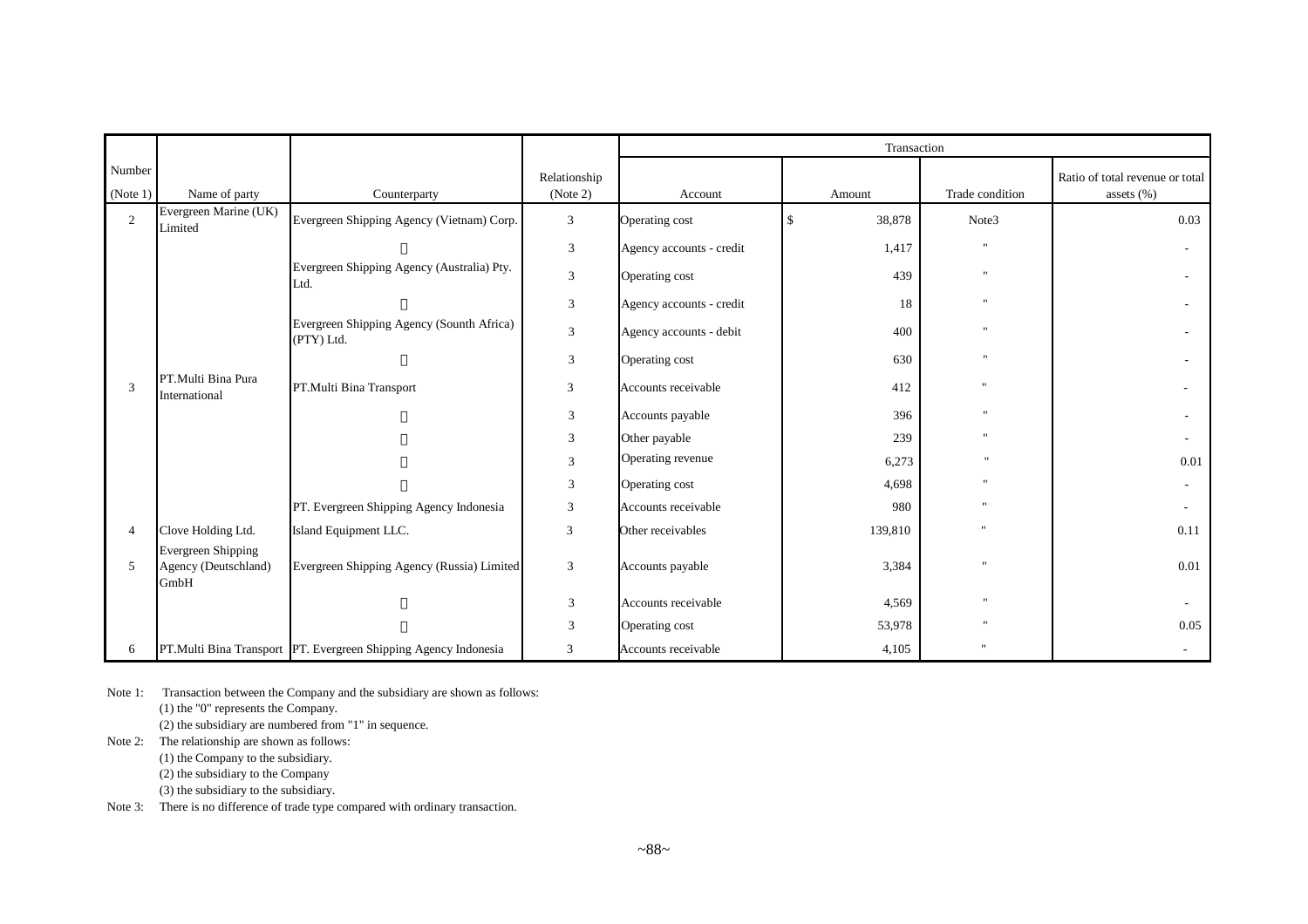| Number (Note 1) | Name of party | Counterparty | Relationship (Note 2) | Transaction | | | |
|---|---|---|---|---|---|---|---|
| | | | | Account | Amount | Trade condition | Ratio of total revenue or total assets (%) |
| 2 | Evergreen Marine (UK) Limited | Evergreen Shipping Agency (Vietnam) Corp. | 3 | Operating cost | $ 38,878 | Note3 | 0.03 |
| | | 〃 | 3 | Agency accounts - credit | 1,417 | " | - |
| | | Evergreen Shipping Agency (Australia) Pty. Ltd. | 3 | Operating cost | 439 | " | - |
| | | 〃 | 3 | Agency accounts - credit | 18 | " | - |
| | | Evergreen Shipping Agency (Sounth Africa) (PTY) Ltd. | 3 | Agency accounts - debit | 400 | " | - |
| | | 〃 | 3 | Operating cost | 630 | " | - |
| 3 | PT.Multi Bina Pura International | PT.Multi Bina Transport | 3 | Accounts receivable | 412 | " | - |
| | | 〃 | 3 | Accounts payable | 396 | " | - |
| | | 〃 | 3 | Other payable | 239 | " | - |
| | | 〃 | 3 | Operating revenue | 6,273 | " | 0.01 |
| | | 〃 | 3 | Operating cost | 4,698 | " | - |
| | | PT. Evergreen Shipping Agency Indonesia | 3 | Accounts receivable | 980 | " | - |
| 4 | Clove Holding Ltd. | Island Equipment LLC. | 3 | Other receivables | 139,810 | " | 0.11 |
| 5 | Evergreen Shipping Agency (Deutschland) GmbH | Evergreen Shipping Agency (Russia) Limited | 3 | Accounts payable | 3,384 | " | 0.01 |
| | | 〃 | 3 | Accounts receivable | 4,569 | " | - |
| | | 〃 | 3 | Operating cost | 53,978 | " | 0.05 |
| 6 | PT.Multi Bina Transport | PT. Evergreen Shipping Agency Indonesia | 3 | Accounts receivable | 4,105 | " | - |

Note 1: Transaction between the Company and the subsidiary are shown as follows:
(1) the "0" represents the Company.
(2) the subsidiary are numbered from "1" in sequence.

Note 2: The relationship are shown as follows:
(1) the Company to the subsidiary.
(2) the subsidiary to the Company
(3) the subsidiary to the subsidiary.

Note 3: There is no difference of trade type compared with ordinary transaction.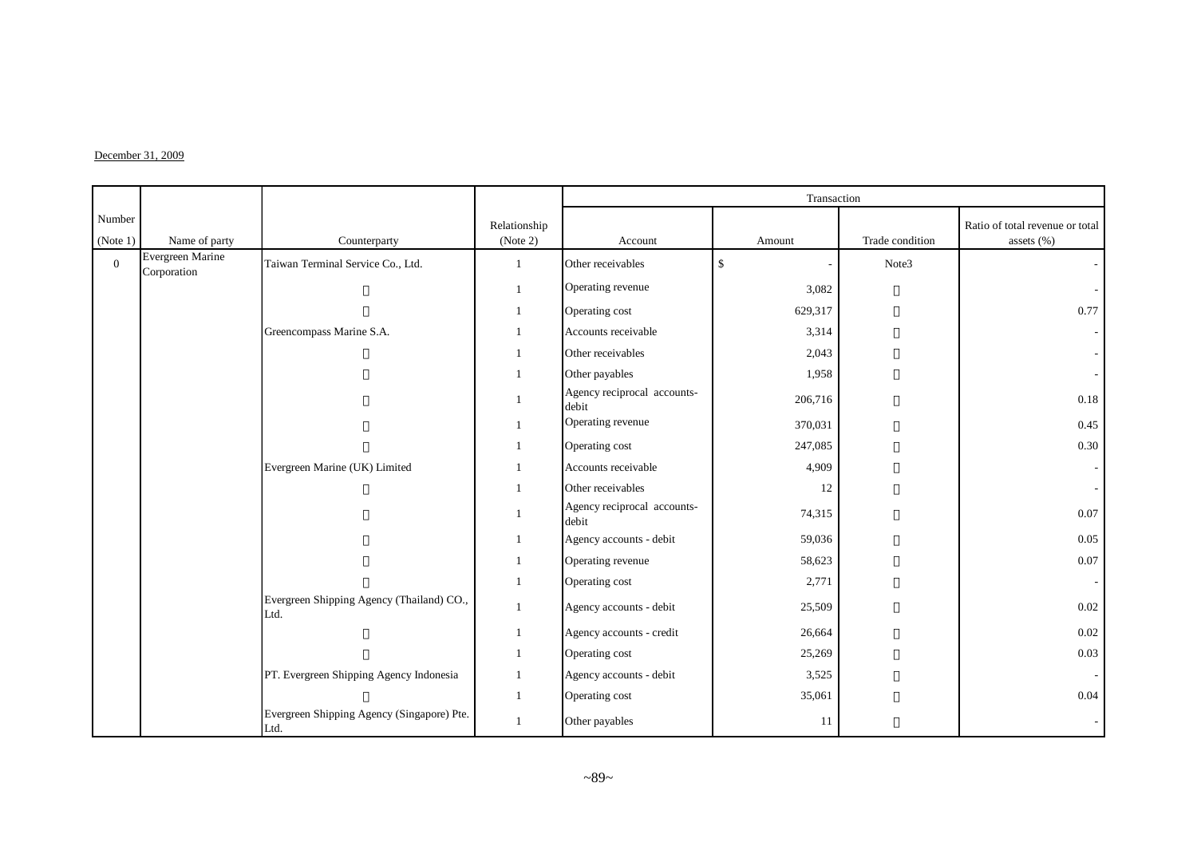December 31, 2009

| Number (Note 1) | Name of party | Counterparty | Relationship (Note 2) | Transaction | | | |
|---|---|---|---|---|---|---|---|
| | | | | Account | Amount | Trade condition | Ratio of total revenue or total assets (%) |
| 0 | Evergreen Marine Corporation | Taiwan Terminal Service Co., Ltd. | 1 | Other receivables | $ - | Note3 | - |
| | | 〃 | 1 | Operating revenue | 3,082 | 〃 | - |
| | | 〃 | 1 | Operating cost | 629,317 | 〃 | 0.77 |
| | | Greencompass Marine S.A. | 1 | Accounts receivable | 3,314 | 〃 | - |
| | | 〃 | 1 | Other receivables | 2,043 | 〃 | - |
| | | 〃 | 1 | Other payables | 1,958 | 〃 | - |
| | | 〃 | 1 | Agency reciprocal accounts-debit | 206,716 | 〃 | 0.18 |
| | | 〃 | 1 | Operating revenue | 370,031 | 〃 | 0.45 |
| | | 〃 | 1 | Operating cost | 247,085 | 〃 | 0.30 |
| | | Evergreen Marine (UK) Limited | 1 | Accounts receivable | 4,909 | 〃 | - |
| | | 〃 | 1 | Other receivables | 12 | 〃 | - |
| | | 〃 | 1 | Agency reciprocal accounts-debit | 74,315 | 〃 | 0.07 |
| | | 〃 | 1 | Agency accounts - debit | 59,036 | 〃 | 0.05 |
| | | 〃 | 1 | Operating revenue | 58,623 | 〃 | 0.07 |
| | | 〃 | 1 | Operating cost | 2,771 | 〃 | - |
| | | Evergreen Shipping Agency (Thailand) CO., Ltd. | 1 | Agency accounts - debit | 25,509 | 〃 | 0.02 |
| | | 〃 | 1 | Agency accounts - credit | 26,664 | 〃 | 0.02 |
| | | 〃 | 1 | Operating cost | 25,269 | 〃 | 0.03 |
| | | PT. Evergreen Shipping Agency Indonesia | 1 | Agency accounts - debit | 3,525 | 〃 | - |
| | | 〃 | 1 | Operating cost | 35,061 | 〃 | 0.04 |
| | | Evergreen Shipping Agency (Singapore) Pte. Ltd. | 1 | Other payables | 11 | 〃 | - |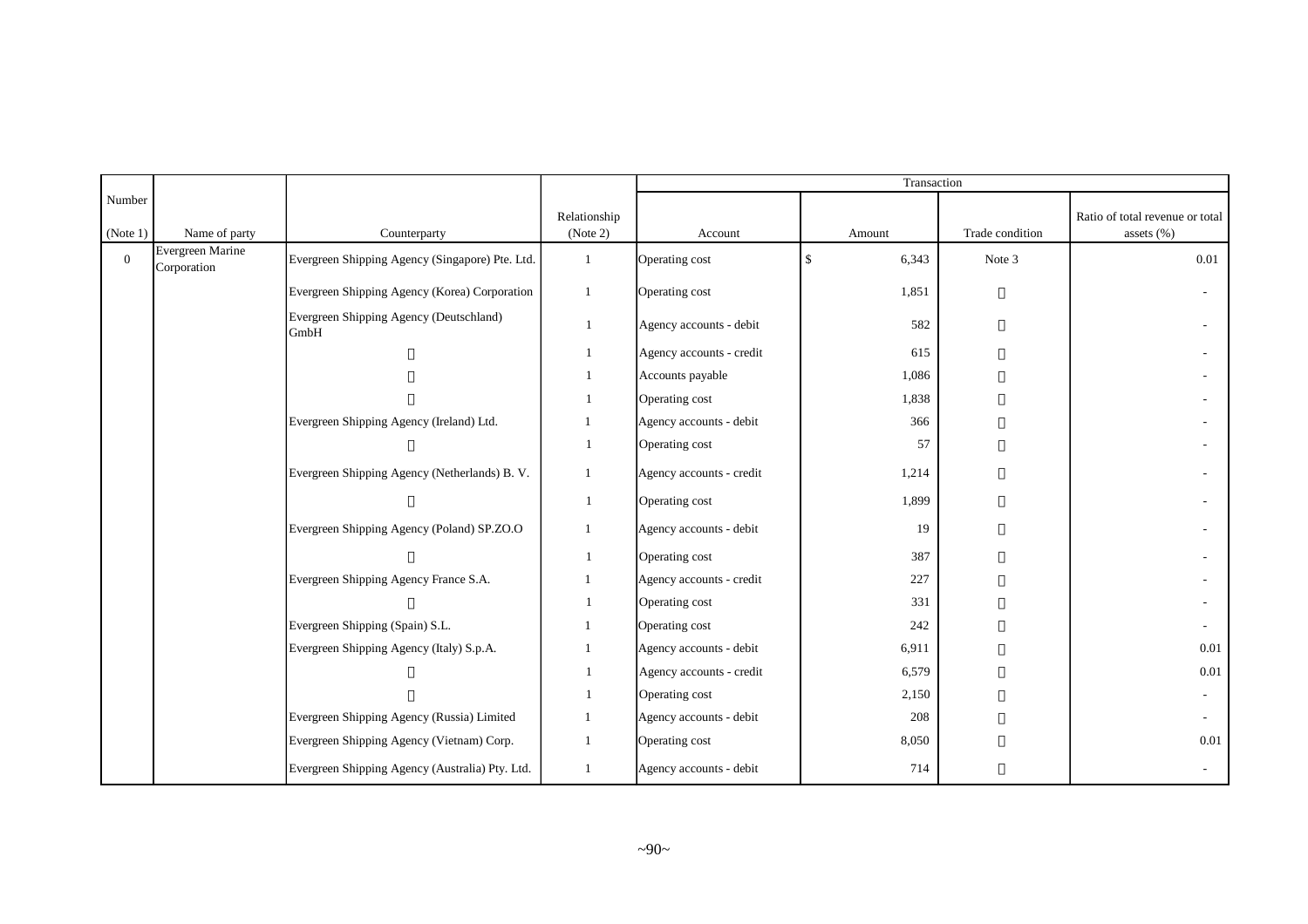| Number (Note 1) | Name of party | Counterparty | Relationship (Note 2) | Transaction | | | |
|---|---|---|---|---|---|---|---|
| | | | | Account | Amount | Trade condition | Ratio of total revenue or total assets (%) |
| 0 | Evergreen Marine Corporation | Evergreen Shipping Agency (Singapore) Pte. Ltd. | 1 | Operating cost | $ 6,343 | Note 3 | 0.01 |
| | | Evergreen Shipping Agency (Korea) Corporation | 1 | Operating cost | 1,851 | 〃 | - |
| | | Evergreen Shipping Agency (Deutschland) GmbH | 1 | Agency accounts - debit | 582 | 〃 | - |
| | | 〃 | 1 | Agency accounts - credit | 615 | 〃 | - |
| | | 〃 | 1 | Accounts payable | 1,086 | 〃 | - |
| | | 〃 | 1 | Operating cost | 1,838 | 〃 | - |
| | | Evergreen Shipping Agency (Ireland) Ltd. | 1 | Agency accounts - debit | 366 | 〃 | - |
| | | 〃 | 1 | Operating cost | 57 | 〃 | - |
| | | Evergreen Shipping Agency (Netherlands) B. V. | 1 | Agency accounts - credit | 1,214 | 〃 | - |
| | | 〃 | 1 | Operating cost | 1,899 | 〃 | - |
| | | Evergreen Shipping Agency (Poland) SP.ZO.O | 1 | Agency accounts - debit | 19 | 〃 | - |
| | | 〃 | 1 | Operating cost | 387 | 〃 | - |
| | | Evergreen Shipping Agency France S.A. | 1 | Agency accounts - credit | 227 | 〃 | - |
| | | 〃 | 1 | Operating cost | 331 | 〃 | - |
| | | Evergreen Shipping (Spain) S.L. | 1 | Operating cost | 242 | 〃 | - |
| | | Evergreen Shipping Agency (Italy) S.p.A. | 1 | Agency accounts - debit | 6,911 | 〃 | 0.01 |
| | | 〃 | 1 | Agency accounts - credit | 6,579 | 〃 | 0.01 |
| | | 〃 | 1 | Operating cost | 2,150 | 〃 | - |
| | | Evergreen Shipping Agency (Russia) Limited | 1 | Agency accounts - debit | 208 | 〃 | - |
| | | Evergreen Shipping Agency (Vietnam) Corp. | 1 | Operating cost | 8,050 | 〃 | 0.01 |
| | | Evergreen Shipping Agency (Australia) Pty. Ltd. | 1 | Agency accounts - debit | 714 | 〃 | - |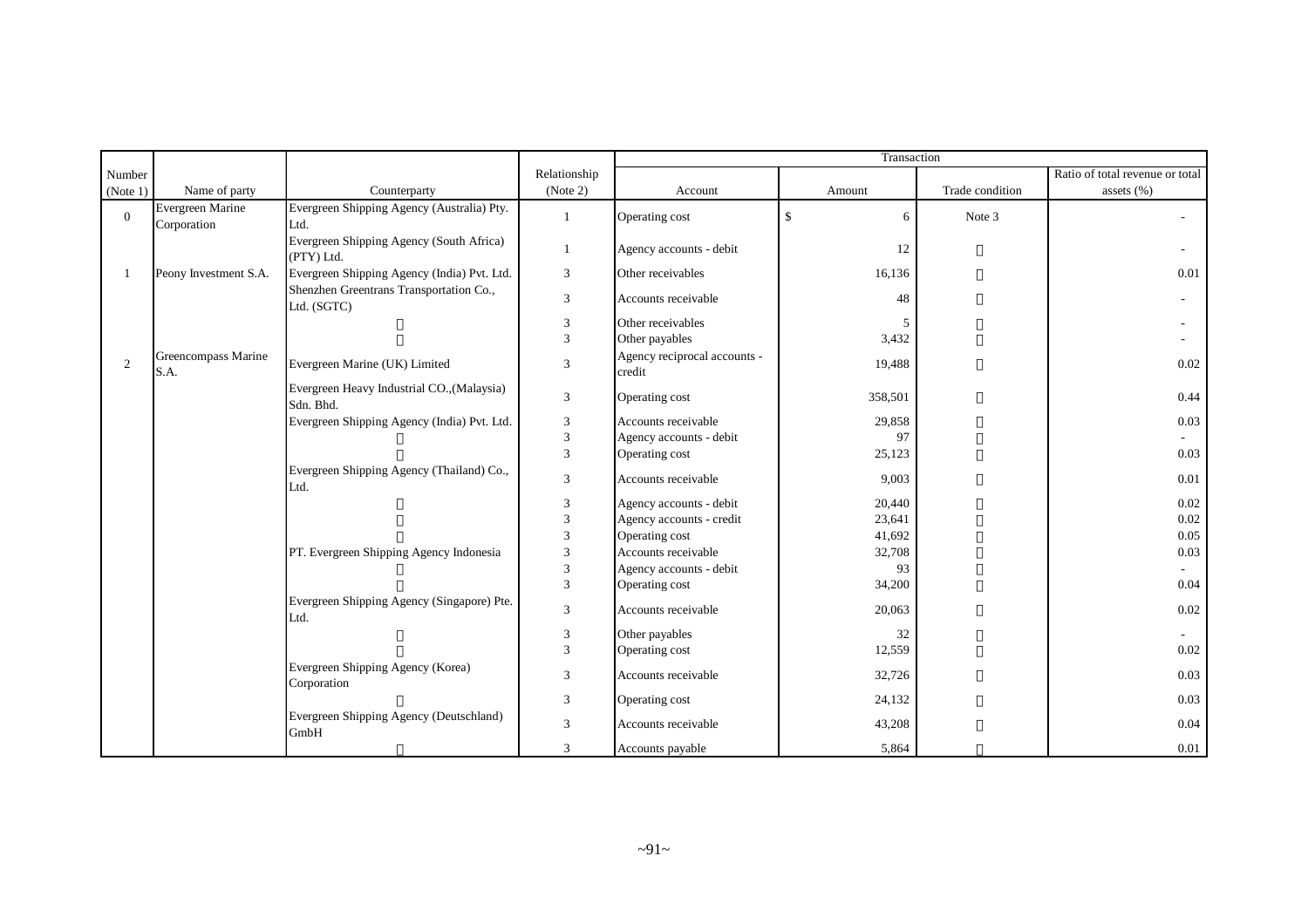| Number (Note 1) | Name of party | Counterparty | Relationship (Note 2) | Transaction | | | |
|---|---|---|---|---|---|---|---|
| | | | | Account | Amount | Trade condition | Ratio of total revenue or total assets (%) |
| 0 | Evergreen Marine Corporation | Evergreen Shipping Agency (Australia) Pty. Ltd. | 1 | Operating cost | $ 6 | Note 3 | - |
| | | Evergreen Shipping Agency (South Africa) (PTY) Ltd. | 1 | Agency accounts - debit | 12 | 〃 | - |
| 1 | Peony Investment S.A. | Evergreen Shipping Agency (India) Pvt. Ltd. | 3 | Other receivables | 16,136 | 〃 | 0.01 |
| | | Shenzhen Greentrans Transportation Co., Ltd. (SGTC) | 3 | Accounts receivable | 48 | 〃 | - |
| | | 〃 | 3 | Other receivables | 5 | 〃 | - |
| | | 〃 | 3 | Other payables | 3,432 | 〃 | - |
| 2 | Greencompass Marine S.A. | Evergreen Marine (UK) Limited | 3 | Agency reciprocal accounts - credit | 19,488 | 〃 | 0.02 |
| | | Evergreen Heavy Industrial CO.,(Malaysia) Sdn. Bhd. | 3 | Operating cost | 358,501 | 〃 | 0.44 |
| | | Evergreen Shipping Agency (India) Pvt. Ltd. | 3 | Accounts receivable | 29,858 | 〃 | 0.03 |
| | | 〃 | 3 | Agency accounts - debit | 97 | 〃 | - |
| | | 〃 | 3 | Operating cost | 25,123 | 〃 | 0.03 |
| | | Evergreen Shipping Agency (Thailand) Co., Ltd. | 3 | Accounts receivable | 9,003 | 〃 | 0.01 |
| | | 〃 | 3 | Agency accounts - debit | 20,440 | 〃 | 0.02 |
| | | 〃 | 3 | Agency accounts - credit | 23,641 | 〃 | 0.02 |
| | | 〃 | 3 | Operating cost | 41,692 | 〃 | 0.05 |
| | | PT. Evergreen Shipping Agency Indonesia | 3 | Accounts receivable | 32,708 | 〃 | 0.03 |
| | | 〃 | 3 | Agency accounts - debit | 93 | 〃 | - |
| | | 〃 | 3 | Operating cost | 34,200 | 〃 | 0.04 |
| | | Evergreen Shipping Agency (Singapore) Pte. Ltd. | 3 | Accounts receivable | 20,063 | 〃 | 0.02 |
| | | 〃 | 3 | Other payables | 32 | 〃 | - |
| | | 〃 | 3 | Operating cost | 12,559 | 〃 | 0.02 |
| | | Evergreen Shipping Agency (Korea) Corporation | 3 | Accounts receivable | 32,726 | 〃 | 0.03 |
| | | 〃 | 3 | Operating cost | 24,132 | 〃 | 0.03 |
| | | Evergreen Shipping Agency (Deutschland) GmbH | 3 | Accounts receivable | 43,208 | 〃 | 0.04 |
| | | 〃 | 3 | Accounts payable | 5,864 | 〃 | 0.01 |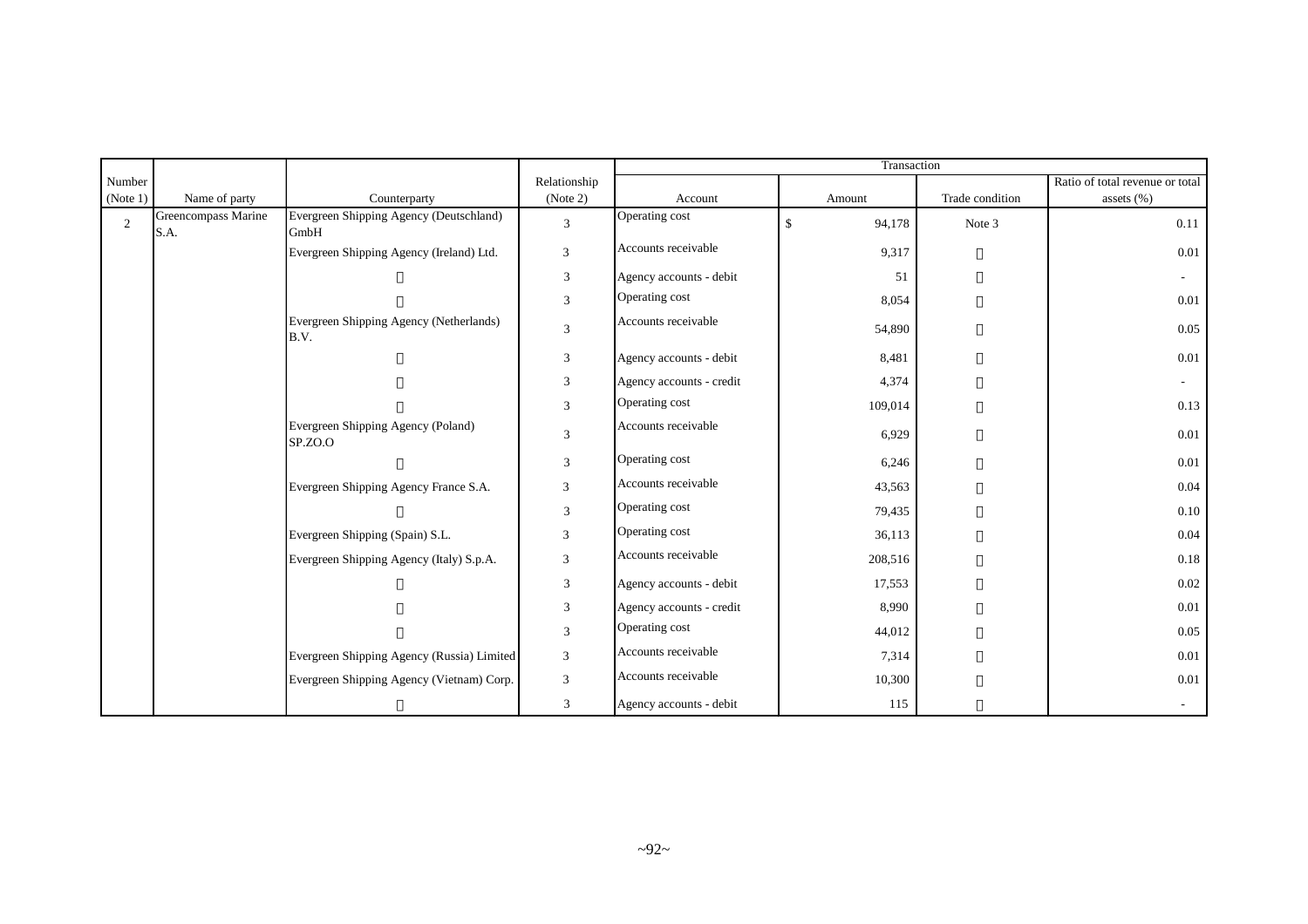| Number (Note 1) | Name of party | Counterparty | Relationship (Note 2) | Transaction | | | |
|---|---|---|---|---|---|---|---|
| | | | | Account | Amount | Trade condition | Ratio of total revenue or total assets (%) |
| 2 | Greencompass Marine S.A. | Evergreen Shipping Agency (Deutschland) GmbH | 3 | Operating cost | $ 94,178 | Note 3 | 0.11 |
| | | Evergreen Shipping Agency (Ireland) Ltd. | 3 | Accounts receivable | 9,317 | 〃 | 0.01 |
| | | 〃 | 3 | Agency accounts - debit | 51 | 〃 | - |
| | | 〃 | 3 | Operating cost | 8,054 | 〃 | 0.01 |
| | | Evergreen Shipping Agency (Netherlands) B.V. | 3 | Accounts receivable | 54,890 | 〃 | 0.05 |
| | | 〃 | 3 | Agency accounts - debit | 8,481 | 〃 | 0.01 |
| | | 〃 | 3 | Agency accounts - credit | 4,374 | 〃 | - |
| | | 〃 | 3 | Operating cost | 109,014 | 〃 | 0.13 |
| | | Evergreen Shipping Agency (Poland) SP.ZO.O | 3 | Accounts receivable | 6,929 | 〃 | 0.01 |
| | | 〃 | 3 | Operating cost | 6,246 | 〃 | 0.01 |
| | | Evergreen Shipping Agency France S.A. | 3 | Accounts receivable | 43,563 | 〃 | 0.04 |
| | | 〃 | 3 | Operating cost | 79,435 | 〃 | 0.10 |
| | | Evergreen Shipping (Spain) S.L. | 3 | Operating cost | 36,113 | 〃 | 0.04 |
| | | Evergreen Shipping Agency (Italy) S.p.A. | 3 | Accounts receivable | 208,516 | 〃 | 0.18 |
| | | 〃 | 3 | Agency accounts - debit | 17,553 | 〃 | 0.02 |
| | | 〃 | 3 | Agency accounts - credit | 8,990 | 〃 | 0.01 |
| | | 〃 | 3 | Operating cost | 44,012 | 〃 | 0.05 |
| | | Evergreen Shipping Agency (Russia) Limited | 3 | Accounts receivable | 7,314 | 〃 | 0.01 |
| | | Evergreen Shipping Agency (Vietnam) Corp. | 3 | Accounts receivable | 10,300 | 〃 | 0.01 |
| | | 〃 | 3 | Agency accounts - debit | 115 | 〃 | - |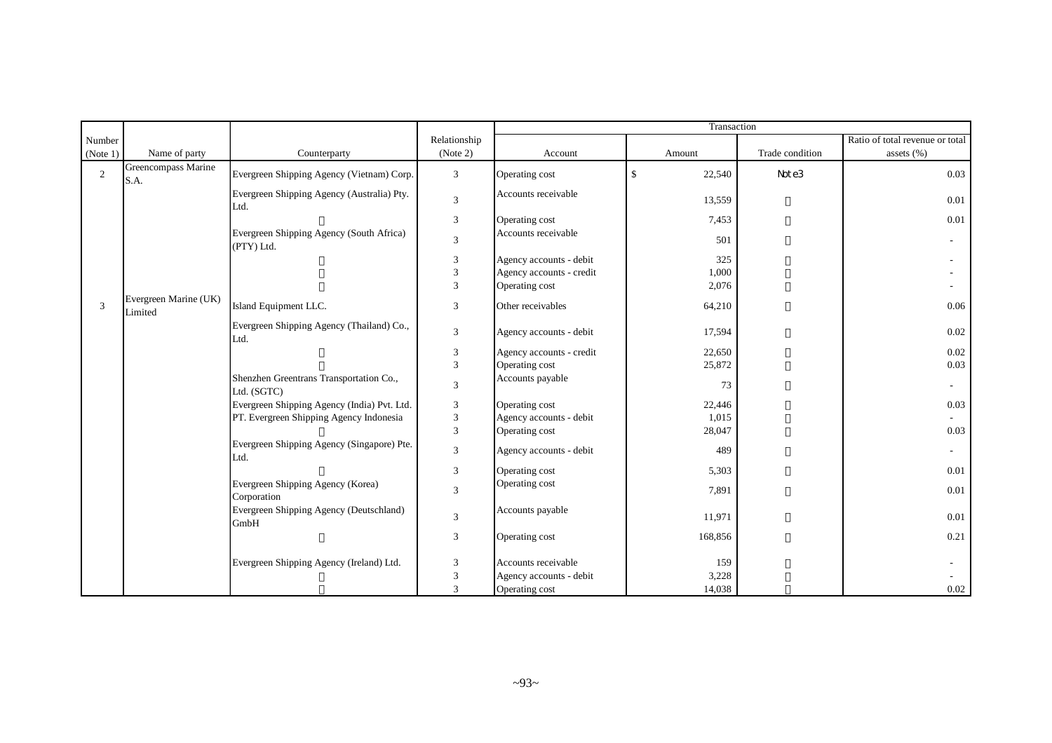| Number (Note 1) | Name of party | Counterparty | Relationship (Note 2) | Transaction | | | |
|---|---|---|---|---|---|---|---|
| | | | | Account | Amount | Trade condition | Ratio of total revenue or total assets (%) |
| 2 | Greencompass Marine S.A. | Evergreen Shipping Agency (Vietnam) Corp. | 3 | Operating cost | $ 22,540 | Note3 | 0.03 |
| | | Evergreen Shipping Agency (Australia) Pty. Ltd. | 3 | Accounts receivable | 13,559 | 〃 | 0.01 |
| | | 〃 | 3 | Operating cost | 7,453 | 〃 | 0.01 |
| | | Evergreen Shipping Agency (South Africa) (PTY) Ltd. | 3 | Accounts receivable | 501 | 〃 | - |
| | | 〃 | 3 | Agency accounts - debit | 325 | 〃 | - |
| | | 〃 | 3 | Agency accounts - credit | 1,000 | 〃 | - |
| | | 〃 | 3 | Operating cost | 2,076 | 〃 | - |
| 3 | Evergreen Marine (UK) Limited | Island Equipment LLC. | 3 | Other receivables | 64,210 | 〃 | 0.06 |
| | | Evergreen Shipping Agency (Thailand) Co., Ltd. | 3 | Agency accounts - debit | 17,594 | 〃 | 0.02 |
| | | 〃 | 3 | Agency accounts - credit | 22,650 | 〃 | 0.02 |
| | | 〃 | 3 | Operating cost | 25,872 | 〃 | 0.03 |
| | | Shenzhen Greentrans Transportation Co., Ltd. (SGTC) | 3 | Accounts payable | 73 | 〃 | - |
| | | Evergreen Shipping Agency (India) Pvt. Ltd. | 3 | Operating cost | 22,446 | 〃 | 0.03 |
| | | PT. Evergreen Shipping Agency Indonesia | 3 | Agency accounts - debit | 1,015 | 〃 | - |
| | | 〃 | 3 | Operating cost | 28,047 | 〃 | 0.03 |
| | | Evergreen Shipping Agency (Singapore) Pte. Ltd. | 3 | Agency accounts - debit | 489 | 〃 | - |
| | | 〃 | 3 | Operating cost | 5,303 | 〃 | 0.01 |
| | | Evergreen Shipping Agency (Korea) Corporation | 3 | Operating cost | 7,891 | 〃 | 0.01 |
| | | Evergreen Shipping Agency (Deutschland) GmbH | 3 | Accounts payable | 11,971 | 〃 | 0.01 |
| | | 〃 | 3 | Operating cost | 168,856 | 〃 | 0.21 |
| | | Evergreen Shipping Agency (Ireland) Ltd. | 3 | Accounts receivable | 159 | 〃 | - |
| | | 〃 | 3 | Agency accounts - debit | 3,228 | 〃 | - |
| | | 〃 | 3 | Operating cost | 14,038 | 〃 | 0.02 |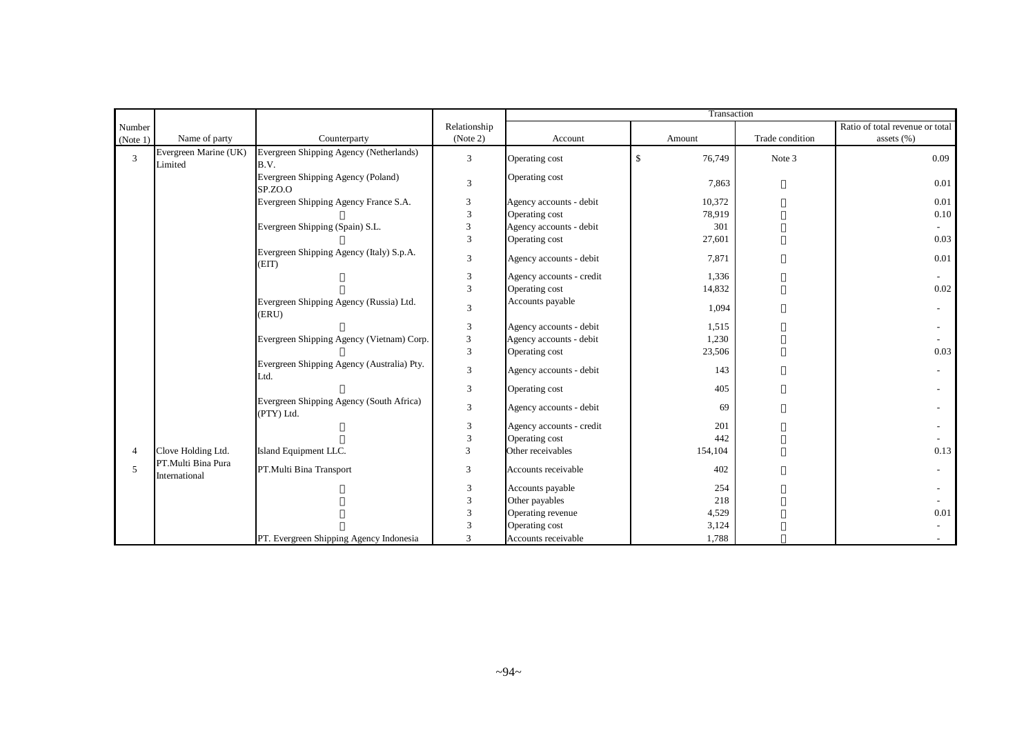| Number (Note 1) | Name of party | Counterparty | Relationship (Note 2) | Transaction | | | |
|---|---|---|---|---|---|---|---|
| | | | | Account | Amount | Trade condition | Ratio of total revenue or total assets (%) |
| 3 | Evergreen Marine (UK) Limited | Evergreen Shipping Agency (Netherlands) B.V. | 3 | Operating cost | $ 76,749 | Note 3 | 0.09 |
| | | Evergreen Shipping Agency (Poland) SP.ZO.O | 3 | Operating cost | 7,863 | 〃 | 0.01 |
| | | Evergreen Shipping Agency France S.A. | 3 | Agency accounts - debit | 10,372 | 〃 | 0.01 |
| | | 〃 | 3 | Operating cost | 78,919 | 〃 | 0.10 |
| | | Evergreen Shipping (Spain) S.L. | 3 | Agency accounts - debit | 301 | 〃 | - |
| | | 〃 | 3 | Operating cost | 27,601 | 〃 | 0.03 |
| | | Evergreen Shipping Agency (Italy) S.p.A. (EIT) | 3 | Agency accounts - debit | 7,871 | 〃 | 0.01 |
| | | 〃 | 3 | Agency accounts - credit | 1,336 | 〃 | - |
| | | 〃 | 3 | Operating cost | 14,832 | 〃 | 0.02 |
| | | Evergreen Shipping Agency (Russia) Ltd. (ERU) | 3 | Accounts payable | 1,094 | 〃 | - |
| | | 〃 | 3 | Agency accounts - debit | 1,515 | 〃 | - |
| | | Evergreen Shipping Agency (Vietnam) Corp. | 3 | Agency accounts - debit | 1,230 | 〃 | - |
| | | 〃 | 3 | Operating cost | 23,506 | 〃 | 0.03 |
| | | Evergreen Shipping Agency (Australia) Pty. Ltd. | 3 | Agency accounts - debit | 143 | 〃 | - |
| | | 〃 | 3 | Operating cost | 405 | 〃 | - |
| | | Evergreen Shipping Agency (South Africa) (PTY) Ltd. | 3 | Agency accounts - debit | 69 | 〃 | - |
| | | 〃 | 3 | Agency accounts - credit | 201 | 〃 | - |
| | | 〃 | 3 | Operating cost | 442 | 〃 | - |
| 4 | Clove Holding Ltd. | Island Equipment LLC. | 3 | Other receivables | 154,104 | 〃 | 0.13 |
| 5 | PT.Multi Bina Pura International | PT.Multi Bina Transport | 3 | Accounts receivable | 402 | 〃 | - |
| | | 〃 | 3 | Accounts payable | 254 | 〃 | - |
| | | 〃 | 3 | Other payables | 218 | 〃 | - |
| | | 〃 | 3 | Operating revenue | 4,529 | 〃 | 0.01 |
| | | 〃 | 3 | Operating cost | 3,124 | 〃 | - |
| | | PT. Evergreen Shipping Agency Indonesia | 3 | Accounts receivable | 1,788 | 〃 | - |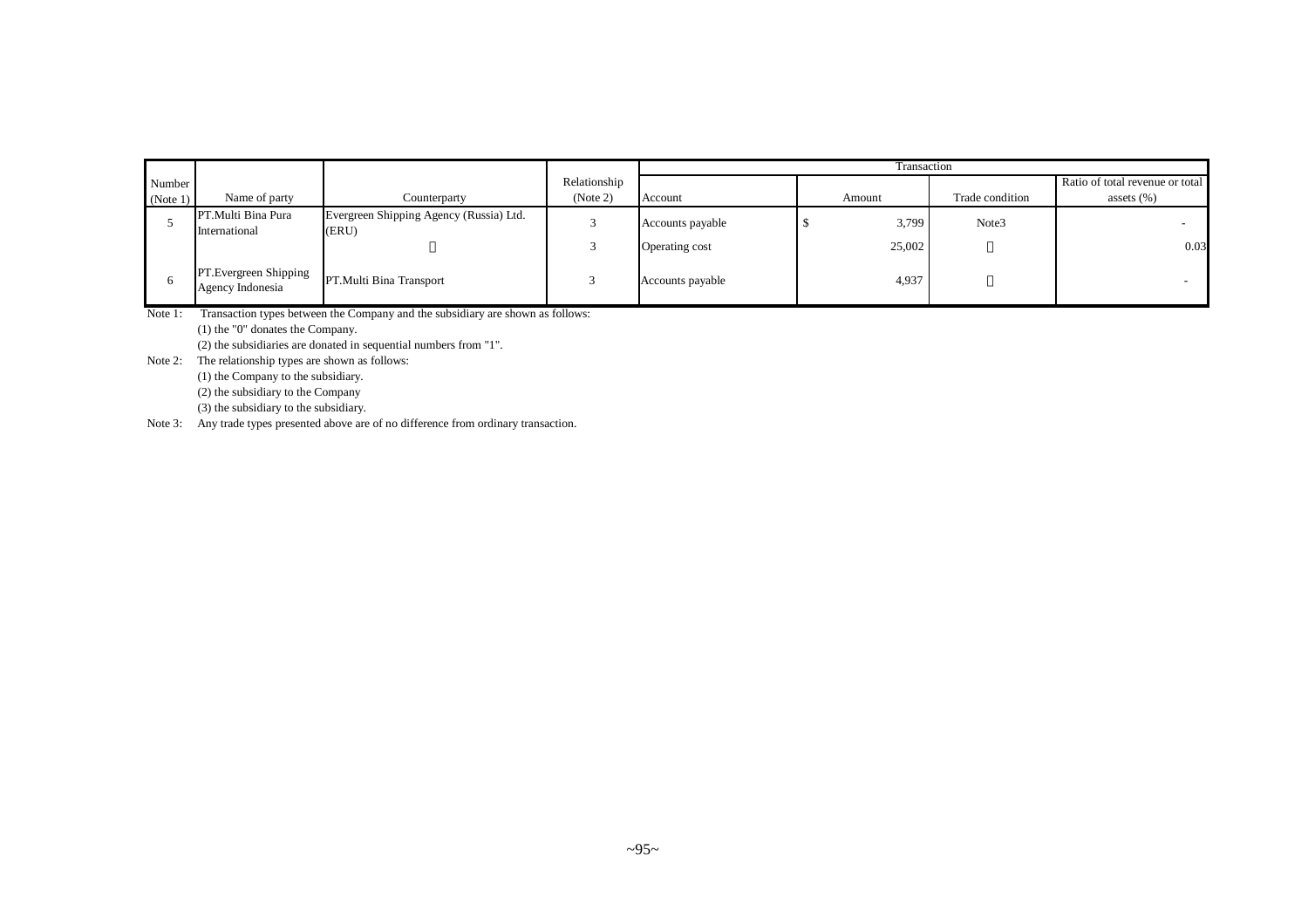| Number (Note 1) | Name of party | Counterparty | Relationship (Note 2) | Transaction | | | |
|---|---|---|---|---|---|---|---|
| | | | | Account | Amount | Trade condition | Ratio of total revenue or total assets (%) |
| 5 | PT.Multi Bina Pura International | Evergreen Shipping Agency (Russia) Ltd. (ERU) | 3 | Accounts payable | $ 3,799 | Note3 | - |
| | | 〃 | 3 | Operating cost | 25,002 | 〃 | 0.03 |
| 6 | PT.Evergreen Shipping Agency Indonesia | PT.Multi Bina Transport | 3 | Accounts payable | 4,937 | 〃 | - |

Note 1: Transaction types between the Company and the subsidiary are shown as follows:

(1) the "0" donates the Company.

(2) the subsidiaries are donated in sequential numbers from "1".

Note 2: The relationship types are shown as follows:

(1) the Company to the subsidiary.

(2) the subsidiary to the Company

(3) the subsidiary to the subsidiary.

Note 3: Any trade types presented above are of no difference from ordinary transaction.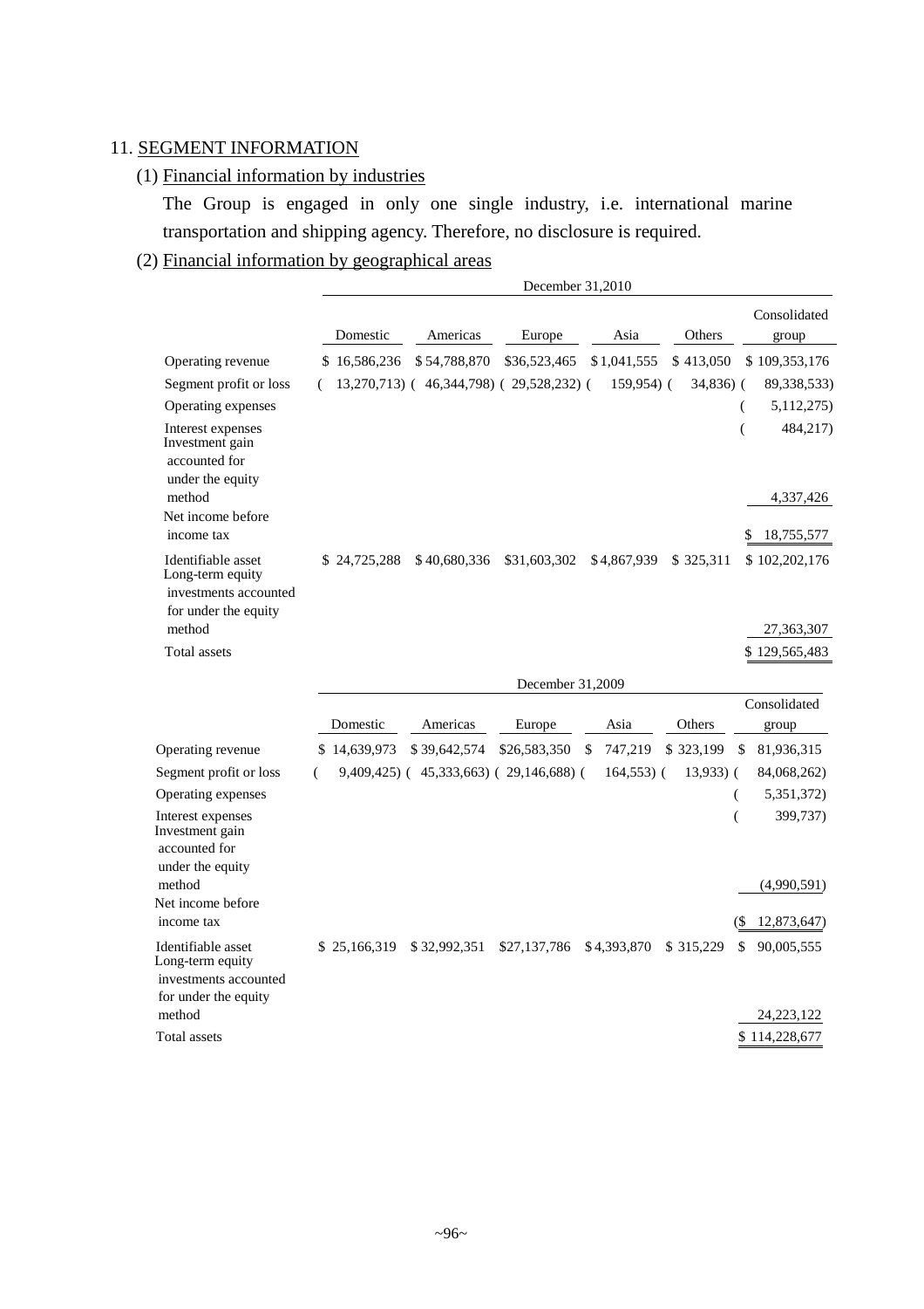## 11. SEGMENT INFORMATION

### (1) Financial information by industries

The Group is engaged in only one single industry, i.e. international marine transportation and shipping agency. Therefore, no disclosure is required.

### (2) Financial information by geographical areas

| | December 31,2010 | | | | | |
|---|---|---|---|---|---|---|
| | Domestic | Americas | Europe | Asia | Others | Consolidated group |
| Operating revenue | $ 16,586,236 | $ 54,788,870 | $36,523,465 | $ 1,041,555 | $ 413,050 | $ 109,353,176 |
| Segment profit or loss | ( 13,270,713) | ( 46,344,798) | ( 29,528,232) | ( 159,954) | ( 34,836) | ( 89,338,533) |
| Operating expenses | | | | | | ( 5,112,275) |
| Interest expenses | | | | | | ( 484,217) |
| Investment gain accounted for under the equity method | | | | | | 4,337,426 |
| Net income before income tax | | | | | | $ 18,755,577 |
| Identifiable asset | $ 24,725,288 | $ 40,680,336 | $31,603,302 | $ 4,867,939 | $ 325,311 | $ 102,202,176 |
| Long-term equity investments accounted for under the equity method | | | | | | 27,363,307 |
| Total assets | | | | | | $ 129,565,483 |

| | December 31,2009 | | | | | |
|---|---|---|---|---|---|---|
| | Domestic | Americas | Europe | Asia | Others | Consolidated group |
| Operating revenue | $ 14,639,973 | $ 39,642,574 | $26,583,350 | $ 747,219 | $ 323,199 | $ 81,936,315 |
| Segment profit or loss | ( 9,409,425) | ( 45,333,663) | ( 29,146,688) | ( 164,553) | ( 13,933) | ( 84,068,262) |
| Operating expenses | | | | | | ( 5,351,372) |
| Interest expenses | | | | | | ( 399,737) |
| Investment gain accounted for under the equity method | | | | | | (4,990,591) |
| Net income before income tax | | | | | | ($ 12,873,647) |
| Identifiable asset | $ 25,166,319 | $ 32,992,351 | $27,137,786 | $ 4,393,870 | $ 315,229 | $ 90,005,555 |
| Long-term equity investments accounted for under the equity method | | | | | | 24,223,122 |
| Total assets | | | | | | $ 114,228,677 |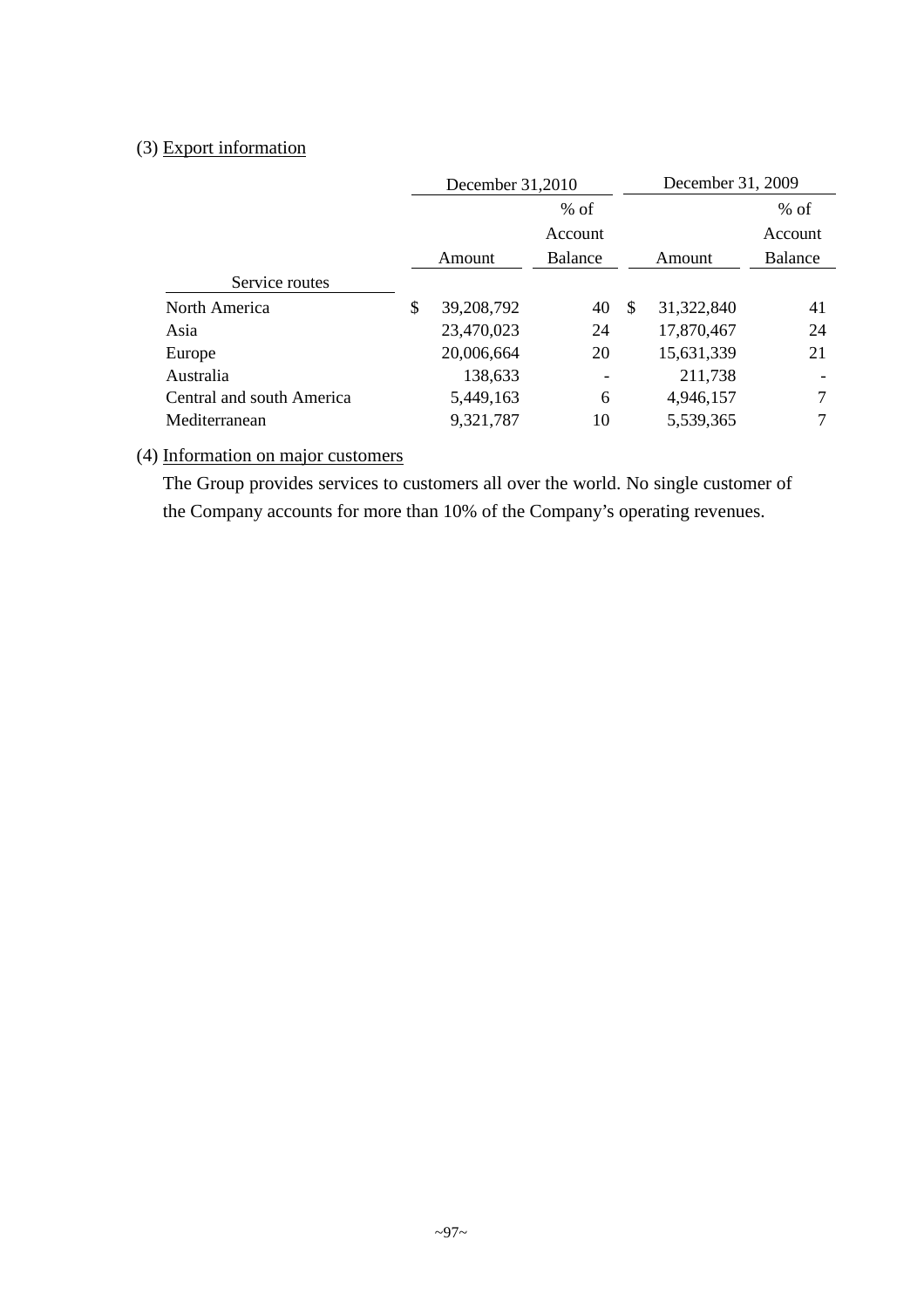(3) Export information

| | December 31,2010 | | December 31, 2009 | |
|---|---|---|---|---|
| Service routes | Amount | % of Account Balance | Amount | % of Account Balance |
| North America | $ 39,208,792 | 40 | $ 31,322,840 | 41 |
| Asia | 23,470,023 | 24 | 17,870,467 | 24 |
| Europe | 20,006,664 | 20 | 15,631,339 | 21 |
| Australia | 138,633 | - | 211,738 | - |
| Central and south America | 5,449,163 | 6 | 4,946,157 | 7 |
| Mediterranean | 9,321,787 | 10 | 5,539,365 | 7 |

(4) Information on major customers

The Group provides services to customers all over the world. No single customer of the Company accounts for more than 10% of the Company's operating revenues.